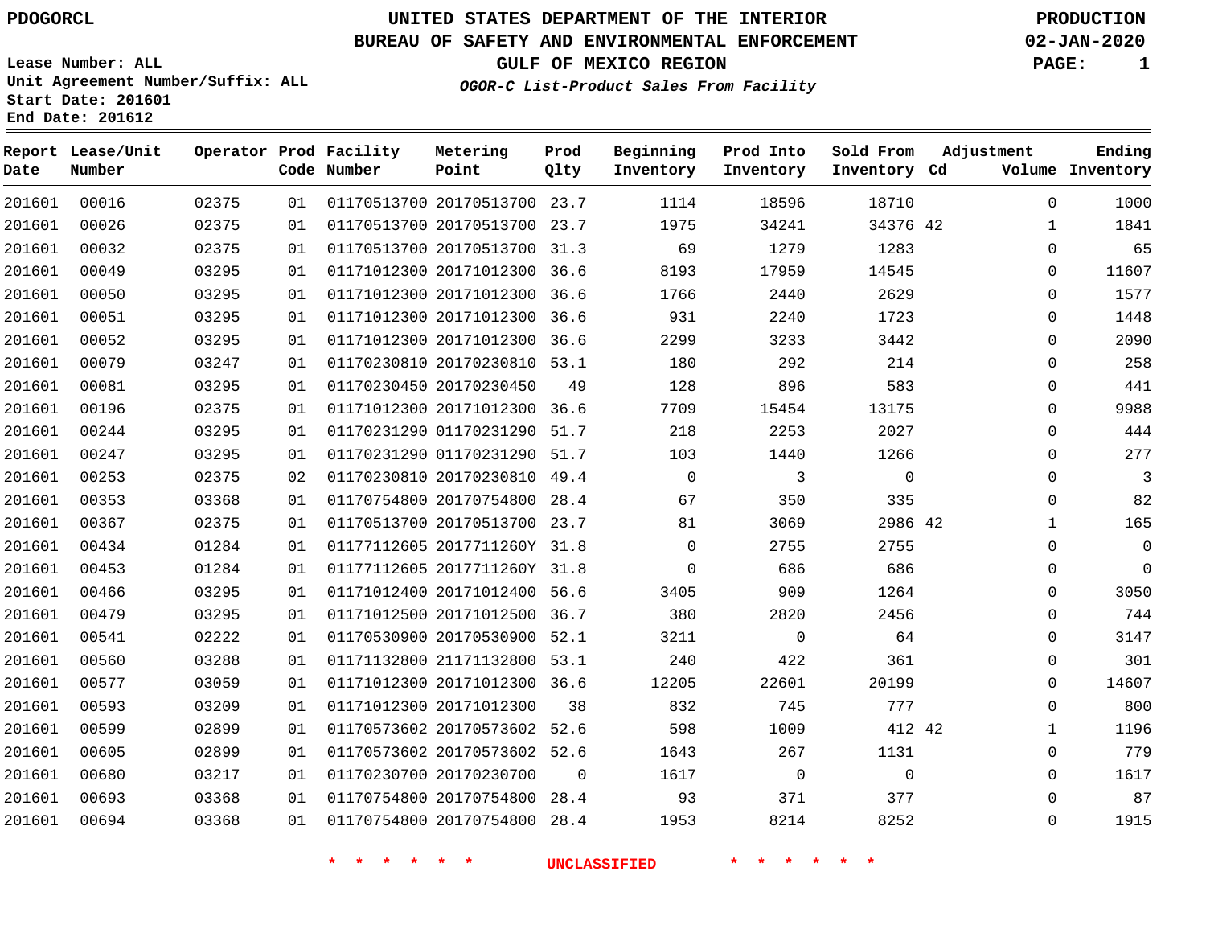PDOGORCL

**UNITED STATES DEPARTMENT OF THE INTERIOR**
**BUREAU OF SAFETY AND ENVIRONMENTAL ENFORCEMENT**
**GULF OF MEXICO REGION**
***OGOR-C List-Product Sales From Facility***

**PRODUCTION**
**02-JAN-2020**
**PAGE: 1**

Lease Number: ALL
Unit Agreement Number/Suffix: ALL
Start Date: 201601
End Date: 201612

| Report Date | Lease/Unit Number | Operator | Prod Code | Facility Number | Metering Point | Prod Qlty | Beginning Inventory | Prod Into Inventory | Sold From Inventory | Adjustment Cd | Volume | Ending Inventory |
|---|---|---|---|---|---|---|---|---|---|---|---|---|
| 201601 | 00016 | 02375 | 01 | 01170513700 | 20170513700 | 23.7 | 1114 | 18596 | 18710 | | 0 | 1000 |
| 201601 | 00026 | 02375 | 01 | 01170513700 | 20170513700 | 23.7 | 1975 | 34241 | 34376 | 42 | 1 | 1841 |
| 201601 | 00032 | 02375 | 01 | 01170513700 | 20170513700 | 31.3 | 69 | 1279 | 1283 | | 0 | 65 |
| 201601 | 00049 | 03295 | 01 | 01171012300 | 20171012300 | 36.6 | 8193 | 17959 | 14545 | | 0 | 11607 |
| 201601 | 00050 | 03295 | 01 | 01171012300 | 20171012300 | 36.6 | 1766 | 2440 | 2629 | | 0 | 1577 |
| 201601 | 00051 | 03295 | 01 | 01171012300 | 20171012300 | 36.6 | 931 | 2240 | 1723 | | 0 | 1448 |
| 201601 | 00052 | 03295 | 01 | 01171012300 | 20171012300 | 36.6 | 2299 | 3233 | 3442 | | 0 | 2090 |
| 201601 | 00079 | 03247 | 01 | 01170230810 | 20170230810 | 53.1 | 180 | 292 | 214 | | 0 | 258 |
| 201601 | 00081 | 03295 | 01 | 01170230450 | 20170230450 | 49 | 128 | 896 | 583 | | 0 | 441 |
| 201601 | 00196 | 02375 | 01 | 01171012300 | 20171012300 | 36.6 | 7709 | 15454 | 13175 | | 0 | 9988 |
| 201601 | 00244 | 03295 | 01 | 01170231290 | 01170231290 | 51.7 | 218 | 2253 | 2027 | | 0 | 444 |
| 201601 | 00247 | 03295 | 01 | 01170231290 | 01170231290 | 51.7 | 103 | 1440 | 1266 | | 0 | 277 |
| 201601 | 00253 | 02375 | 02 | 01170230810 | 20170230810 | 49.4 | 0 | 3 | 0 | | 0 | 3 |
| 201601 | 00353 | 03368 | 01 | 01170754800 | 20170754800 | 28.4 | 67 | 350 | 335 | | 0 | 82 |
| 201601 | 00367 | 02375 | 01 | 01170513700 | 20170513700 | 23.7 | 81 | 3069 | 2986 | 42 | 1 | 165 |
| 201601 | 00434 | 01284 | 01 | 01177112605 | 2017711260Y | 31.8 | 0 | 2755 | 2755 | | 0 | 0 |
| 201601 | 00453 | 01284 | 01 | 01177112605 | 2017711260Y | 31.8 | 0 | 686 | 686 | | 0 | 0 |
| 201601 | 00466 | 03295 | 01 | 01171012400 | 20171012400 | 56.6 | 3405 | 909 | 1264 | | 0 | 3050 |
| 201601 | 00479 | 03295 | 01 | 01171012500 | 20171012500 | 36.7 | 380 | 2820 | 2456 | | 0 | 744 |
| 201601 | 00541 | 02222 | 01 | 01170530900 | 20170530900 | 52.1 | 3211 | 0 | 64 | | 0 | 3147 |
| 201601 | 00560 | 03288 | 01 | 01171132800 | 21171132800 | 53.1 | 240 | 422 | 361 | | 0 | 301 |
| 201601 | 00577 | 03059 | 01 | 01171012300 | 20171012300 | 36.6 | 12205 | 22601 | 20199 | | 0 | 14607 |
| 201601 | 00593 | 03209 | 01 | 01171012300 | 20171012300 | 38 | 832 | 745 | 777 | | 0 | 800 |
| 201601 | 00599 | 02899 | 01 | 01170573602 | 20170573602 | 52.6 | 598 | 1009 | 412 | 42 | 1 | 1196 |
| 201601 | 00605 | 02899 | 01 | 01170573602 | 20170573602 | 52.6 | 1643 | 267 | 1131 | | 0 | 779 |
| 201601 | 00680 | 03217 | 01 | 01170230700 | 20170230700 | 0 | 1617 | 0 | 0 | | 0 | 1617 |
| 201601 | 00693 | 03368 | 01 | 01170754800 | 20170754800 | 28.4 | 93 | 371 | 377 | | 0 | 87 |
| 201601 | 00694 | 03368 | 01 | 01170754800 | 20170754800 | 28.4 | 1953 | 8214 | 8252 | | 0 | 1915 |

\* \* \* \* \* \* UNCLASSIFIED \* \* \* \* \* \*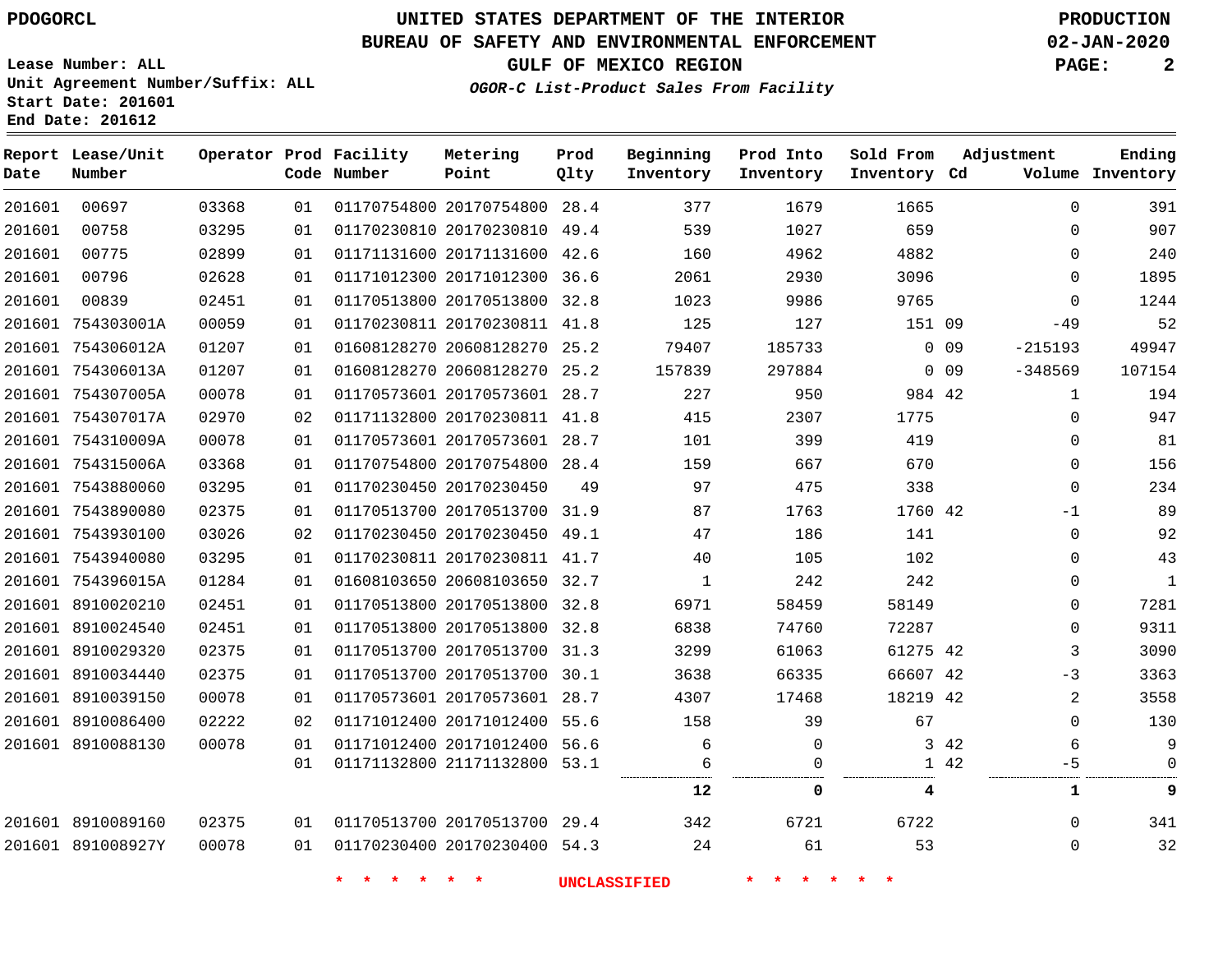PDOGORCL

**UNITED STATES DEPARTMENT OF THE INTERIOR**
**BUREAU OF SAFETY AND ENVIRONMENTAL ENFORCEMENT**
**GULF OF MEXICO REGION**
*OGOR-C List-Product Sales From Facility*

PRODUCTION
02-JAN-2020

Lease Number: ALL
Unit Agreement Number/Suffix: ALL
Start Date: 201601
End Date: 201612

| Report Date | Lease/Unit Number | Operator | Prod Code | Facility Number | Metering Point | Prod Qlty | Beginning Inventory | Prod Into Inventory | Sold From Inventory | Adjustment Cd | Adjustment Volume | Ending Inventory |
|---|---|---|---|---|---|---|---|---|---|---|---|---|
| 201601 | 00697 | 03368 | 01 | 01170754800 | 20170754800 | 28.4 | 377 | 1679 | 1665 | | 0 | 391 |
| 201601 | 00758 | 03295 | 01 | 01170230810 | 20170230810 | 49.4 | 539 | 1027 | 659 | | 0 | 907 |
| 201601 | 00775 | 02899 | 01 | 01171131600 | 20171131600 | 42.6 | 160 | 4962 | 4882 | | 0 | 240 |
| 201601 | 00796 | 02628 | 01 | 01171012300 | 20171012300 | 36.6 | 2061 | 2930 | 3096 | | 0 | 1895 |
| 201601 | 00839 | 02451 | 01 | 01170513800 | 20170513800 | 32.8 | 1023 | 9986 | 9765 | | 0 | 1244 |
| 201601 | 754303001A | 00059 | 01 | 01170230811 | 20170230811 | 41.8 | 125 | 127 | 151 | 09 | -49 | 52 |
| 201601 | 754306012A | 01207 | 01 | 01608128270 | 20608128270 | 25.2 | 79407 | 185733 | 0 | 09 | -215193 | 49947 |
| 201601 | 754306013A | 01207 | 01 | 01608128270 | 20608128270 | 25.2 | 157839 | 297884 | 0 | 09 | -348569 | 107154 |
| 201601 | 754307005A | 00078 | 01 | 01170573601 | 20170573601 | 28.7 | 227 | 950 | 984 | 42 | 1 | 194 |
| 201601 | 754307017A | 02970 | 02 | 01171132800 | 20170230811 | 41.8 | 415 | 2307 | 1775 | | 0 | 947 |
| 201601 | 754310009A | 00078 | 01 | 01170573601 | 20170573601 | 28.7 | 101 | 399 | 419 | | 0 | 81 |
| 201601 | 754315006A | 03368 | 01 | 01170754800 | 20170754800 | 28.4 | 159 | 667 | 670 | | 0 | 156 |
| 201601 | 7543880060 | 03295 | 01 | 01170230450 | 20170230450 | 49 | 97 | 475 | 338 | | 0 | 234 |
| 201601 | 7543890080 | 02375 | 01 | 01170513700 | 20170513700 | 31.9 | 87 | 1763 | 1760 | 42 | -1 | 89 |
| 201601 | 7543930100 | 03026 | 02 | 01170230450 | 20170230450 | 49.1 | 47 | 186 | 141 | | 0 | 92 |
| 201601 | 7543940080 | 03295 | 01 | 01170230811 | 20170230811 | 41.7 | 40 | 105 | 102 | | 0 | 43 |
| 201601 | 754396015A | 01284 | 01 | 01608103650 | 20608103650 | 32.7 | 1 | 242 | 242 | | 0 | 1 |
| 201601 | 8910020210 | 02451 | 01 | 01170513800 | 20170513800 | 32.8 | 6971 | 58459 | 58149 | | 0 | 7281 |
| 201601 | 8910024540 | 02451 | 01 | 01170513800 | 20170513800 | 32.8 | 6838 | 74760 | 72287 | | 0 | 9311 |
| 201601 | 8910029320 | 02375 | 01 | 01170513700 | 20170513700 | 31.3 | 3299 | 61063 | 61275 | 42 | 3 | 3090 |
| 201601 | 8910034440 | 02375 | 01 | 01170513700 | 20170513700 | 30.1 | 3638 | 66335 | 66607 | 42 | -3 | 3363 |
| 201601 | 8910039150 | 00078 | 01 | 01170573601 | 20170573601 | 28.7 | 4307 | 17468 | 18219 | 42 | 2 | 3558 |
| 201601 | 8910086400 | 02222 | 02 | 01171012400 | 20171012400 | 55.6 | 158 | 39 | 67 | | 0 | 130 |
| 201601 | 8910088130 | 00078 | 01 | 01171012400 | 20171012400 | 56.6 | 6 | 0 | 3 | 42 | 6 | 9 |
| | | | 01 | 01171132800 | 21171132800 | 53.1 | 6 | 0 | 1 | 42 | -5 | 0 |
| | | | | | | | **12** | **0** | **4** | | **1** | **9** |
| 201601 | 8910089160 | 02375 | 01 | 01170513700 | 20170513700 | 29.4 | 342 | 6721 | 6722 | | 0 | 341 |
| 201601 | 891008927Y | 00078 | 01 | 01170230400 | 20170230400 | 54.3 | 24 | 61 | 53 | | 0 | 32 |

* * * * * * UNCLASSIFIED * * * * * *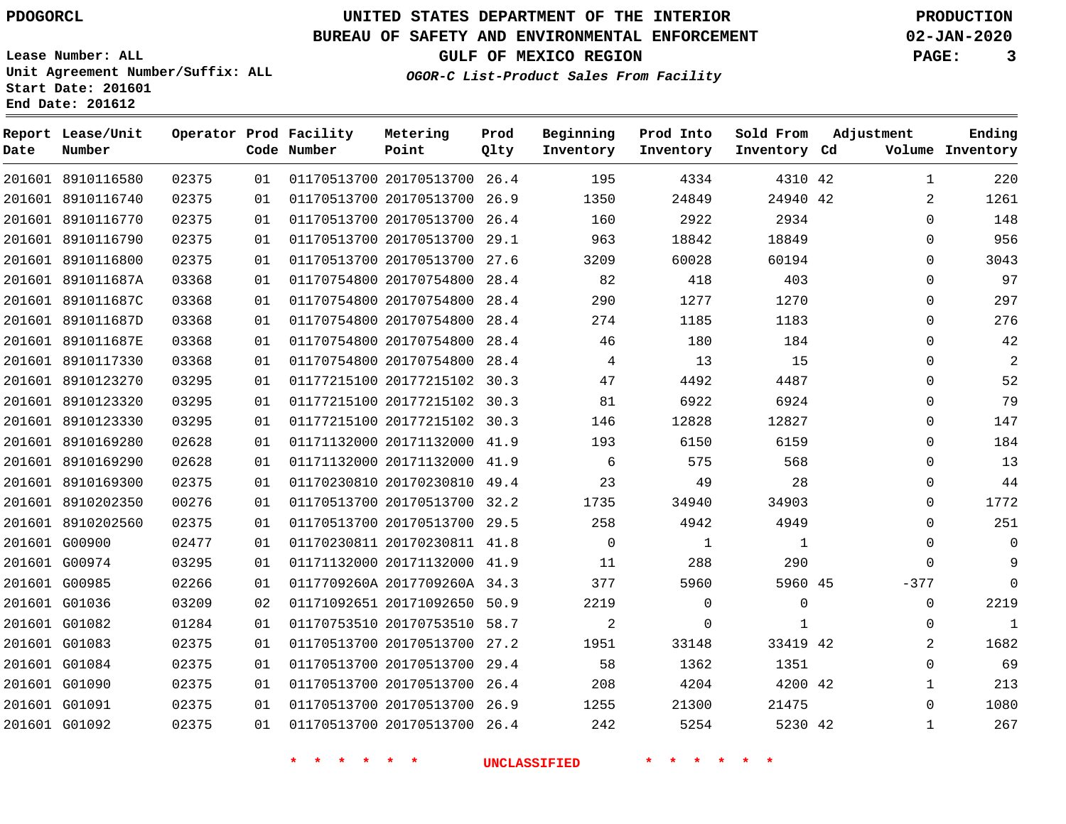PDOGORCL

# UNITED STATES DEPARTMENT OF THE INTERIOR
## BUREAU OF SAFETY AND ENVIRONMENTAL ENFORCEMENT
### GULF OF MEXICO REGION
*OGOR-C List-Product Sales From Facility*

PRODUCTION
02-JAN-2020

Lease Number: ALL
Unit Agreement Number/Suffix: ALL
Start Date: 201601
End Date: 201612

| Report Date | Lease/Unit Number | Operator | Prod Code | Facility Number | Metering Point | Prod Qlty | Beginning Inventory | Prod Into Inventory | Sold From Inventory | Adjustment Cd | Volume | Ending Inventory |
|---|---|---|---|---|---|---|---|---|---|---|---|---|
| 201601 | 8910116580 | 02375 | 01 | 01170513700 | 20170513700 | 26.4 | 195 | 4334 | 4310 | 42 | 1 | 220 |
| 201601 | 8910116740 | 02375 | 01 | 01170513700 | 20170513700 | 26.9 | 1350 | 24849 | 24940 | 42 | 2 | 1261 |
| 201601 | 8910116770 | 02375 | 01 | 01170513700 | 20170513700 | 26.4 | 160 | 2922 | 2934 | | 0 | 148 |
| 201601 | 8910116790 | 02375 | 01 | 01170513700 | 20170513700 | 29.1 | 963 | 18842 | 18849 | | 0 | 956 |
| 201601 | 8910116800 | 02375 | 01 | 01170513700 | 20170513700 | 27.6 | 3209 | 60028 | 60194 | | 0 | 3043 |
| 201601 | 891011687A | 03368 | 01 | 01170754800 | 20170754800 | 28.4 | 82 | 418 | 403 | | 0 | 97 |
| 201601 | 891011687C | 03368 | 01 | 01170754800 | 20170754800 | 28.4 | 290 | 1277 | 1270 | | 0 | 297 |
| 201601 | 891011687D | 03368 | 01 | 01170754800 | 20170754800 | 28.4 | 274 | 1185 | 1183 | | 0 | 276 |
| 201601 | 891011687E | 03368 | 01 | 01170754800 | 20170754800 | 28.4 | 46 | 180 | 184 | | 0 | 42 |
| 201601 | 8910117330 | 03368 | 01 | 01170754800 | 20170754800 | 28.4 | 4 | 13 | 15 | | 0 | 2 |
| 201601 | 8910123270 | 03295 | 01 | 01177215100 | 20177215102 | 30.3 | 47 | 4492 | 4487 | | 0 | 52 |
| 201601 | 8910123320 | 03295 | 01 | 01177215100 | 20177215102 | 30.3 | 81 | 6922 | 6924 | | 0 | 79 |
| 201601 | 8910123330 | 03295 | 01 | 01177215100 | 20177215102 | 30.3 | 146 | 12828 | 12827 | | 0 | 147 |
| 201601 | 8910169280 | 02628 | 01 | 01171132000 | 20171132000 | 41.9 | 193 | 6150 | 6159 | | 0 | 184 |
| 201601 | 8910169290 | 02628 | 01 | 01171132000 | 20171132000 | 41.9 | 6 | 575 | 568 | | 0 | 13 |
| 201601 | 8910169300 | 02375 | 01 | 01170230810 | 20170230810 | 49.4 | 23 | 49 | 28 | | 0 | 44 |
| 201601 | 8910202350 | 00276 | 01 | 01170513700 | 20170513700 | 32.2 | 1735 | 34940 | 34903 | | 0 | 1772 |
| 201601 | 8910202560 | 02375 | 01 | 01170513700 | 20170513700 | 29.5 | 258 | 4942 | 4949 | | 0 | 251 |
| 201601 | G00900 | 02477 | 01 | 01170230811 | 20170230811 | 41.8 | 0 | 1 | 1 | | 0 | 0 |
| 201601 | G00974 | 03295 | 01 | 01171132000 | 20171132000 | 41.9 | 11 | 288 | 290 | | 0 | 9 |
| 201601 | G00985 | 02266 | 01 | 0117709260A | 2017709260A | 34.3 | 377 | 5960 | 5960 | 45 | -377 | 0 |
| 201601 | G01036 | 03209 | 02 | 01171092651 | 20171092650 | 50.9 | 2219 | 0 | 0 | | 0 | 2219 |
| 201601 | G01082 | 01284 | 01 | 01170753510 | 20170753510 | 58.7 | 2 | 0 | 1 | | 0 | 1 |
| 201601 | G01083 | 02375 | 01 | 01170513700 | 20170513700 | 27.2 | 1951 | 33148 | 33419 | 42 | 2 | 1682 |
| 201601 | G01084 | 02375 | 01 | 01170513700 | 20170513700 | 29.4 | 58 | 1362 | 1351 | | 0 | 69 |
| 201601 | G01090 | 02375 | 01 | 01170513700 | 20170513700 | 26.4 | 208 | 4204 | 4200 | 42 | 1 | 213 |
| 201601 | G01091 | 02375 | 01 | 01170513700 | 20170513700 | 26.9 | 1255 | 21300 | 21475 | | 0 | 1080 |
| 201601 | G01092 | 02375 | 01 | 01170513700 | 20170513700 | 26.4 | 242 | 5254 | 5230 | 42 | 1 | 267 |

* * * * * * UNCLASSIFIED * * * * * *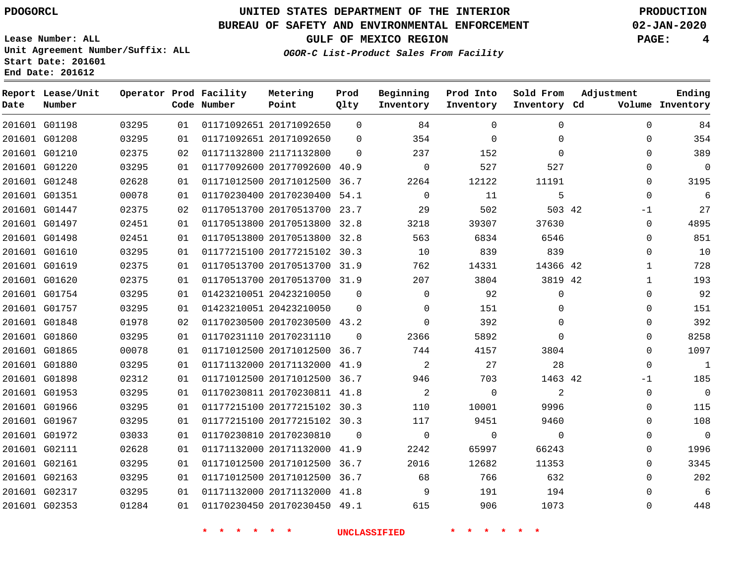PDOGORCL

# UNITED STATES DEPARTMENT OF THE INTERIOR
## BUREAU OF SAFETY AND ENVIRONMENTAL ENFORCEMENT
### GULF OF MEXICO REGION
*OGOR-C List-Product Sales From Facility*

PRODUCTION
02-JAN-2020

Lease Number: ALL
Unit Agreement Number/Suffix: ALL
Start Date: 201601
End Date: 201612

| Report Date | Lease/Unit Number | Operator | Prod Code | Facility Number | Metering Point | Prod Qlty | Beginning Inventory | Prod Into Inventory | Sold From Inventory | Adjustment Cd | Adjustment Volume | Ending Inventory |
|---|---|---|---|---|---|---|---|---|---|---|---|---|
| 201601 | G01198 | 03295 | 01 | 01171092651 | 20171092650 | 0 | 84 | 0 | 0 | | 0 | 84 |
| 201601 | G01208 | 03295 | 01 | 01171092651 | 20171092650 | 0 | 354 | 0 | 0 | | 0 | 354 |
| 201601 | G01210 | 02375 | 02 | 01171132800 | 21171132800 | 0 | 237 | 152 | 0 | | 0 | 389 |
| 201601 | G01220 | 03295 | 01 | 01177092600 | 20177092600 | 40.9 | 0 | 527 | 527 | | 0 | 0 |
| 201601 | G01248 | 02628 | 01 | 01171012500 | 20171012500 | 36.7 | 2264 | 12122 | 11191 | | 0 | 3195 |
| 201601 | G01351 | 00078 | 01 | 01170230400 | 20170230400 | 54.1 | 0 | 11 | 5 | | 0 | 6 |
| 201601 | G01447 | 02375 | 02 | 01170513700 | 20170513700 | 23.7 | 29 | 502 | 503 | 42 | -1 | 27 |
| 201601 | G01497 | 02451 | 01 | 01170513800 | 20170513800 | 32.8 | 3218 | 39307 | 37630 | | 0 | 4895 |
| 201601 | G01498 | 02451 | 01 | 01170513800 | 20170513800 | 32.8 | 563 | 6834 | 6546 | | 0 | 851 |
| 201601 | G01610 | 03295 | 01 | 01177215100 | 20177215102 | 30.3 | 10 | 839 | 839 | | 0 | 10 |
| 201601 | G01619 | 02375 | 01 | 01170513700 | 20170513700 | 31.9 | 762 | 14331 | 14366 | 42 | 1 | 728 |
| 201601 | G01620 | 02375 | 01 | 01170513700 | 20170513700 | 31.9 | 207 | 3804 | 3819 | 42 | 1 | 193 |
| 201601 | G01754 | 03295 | 01 | 01423210051 | 20423210050 | 0 | 0 | 92 | 0 | | 0 | 92 |
| 201601 | G01757 | 03295 | 01 | 01423210051 | 20423210050 | 0 | 0 | 151 | 0 | | 0 | 151 |
| 201601 | G01848 | 01978 | 02 | 01170230500 | 20170230500 | 43.2 | 0 | 392 | 0 | | 0 | 392 |
| 201601 | G01860 | 03295 | 01 | 01170231110 | 20170231110 | 0 | 2366 | 5892 | 0 | | 0 | 8258 |
| 201601 | G01865 | 00078 | 01 | 01171012500 | 20171012500 | 36.7 | 744 | 4157 | 3804 | | 0 | 1097 |
| 201601 | G01880 | 03295 | 01 | 01171132000 | 20171132000 | 41.9 | 2 | 27 | 28 | | 0 | 1 |
| 201601 | G01898 | 02312 | 01 | 01171012500 | 20171012500 | 36.7 | 946 | 703 | 1463 | 42 | -1 | 185 |
| 201601 | G01953 | 03295 | 01 | 01170230811 | 20170230811 | 41.8 | 2 | 0 | 2 | | 0 | 0 |
| 201601 | G01966 | 03295 | 01 | 01177215100 | 20177215102 | 30.3 | 110 | 10001 | 9996 | | 0 | 115 |
| 201601 | G01967 | 03295 | 01 | 01177215100 | 20177215102 | 30.3 | 117 | 9451 | 9460 | | 0 | 108 |
| 201601 | G01972 | 03033 | 01 | 01170230810 | 20170230810 | 0 | 0 | 0 | 0 | | 0 | 0 |
| 201601 | G02111 | 02628 | 01 | 01171132000 | 20171132000 | 41.9 | 2242 | 65997 | 66243 | | 0 | 1996 |
| 201601 | G02161 | 03295 | 01 | 01171012500 | 20171012500 | 36.7 | 2016 | 12682 | 11353 | | 0 | 3345 |
| 201601 | G02163 | 03295 | 01 | 01171012500 | 20171012500 | 36.7 | 68 | 766 | 632 | | 0 | 202 |
| 201601 | G02317 | 03295 | 01 | 01171132000 | 20171132000 | 41.8 | 9 | 191 | 194 | | 0 | 6 |
| 201601 | G02353 | 01284 | 01 | 01170230450 | 20170230450 | 49.1 | 615 | 906 | 1073 | | 0 | 448 |

* * * * * * UNCLASSIFIED * * * * * *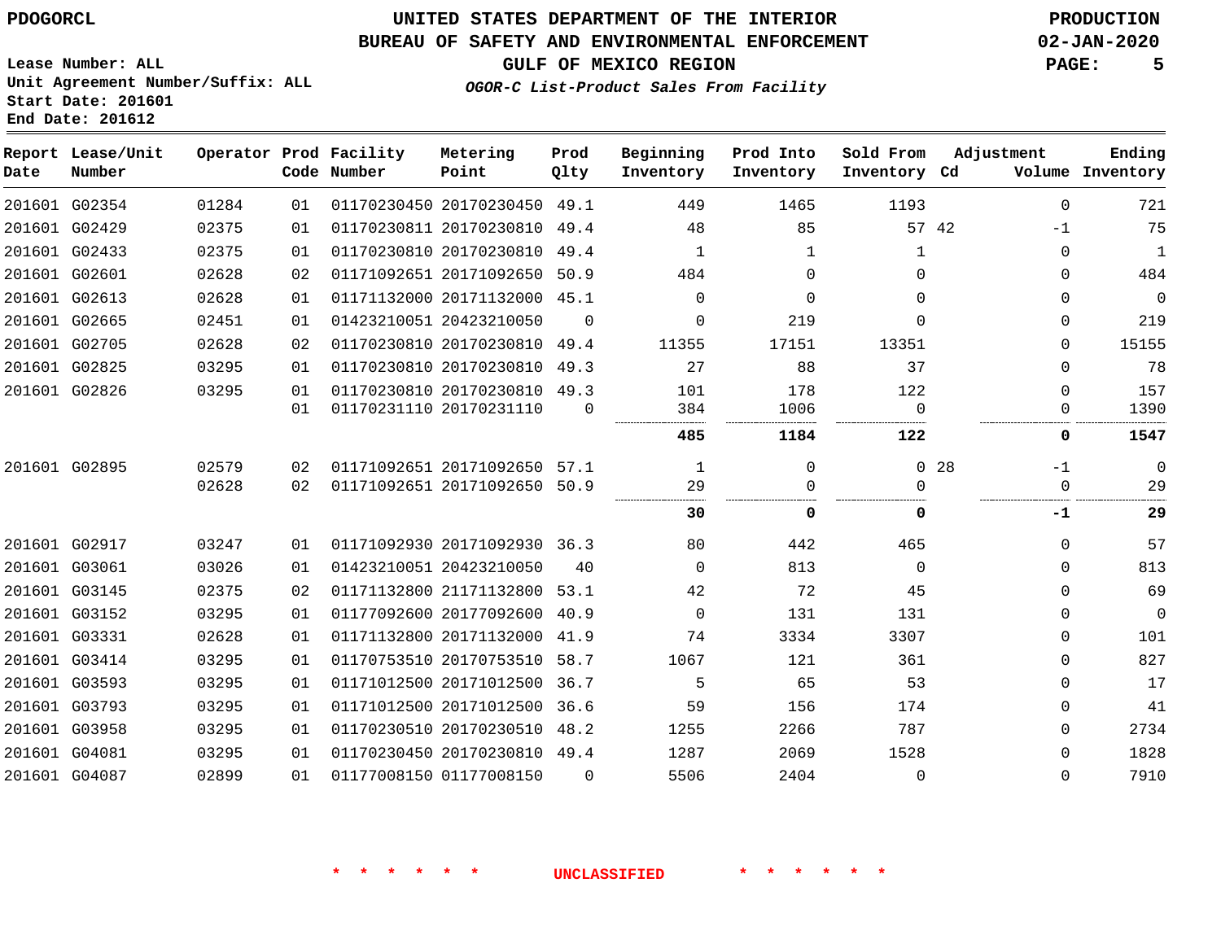PDOGORCL

# UNITED STATES DEPARTMENT OF THE INTERIOR
## BUREAU OF SAFETY AND ENVIRONMENTAL ENFORCEMENT
### GULF OF MEXICO REGION

PRODUCTION
02-JAN-2020

*OGOR-C List-Product Sales From Facility*

**Lease Number: ALL**
**Unit Agreement Number/Suffix: ALL**
**Start Date: 201601**
**End Date: 201612**

| Report Date | Lease/Unit Number | Operator | Prod Code | Facility Number | Metering Point | Prod Qlty | Beginning Inventory | Prod Into Inventory | Sold From Inventory | Adjustment Cd | Adjustment Volume | Ending Inventory |
|---|---|---|---|---|---|---|---|---|---|---|---|---|
| 201601 | G02354 | 01284 | 01 | 01170230450 | 20170230450 | 49.1 | 449 | 1465 | 1193 | | 0 | 721 |
| 201601 | G02429 | 02375 | 01 | 01170230811 | 20170230810 | 49.4 | 48 | 85 | 57 | 42 | -1 | 75 |
| 201601 | G02433 | 02375 | 01 | 01170230810 | 20170230810 | 49.4 | 1 | 1 | 1 | | 0 | 1 |
| 201601 | G02601 | 02628 | 02 | 01171092651 | 20171092650 | 50.9 | 484 | 0 | 0 | | 0 | 484 |
| 201601 | G02613 | 02628 | 01 | 01171132000 | 20171132000 | 45.1 | 0 | 0 | 0 | | 0 | 0 |
| 201601 | G02665 | 02451 | 01 | 01423210051 | 20423210050 | 0 | 0 | 219 | 0 | | 0 | 219 |
| 201601 | G02705 | 02628 | 02 | 01170230810 | 20170230810 | 49.4 | 11355 | 17151 | 13351 | | 0 | 15155 |
| 201601 | G02825 | 03295 | 01 | 01170230810 | 20170230810 | 49.3 | 27 | 88 | 37 | | 0 | 78 |
| 201601 | G02826 | 03295 | 01 | 01170230810 | 20170230810 | 49.3 | 101 | 178 | 122 | | 0 | 157 |
| | | | 01 | 01170231110 | 20170231110 | 0 | 384 | 1006 | 0 | | 0 | 1390 |
| | | | | | | | **485** | **1184** | **122** | | **0** | **1547** |
| 201601 | G02895 | 02579 | 02 | 01171092651 | 20171092650 | 57.1 | 1 | 0 | 0 | 28 | -1 | 0 |
| | | 02628 | 02 | 01171092651 | 20171092650 | 50.9 | 29 | 0 | 0 | | 0 | 29 |
| | | | | | | | **30** | **0** | **0** | | **-1** | **29** |
| 201601 | G02917 | 03247 | 01 | 01171092930 | 20171092930 | 36.3 | 80 | 442 | 465 | | 0 | 57 |
| 201601 | G03061 | 03026 | 01 | 01423210051 | 20423210050 | 40 | 0 | 813 | 0 | | 0 | 813 |
| 201601 | G03145 | 02375 | 02 | 01171132800 | 21171132800 | 53.1 | 42 | 72 | 45 | | 0 | 69 |
| 201601 | G03152 | 03295 | 01 | 01177092600 | 20177092600 | 40.9 | 0 | 131 | 131 | | 0 | 0 |
| 201601 | G03331 | 02628 | 01 | 01171132800 | 20171132000 | 41.9 | 74 | 3334 | 3307 | | 0 | 101 |
| 201601 | G03414 | 03295 | 01 | 01170753510 | 20170753510 | 58.7 | 1067 | 121 | 361 | | 0 | 827 |
| 201601 | G03593 | 03295 | 01 | 01171012500 | 20171012500 | 36.7 | 5 | 65 | 53 | | 0 | 17 |
| 201601 | G03793 | 03295 | 01 | 01171012500 | 20171012500 | 36.6 | 59 | 156 | 174 | | 0 | 41 |
| 201601 | G03958 | 03295 | 01 | 01170230510 | 20170230510 | 48.2 | 1255 | 2266 | 787 | | 0 | 2734 |
| 201601 | G04081 | 03295 | 01 | 01170230450 | 20170230810 | 49.4 | 1287 | 2069 | 1528 | | 0 | 1828 |
| 201601 | G04087 | 02899 | 01 | 01177008150 | 01177008150 | 0 | 5506 | 2404 | 0 | | 0 | 7910 |

\* \* \* \* \* \* UNCLASSIFIED \* \* \* \* \* \*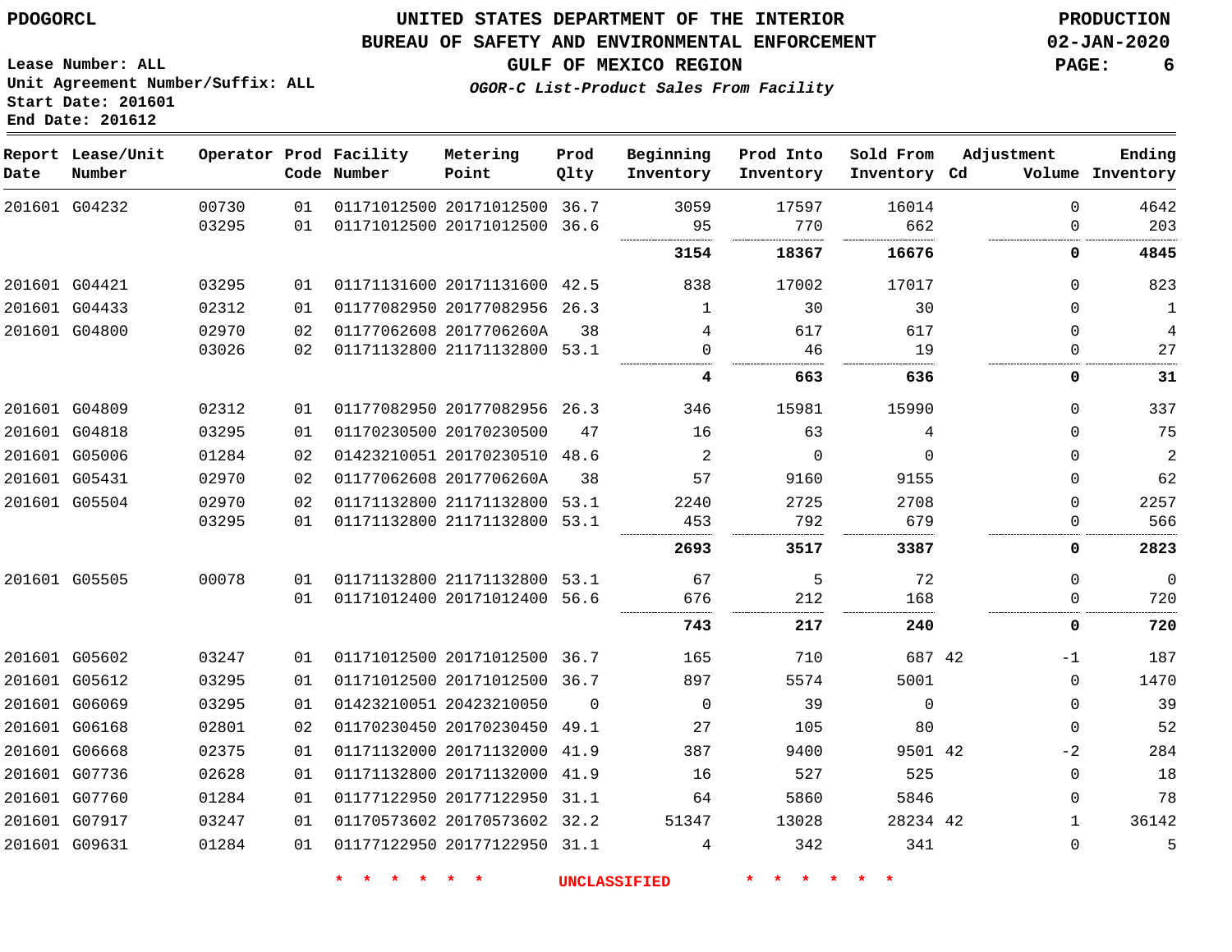PDOGORCL

# UNITED STATES DEPARTMENT OF THE INTERIOR
## BUREAU OF SAFETY AND ENVIRONMENTAL ENFORCEMENT
### GULF OF MEXICO REGION
*OGOR-C List-Product Sales From Facility*

PRODUCTION
02-JAN-2020

Lease Number: ALL
Unit Agreement Number/Suffix: ALL
Start Date: 201601
End Date: 201612

| Report Date | Lease/Unit Number | Operator | Prod Code | Facility Number | Metering Point | Prod Qlty | Beginning Inventory | Prod Into Inventory | Sold From Inventory | Adjustment Cd | Adjustment Volume | Ending Inventory |
|---|---|---|---|---|---|---|---|---|---|---|---|---|
| 201601 | G04232 | 00730 | 01 | 01171012500 | 20171012500 | 36.7 | 3059 | 17597 | 16014 | | 0 | 4642 |
| | | 03295 | 01 | 01171012500 | 20171012500 | 36.6 | 95 | 770 | 662 | | 0 | 203 |
| | | | | | | | **3154** | **18367** | **16676** | | **0** | **4845** |
| 201601 | G04421 | 03295 | 01 | 01171131600 | 20171131600 | 42.5 | 838 | 17002 | 17017 | | 0 | 823 |
| 201601 | G04433 | 02312 | 01 | 01177082950 | 20177082956 | 26.3 | 1 | 30 | 30 | | 0 | 1 |
| 201601 | G04800 | 02970 | 02 | 01177062608 | 2017706260A | 38 | 4 | 617 | 617 | | 0 | 4 |
| | | 03026 | 02 | 01171132800 | 21171132800 | 53.1 | 0 | 46 | 19 | | 0 | 27 |
| | | | | | | | **4** | **663** | **636** | | **0** | **31** |
| 201601 | G04809 | 02312 | 01 | 01177082950 | 20177082956 | 26.3 | 346 | 15981 | 15990 | | 0 | 337 |
| 201601 | G04818 | 03295 | 01 | 01170230500 | 20170230500 | 47 | 16 | 63 | 4 | | 0 | 75 |
| 201601 | G05006 | 01284 | 02 | 01423210051 | 20170230510 | 48.6 | 2 | 0 | 0 | | 0 | 2 |
| 201601 | G05431 | 02970 | 02 | 01177062608 | 2017706260A | 38 | 57 | 9160 | 9155 | | 0 | 62 |
| 201601 | G05504 | 02970 | 02 | 01171132800 | 21171132800 | 53.1 | 2240 | 2725 | 2708 | | 0 | 2257 |
| | | 03295 | 01 | 01171132800 | 21171132800 | 53.1 | 453 | 792 | 679 | | 0 | 566 |
| | | | | | | | **2693** | **3517** | **3387** | | **0** | **2823** |
| 201601 | G05505 | 00078 | 01 | 01171132800 | 21171132800 | 53.1 | 67 | 5 | 72 | | 0 | 0 |
| | | | 01 | 01171012400 | 20171012400 | 56.6 | 676 | 212 | 168 | | 0 | 720 |
| | | | | | | | **743** | **217** | **240** | | **0** | **720** |
| 201601 | G05602 | 03247 | 01 | 01171012500 | 20171012500 | 36.7 | 165 | 710 | 687 | 42 | -1 | 187 |
| 201601 | G05612 | 03295 | 01 | 01171012500 | 20171012500 | 36.7 | 897 | 5574 | 5001 | | 0 | 1470 |
| 201601 | G06069 | 03295 | 01 | 01423210051 | 20423210050 | 0 | 0 | 39 | 0 | | 0 | 39 |
| 201601 | G06168 | 02801 | 02 | 01170230450 | 20170230450 | 49.1 | 27 | 105 | 80 | | 0 | 52 |
| 201601 | G06668 | 02375 | 01 | 01171132000 | 20171132000 | 41.9 | 387 | 9400 | 9501 | 42 | -2 | 284 |
| 201601 | G07736 | 02628 | 01 | 01171132800 | 20171132000 | 41.9 | 16 | 527 | 525 | | 0 | 18 |
| 201601 | G07760 | 01284 | 01 | 01177122950 | 20177122950 | 31.1 | 64 | 5860 | 5846 | | 0 | 78 |
| 201601 | G07917 | 03247 | 01 | 01170573602 | 20170573602 | 32.2 | 51347 | 13028 | 28234 | 42 | 1 | 36142 |
| 201601 | G09631 | 01284 | 01 | 01177122950 | 20177122950 | 31.1 | 4 | 342 | 341 | | 0 | 5 |

* * * * * * UNCLASSIFIED * * * * * *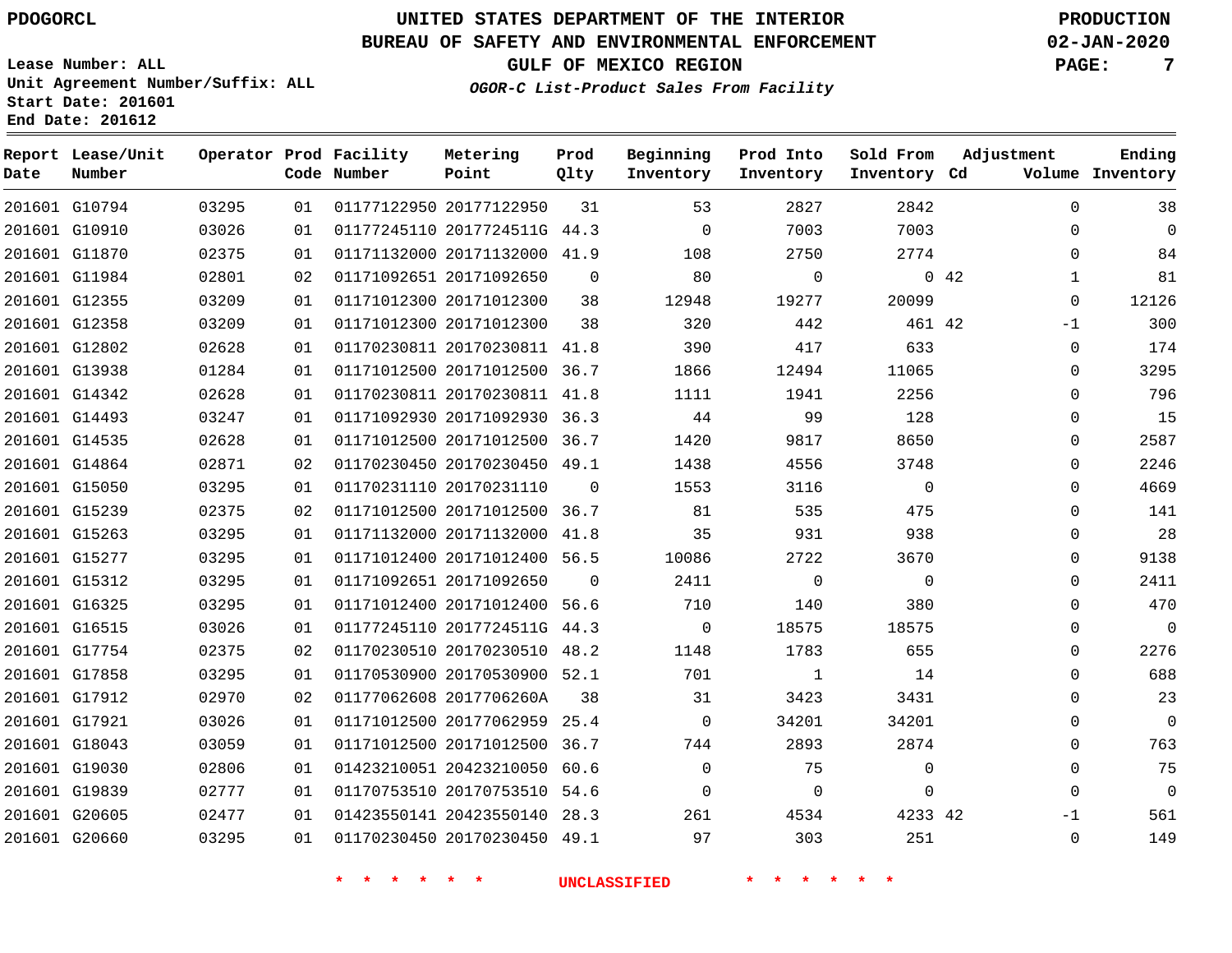PDOGORCL

# UNITED STATES DEPARTMENT OF THE INTERIOR
## BUREAU OF SAFETY AND ENVIRONMENTAL ENFORCEMENT
### GULF OF MEXICO REGION
*OGOR-C List-Product Sales From Facility*

PRODUCTION
02-JAN-2020

Lease Number: ALL
Unit Agreement Number/Suffix: ALL
Start Date: 201601
End Date: 201612

| Report Date | Lease/Unit Number | Operator | Prod Code | Facility Number | Metering Point | Prod Qlty | Beginning Inventory | Prod Into Inventory | Sold From Inventory | Adjustment Cd | Volume | Ending Inventory |
|---|---|---|---|---|---|---|---|---|---|---|---|---|
| 201601 | G10794 | 03295 | 01 | 01177122950 | 20177122950 | 31 | 53 | 2827 | 2842 | | 0 | 38 |
| 201601 | G10910 | 03026 | 01 | 01177245110 | 2017724511G | 44.3 | 0 | 7003 | 7003 | | 0 | 0 |
| 201601 | G11870 | 02375 | 01 | 01171132000 | 20171132000 | 41.9 | 108 | 2750 | 2774 | | 0 | 84 |
| 201601 | G11984 | 02801 | 02 | 01171092651 | 20171092650 | 0 | 80 | 0 | 0 | 42 | 1 | 81 |
| 201601 | G12355 | 03209 | 01 | 01171012300 | 20171012300 | 38 | 12948 | 19277 | 20099 | | 0 | 12126 |
| 201601 | G12358 | 03209 | 01 | 01171012300 | 20171012300 | 38 | 320 | 442 | 461 | 42 | -1 | 300 |
| 201601 | G12802 | 02628 | 01 | 01170230811 | 20170230811 | 41.8 | 390 | 417 | 633 | | 0 | 174 |
| 201601 | G13938 | 01284 | 01 | 01171012500 | 20171012500 | 36.7 | 1866 | 12494 | 11065 | | 0 | 3295 |
| 201601 | G14342 | 02628 | 01 | 01170230811 | 20170230811 | 41.8 | 1111 | 1941 | 2256 | | 0 | 796 |
| 201601 | G14493 | 03247 | 01 | 01171092930 | 20171092930 | 36.3 | 44 | 99 | 128 | | 0 | 15 |
| 201601 | G14535 | 02628 | 01 | 01171012500 | 20171012500 | 36.7 | 1420 | 9817 | 8650 | | 0 | 2587 |
| 201601 | G14864 | 02871 | 02 | 01170230450 | 20170230450 | 49.1 | 1438 | 4556 | 3748 | | 0 | 2246 |
| 201601 | G15050 | 03295 | 01 | 01170231110 | 20170231110 | 0 | 1553 | 3116 | 0 | | 0 | 4669 |
| 201601 | G15239 | 02375 | 02 | 01171012500 | 20171012500 | 36.7 | 81 | 535 | 475 | | 0 | 141 |
| 201601 | G15263 | 03295 | 01 | 01171132000 | 20171132000 | 41.8 | 35 | 931 | 938 | | 0 | 28 |
| 201601 | G15277 | 03295 | 01 | 01171012400 | 20171012400 | 56.5 | 10086 | 2722 | 3670 | | 0 | 9138 |
| 201601 | G15312 | 03295 | 01 | 01171092651 | 20171092650 | 0 | 2411 | 0 | 0 | | 0 | 2411 |
| 201601 | G16325 | 03295 | 01 | 01171012400 | 20171012400 | 56.6 | 710 | 140 | 380 | | 0 | 470 |
| 201601 | G16515 | 03026 | 01 | 01177245110 | 2017724511G | 44.3 | 0 | 18575 | 18575 | | 0 | 0 |
| 201601 | G17754 | 02375 | 02 | 01170230510 | 20170230510 | 48.2 | 1148 | 1783 | 655 | | 0 | 2276 |
| 201601 | G17858 | 03295 | 01 | 01170530900 | 20170530900 | 52.1 | 701 | 1 | 14 | | 0 | 688 |
| 201601 | G17912 | 02970 | 02 | 01177062608 | 2017706260A | 38 | 31 | 3423 | 3431 | | 0 | 23 |
| 201601 | G17921 | 03026 | 01 | 01171012500 | 20177062959 | 25.4 | 0 | 34201 | 34201 | | 0 | 0 |
| 201601 | G18043 | 03059 | 01 | 01171012500 | 20171012500 | 36.7 | 744 | 2893 | 2874 | | 0 | 763 |
| 201601 | G19030 | 02806 | 01 | 01423210051 | 20423210050 | 60.6 | 0 | 75 | 0 | | 0 | 75 |
| 201601 | G19839 | 02777 | 01 | 01170753510 | 20170753510 | 54.6 | 0 | 0 | 0 | | 0 | 0 |
| 201601 | G20605 | 02477 | 01 | 01423550141 | 20423550140 | 28.3 | 261 | 4534 | 4233 | 42 | -1 | 561 |
| 201601 | G20660 | 03295 | 01 | 01170230450 | 20170230450 | 49.1 | 97 | 303 | 251 | | 0 | 149 |

* * * * * * UNCLASSIFIED * * * * * *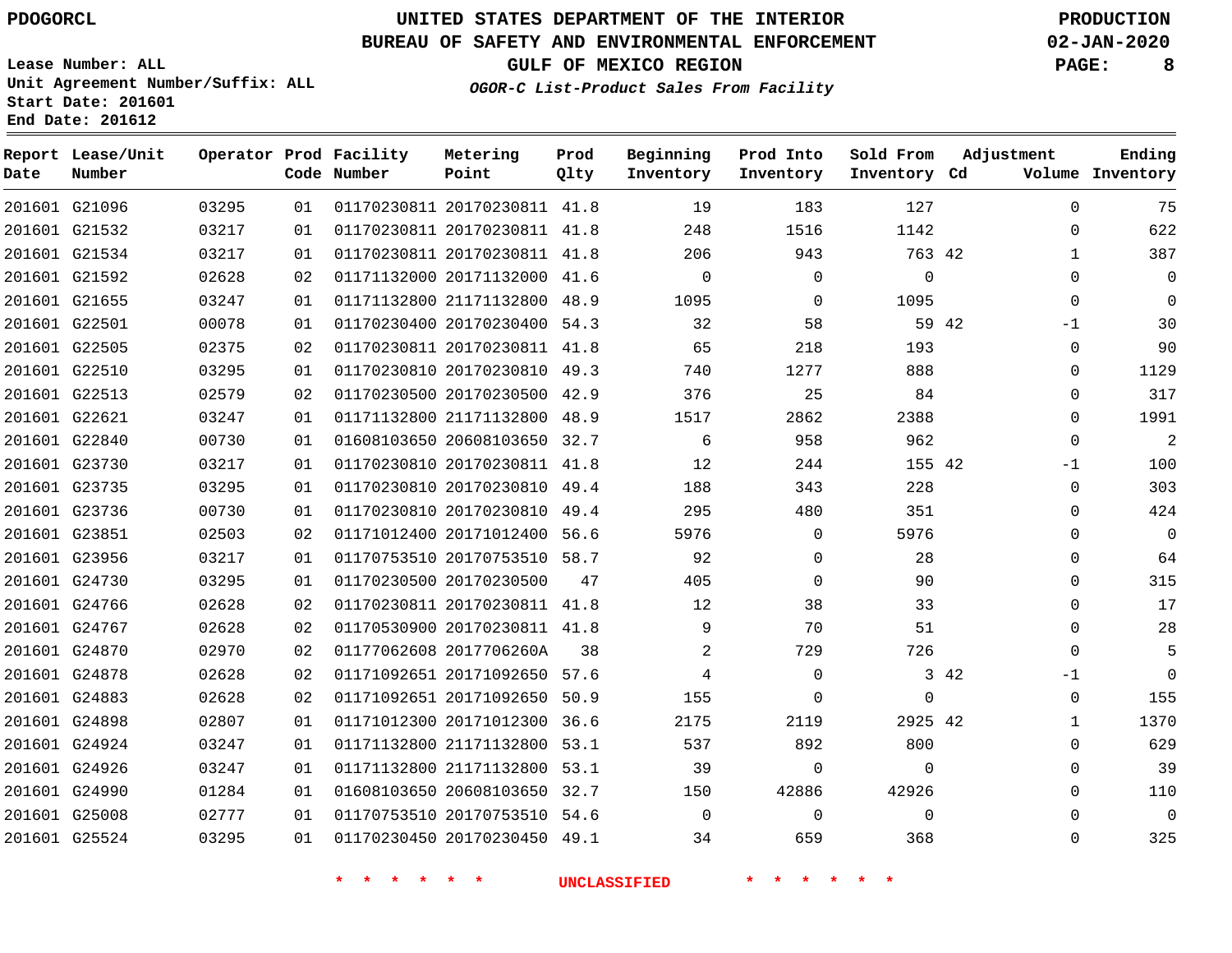PDOGORCL

# UNITED STATES DEPARTMENT OF THE INTERIOR
## BUREAU OF SAFETY AND ENVIRONMENTAL ENFORCEMENT
### GULF OF MEXICO REGION
*OGOR-C List-Product Sales From Facility*

PRODUCTION
02-JAN-2020

Lease Number: ALL
Unit Agreement Number/Suffix: ALL
Start Date: 201601
End Date: 201612

| Report Date | Lease/Unit Number | Operator | Prod Code | Facility Number | Metering Point | Prod Qlty | Beginning Inventory | Prod Into Inventory | Sold From Inventory | Adjustment Cd | Adjustment Volume | Ending Inventory |
|---|---|---|---|---|---|---|---|---|---|---|---|---|
| 201601 | G21096 | 03295 | 01 | 01170230811 | 20170230811 | 41.8 | 19 | 183 | 127 | | 0 | 75 |
| 201601 | G21532 | 03217 | 01 | 01170230811 | 20170230811 | 41.8 | 248 | 1516 | 1142 | | 0 | 622 |
| 201601 | G21534 | 03217 | 01 | 01170230811 | 20170230811 | 41.8 | 206 | 943 | 763 | 42 | 1 | 387 |
| 201601 | G21592 | 02628 | 02 | 01171132000 | 20171132000 | 41.6 | 0 | 0 | 0 | | 0 | 0 |
| 201601 | G21655 | 03247 | 01 | 01171132800 | 21171132800 | 48.9 | 1095 | 0 | 1095 | | 0 | 0 |
| 201601 | G22501 | 00078 | 01 | 01170230400 | 20170230400 | 54.3 | 32 | 58 | 59 | 42 | -1 | 30 |
| 201601 | G22505 | 02375 | 02 | 01170230811 | 20170230811 | 41.8 | 65 | 218 | 193 | | 0 | 90 |
| 201601 | G22510 | 03295 | 01 | 01170230810 | 20170230810 | 49.3 | 740 | 1277 | 888 | | 0 | 1129 |
| 201601 | G22513 | 02579 | 02 | 01170230500 | 20170230500 | 42.9 | 376 | 25 | 84 | | 0 | 317 |
| 201601 | G22621 | 03247 | 01 | 01171132800 | 21171132800 | 48.9 | 1517 | 2862 | 2388 | | 0 | 1991 |
| 201601 | G22840 | 00730 | 01 | 01608103650 | 20608103650 | 32.7 | 6 | 958 | 962 | | 0 | 2 |
| 201601 | G23730 | 03217 | 01 | 01170230810 | 20170230811 | 41.8 | 12 | 244 | 155 | 42 | -1 | 100 |
| 201601 | G23735 | 03295 | 01 | 01170230810 | 20170230810 | 49.4 | 188 | 343 | 228 | | 0 | 303 |
| 201601 | G23736 | 00730 | 01 | 01170230810 | 20170230810 | 49.4 | 295 | 480 | 351 | | 0 | 424 |
| 201601 | G23851 | 02503 | 02 | 01171012400 | 20171012400 | 56.6 | 5976 | 0 | 5976 | | 0 | 0 |
| 201601 | G23956 | 03217 | 01 | 01170753510 | 20170753510 | 58.7 | 92 | 0 | 28 | | 0 | 64 |
| 201601 | G24730 | 03295 | 01 | 01170230500 | 20170230500 | 47 | 405 | 0 | 90 | | 0 | 315 |
| 201601 | G24766 | 02628 | 02 | 01170230811 | 20170230811 | 41.8 | 12 | 38 | 33 | | 0 | 17 |
| 201601 | G24767 | 02628 | 02 | 01170530900 | 20170230811 | 41.8 | 9 | 70 | 51 | | 0 | 28 |
| 201601 | G24870 | 02970 | 02 | 01177062608 | 2017706260A | 38 | 2 | 729 | 726 | | 0 | 5 |
| 201601 | G24878 | 02628 | 02 | 01171092651 | 20171092650 | 57.6 | 4 | 0 | 3 | 42 | -1 | 0 |
| 201601 | G24883 | 02628 | 02 | 01171092651 | 20171092650 | 50.9 | 155 | 0 | 0 | | 0 | 155 |
| 201601 | G24898 | 02807 | 01 | 01171012300 | 20171012300 | 36.6 | 2175 | 2119 | 2925 | 42 | 1 | 1370 |
| 201601 | G24924 | 03247 | 01 | 01171132800 | 21171132800 | 53.1 | 537 | 892 | 800 | | 0 | 629 |
| 201601 | G24926 | 03247 | 01 | 01171132800 | 21171132800 | 53.1 | 39 | 0 | 0 | | 0 | 39 |
| 201601 | G24990 | 01284 | 01 | 01608103650 | 20608103650 | 32.7 | 150 | 42886 | 42926 | | 0 | 110 |
| 201601 | G25008 | 02777 | 01 | 01170753510 | 20170753510 | 54.6 | 0 | 0 | 0 | | 0 | 0 |
| 201601 | G25524 | 03295 | 01 | 01170230450 | 20170230450 | 49.1 | 34 | 659 | 368 | | 0 | 325 |

* * * * * * UNCLASSIFIED * * * * * *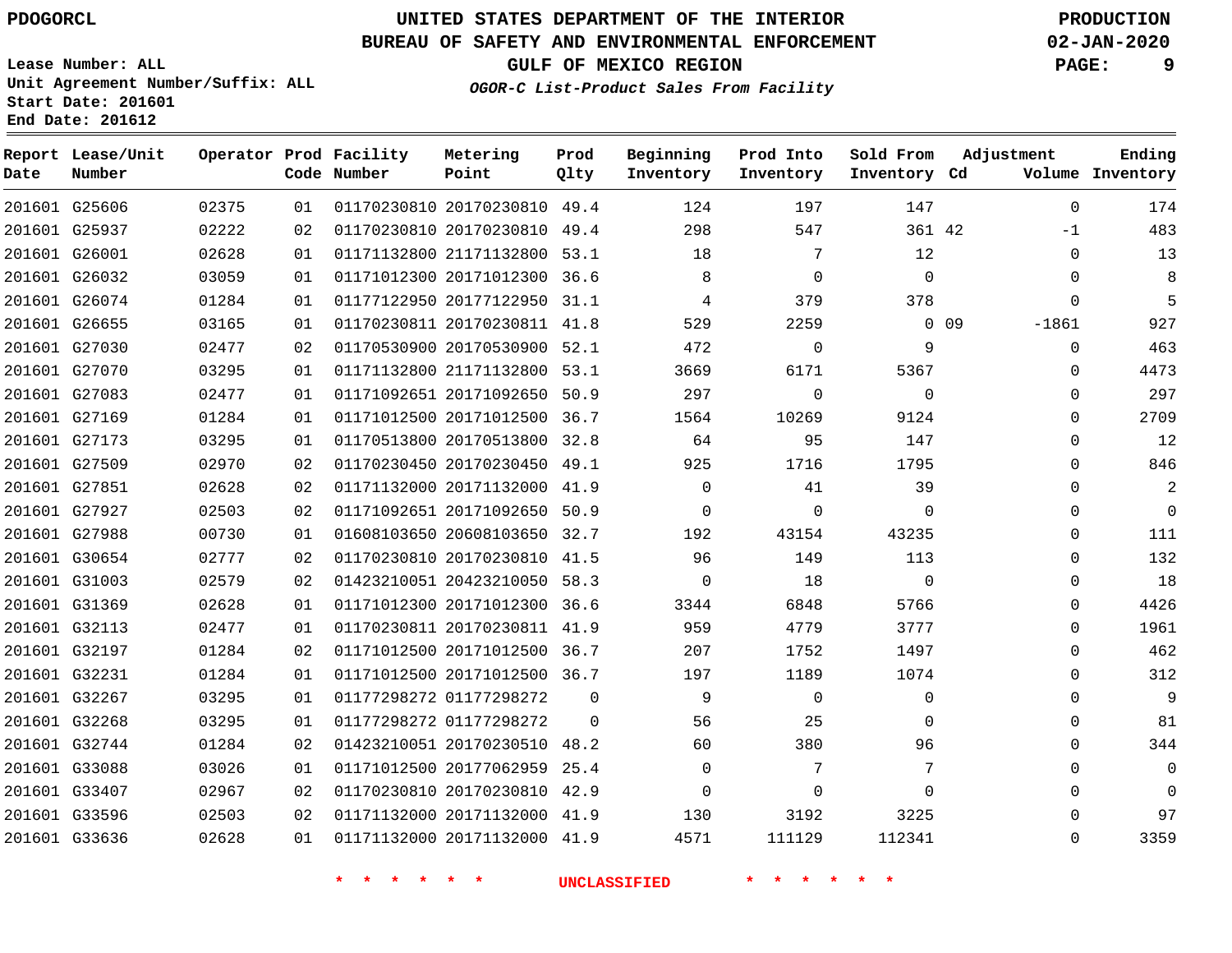PDOGORCL

# UNITED STATES DEPARTMENT OF THE INTERIOR
## BUREAU OF SAFETY AND ENVIRONMENTAL ENFORCEMENT
### GULF OF MEXICO REGION
*OGOR-C List-Product Sales From Facility*

PRODUCTION
02-JAN-2020

Lease Number: ALL
Unit Agreement Number/Suffix: ALL
Start Date: 201601
End Date: 201612

| Report Date | Lease/Unit Number | Operator | Prod Code | Facility Number | Metering Point | Prod Qlty | Beginning Inventory | Prod Into Inventory | Sold From Inventory | Adjustment Cd | Adjustment Volume | Ending Inventory |
|---|---|---|---|---|---|---|---|---|---|---|---|---|
| 201601 | G25606 | 02375 | 01 | 01170230810 | 20170230810 | 49.4 | 124 | 197 | 147 | | 0 | 174 |
| 201601 | G25937 | 02222 | 02 | 01170230810 | 20170230810 | 49.4 | 298 | 547 | 361 | 42 | -1 | 483 |
| 201601 | G26001 | 02628 | 01 | 01171132800 | 21171132800 | 53.1 | 18 | 7 | 12 | | 0 | 13 |
| 201601 | G26032 | 03059 | 01 | 01171012300 | 20171012300 | 36.6 | 8 | 0 | 0 | | 0 | 8 |
| 201601 | G26074 | 01284 | 01 | 01177122950 | 20177122950 | 31.1 | 4 | 379 | 378 | | 0 | 5 |
| 201601 | G26655 | 03165 | 01 | 01170230811 | 20170230811 | 41.8 | 529 | 2259 | 0 | 09 | -1861 | 927 |
| 201601 | G27030 | 02477 | 02 | 01170530900 | 20170530900 | 52.1 | 472 | 0 | 9 | | 0 | 463 |
| 201601 | G27070 | 03295 | 01 | 01171132800 | 21171132800 | 53.1 | 3669 | 6171 | 5367 | | 0 | 4473 |
| 201601 | G27083 | 02477 | 01 | 01171092651 | 20171092650 | 50.9 | 297 | 0 | 0 | | 0 | 297 |
| 201601 | G27169 | 01284 | 01 | 01171012500 | 20171012500 | 36.7 | 1564 | 10269 | 9124 | | 0 | 2709 |
| 201601 | G27173 | 03295 | 01 | 01170513800 | 20170513800 | 32.8 | 64 | 95 | 147 | | 0 | 12 |
| 201601 | G27509 | 02970 | 02 | 01170230450 | 20170230450 | 49.1 | 925 | 1716 | 1795 | | 0 | 846 |
| 201601 | G27851 | 02628 | 02 | 01171132000 | 20171132000 | 41.9 | 0 | 41 | 39 | | 0 | 2 |
| 201601 | G27927 | 02503 | 02 | 01171092651 | 20171092650 | 50.9 | 0 | 0 | 0 | | 0 | 0 |
| 201601 | G27988 | 00730 | 01 | 01608103650 | 20608103650 | 32.7 | 192 | 43154 | 43235 | | 0 | 111 |
| 201601 | G30654 | 02777 | 02 | 01170230810 | 20170230810 | 41.5 | 96 | 149 | 113 | | 0 | 132 |
| 201601 | G31003 | 02579 | 02 | 01423210051 | 20423210050 | 58.3 | 0 | 18 | 0 | | 0 | 18 |
| 201601 | G31369 | 02628 | 01 | 01171012300 | 20171012300 | 36.6 | 3344 | 6848 | 5766 | | 0 | 4426 |
| 201601 | G32113 | 02477 | 01 | 01170230811 | 20170230811 | 41.9 | 959 | 4779 | 3777 | | 0 | 1961 |
| 201601 | G32197 | 01284 | 02 | 01171012500 | 20171012500 | 36.7 | 207 | 1752 | 1497 | | 0 | 462 |
| 201601 | G32231 | 01284 | 01 | 01171012500 | 20171012500 | 36.7 | 197 | 1189 | 1074 | | 0 | 312 |
| 201601 | G32267 | 03295 | 01 | 01177298272 | 01177298272 | 0 | 9 | 0 | 0 | | 0 | 9 |
| 201601 | G32268 | 03295 | 01 | 01177298272 | 01177298272 | 0 | 56 | 25 | 0 | | 0 | 81 |
| 201601 | G32744 | 01284 | 02 | 01423210051 | 20170230510 | 48.2 | 60 | 380 | 96 | | 0 | 344 |
| 201601 | G33088 | 03026 | 01 | 01171012500 | 20177062959 | 25.4 | 0 | 7 | 7 | | 0 | 0 |
| 201601 | G33407 | 02967 | 02 | 01170230810 | 20170230810 | 42.9 | 0 | 0 | 0 | | 0 | 0 |
| 201601 | G33596 | 02503 | 02 | 01171132000 | 20171132000 | 41.9 | 130 | 3192 | 3225 | | 0 | 97 |
| 201601 | G33636 | 02628 | 01 | 01171132000 | 20171132000 | 41.9 | 4571 | 111129 | 112341 | | 0 | 3359 |

* * * * * * UNCLASSIFIED * * * * * *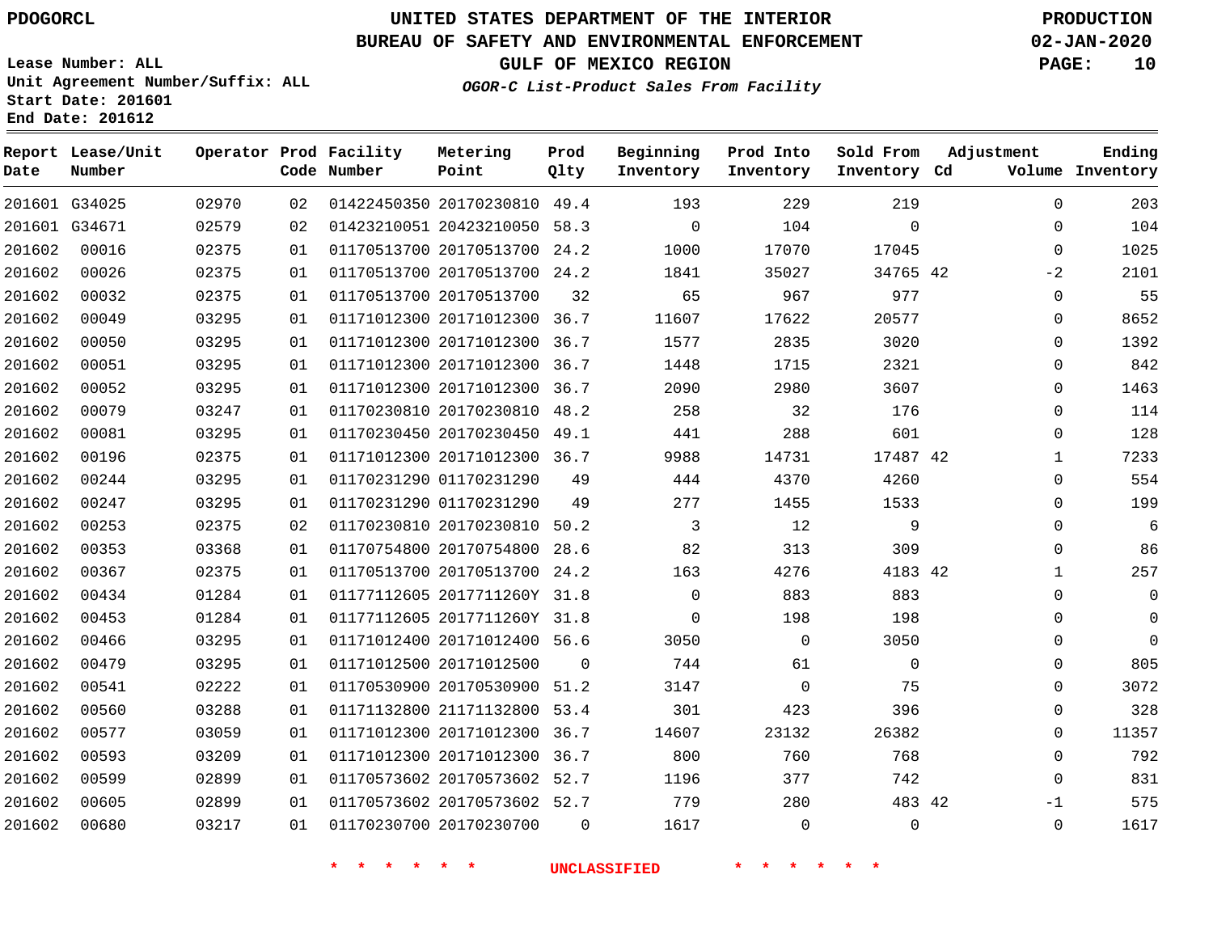PDOGORCL

# UNITED STATES DEPARTMENT OF THE INTERIOR
## BUREAU OF SAFETY AND ENVIRONMENTAL ENFORCEMENT
### GULF OF MEXICO REGION

*OGOR-C List-Product Sales From Facility*

PRODUCTION
02-JAN-2020

Lease Number: ALL
Unit Agreement Number/Suffix: ALL
Start Date: 201601
End Date: 201612

| Report Date | Lease/Unit Number | Operator | Prod Code | Facility Number | Metering Point | Prod Qlty | Beginning Inventory | Prod Into Inventory | Sold From Inventory | Adjustment Cd | Adjustment Volume | Ending Inventory |
|---|---|---|---|---|---|---|---|---|---|---|---|---|
| 201601 | G34025 | 02970 | 02 | 01422450350 | 20170230810 | 49.4 | 193 | 229 | 219 | | 0 | 203 |
| 201601 | G34671 | 02579 | 02 | 01423210051 | 20423210050 | 58.3 | 0 | 104 | 0 | | 0 | 104 |
| 201602 | 00016 | 02375 | 01 | 01170513700 | 20170513700 | 24.2 | 1000 | 17070 | 17045 | | 0 | 1025 |
| 201602 | 00026 | 02375 | 01 | 01170513700 | 20170513700 | 24.2 | 1841 | 35027 | 34765 | 42 | -2 | 2101 |
| 201602 | 00032 | 02375 | 01 | 01170513700 | 20170513700 | 32 | 65 | 967 | 977 | | 0 | 55 |
| 201602 | 00049 | 03295 | 01 | 01171012300 | 20171012300 | 36.7 | 11607 | 17622 | 20577 | | 0 | 8652 |
| 201602 | 00050 | 03295 | 01 | 01171012300 | 20171012300 | 36.7 | 1577 | 2835 | 3020 | | 0 | 1392 |
| 201602 | 00051 | 03295 | 01 | 01171012300 | 20171012300 | 36.7 | 1448 | 1715 | 2321 | | 0 | 842 |
| 201602 | 00052 | 03295 | 01 | 01171012300 | 20171012300 | 36.7 | 2090 | 2980 | 3607 | | 0 | 1463 |
| 201602 | 00079 | 03247 | 01 | 01170230810 | 20170230810 | 48.2 | 258 | 32 | 176 | | 0 | 114 |
| 201602 | 00081 | 03295 | 01 | 01170230450 | 20170230450 | 49.1 | 441 | 288 | 601 | | 0 | 128 |
| 201602 | 00196 | 02375 | 01 | 01171012300 | 20171012300 | 36.7 | 9988 | 14731 | 17487 | 42 | 1 | 7233 |
| 201602 | 00244 | 03295 | 01 | 01170231290 | 01170231290 | 49 | 444 | 4370 | 4260 | | 0 | 554 |
| 201602 | 00247 | 03295 | 01 | 01170231290 | 01170231290 | 49 | 277 | 1455 | 1533 | | 0 | 199 |
| 201602 | 00253 | 02375 | 02 | 01170230810 | 20170230810 | 50.2 | 3 | 12 | 9 | | 0 | 6 |
| 201602 | 00353 | 03368 | 01 | 01170754800 | 20170754800 | 28.6 | 82 | 313 | 309 | | 0 | 86 |
| 201602 | 00367 | 02375 | 01 | 01170513700 | 20170513700 | 24.2 | 163 | 4276 | 4183 | 42 | 1 | 257 |
| 201602 | 00434 | 01284 | 01 | 01177112605 | 2017711260Y | 31.8 | 0 | 883 | 883 | | 0 | 0 |
| 201602 | 00453 | 01284 | 01 | 01177112605 | 2017711260Y | 31.8 | 0 | 198 | 198 | | 0 | 0 |
| 201602 | 00466 | 03295 | 01 | 01171012400 | 20171012400 | 56.6 | 3050 | 0 | 3050 | | 0 | 0 |
| 201602 | 00479 | 03295 | 01 | 01171012500 | 20171012500 | 0 | 744 | 61 | 0 | | 0 | 805 |
| 201602 | 00541 | 02222 | 01 | 01170530900 | 20170530900 | 51.2 | 3147 | 0 | 75 | | 0 | 3072 |
| 201602 | 00560 | 03288 | 01 | 01171132800 | 21171132800 | 53.4 | 301 | 423 | 396 | | 0 | 328 |
| 201602 | 00577 | 03059 | 01 | 01171012300 | 20171012300 | 36.7 | 14607 | 23132 | 26382 | | 0 | 11357 |
| 201602 | 00593 | 03209 | 01 | 01171012300 | 20171012300 | 36.7 | 800 | 760 | 768 | | 0 | 792 |
| 201602 | 00599 | 02899 | 01 | 01170573602 | 20170573602 | 52.7 | 1196 | 377 | 742 | | 0 | 831 |
| 201602 | 00605 | 02899 | 01 | 01170573602 | 20170573602 | 52.7 | 779 | 280 | 483 | 42 | -1 | 575 |
| 201602 | 00680 | 03217 | 01 | 01170230700 | 20170230700 | 0 | 1617 | 0 | 0 | | 0 | 1617 |

\* \* \* \* \* \* UNCLASSIFIED \* \* \* \* \* \*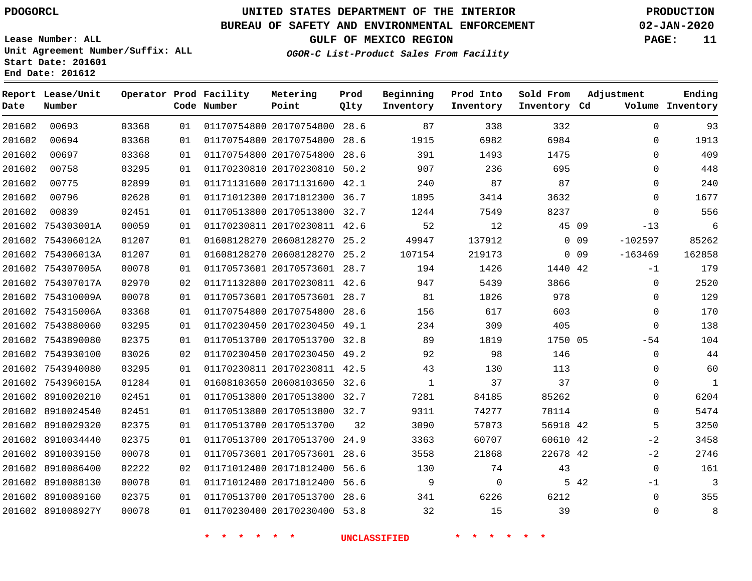PDOGORCL

# UNITED STATES DEPARTMENT OF THE INTERIOR
## BUREAU OF SAFETY AND ENVIRONMENTAL ENFORCEMENT
## GULF OF MEXICO REGION
### *OGOR-C List-Product Sales From Facility*

PRODUCTION
02-JAN-2020

Lease Number: ALL
Unit Agreement Number/Suffix: ALL
Start Date: 201601
End Date: 201612

| Report Date | Lease/Unit Number | Operator | Prod Code | Facility Number | Metering Point | Prod Qlty | Beginning Inventory | Prod Into Inventory | Sold From Inventory | Adjustment Cd | Volume | Ending Inventory |
|---|---|---|---|---|---|---|---|---|---|---|---|---|
| 201602 | 00693 | 03368 | 01 | 01170754800 | 20170754800 | 28.6 | 87 | 338 | 332 | | 0 | 93 |
| 201602 | 00694 | 03368 | 01 | 01170754800 | 20170754800 | 28.6 | 1915 | 6982 | 6984 | | 0 | 1913 |
| 201602 | 00697 | 03368 | 01 | 01170754800 | 20170754800 | 28.6 | 391 | 1493 | 1475 | | 0 | 409 |
| 201602 | 00758 | 03295 | 01 | 01170230810 | 20170230810 | 50.2 | 907 | 236 | 695 | | 0 | 448 |
| 201602 | 00775 | 02899 | 01 | 01171131600 | 20171131600 | 42.1 | 240 | 87 | 87 | | 0 | 240 |
| 201602 | 00796 | 02628 | 01 | 01171012300 | 20171012300 | 36.7 | 1895 | 3414 | 3632 | | 0 | 1677 |
| 201602 | 00839 | 02451 | 01 | 01170513800 | 20170513800 | 32.7 | 1244 | 7549 | 8237 | | 0 | 556 |
| 201602 | 754303001A | 00059 | 01 | 01170230811 | 20170230811 | 42.6 | 52 | 12 | 45 | 09 | -13 | 6 |
| 201602 | 754306012A | 01207 | 01 | 01608128270 | 20608128270 | 25.2 | 49947 | 137912 | 0 | 09 | -102597 | 85262 |
| 201602 | 754306013A | 01207 | 01 | 01608128270 | 20608128270 | 25.2 | 107154 | 219173 | 0 | 09 | -163469 | 162858 |
| 201602 | 754307005A | 00078 | 01 | 01170573601 | 20170573601 | 28.7 | 194 | 1426 | 1440 | 42 | -1 | 179 |
| 201602 | 754307017A | 02970 | 02 | 01171132800 | 20170230811 | 42.6 | 947 | 5439 | 3866 | | 0 | 2520 |
| 201602 | 754310009A | 00078 | 01 | 01170573601 | 20170573601 | 28.7 | 81 | 1026 | 978 | | 0 | 129 |
| 201602 | 754315006A | 03368 | 01 | 01170754800 | 20170754800 | 28.6 | 156 | 617 | 603 | | 0 | 170 |
| 201602 | 7543880060 | 03295 | 01 | 01170230450 | 20170230450 | 49.1 | 234 | 309 | 405 | | 0 | 138 |
| 201602 | 7543890080 | 02375 | 01 | 01170513700 | 20170513700 | 32.8 | 89 | 1819 | 1750 | 05 | -54 | 104 |
| 201602 | 7543930100 | 03026 | 02 | 01170230450 | 20170230450 | 49.2 | 92 | 98 | 146 | | 0 | 44 |
| 201602 | 7543940080 | 03295 | 01 | 01170230811 | 20170230811 | 42.5 | 43 | 130 | 113 | | 0 | 60 |
| 201602 | 754396015A | 01284 | 01 | 01608103650 | 20608103650 | 32.6 | 1 | 37 | 37 | | 0 | 1 |
| 201602 | 8910020210 | 02451 | 01 | 01170513800 | 20170513800 | 32.7 | 7281 | 84185 | 85262 | | 0 | 6204 |
| 201602 | 8910024540 | 02451 | 01 | 01170513800 | 20170513800 | 32.7 | 9311 | 74277 | 78114 | | 0 | 5474 |
| 201602 | 8910029320 | 02375 | 01 | 01170513700 | 20170513700 | 32 | 3090 | 57073 | 56918 | 42 | 5 | 3250 |
| 201602 | 8910034440 | 02375 | 01 | 01170513700 | 20170513700 | 24.9 | 3363 | 60707 | 60610 | 42 | -2 | 3458 |
| 201602 | 8910039150 | 00078 | 01 | 01170573601 | 20170573601 | 28.6 | 3558 | 21868 | 22678 | 42 | -2 | 2746 |
| 201602 | 8910086400 | 02222 | 02 | 01171012400 | 20171012400 | 56.6 | 130 | 74 | 43 | | 0 | 161 |
| 201602 | 8910088130 | 00078 | 01 | 01171012400 | 20171012400 | 56.6 | 9 | 0 | 5 | 42 | -1 | 3 |
| 201602 | 8910089160 | 02375 | 01 | 01170513700 | 20170513700 | 28.6 | 341 | 6226 | 6212 | | 0 | 355 |
| 201602 | 891008927Y | 00078 | 01 | 01170230400 | 20170230400 | 53.8 | 32 | 15 | 39 | | 0 | 8 |

\* \* \* \* \* \* UNCLASSIFIED \* \* \* \* \* \*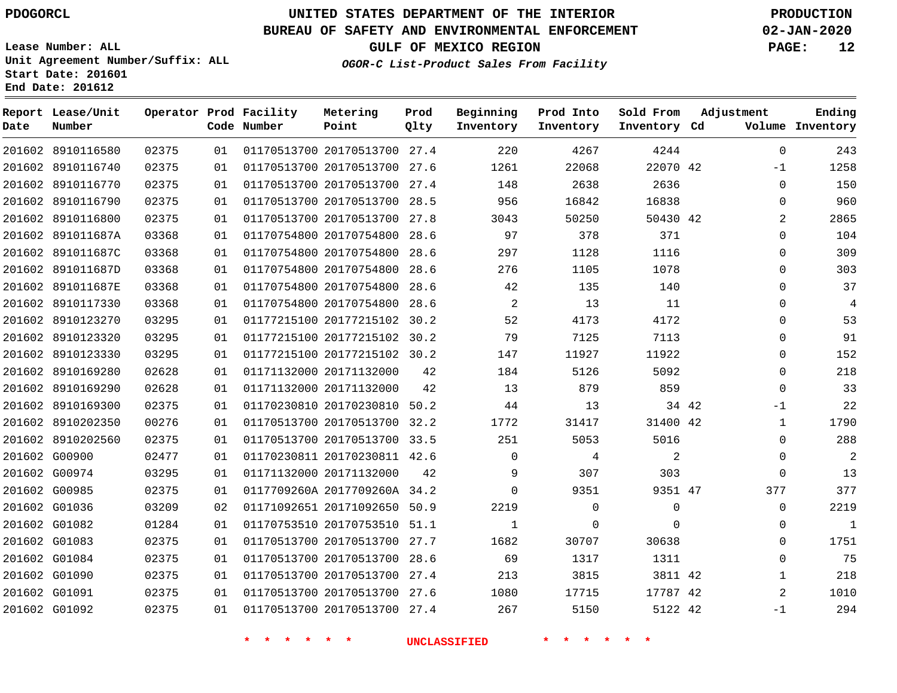PDOGORCL

# UNITED STATES DEPARTMENT OF THE INTERIOR
## BUREAU OF SAFETY AND ENVIRONMENTAL ENFORCEMENT
### GULF OF MEXICO REGION
*OGOR-C List-Product Sales From Facility*

PRODUCTION
02-JAN-2020

Lease Number: ALL
Unit Agreement Number/Suffix: ALL
Start Date: 201601
End Date: 201612

| Report Date | Lease/Unit Number | Operator | Prod Code | Facility Number | Metering Point | Prod Qlty | Beginning Inventory | Prod Into Inventory | Sold From Inventory | Adjustment Cd | Volume | Ending Inventory |
|---|---|---|---|---|---|---|---|---|---|---|---|---|
| 201602 | 8910116580 | 02375 | 01 | 01170513700 | 20170513700 | 27.4 | 220 | 4267 | 4244 | | 0 | 243 |
| 201602 | 8910116740 | 02375 | 01 | 01170513700 | 20170513700 | 27.6 | 1261 | 22068 | 22070 | 42 | -1 | 1258 |
| 201602 | 8910116770 | 02375 | 01 | 01170513700 | 20170513700 | 27.4 | 148 | 2638 | 2636 | | 0 | 150 |
| 201602 | 8910116790 | 02375 | 01 | 01170513700 | 20170513700 | 28.5 | 956 | 16842 | 16838 | | 0 | 960 |
| 201602 | 8910116800 | 02375 | 01 | 01170513700 | 20170513700 | 27.8 | 3043 | 50250 | 50430 | 42 | 2 | 2865 |
| 201602 | 891011687A | 03368 | 01 | 01170754800 | 20170754800 | 28.6 | 97 | 378 | 371 | | 0 | 104 |
| 201602 | 891011687C | 03368 | 01 | 01170754800 | 20170754800 | 28.6 | 297 | 1128 | 1116 | | 0 | 309 |
| 201602 | 891011687D | 03368 | 01 | 01170754800 | 20170754800 | 28.6 | 276 | 1105 | 1078 | | 0 | 303 |
| 201602 | 891011687E | 03368 | 01 | 01170754800 | 20170754800 | 28.6 | 42 | 135 | 140 | | 0 | 37 |
| 201602 | 8910117330 | 03368 | 01 | 01170754800 | 20170754800 | 28.6 | 2 | 13 | 11 | | 0 | 4 |
| 201602 | 8910123270 | 03295 | 01 | 01177215100 | 20177215102 | 30.2 | 52 | 4173 | 4172 | | 0 | 53 |
| 201602 | 8910123320 | 03295 | 01 | 01177215100 | 20177215102 | 30.2 | 79 | 7125 | 7113 | | 0 | 91 |
| 201602 | 8910123330 | 03295 | 01 | 01177215100 | 20177215102 | 30.2 | 147 | 11927 | 11922 | | 0 | 152 |
| 201602 | 8910169280 | 02628 | 01 | 01171132000 | 20171132000 | 42 | 184 | 5126 | 5092 | | 0 | 218 |
| 201602 | 8910169290 | 02628 | 01 | 01171132000 | 20171132000 | 42 | 13 | 879 | 859 | | 0 | 33 |
| 201602 | 8910169300 | 02375 | 01 | 01170230810 | 20170230810 | 50.2 | 44 | 13 | 34 | 42 | -1 | 22 |
| 201602 | 8910202350 | 00276 | 01 | 01170513700 | 20170513700 | 32.2 | 1772 | 31417 | 31400 | 42 | 1 | 1790 |
| 201602 | 8910202560 | 02375 | 01 | 01170513700 | 20170513700 | 33.5 | 251 | 5053 | 5016 | | 0 | 288 |
| 201602 | G00900 | 02477 | 01 | 01170230811 | 20170230811 | 42.6 | 0 | 4 | 2 | | 0 | 2 |
| 201602 | G00974 | 03295 | 01 | 01171132000 | 20171132000 | 42 | 9 | 307 | 303 | | 0 | 13 |
| 201602 | G00985 | 02375 | 01 | 0117709260A | 2017709260A | 34.2 | 0 | 9351 | 9351 | 47 | 377 | 377 |
| 201602 | G01036 | 03209 | 02 | 01171092651 | 20171092650 | 50.9 | 2219 | 0 | 0 | | 0 | 2219 |
| 201602 | G01082 | 01284 | 01 | 01170753510 | 20170753510 | 51.1 | 1 | 0 | 0 | | 0 | 1 |
| 201602 | G01083 | 02375 | 01 | 01170513700 | 20170513700 | 27.7 | 1682 | 30707 | 30638 | | 0 | 1751 |
| 201602 | G01084 | 02375 | 01 | 01170513700 | 20170513700 | 28.6 | 69 | 1317 | 1311 | | 0 | 75 |
| 201602 | G01090 | 02375 | 01 | 01170513700 | 20170513700 | 27.4 | 213 | 3815 | 3811 | 42 | 1 | 218 |
| 201602 | G01091 | 02375 | 01 | 01170513700 | 20170513700 | 27.6 | 1080 | 17715 | 17787 | 42 | 2 | 1010 |
| 201602 | G01092 | 02375 | 01 | 01170513700 | 20170513700 | 27.4 | 267 | 5150 | 5122 | 42 | -1 | 294 |

\* \* \* \* \* \* UNCLASSIFIED \* \* \* \* \* \*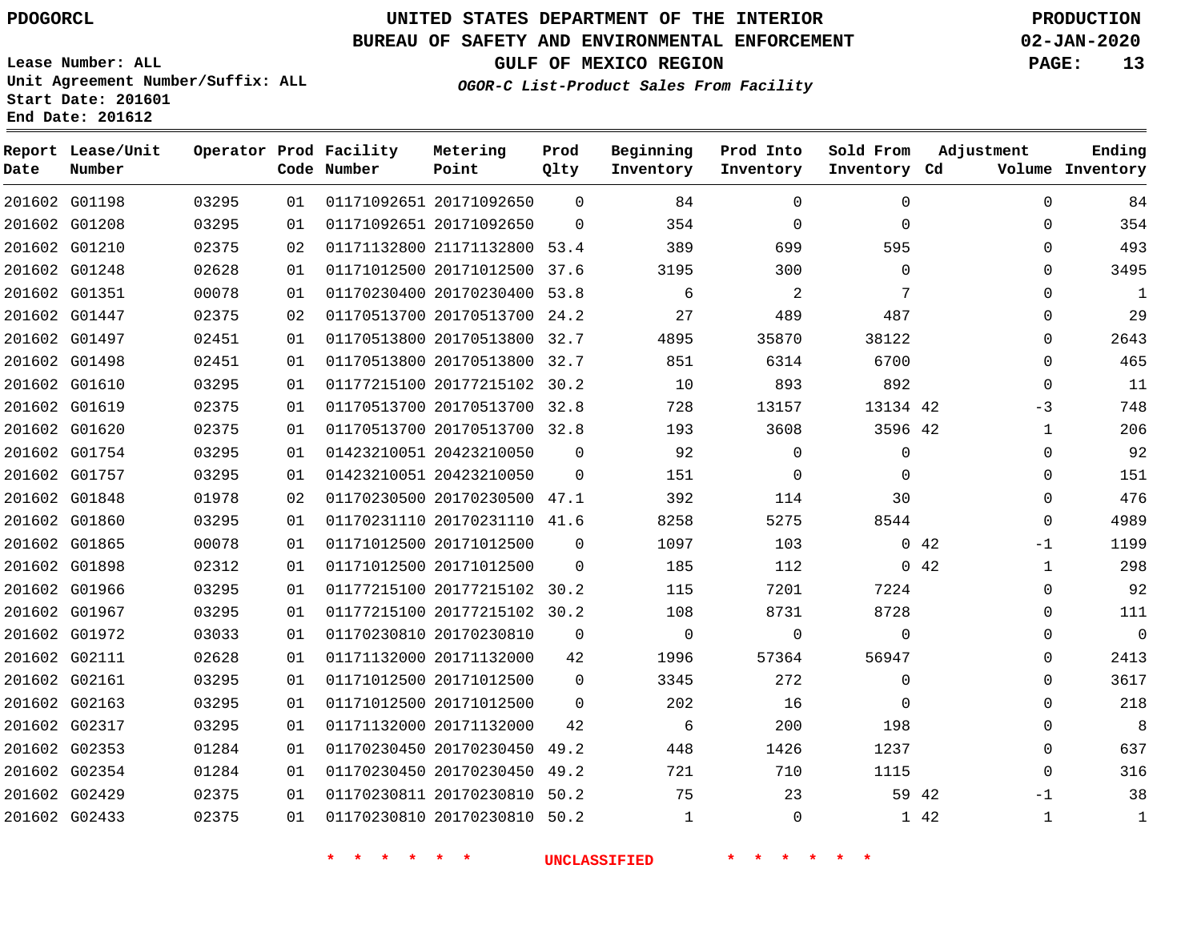PDOGORCL

# UNITED STATES DEPARTMENT OF THE INTERIOR
## BUREAU OF SAFETY AND ENVIRONMENTAL ENFORCEMENT
### GULF OF MEXICO REGION
*OGOR-C List-Product Sales From Facility*

PRODUCTION
02-JAN-2020

Lease Number: ALL
Unit Agreement Number/Suffix: ALL
Start Date: 201601
End Date: 201612

| Report Date | Lease/Unit Number | Operator | Prod Code | Facility Number | Metering Point | Prod Qlty | Beginning Inventory | Prod Into Inventory | Sold From Inventory | Adjustment Cd | Adjustment Volume | Ending Inventory |
|---|---|---|---|---|---|---|---|---|---|---|---|---|
| 201602 | G01198 | 03295 | 01 | 01171092651 | 20171092650 | 0 | 84 | 0 | 0 | | 0 | 84 |
| 201602 | G01208 | 03295 | 01 | 01171092651 | 20171092650 | 0 | 354 | 0 | 0 | | 0 | 354 |
| 201602 | G01210 | 02375 | 02 | 01171132800 | 21171132800 | 53.4 | 389 | 699 | 595 | | 0 | 493 |
| 201602 | G01248 | 02628 | 01 | 01171012500 | 20171012500 | 37.6 | 3195 | 300 | 0 | | 0 | 3495 |
| 201602 | G01351 | 00078 | 01 | 01170230400 | 20170230400 | 53.8 | 6 | 2 | 7 | | 0 | 1 |
| 201602 | G01447 | 02375 | 02 | 01170513700 | 20170513700 | 24.2 | 27 | 489 | 487 | | 0 | 29 |
| 201602 | G01497 | 02451 | 01 | 01170513800 | 20170513800 | 32.7 | 4895 | 35870 | 38122 | | 0 | 2643 |
| 201602 | G01498 | 02451 | 01 | 01170513800 | 20170513800 | 32.7 | 851 | 6314 | 6700 | | 0 | 465 |
| 201602 | G01610 | 03295 | 01 | 01177215100 | 20177215102 | 30.2 | 10 | 893 | 892 | | 0 | 11 |
| 201602 | G01619 | 02375 | 01 | 01170513700 | 20170513700 | 32.8 | 728 | 13157 | 13134 | 42 | -3 | 748 |
| 201602 | G01620 | 02375 | 01 | 01170513700 | 20170513700 | 32.8 | 193 | 3608 | 3596 | 42 | 1 | 206 |
| 201602 | G01754 | 03295 | 01 | 01423210051 | 20423210050 | 0 | 92 | 0 | 0 | | 0 | 92 |
| 201602 | G01757 | 03295 | 01 | 01423210051 | 20423210050 | 0 | 151 | 0 | 0 | | 0 | 151 |
| 201602 | G01848 | 01978 | 02 | 01170230500 | 20170230500 | 47.1 | 392 | 114 | 30 | | 0 | 476 |
| 201602 | G01860 | 03295 | 01 | 01170231110 | 20170231110 | 41.6 | 8258 | 5275 | 8544 | | 0 | 4989 |
| 201602 | G01865 | 00078 | 01 | 01171012500 | 20171012500 | 0 | 1097 | 103 | 0 | 42 | -1 | 1199 |
| 201602 | G01898 | 02312 | 01 | 01171012500 | 20171012500 | 0 | 185 | 112 | 0 | 42 | 1 | 298 |
| 201602 | G01966 | 03295 | 01 | 01177215100 | 20177215102 | 30.2 | 115 | 7201 | 7224 | | 0 | 92 |
| 201602 | G01967 | 03295 | 01 | 01177215100 | 20177215102 | 30.2 | 108 | 8731 | 8728 | | 0 | 111 |
| 201602 | G01972 | 03033 | 01 | 01170230810 | 20170230810 | 0 | 0 | 0 | 0 | | 0 | 0 |
| 201602 | G02111 | 02628 | 01 | 01171132000 | 20171132000 | 42 | 1996 | 57364 | 56947 | | 0 | 2413 |
| 201602 | G02161 | 03295 | 01 | 01171012500 | 20171012500 | 0 | 3345 | 272 | 0 | | 0 | 3617 |
| 201602 | G02163 | 03295 | 01 | 01171012500 | 20171012500 | 0 | 202 | 16 | 0 | | 0 | 218 |
| 201602 | G02317 | 03295 | 01 | 01171132000 | 20171132000 | 42 | 6 | 200 | 198 | | 0 | 8 |
| 201602 | G02353 | 01284 | 01 | 01170230450 | 20170230450 | 49.2 | 448 | 1426 | 1237 | | 0 | 637 |
| 201602 | G02354 | 01284 | 01 | 01170230450 | 20170230450 | 49.2 | 721 | 710 | 1115 | | 0 | 316 |
| 201602 | G02429 | 02375 | 01 | 01170230811 | 20170230810 | 50.2 | 75 | 23 | 59 | 42 | -1 | 38 |
| 201602 | G02433 | 02375 | 01 | 01170230810 | 20170230810 | 50.2 | 1 | 0 | 1 | 42 | 1 | 1 |

* * * * * * UNCLASSIFIED * * * * * *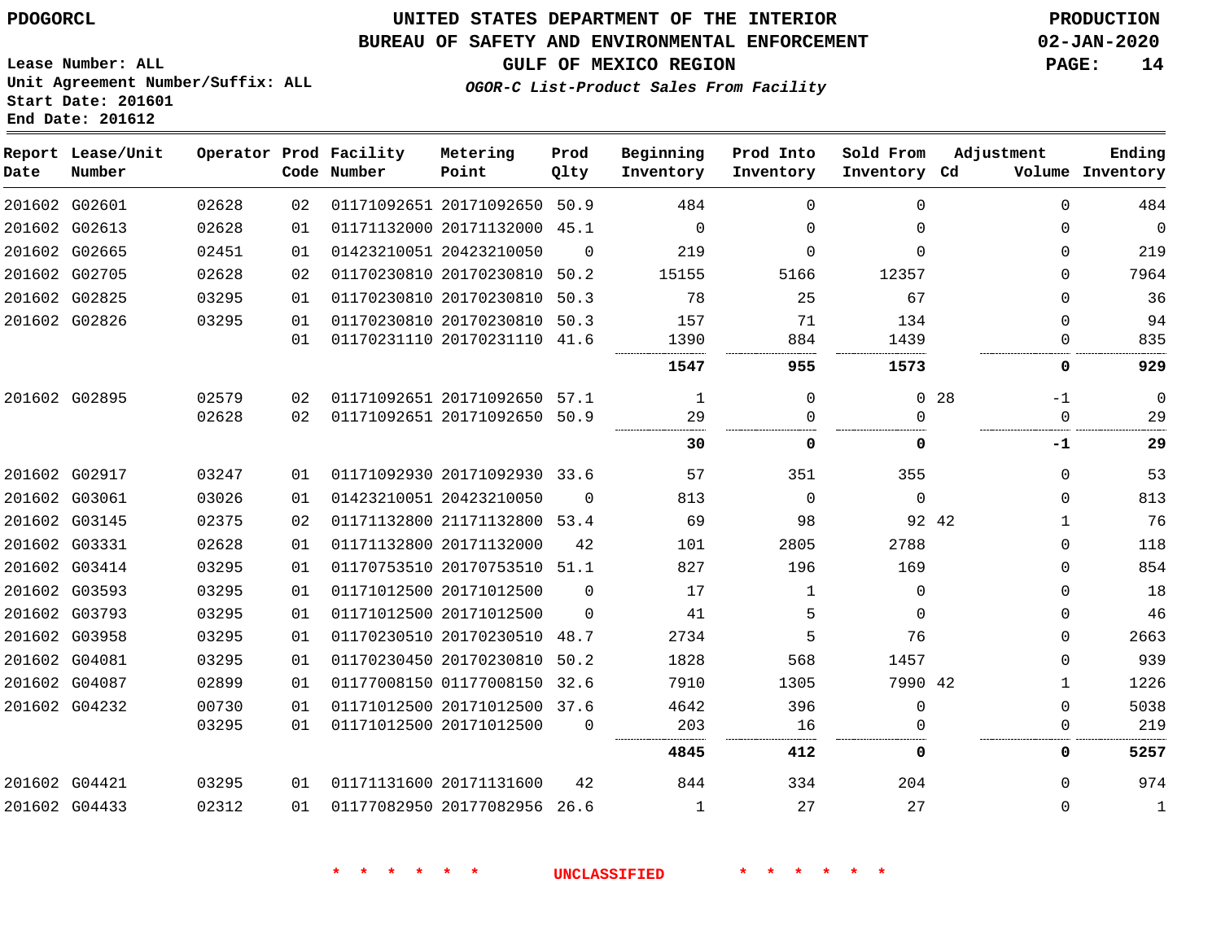PDOGORCL

# UNITED STATES DEPARTMENT OF THE INTERIOR
## BUREAU OF SAFETY AND ENVIRONMENTAL ENFORCEMENT
### GULF OF MEXICO REGION
*OGOR-C List-Product Sales From Facility*

PRODUCTION
02-JAN-2020

Lease Number: ALL
Unit Agreement Number/Suffix: ALL
Start Date: 201601
End Date: 201612

| Report Date | Lease/Unit Number | Operator | Prod Code | Facility Number | Metering Point | Prod Qlty | Beginning Inventory | Prod Into Inventory | Sold From Inventory | Adjustment Cd | Adjustment Volume | Ending Inventory |
|---|---|---|---|---|---|---|---|---|---|---|---|---|
| 201602 | G02601 | 02628 | 02 | 01171092651 | 20171092650 | 50.9 | 484 | 0 | 0 | | 0 | 484 |
| 201602 | G02613 | 02628 | 01 | 01171132000 | 20171132000 | 45.1 | 0 | 0 | 0 | | 0 | 0 |
| 201602 | G02665 | 02451 | 01 | 01423210051 | 20423210050 | 0 | 219 | 0 | 0 | | 0 | 219 |
| 201602 | G02705 | 02628 | 02 | 01170230810 | 20170230810 | 50.2 | 15155 | 5166 | 12357 | | 0 | 7964 |
| 201602 | G02825 | 03295 | 01 | 01170230810 | 20170230810 | 50.3 | 78 | 25 | 67 | | 0 | 36 |
| 201602 | G02826 | 03295 | 01 | 01170230810 | 20170230810 | 50.3 | 157 | 71 | 134 | | 0 | 94 |
| | | | 01 | 01170231110 | 20170231110 | 41.6 | 1390 | 884 | 1439 | | 0 | 835 |
| | | | | | | | **1547** | **955** | **1573** | | **0** | **929** |
| 201602 | G02895 | 02579 | 02 | 01171092651 | 20171092650 | 57.1 | 1 | 0 | 0 | 28 | -1 | 0 |
| | | 02628 | 02 | 01171092651 | 20171092650 | 50.9 | 29 | 0 | 0 | | 0 | 29 |
| | | | | | | | **30** | **0** | **0** | | **-1** | **29** |
| 201602 | G02917 | 03247 | 01 | 01171092930 | 20171092930 | 33.6 | 57 | 351 | 355 | | 0 | 53 |
| 201602 | G03061 | 03026 | 01 | 01423210051 | 20423210050 | 0 | 813 | 0 | 0 | | 0 | 813 |
| 201602 | G03145 | 02375 | 02 | 01171132800 | 21171132800 | 53.4 | 69 | 98 | 92 | 42 | 1 | 76 |
| 201602 | G03331 | 02628 | 01 | 01171132800 | 20171132000 | 42 | 101 | 2805 | 2788 | | 0 | 118 |
| 201602 | G03414 | 03295 | 01 | 01170753510 | 20170753510 | 51.1 | 827 | 196 | 169 | | 0 | 854 |
| 201602 | G03593 | 03295 | 01 | 01171012500 | 20171012500 | 0 | 17 | 1 | 0 | | 0 | 18 |
| 201602 | G03793 | 03295 | 01 | 01171012500 | 20171012500 | 0 | 41 | 5 | 0 | | 0 | 46 |
| 201602 | G03958 | 03295 | 01 | 01170230510 | 20170230510 | 48.7 | 2734 | 5 | 76 | | 0 | 2663 |
| 201602 | G04081 | 03295 | 01 | 01170230450 | 20170230810 | 50.2 | 1828 | 568 | 1457 | | 0 | 939 |
| 201602 | G04087 | 02899 | 01 | 01177008150 | 01177008150 | 32.6 | 7910 | 1305 | 7990 | 42 | 1 | 1226 |
| 201602 | G04232 | 00730 | 01 | 01171012500 | 20171012500 | 37.6 | 4642 | 396 | 0 | | 0 | 5038 |
| | | 03295 | 01 | 01171012500 | 20171012500 | 0 | 203 | 16 | 0 | | 0 | 219 |
| | | | | | | | **4845** | **412** | **0** | | **0** | **5257** |
| 201602 | G04421 | 03295 | 01 | 01171131600 | 20171131600 | 42 | 844 | 334 | 204 | | 0 | 974 |
| 201602 | G04433 | 02312 | 01 | 01177082950 | 20177082956 | 26.6 | 1 | 27 | 27 | | 0 | 1 |

\* \* \* \* \* \* UNCLASSIFIED \* \* \* \* \* \*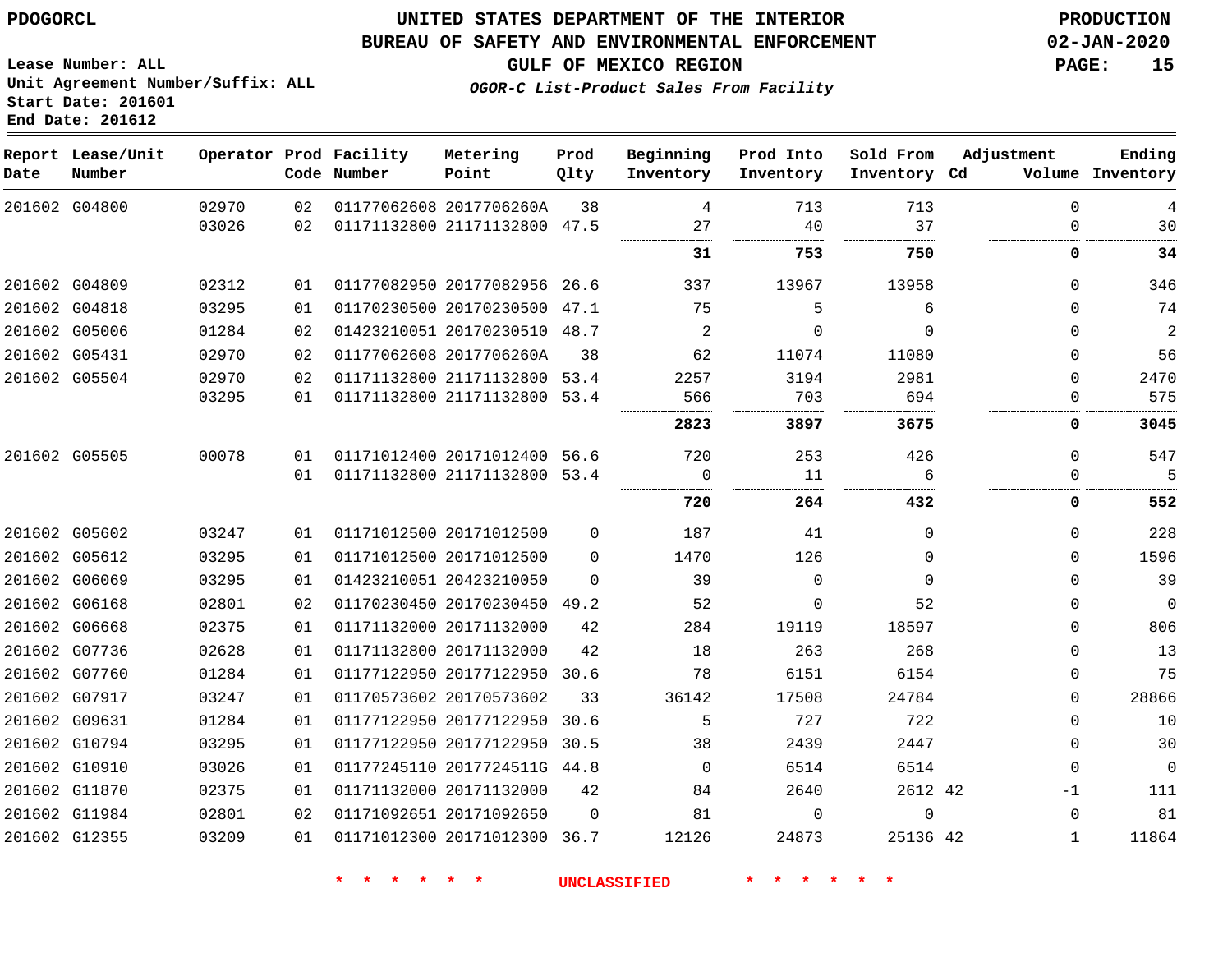PDOGORCL

# UNITED STATES DEPARTMENT OF THE INTERIOR
## BUREAU OF SAFETY AND ENVIRONMENTAL ENFORCEMENT
### GULF OF MEXICO REGION
*OGOR-C List-Product Sales From Facility*

PRODUCTION
02-JAN-2020

Lease Number: ALL
Unit Agreement Number/Suffix: ALL
Start Date: 201601
End Date: 201612

| Report Date | Lease/Unit Number | Operator | Prod Code | Facility Number | Metering Point | Prod Qlty | Beginning Inventory | Prod Into Inventory | Sold From Inventory | Adjustment Cd | Volume | Ending Inventory |
|---|---|---|---|---|---|---|---|---|---|---|---|---|
| 201602 | G04800 | 02970 | 02 | 01177062608 | 2017706260A | 38 | 4 | 713 | 713 | | 0 | 4 |
| | | 03026 | 02 | 01171132800 | 21171132800 | 47.5 | 27 | 40 | 37 | | 0 | 30 |
| | | | | | | | **31** | **753** | **750** | | **0** | **34** |
| 201602 | G04809 | 02312 | 01 | 01177082950 | 20177082956 | 26.6 | 337 | 13967 | 13958 | | 0 | 346 |
| 201602 | G04818 | 03295 | 01 | 01170230500 | 20170230500 | 47.1 | 75 | 5 | 6 | | 0 | 74 |
| 201602 | G05006 | 01284 | 02 | 01423210051 | 20170230510 | 48.7 | 2 | 0 | 0 | | 0 | 2 |
| 201602 | G05431 | 02970 | 02 | 01177062608 | 2017706260A | 38 | 62 | 11074 | 11080 | | 0 | 56 |
| 201602 | G05504 | 02970 | 02 | 01171132800 | 21171132800 | 53.4 | 2257 | 3194 | 2981 | | 0 | 2470 |
| | | 03295 | 01 | 01171132800 | 21171132800 | 53.4 | 566 | 703 | 694 | | 0 | 575 |
| | | | | | | | **2823** | **3897** | **3675** | | **0** | **3045** |
| 201602 | G05505 | 00078 | 01 | 01171012400 | 20171012400 | 56.6 | 720 | 253 | 426 | | 0 | 547 |
| | | | 01 | 01171132800 | 21171132800 | 53.4 | 0 | 11 | 6 | | 0 | 5 |
| | | | | | | | **720** | **264** | **432** | | **0** | **552** |
| 201602 | G05602 | 03247 | 01 | 01171012500 | 20171012500 | 0 | 187 | 41 | 0 | | 0 | 228 |
| 201602 | G05612 | 03295 | 01 | 01171012500 | 20171012500 | 0 | 1470 | 126 | 0 | | 0 | 1596 |
| 201602 | G06069 | 03295 | 01 | 01423210051 | 20423210050 | 0 | 39 | 0 | 0 | | 0 | 39 |
| 201602 | G06168 | 02801 | 02 | 01170230450 | 20170230450 | 49.2 | 52 | 0 | 52 | | 0 | 0 |
| 201602 | G06668 | 02375 | 01 | 01171132000 | 20171132000 | 42 | 284 | 19119 | 18597 | | 0 | 806 |
| 201602 | G07736 | 02628 | 01 | 01171132800 | 20171132000 | 42 | 18 | 263 | 268 | | 0 | 13 |
| 201602 | G07760 | 01284 | 01 | 01177122950 | 20177122950 | 30.6 | 78 | 6151 | 6154 | | 0 | 75 |
| 201602 | G07917 | 03247 | 01 | 01170573602 | 20170573602 | 33 | 36142 | 17508 | 24784 | | 0 | 28866 |
| 201602 | G09631 | 01284 | 01 | 01177122950 | 20177122950 | 30.6 | 5 | 727 | 722 | | 0 | 10 |
| 201602 | G10794 | 03295 | 01 | 01177122950 | 20177122950 | 30.5 | 38 | 2439 | 2447 | | 0 | 30 |
| 201602 | G10910 | 03026 | 01 | 01177245110 | 2017724511G | 44.8 | 0 | 6514 | 6514 | | 0 | 0 |
| 201602 | G11870 | 02375 | 01 | 01171132000 | 20171132000 | 42 | 84 | 2640 | 2612 | 42 | -1 | 111 |
| 201602 | G11984 | 02801 | 02 | 01171092651 | 20171092650 | 0 | 81 | 0 | 0 | | 0 | 81 |
| 201602 | G12355 | 03209 | 01 | 01171012300 | 20171012300 | 36.7 | 12126 | 24873 | 25136 | 42 | 1 | 11864 |

\* \* \* \* \* \* UNCLASSIFIED \* \* \* \* \* \*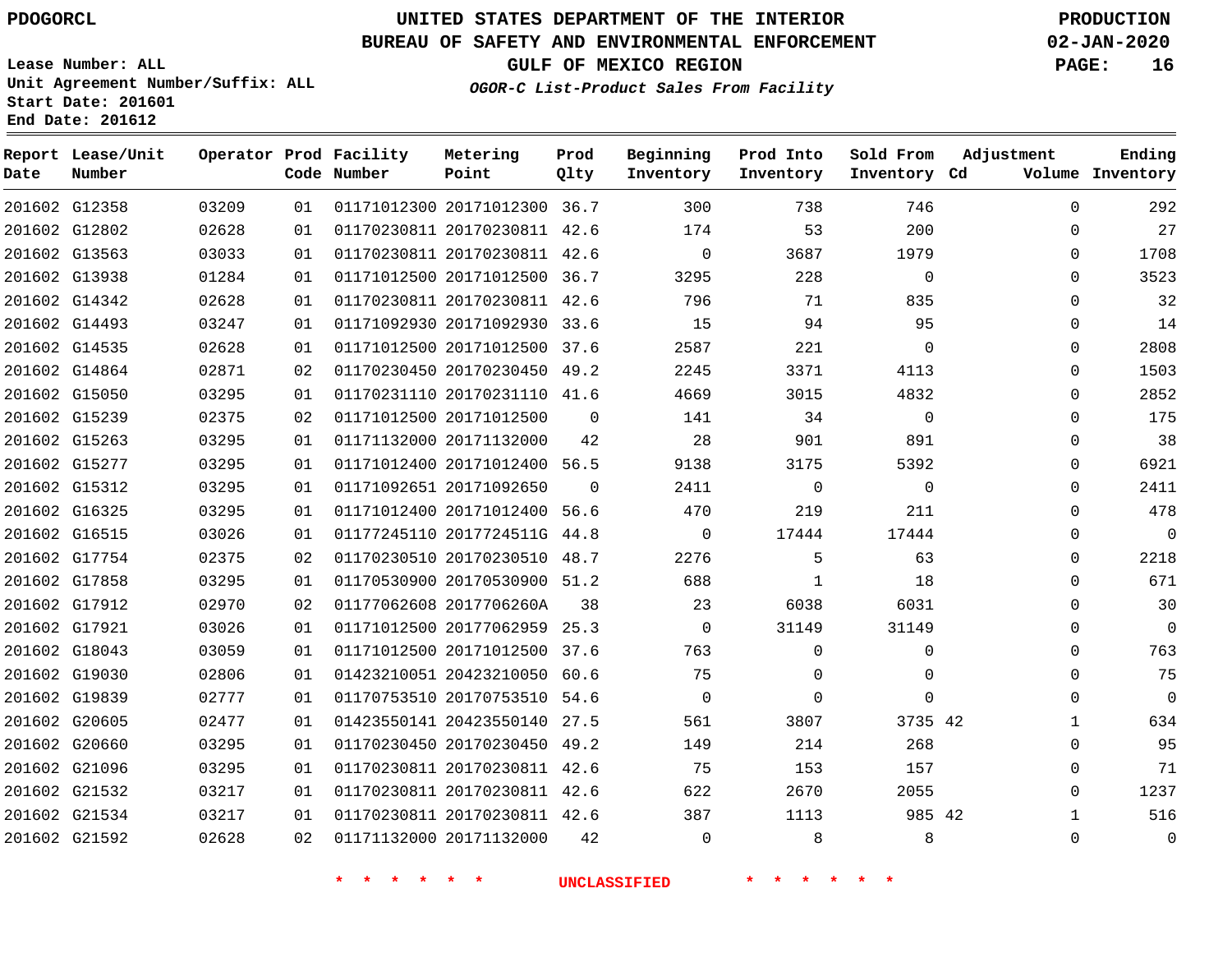PDOGORCL

# UNITED STATES DEPARTMENT OF THE INTERIOR
## BUREAU OF SAFETY AND ENVIRONMENTAL ENFORCEMENT
### GULF OF MEXICO REGION

**PRODUCTION**
**02-JAN-2020**

Lease Number: ALL
Unit Agreement Number/Suffix: ALL
Start Date: 201601
End Date: 201612

*OGOR-C List-Product Sales From Facility*

| Report Date | Lease/Unit Number | Operator | Prod Code | Facility Number | Metering Point | Prod Qlty | Beginning Inventory | Prod Into Inventory | Sold From Inventory | Adjustment Cd | Volume | Ending Inventory |
|---|---|---|---|---|---|---|---|---|---|---|---|---|
| 201602 | G12358 | 03209 | 01 | 01171012300 | 20171012300 | 36.7 | 300 | 738 | 746 | | 0 | 292 |
| 201602 | G12802 | 02628 | 01 | 01170230811 | 20170230811 | 42.6 | 174 | 53 | 200 | | 0 | 27 |
| 201602 | G13563 | 03033 | 01 | 01170230811 | 20170230811 | 42.6 | 0 | 3687 | 1979 | | 0 | 1708 |
| 201602 | G13938 | 01284 | 01 | 01171012500 | 20171012500 | 36.7 | 3295 | 228 | 0 | | 0 | 3523 |
| 201602 | G14342 | 02628 | 01 | 01170230811 | 20170230811 | 42.6 | 796 | 71 | 835 | | 0 | 32 |
| 201602 | G14493 | 03247 | 01 | 01171092930 | 20171092930 | 33.6 | 15 | 94 | 95 | | 0 | 14 |
| 201602 | G14535 | 02628 | 01 | 01171012500 | 20171012500 | 37.6 | 2587 | 221 | 0 | | 0 | 2808 |
| 201602 | G14864 | 02871 | 02 | 01170230450 | 20170230450 | 49.2 | 2245 | 3371 | 4113 | | 0 | 1503 |
| 201602 | G15050 | 03295 | 01 | 01170231110 | 20170231110 | 41.6 | 4669 | 3015 | 4832 | | 0 | 2852 |
| 201602 | G15239 | 02375 | 02 | 01171012500 | 20171012500 | 0 | 141 | 34 | 0 | | 0 | 175 |
| 201602 | G15263 | 03295 | 01 | 01171132000 | 20171132000 | 42 | 28 | 901 | 891 | | 0 | 38 |
| 201602 | G15277 | 03295 | 01 | 01171012400 | 20171012400 | 56.5 | 9138 | 3175 | 5392 | | 0 | 6921 |
| 201602 | G15312 | 03295 | 01 | 01171092651 | 20171092650 | 0 | 2411 | 0 | 0 | | 0 | 2411 |
| 201602 | G16325 | 03295 | 01 | 01171012400 | 20171012400 | 56.6 | 470 | 219 | 211 | | 0 | 478 |
| 201602 | G16515 | 03026 | 01 | 01177245110 | 2017724511G | 44.8 | 0 | 17444 | 17444 | | 0 | 0 |
| 201602 | G17754 | 02375 | 02 | 01170230510 | 20170230510 | 48.7 | 2276 | 5 | 63 | | 0 | 2218 |
| 201602 | G17858 | 03295 | 01 | 01170530900 | 20170530900 | 51.2 | 688 | 1 | 18 | | 0 | 671 |
| 201602 | G17912 | 02970 | 02 | 01177062608 | 2017706260A | 38 | 23 | 6038 | 6031 | | 0 | 30 |
| 201602 | G17921 | 03026 | 01 | 01171012500 | 20177062959 | 25.3 | 0 | 31149 | 31149 | | 0 | 0 |
| 201602 | G18043 | 03059 | 01 | 01171012500 | 20171012500 | 37.6 | 763 | 0 | 0 | | 0 | 763 |
| 201602 | G19030 | 02806 | 01 | 01423210051 | 20423210050 | 60.6 | 75 | 0 | 0 | | 0 | 75 |
| 201602 | G19839 | 02777 | 01 | 01170753510 | 20170753510 | 54.6 | 0 | 0 | 0 | | 0 | 0 |
| 201602 | G20605 | 02477 | 01 | 01423550141 | 20423550140 | 27.5 | 561 | 3807 | 3735 | 42 | 1 | 634 |
| 201602 | G20660 | 03295 | 01 | 01170230450 | 20170230450 | 49.2 | 149 | 214 | 268 | | 0 | 95 |
| 201602 | G21096 | 03295 | 01 | 01170230811 | 20170230811 | 42.6 | 75 | 153 | 157 | | 0 | 71 |
| 201602 | G21532 | 03217 | 01 | 01170230811 | 20170230811 | 42.6 | 622 | 2670 | 2055 | | 0 | 1237 |
| 201602 | G21534 | 03217 | 01 | 01170230811 | 20170230811 | 42.6 | 387 | 1113 | 985 | 42 | 1 | 516 |
| 201602 | G21592 | 02628 | 02 | 01171132000 | 20171132000 | 42 | 0 | 8 | 8 | | 0 | 0 |

\* \* \* \* \* \* UNCLASSIFIED \* \* \* \* \* \*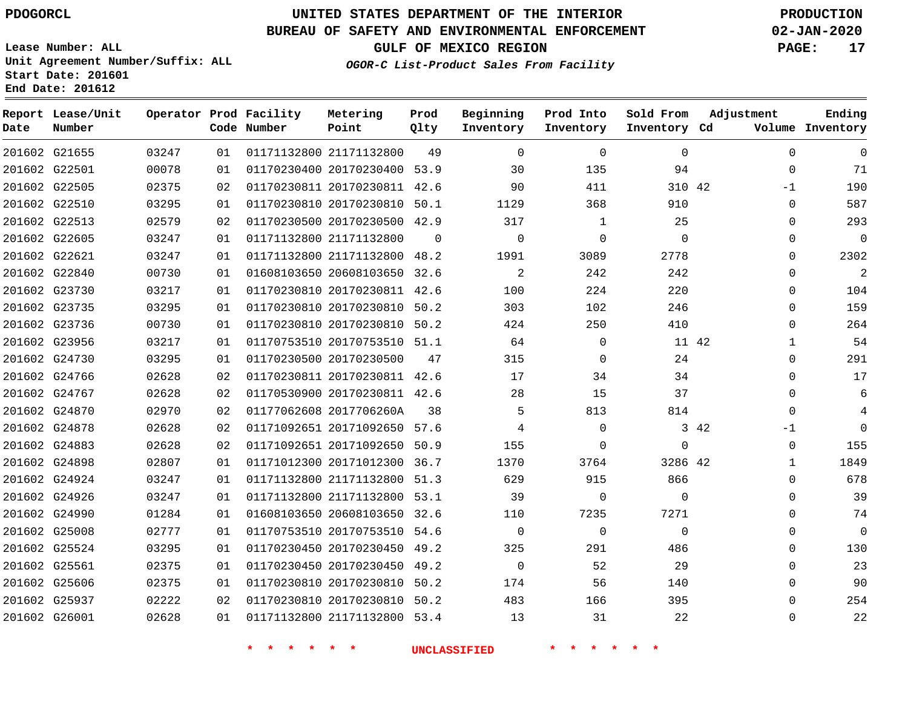PDOGORCL

# UNITED STATES DEPARTMENT OF THE INTERIOR
## BUREAU OF SAFETY AND ENVIRONMENTAL ENFORCEMENT
### GULF OF MEXICO REGION
*OGOR-C List-Product Sales From Facility*

PRODUCTION
02-JAN-2020

Lease Number: ALL
Unit Agreement Number/Suffix: ALL
Start Date: 201601
End Date: 201612

| Report Date | Lease/Unit Number | Operator | Prod Code | Facility Number | Metering Point | Prod Qlty | Beginning Inventory | Prod Into Inventory | Sold From Inventory | Adjustment Cd | Adjustment Volume | Ending Inventory |
|---|---|---|---|---|---|---|---|---|---|---|---|---|
| 201602 | G21655 | 03247 | 01 | 01171132800 | 21171132800 | 49 | 0 | 0 | 0 | | 0 | 0 |
| 201602 | G22501 | 00078 | 01 | 01170230400 | 20170230400 | 53.9 | 30 | 135 | 94 | | 0 | 71 |
| 201602 | G22505 | 02375 | 02 | 01170230811 | 20170230811 | 42.6 | 90 | 411 | 310 | 42 | -1 | 190 |
| 201602 | G22510 | 03295 | 01 | 01170230810 | 20170230810 | 50.1 | 1129 | 368 | 910 | | 0 | 587 |
| 201602 | G22513 | 02579 | 02 | 01170230500 | 20170230500 | 42.9 | 317 | 1 | 25 | | 0 | 293 |
| 201602 | G22605 | 03247 | 01 | 01171132800 | 21171132800 | 0 | 0 | 0 | 0 | | 0 | 0 |
| 201602 | G22621 | 03247 | 01 | 01171132800 | 21171132800 | 48.2 | 1991 | 3089 | 2778 | | 0 | 2302 |
| 201602 | G22840 | 00730 | 01 | 01608103650 | 20608103650 | 32.6 | 2 | 242 | 242 | | 0 | 2 |
| 201602 | G23730 | 03217 | 01 | 01170230810 | 20170230811 | 42.6 | 100 | 224 | 220 | | 0 | 104 |
| 201602 | G23735 | 03295 | 01 | 01170230810 | 20170230810 | 50.2 | 303 | 102 | 246 | | 0 | 159 |
| 201602 | G23736 | 00730 | 01 | 01170230810 | 20170230810 | 50.2 | 424 | 250 | 410 | | 0 | 264 |
| 201602 | G23956 | 03217 | 01 | 01170753510 | 20170753510 | 51.1 | 64 | 0 | 11 | 42 | 1 | 54 |
| 201602 | G24730 | 03295 | 01 | 01170230500 | 20170230500 | 47 | 315 | 0 | 24 | | 0 | 291 |
| 201602 | G24766 | 02628 | 02 | 01170230811 | 20170230811 | 42.6 | 17 | 34 | 34 | | 0 | 17 |
| 201602 | G24767 | 02628 | 02 | 01170530900 | 20170230811 | 42.6 | 28 | 15 | 37 | | 0 | 6 |
| 201602 | G24870 | 02970 | 02 | 01177062608 | 2017706260A | 38 | 5 | 813 | 814 | | 0 | 4 |
| 201602 | G24878 | 02628 | 02 | 01171092651 | 20171092650 | 57.6 | 4 | 0 | 3 | 42 | -1 | 0 |
| 201602 | G24883 | 02628 | 02 | 01171092651 | 20171092650 | 50.9 | 155 | 0 | 0 | | 0 | 155 |
| 201602 | G24898 | 02807 | 01 | 01171012300 | 20171012300 | 36.7 | 1370 | 3764 | 3286 | 42 | 1 | 1849 |
| 201602 | G24924 | 03247 | 01 | 01171132800 | 21171132800 | 51.3 | 629 | 915 | 866 | | 0 | 678 |
| 201602 | G24926 | 03247 | 01 | 01171132800 | 21171132800 | 53.1 | 39 | 0 | 0 | | 0 | 39 |
| 201602 | G24990 | 01284 | 01 | 01608103650 | 20608103650 | 32.6 | 110 | 7235 | 7271 | | 0 | 74 |
| 201602 | G25008 | 02777 | 01 | 01170753510 | 20170753510 | 54.6 | 0 | 0 | 0 | | 0 | 0 |
| 201602 | G25524 | 03295 | 01 | 01170230450 | 20170230450 | 49.2 | 325 | 291 | 486 | | 0 | 130 |
| 201602 | G25561 | 02375 | 01 | 01170230450 | 20170230450 | 49.2 | 0 | 52 | 29 | | 0 | 23 |
| 201602 | G25606 | 02375 | 01 | 01170230810 | 20170230810 | 50.2 | 174 | 56 | 140 | | 0 | 90 |
| 201602 | G25937 | 02222 | 02 | 01170230810 | 20170230810 | 50.2 | 483 | 166 | 395 | | 0 | 254 |
| 201602 | G26001 | 02628 | 01 | 01171132800 | 21171132800 | 53.4 | 13 | 31 | 22 | | 0 | 22 |

* * * * * * UNCLASSIFIED * * * * * *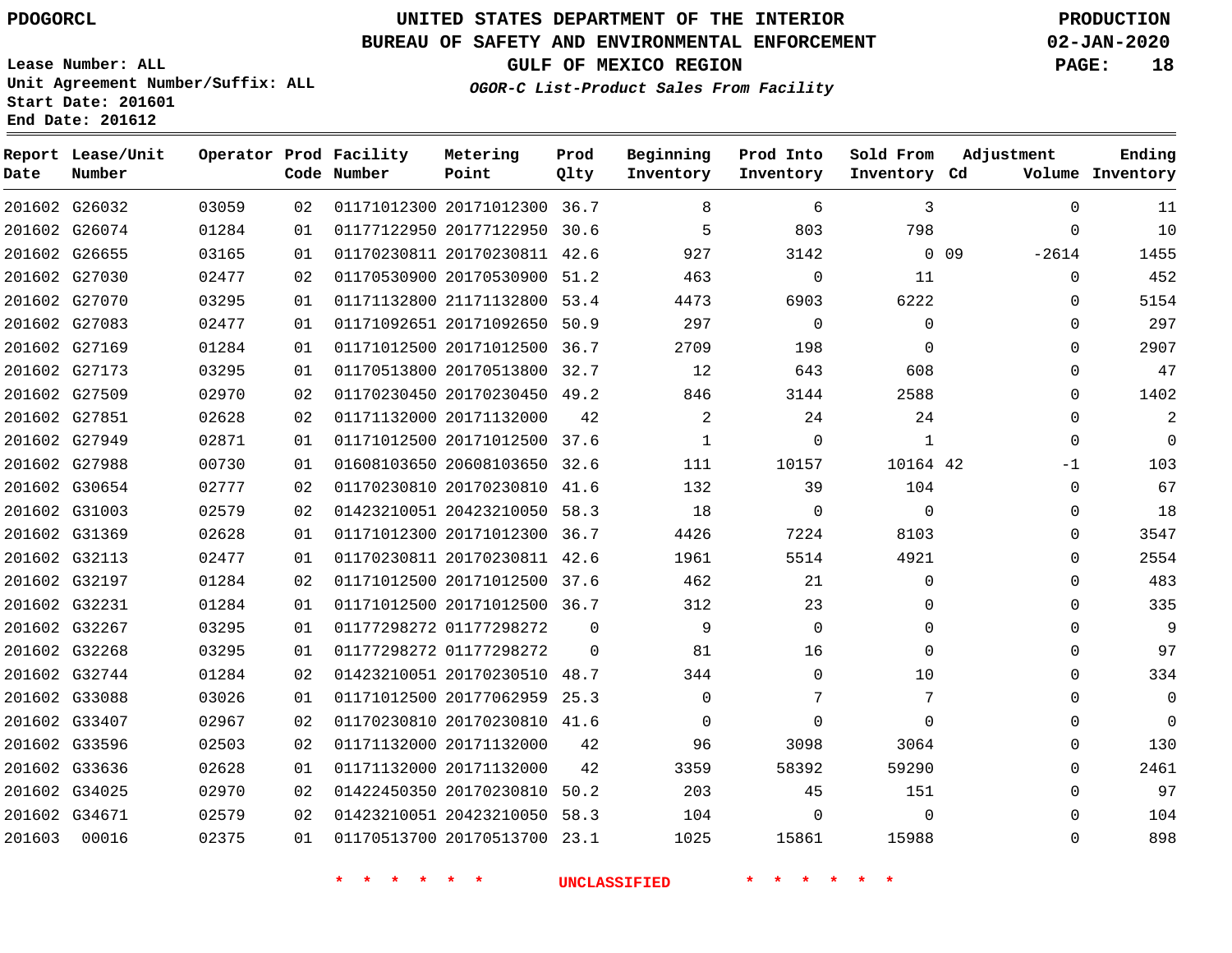PDOGORCL

# UNITED STATES DEPARTMENT OF THE INTERIOR
## BUREAU OF SAFETY AND ENVIRONMENTAL ENFORCEMENT
### GULF OF MEXICO REGION

*OGOR-C List-Product Sales From Facility*

PRODUCTION
02-JAN-2020

Lease Number: ALL
Unit Agreement Number/Suffix: ALL
Start Date: 201601
End Date: 201612

| Report Date | Lease/Unit Number | Operator | Prod Code | Facility Number | Metering Point | Prod Qlty | Beginning Inventory | Prod Into Inventory | Sold From Inventory | Adjustment Cd | Adjustment Volume | Ending Inventory |
|---|---|---|---|---|---|---|---|---|---|---|---|---|
| 201602 | G26032 | 03059 | 02 | 01171012300 | 20171012300 | 36.7 | 8 | 6 | 3 | | 0 | 11 |
| 201602 | G26074 | 01284 | 01 | 01177122950 | 20177122950 | 30.6 | 5 | 803 | 798 | | 0 | 10 |
| 201602 | G26655 | 03165 | 01 | 01170230811 | 20170230811 | 42.6 | 927 | 3142 | 0 | 09 | -2614 | 1455 |
| 201602 | G27030 | 02477 | 02 | 01170530900 | 20170530900 | 51.2 | 463 | 0 | 11 | | 0 | 452 |
| 201602 | G27070 | 03295 | 01 | 01171132800 | 21171132800 | 53.4 | 4473 | 6903 | 6222 | | 0 | 5154 |
| 201602 | G27083 | 02477 | 01 | 01171092651 | 20171092650 | 50.9 | 297 | 0 | 0 | | 0 | 297 |
| 201602 | G27169 | 01284 | 01 | 01171012500 | 20171012500 | 36.7 | 2709 | 198 | 0 | | 0 | 2907 |
| 201602 | G27173 | 03295 | 01 | 01170513800 | 20170513800 | 32.7 | 12 | 643 | 608 | | 0 | 47 |
| 201602 | G27509 | 02970 | 02 | 01170230450 | 20170230450 | 49.2 | 846 | 3144 | 2588 | | 0 | 1402 |
| 201602 | G27851 | 02628 | 02 | 01171132000 | 20171132000 | 42 | 2 | 24 | 24 | | 0 | 2 |
| 201602 | G27949 | 02871 | 01 | 01171012500 | 20171012500 | 37.6 | 1 | 0 | 1 | | 0 | 0 |
| 201602 | G27988 | 00730 | 01 | 01608103650 | 20608103650 | 32.6 | 111 | 10157 | 10164 | 42 | -1 | 103 |
| 201602 | G30654 | 02777 | 02 | 01170230810 | 20170230810 | 41.6 | 132 | 39 | 104 | | 0 | 67 |
| 201602 | G31003 | 02579 | 02 | 01423210051 | 20423210050 | 58.3 | 18 | 0 | 0 | | 0 | 18 |
| 201602 | G31369 | 02628 | 01 | 01171012300 | 20171012300 | 36.7 | 4426 | 7224 | 8103 | | 0 | 3547 |
| 201602 | G32113 | 02477 | 01 | 01170230811 | 20170230811 | 42.6 | 1961 | 5514 | 4921 | | 0 | 2554 |
| 201602 | G32197 | 01284 | 02 | 01171012500 | 20171012500 | 37.6 | 462 | 21 | 0 | | 0 | 483 |
| 201602 | G32231 | 01284 | 01 | 01171012500 | 20171012500 | 36.7 | 312 | 23 | 0 | | 0 | 335 |
| 201602 | G32267 | 03295 | 01 | 01177298272 | 01177298272 | 0 | 9 | 0 | 0 | | 0 | 9 |
| 201602 | G32268 | 03295 | 01 | 01177298272 | 01177298272 | 0 | 81 | 16 | 0 | | 0 | 97 |
| 201602 | G32744 | 01284 | 02 | 01423210051 | 20170230510 | 48.7 | 344 | 0 | 10 | | 0 | 334 |
| 201602 | G33088 | 03026 | 01 | 01171012500 | 20177062959 | 25.3 | 0 | 7 | 7 | | 0 | 0 |
| 201602 | G33407 | 02967 | 02 | 01170230810 | 20170230810 | 41.6 | 0 | 0 | 0 | | 0 | 0 |
| 201602 | G33596 | 02503 | 02 | 01171132000 | 20171132000 | 42 | 96 | 3098 | 3064 | | 0 | 130 |
| 201602 | G33636 | 02628 | 01 | 01171132000 | 20171132000 | 42 | 3359 | 58392 | 59290 | | 0 | 2461 |
| 201602 | G34025 | 02970 | 02 | 01422450350 | 20170230810 | 50.2 | 203 | 45 | 151 | | 0 | 97 |
| 201602 | G34671 | 02579 | 02 | 01423210051 | 20423210050 | 58.3 | 104 | 0 | 0 | | 0 | 104 |
| 201603 | 00016 | 02375 | 01 | 01170513700 | 20170513700 | 23.1 | 1025 | 15861 | 15988 | | 0 | 898 |

* * * * * * UNCLASSIFIED * * * * * *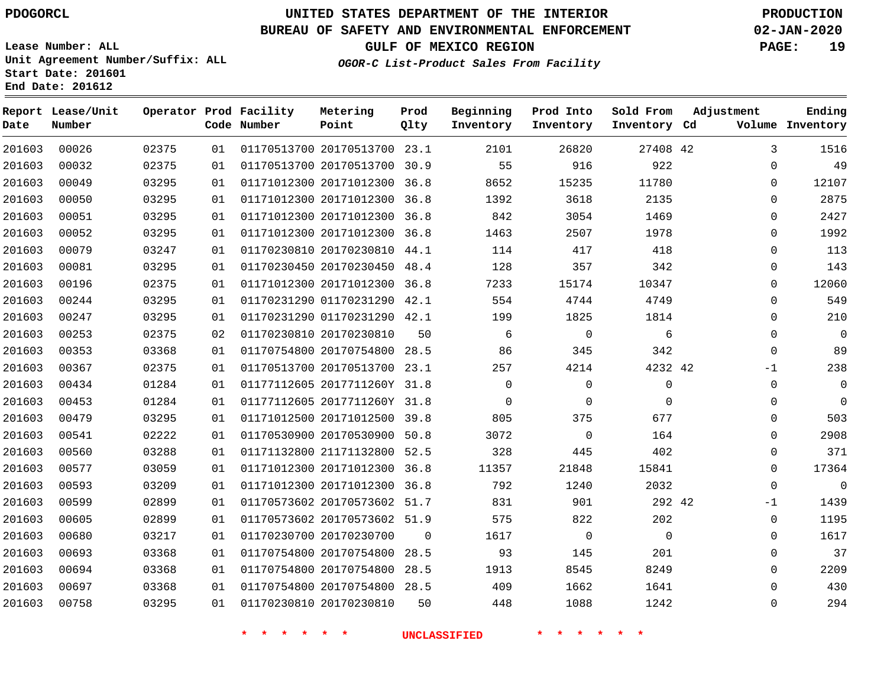PDOGORCL

# UNITED STATES DEPARTMENT OF THE INTERIOR
## BUREAU OF SAFETY AND ENVIRONMENTAL ENFORCEMENT
### GULF OF MEXICO REGION

*OGOR-C List-Product Sales From Facility*

PRODUCTION
02-JAN-2020

Lease Number: ALL
Unit Agreement Number/Suffix: ALL
Start Date: 201601
End Date: 201612

| Report Date | Lease/Unit Number | Operator | Prod Code | Facility Number | Metering Point | Prod Qlty | Beginning Inventory | Prod Into Inventory | Sold From Inventory | Adjustment Cd | Adjustment Volume | Ending Inventory |
|---|---|---|---|---|---|---|---|---|---|---|---|---|
| 201603 | 00026 | 02375 | 01 | 01170513700 | 20170513700 | 23.1 | 2101 | 26820 | 27408 | 42 | 3 | 1516 |
| 201603 | 00032 | 02375 | 01 | 01170513700 | 20170513700 | 30.9 | 55 | 916 | 922 | | 0 | 49 |
| 201603 | 00049 | 03295 | 01 | 01171012300 | 20171012300 | 36.8 | 8652 | 15235 | 11780 | | 0 | 12107 |
| 201603 | 00050 | 03295 | 01 | 01171012300 | 20171012300 | 36.8 | 1392 | 3618 | 2135 | | 0 | 2875 |
| 201603 | 00051 | 03295 | 01 | 01171012300 | 20171012300 | 36.8 | 842 | 3054 | 1469 | | 0 | 2427 |
| 201603 | 00052 | 03295 | 01 | 01171012300 | 20171012300 | 36.8 | 1463 | 2507 | 1978 | | 0 | 1992 |
| 201603 | 00079 | 03247 | 01 | 01170230810 | 20170230810 | 44.1 | 114 | 417 | 418 | | 0 | 113 |
| 201603 | 00081 | 03295 | 01 | 01170230450 | 20170230450 | 48.4 | 128 | 357 | 342 | | 0 | 143 |
| 201603 | 00196 | 02375 | 01 | 01171012300 | 20171012300 | 36.8 | 7233 | 15174 | 10347 | | 0 | 12060 |
| 201603 | 00244 | 03295 | 01 | 01170231290 | 01170231290 | 42.1 | 554 | 4744 | 4749 | | 0 | 549 |
| 201603 | 00247 | 03295 | 01 | 01170231290 | 01170231290 | 42.1 | 199 | 1825 | 1814 | | 0 | 210 |
| 201603 | 00253 | 02375 | 02 | 01170230810 | 20170230810 | 50 | 6 | 0 | 6 | | 0 | 0 |
| 201603 | 00353 | 03368 | 01 | 01170754800 | 20170754800 | 28.5 | 86 | 345 | 342 | | 0 | 89 |
| 201603 | 00367 | 02375 | 01 | 01170513700 | 20170513700 | 23.1 | 257 | 4214 | 4232 | 42 | -1 | 238 |
| 201603 | 00434 | 01284 | 01 | 01177112605 | 2017711260Y | 31.8 | 0 | 0 | 0 | | 0 | 0 |
| 201603 | 00453 | 01284 | 01 | 01177112605 | 2017711260Y | 31.8 | 0 | 0 | 0 | | 0 | 0 |
| 201603 | 00479 | 03295 | 01 | 01171012500 | 20171012500 | 39.8 | 805 | 375 | 677 | | 0 | 503 |
| 201603 | 00541 | 02222 | 01 | 01170530900 | 20170530900 | 50.8 | 3072 | 0 | 164 | | 0 | 2908 |
| 201603 | 00560 | 03288 | 01 | 01171132800 | 21171132800 | 52.5 | 328 | 445 | 402 | | 0 | 371 |
| 201603 | 00577 | 03059 | 01 | 01171012300 | 20171012300 | 36.8 | 11357 | 21848 | 15841 | | 0 | 17364 |
| 201603 | 00593 | 03209 | 01 | 01171012300 | 20171012300 | 36.8 | 792 | 1240 | 2032 | | 0 | 0 |
| 201603 | 00599 | 02899 | 01 | 01170573602 | 20170573602 | 51.7 | 831 | 901 | 292 | 42 | -1 | 1439 |
| 201603 | 00605 | 02899 | 01 | 01170573602 | 20170573602 | 51.9 | 575 | 822 | 202 | | 0 | 1195 |
| 201603 | 00680 | 03217 | 01 | 01170230700 | 20170230700 | 0 | 1617 | 0 | 0 | | 0 | 1617 |
| 201603 | 00693 | 03368 | 01 | 01170754800 | 20170754800 | 28.5 | 93 | 145 | 201 | | 0 | 37 |
| 201603 | 00694 | 03368 | 01 | 01170754800 | 20170754800 | 28.5 | 1913 | 8545 | 8249 | | 0 | 2209 |
| 201603 | 00697 | 03368 | 01 | 01170754800 | 20170754800 | 28.5 | 409 | 1662 | 1641 | | 0 | 430 |
| 201603 | 00758 | 03295 | 01 | 01170230810 | 20170230810 | 50 | 448 | 1088 | 1242 | | 0 | 294 |

\* \* \* \* \* \* UNCLASSIFIED \* \* \* \* \* \*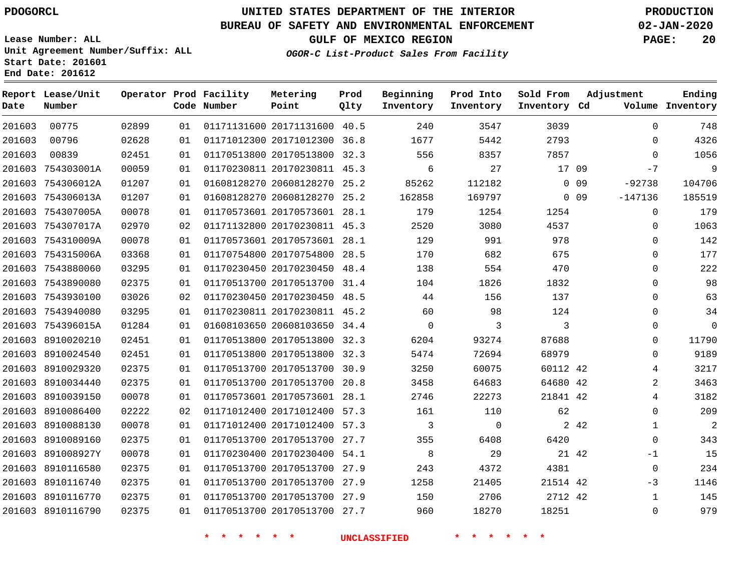PDOGORCL

# UNITED STATES DEPARTMENT OF THE INTERIOR
## BUREAU OF SAFETY AND ENVIRONMENTAL ENFORCEMENT
### GULF OF MEXICO REGION
*OGOR-C List-Product Sales From Facility*

PRODUCTION
02-JAN-2020

Lease Number: ALL
Unit Agreement Number/Suffix: ALL
Start Date: 201601
End Date: 201612

| Report Date | Lease/Unit Number | Operator | Prod Code | Facility Number | Metering Point | Prod Qlty | Beginning Inventory | Prod Into Inventory | Sold From Inventory | Adjustment Cd | Adjustment Volume | Ending Inventory |
|---|---|---|---|---|---|---|---|---|---|---|---|---|
| 201603 | 00775 | 02899 | 01 | 01171131600 | 20171131600 | 40.5 | 240 | 3547 | 3039 | | 0 | 748 |
| 201603 | 00796 | 02628 | 01 | 01171012300 | 20171012300 | 36.8 | 1677 | 5442 | 2793 | | 0 | 4326 |
| 201603 | 00839 | 02451 | 01 | 01170513800 | 20170513800 | 32.3 | 556 | 8357 | 7857 | | 0 | 1056 |
| 201603 | 754303001A | 00059 | 01 | 01170230811 | 20170230811 | 45.3 | 6 | 27 | 17 | 09 | -7 | 9 |
| 201603 | 754306012A | 01207 | 01 | 01608128270 | 20608128270 | 25.2 | 85262 | 112182 | 0 | 09 | -92738 | 104706 |
| 201603 | 754306013A | 01207 | 01 | 01608128270 | 20608128270 | 25.2 | 162858 | 169797 | 0 | 09 | -147136 | 185519 |
| 201603 | 754307005A | 00078 | 01 | 01170573601 | 20170573601 | 28.1 | 179 | 1254 | 1254 | | 0 | 179 |
| 201603 | 754307017A | 02970 | 02 | 01171132800 | 20170230811 | 45.3 | 2520 | 3080 | 4537 | | 0 | 1063 |
| 201603 | 754310009A | 00078 | 01 | 01170573601 | 20170573601 | 28.1 | 129 | 991 | 978 | | 0 | 142 |
| 201603 | 754315006A | 03368 | 01 | 01170754800 | 20170754800 | 28.5 | 170 | 682 | 675 | | 0 | 177 |
| 201603 | 7543880060 | 03295 | 01 | 01170230450 | 20170230450 | 48.4 | 138 | 554 | 470 | | 0 | 222 |
| 201603 | 7543890080 | 02375 | 01 | 01170513700 | 20170513700 | 31.4 | 104 | 1826 | 1832 | | 0 | 98 |
| 201603 | 7543930100 | 03026 | 02 | 01170230450 | 20170230450 | 48.5 | 44 | 156 | 137 | | 0 | 63 |
| 201603 | 7543940080 | 03295 | 01 | 01170230811 | 20170230811 | 45.2 | 60 | 98 | 124 | | 0 | 34 |
| 201603 | 754396015A | 01284 | 01 | 01608103650 | 20608103650 | 34.4 | 0 | 3 | 3 | | 0 | 0 |
| 201603 | 8910020210 | 02451 | 01 | 01170513800 | 20170513800 | 32.3 | 6204 | 93274 | 87688 | | 0 | 11790 |
| 201603 | 8910024540 | 02451 | 01 | 01170513800 | 20170513800 | 32.3 | 5474 | 72694 | 68979 | | 0 | 9189 |
| 201603 | 8910029320 | 02375 | 01 | 01170513700 | 20170513700 | 30.9 | 3250 | 60075 | 60112 | 42 | 4 | 3217 |
| 201603 | 8910034440 | 02375 | 01 | 01170513700 | 20170513700 | 20.8 | 3458 | 64683 | 64680 | 42 | 2 | 3463 |
| 201603 | 8910039150 | 00078 | 01 | 01170573601 | 20170573601 | 28.1 | 2746 | 22273 | 21841 | 42 | 4 | 3182 |
| 201603 | 8910086400 | 02222 | 02 | 01171012400 | 20171012400 | 57.3 | 161 | 110 | 62 | | 0 | 209 |
| 201603 | 8910088130 | 00078 | 01 | 01171012400 | 20171012400 | 57.3 | 3 | 0 | 2 | 42 | 1 | 2 |
| 201603 | 8910089160 | 02375 | 01 | 01170513700 | 20170513700 | 27.7 | 355 | 6408 | 6420 | | 0 | 343 |
| 201603 | 891008927Y | 00078 | 01 | 01170230400 | 20170230400 | 54.1 | 8 | 29 | 21 | 42 | -1 | 15 |
| 201603 | 8910116580 | 02375 | 01 | 01170513700 | 20170513700 | 27.9 | 243 | 4372 | 4381 | | 0 | 234 |
| 201603 | 8910116740 | 02375 | 01 | 01170513700 | 20170513700 | 27.9 | 1258 | 21405 | 21514 | 42 | -3 | 1146 |
| 201603 | 8910116770 | 02375 | 01 | 01170513700 | 20170513700 | 27.9 | 150 | 2706 | 2712 | 42 | 1 | 145 |
| 201603 | 8910116790 | 02375 | 01 | 01170513700 | 20170513700 | 27.7 | 960 | 18270 | 18251 | | 0 | 979 |

* * * * * * UNCLASSIFIED * * * * * *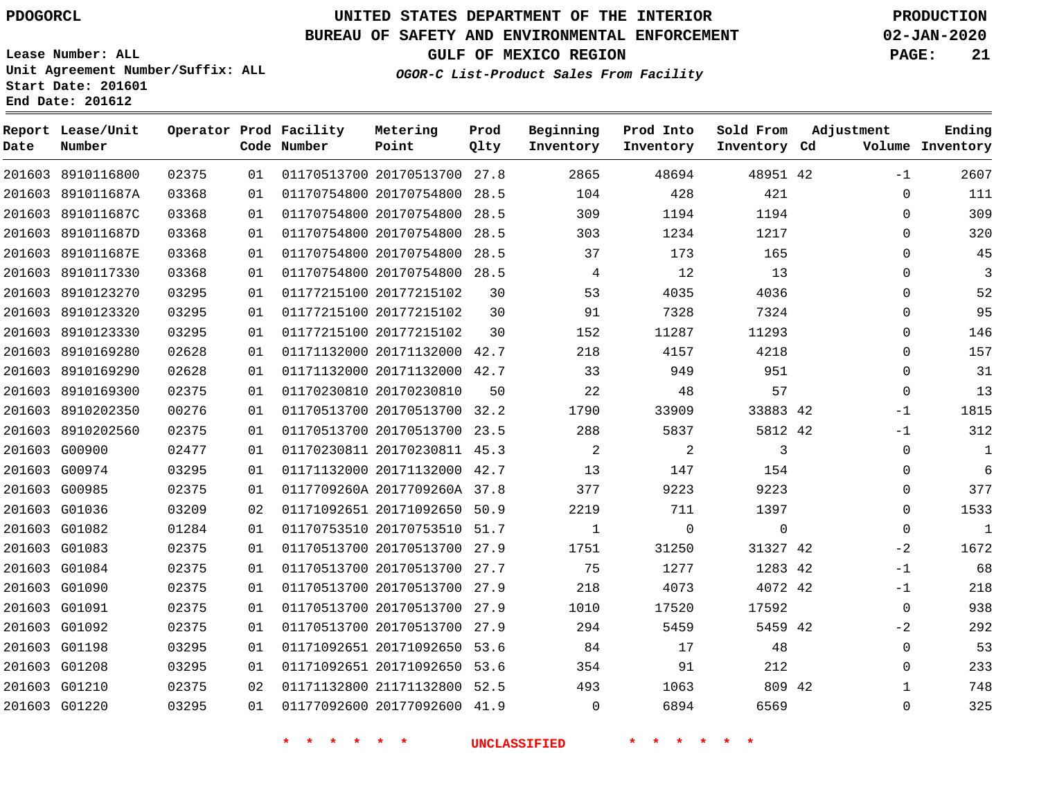PDOGORCL

# UNITED STATES DEPARTMENT OF THE INTERIOR
## BUREAU OF SAFETY AND ENVIRONMENTAL ENFORCEMENT
### GULF OF MEXICO REGION
*OGOR-C List-Product Sales From Facility*

PRODUCTION
02-JAN-2020

Lease Number: ALL
Unit Agreement Number/Suffix: ALL
Start Date: 201601
End Date: 201612

| Report Date | Lease/Unit Number | Operator | Prod Code | Facility Number | Metering Point | Prod Qlty | Beginning Inventory | Prod Into Inventory | Sold From Inventory | Adjustment Cd | Volume | Ending Inventory |
|---|---|---|---|---|---|---|---|---|---|---|---|---|
| 201603 | 8910116800 | 02375 | 01 | 01170513700 | 20170513700 | 27.8 | 2865 | 48694 | 48951 | 42 | -1 | 2607 |
| 201603 | 891011687A | 03368 | 01 | 01170754800 | 20170754800 | 28.5 | 104 | 428 | 421 | | 0 | 111 |
| 201603 | 891011687C | 03368 | 01 | 01170754800 | 20170754800 | 28.5 | 309 | 1194 | 1194 | | 0 | 309 |
| 201603 | 891011687D | 03368 | 01 | 01170754800 | 20170754800 | 28.5 | 303 | 1234 | 1217 | | 0 | 320 |
| 201603 | 891011687E | 03368 | 01 | 01170754800 | 20170754800 | 28.5 | 37 | 173 | 165 | | 0 | 45 |
| 201603 | 8910117330 | 03368 | 01 | 01170754800 | 20170754800 | 28.5 | 4 | 12 | 13 | | 0 | 3 |
| 201603 | 8910123270 | 03295 | 01 | 01177215100 | 20177215102 | 30 | 53 | 4035 | 4036 | | 0 | 52 |
| 201603 | 8910123320 | 03295 | 01 | 01177215100 | 20177215102 | 30 | 91 | 7328 | 7324 | | 0 | 95 |
| 201603 | 8910123330 | 03295 | 01 | 01177215100 | 20177215102 | 30 | 152 | 11287 | 11293 | | 0 | 146 |
| 201603 | 8910169280 | 02628 | 01 | 01171132000 | 20171132000 | 42.7 | 218 | 4157 | 4218 | | 0 | 157 |
| 201603 | 8910169290 | 02628 | 01 | 01171132000 | 20171132000 | 42.7 | 33 | 949 | 951 | | 0 | 31 |
| 201603 | 8910169300 | 02375 | 01 | 01170230810 | 20170230810 | 50 | 22 | 48 | 57 | | 0 | 13 |
| 201603 | 8910202350 | 00276 | 01 | 01170513700 | 20170513700 | 32.2 | 1790 | 33909 | 33883 | 42 | -1 | 1815 |
| 201603 | 8910202560 | 02375 | 01 | 01170513700 | 20170513700 | 23.5 | 288 | 5837 | 5812 | 42 | -1 | 312 |
| 201603 | G00900 | 02477 | 01 | 01170230811 | 20170230811 | 45.3 | 2 | 2 | 3 | | 0 | 1 |
| 201603 | G00974 | 03295 | 01 | 01171132000 | 20171132000 | 42.7 | 13 | 147 | 154 | | 0 | 6 |
| 201603 | G00985 | 02375 | 01 | 0117709260A | 2017709260A | 37.8 | 377 | 9223 | 9223 | | 0 | 377 |
| 201603 | G01036 | 03209 | 02 | 01171092651 | 20171092650 | 50.9 | 2219 | 711 | 1397 | | 0 | 1533 |
| 201603 | G01082 | 01284 | 01 | 01170753510 | 20170753510 | 51.7 | 1 | 0 | 0 | | 0 | 1 |
| 201603 | G01083 | 02375 | 01 | 01170513700 | 20170513700 | 27.9 | 1751 | 31250 | 31327 | 42 | -2 | 1672 |
| 201603 | G01084 | 02375 | 01 | 01170513700 | 20170513700 | 27.7 | 75 | 1277 | 1283 | 42 | -1 | 68 |
| 201603 | G01090 | 02375 | 01 | 01170513700 | 20170513700 | 27.9 | 218 | 4073 | 4072 | 42 | -1 | 218 |
| 201603 | G01091 | 02375 | 01 | 01170513700 | 20170513700 | 27.9 | 1010 | 17520 | 17592 | | 0 | 938 |
| 201603 | G01092 | 02375 | 01 | 01170513700 | 20170513700 | 27.9 | 294 | 5459 | 5459 | 42 | -2 | 292 |
| 201603 | G01198 | 03295 | 01 | 01171092651 | 20171092650 | 53.6 | 84 | 17 | 48 | | 0 | 53 |
| 201603 | G01208 | 03295 | 01 | 01171092651 | 20171092650 | 53.6 | 354 | 91 | 212 | | 0 | 233 |
| 201603 | G01210 | 02375 | 02 | 01171132800 | 21171132800 | 52.5 | 493 | 1063 | 809 | 42 | 1 | 748 |
| 201603 | G01220 | 03295 | 01 | 01177092600 | 20177092600 | 41.9 | 0 | 6894 | 6569 | | 0 | 325 |

\* \* \* \* \* \* UNCLASSIFIED \* \* \* \* \* \*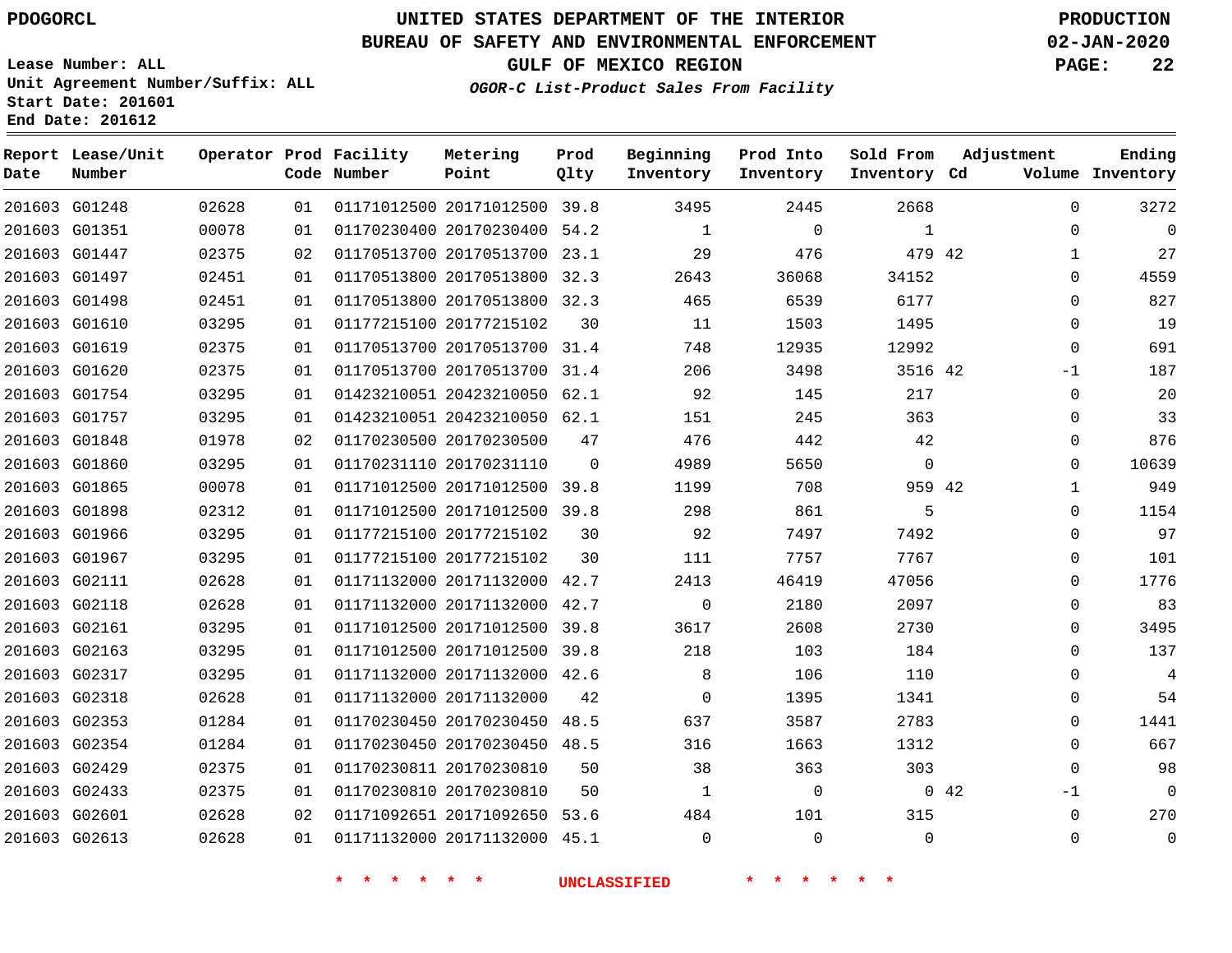PDOGORCL

# UNITED STATES DEPARTMENT OF THE INTERIOR
## BUREAU OF SAFETY AND ENVIRONMENTAL ENFORCEMENT
## GULF OF MEXICO REGION
### *OGOR-C List-Product Sales From Facility*

PRODUCTION
02-JAN-2020

Lease Number: ALL
Unit Agreement Number/Suffix: ALL
Start Date: 201601
End Date: 201612

| Report Date | Lease/Unit Number | Operator | Prod Code | Facility Number | Metering Point | Prod Qlty | Beginning Inventory | Prod Into Inventory | Sold From Inventory | Adjustment Cd | Adjustment Volume | Ending Inventory |
|---|---|---|---|---|---|---|---|---|---|---|---|---|
| 201603 | G01248 | 02628 | 01 | 01171012500 | 20171012500 | 39.8 | 3495 | 2445 | 2668 | | 0 | 3272 |
| 201603 | G01351 | 00078 | 01 | 01170230400 | 20170230400 | 54.2 | 1 | 0 | 1 | | 0 | 0 |
| 201603 | G01447 | 02375 | 02 | 01170513700 | 20170513700 | 23.1 | 29 | 476 | 479 | 42 | 1 | 27 |
| 201603 | G01497 | 02451 | 01 | 01170513800 | 20170513800 | 32.3 | 2643 | 36068 | 34152 | | 0 | 4559 |
| 201603 | G01498 | 02451 | 01 | 01170513800 | 20170513800 | 32.3 | 465 | 6539 | 6177 | | 0 | 827 |
| 201603 | G01610 | 03295 | 01 | 01177215100 | 20177215102 | 30 | 11 | 1503 | 1495 | | 0 | 19 |
| 201603 | G01619 | 02375 | 01 | 01170513700 | 20170513700 | 31.4 | 748 | 12935 | 12992 | | 0 | 691 |
| 201603 | G01620 | 02375 | 01 | 01170513700 | 20170513700 | 31.4 | 206 | 3498 | 3516 | 42 | -1 | 187 |
| 201603 | G01754 | 03295 | 01 | 01423210051 | 20423210050 | 62.1 | 92 | 145 | 217 | | 0 | 20 |
| 201603 | G01757 | 03295 | 01 | 01423210051 | 20423210050 | 62.1 | 151 | 245 | 363 | | 0 | 33 |
| 201603 | G01848 | 01978 | 02 | 01170230500 | 20170230500 | 47 | 476 | 442 | 42 | | 0 | 876 |
| 201603 | G01860 | 03295 | 01 | 01170231110 | 20170231110 | 0 | 4989 | 5650 | 0 | | 0 | 10639 |
| 201603 | G01865 | 00078 | 01 | 01171012500 | 20171012500 | 39.8 | 1199 | 708 | 959 | 42 | 1 | 949 |
| 201603 | G01898 | 02312 | 01 | 01171012500 | 20171012500 | 39.8 | 298 | 861 | 5 | | 0 | 1154 |
| 201603 | G01966 | 03295 | 01 | 01177215100 | 20177215102 | 30 | 92 | 7497 | 7492 | | 0 | 97 |
| 201603 | G01967 | 03295 | 01 | 01177215100 | 20177215102 | 30 | 111 | 7757 | 7767 | | 0 | 101 |
| 201603 | G02111 | 02628 | 01 | 01171132000 | 20171132000 | 42.7 | 2413 | 46419 | 47056 | | 0 | 1776 |
| 201603 | G02118 | 02628 | 01 | 01171132000 | 20171132000 | 42.7 | 0 | 2180 | 2097 | | 0 | 83 |
| 201603 | G02161 | 03295 | 01 | 01171012500 | 20171012500 | 39.8 | 3617 | 2608 | 2730 | | 0 | 3495 |
| 201603 | G02163 | 03295 | 01 | 01171012500 | 20171012500 | 39.8 | 218 | 103 | 184 | | 0 | 137 |
| 201603 | G02317 | 03295 | 01 | 01171132000 | 20171132000 | 42.6 | 8 | 106 | 110 | | 0 | 4 |
| 201603 | G02318 | 02628 | 01 | 01171132000 | 20171132000 | 42 | 0 | 1395 | 1341 | | 0 | 54 |
| 201603 | G02353 | 01284 | 01 | 01170230450 | 20170230450 | 48.5 | 637 | 3587 | 2783 | | 0 | 1441 |
| 201603 | G02354 | 01284 | 01 | 01170230450 | 20170230450 | 48.5 | 316 | 1663 | 1312 | | 0 | 667 |
| 201603 | G02429 | 02375 | 01 | 01170230811 | 20170230810 | 50 | 38 | 363 | 303 | | 0 | 98 |
| 201603 | G02433 | 02375 | 01 | 01170230810 | 20170230810 | 50 | 1 | 0 | 0 | 42 | -1 | 0 |
| 201603 | G02601 | 02628 | 02 | 01171092651 | 20171092650 | 53.6 | 484 | 101 | 315 | | 0 | 270 |
| 201603 | G02613 | 02628 | 01 | 01171132000 | 20171132000 | 45.1 | 0 | 0 | 0 | | 0 | 0 |

* * * * * * UNCLASSIFIED * * * * * *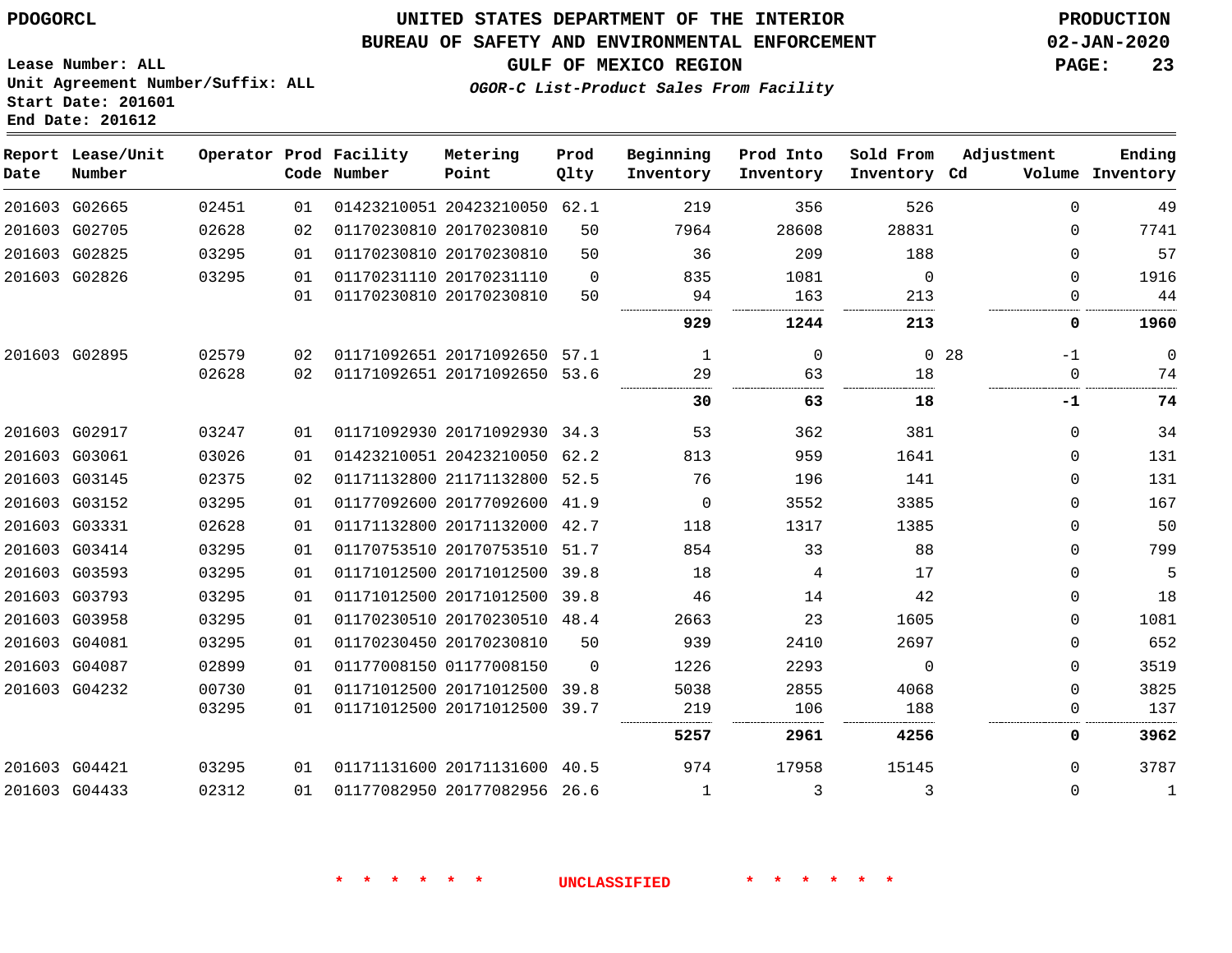PDOGORCL

# UNITED STATES DEPARTMENT OF THE INTERIOR
## BUREAU OF SAFETY AND ENVIRONMENTAL ENFORCEMENT
### GULF OF MEXICO REGION
*OGOR-C List-Product Sales From Facility*

PRODUCTION
02-JAN-2020

Lease Number: ALL
Unit Agreement Number/Suffix: ALL
Start Date: 201601
End Date: 201612

| Report Date | Lease/Unit Number | Operator | Prod Code | Facility Number | Metering Point | Prod Qlty | Beginning Inventory | Prod Into Inventory | Sold From Inventory | Adjustment Cd | Volume | Ending Inventory |
|---|---|---|---|---|---|---|---|---|---|---|---|---|
| 201603 | G02665 | 02451 | 01 | 01423210051 | 20423210050 | 62.1 | 219 | 356 | 526 | | 0 | 49 |
| 201603 | G02705 | 02628 | 02 | 01170230810 | 20170230810 | 50 | 7964 | 28608 | 28831 | | 0 | 7741 |
| 201603 | G02825 | 03295 | 01 | 01170230810 | 20170230810 | 50 | 36 | 209 | 188 | | 0 | 57 |
| 201603 | G02826 | 03295 | 01 | 01170231110 | 20170231110 | 0 | 835 | 1081 | 0 | | 0 | 1916 |
| | | | 01 | 01170230810 | 20170230810 | 50 | 94 | 163 | 213 | | 0 | 44 |
| | | | | | | | **929** | **1244** | **213** | | **0** | **1960** |
| 201603 | G02895 | 02579 | 02 | 01171092651 | 20171092650 | 57.1 | 1 | 0 | 0 | 28 | -1 | 0 |
| | | 02628 | 02 | 01171092651 | 20171092650 | 53.6 | 29 | 63 | 18 | | 0 | 74 |
| | | | | | | | **30** | **63** | **18** | | **-1** | **74** |
| 201603 | G02917 | 03247 | 01 | 01171092930 | 20171092930 | 34.3 | 53 | 362 | 381 | | 0 | 34 |
| 201603 | G03061 | 03026 | 01 | 01423210051 | 20423210050 | 62.2 | 813 | 959 | 1641 | | 0 | 131 |
| 201603 | G03145 | 02375 | 02 | 01171132800 | 21171132800 | 52.5 | 76 | 196 | 141 | | 0 | 131 |
| 201603 | G03152 | 03295 | 01 | 01177092600 | 20177092600 | 41.9 | 0 | 3552 | 3385 | | 0 | 167 |
| 201603 | G03331 | 02628 | 01 | 01171132800 | 20171132000 | 42.7 | 118 | 1317 | 1385 | | 0 | 50 |
| 201603 | G03414 | 03295 | 01 | 01170753510 | 20170753510 | 51.7 | 854 | 33 | 88 | | 0 | 799 |
| 201603 | G03593 | 03295 | 01 | 01171012500 | 20171012500 | 39.8 | 18 | 4 | 17 | | 0 | 5 |
| 201603 | G03793 | 03295 | 01 | 01171012500 | 20171012500 | 39.8 | 46 | 14 | 42 | | 0 | 18 |
| 201603 | G03958 | 03295 | 01 | 01170230510 | 20170230510 | 48.4 | 2663 | 23 | 1605 | | 0 | 1081 |
| 201603 | G04081 | 03295 | 01 | 01170230450 | 20170230810 | 50 | 939 | 2410 | 2697 | | 0 | 652 |
| 201603 | G04087 | 02899 | 01 | 01177008150 | 01177008150 | 0 | 1226 | 2293 | 0 | | 0 | 3519 |
| 201603 | G04232 | 00730 | 01 | 01171012500 | 20171012500 | 39.8 | 5038 | 2855 | 4068 | | 0 | 3825 |
| | | 03295 | 01 | 01171012500 | 20171012500 | 39.7 | 219 | 106 | 188 | | 0 | 137 |
| | | | | | | | **5257** | **2961** | **4256** | | **0** | **3962** |
| 201603 | G04421 | 03295 | 01 | 01171131600 | 20171131600 | 40.5 | 974 | 17958 | 15145 | | 0 | 3787 |
| 201603 | G04433 | 02312 | 01 | 01177082950 | 20177082956 | 26.6 | 1 | 3 | 3 | | 0 | 1 |

\* \* \* \* \* \* UNCLASSIFIED \* \* \* \* \* \*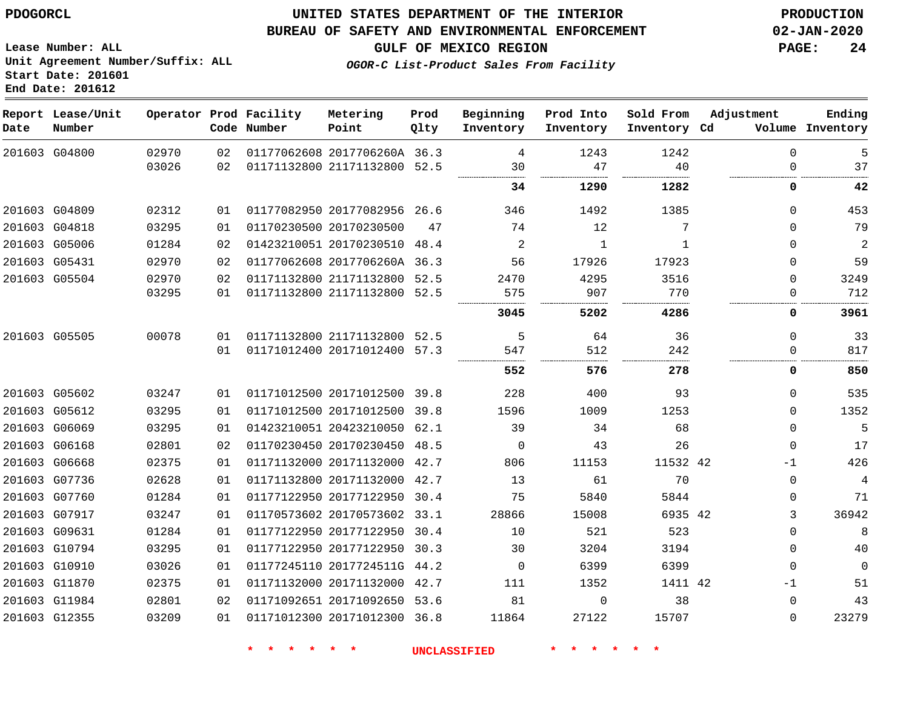# UNITED STATES DEPARTMENT OF THE INTERIOR
## BUREAU OF SAFETY AND ENVIRONMENTAL ENFORCEMENT
### GULF OF MEXICO REGION
*OGOR-C List-Product Sales From Facility*

PDOGORCL

PRODUCTION
02-JAN-2020

Lease Number: ALL
Unit Agreement Number/Suffix: ALL
Start Date: 201601
End Date: 201612

| Report Date | Lease/Unit Number | Operator | Prod Code | Facility Number | Metering Point | Prod Qlty | Beginning Inventory | Prod Into Inventory | Sold From Inventory | Adjustment Cd | Adjustment Volume | Ending Inventory |
|---|---|---|---|---|---|---|---|---|---|---|---|---|
| 201603 | G04800 | 02970 | 02 | 01177062608 | 2017706260A | 36.3 | 4 | 1243 | 1242 | | 0 | 5 |
| | | 03026 | 02 | 01171132800 | 21171132800 | 52.5 | 30 | 47 | 40 | | 0 | 37 |
| | | | | | | | **34** | **1290** | **1282** | | **0** | **42** |
| 201603 | G04809 | 02312 | 01 | 01177082950 | 20177082956 | 26.6 | 346 | 1492 | 1385 | | 0 | 453 |
| 201603 | G04818 | 03295 | 01 | 01170230500 | 20170230500 | 47 | 74 | 12 | 7 | | 0 | 79 |
| 201603 | G05006 | 01284 | 02 | 01423210051 | 20170230510 | 48.4 | 2 | 1 | 1 | | 0 | 2 |
| 201603 | G05431 | 02970 | 02 | 01177062608 | 2017706260A | 36.3 | 56 | 17926 | 17923 | | 0 | 59 |
| 201603 | G05504 | 02970 | 02 | 01171132800 | 21171132800 | 52.5 | 2470 | 4295 | 3516 | | 0 | 3249 |
| | | 03295 | 01 | 01171132800 | 21171132800 | 52.5 | 575 | 907 | 770 | | 0 | 712 |
| | | | | | | | **3045** | **5202** | **4286** | | **0** | **3961** |
| 201603 | G05505 | 00078 | 01 | 01171132800 | 21171132800 | 52.5 | 5 | 64 | 36 | | 0 | 33 |
| | | | 01 | 01171012400 | 20171012400 | 57.3 | 547 | 512 | 242 | | 0 | 817 |
| | | | | | | | **552** | **576** | **278** | | **0** | **850** |
| 201603 | G05602 | 03247 | 01 | 01171012500 | 20171012500 | 39.8 | 228 | 400 | 93 | | 0 | 535 |
| 201603 | G05612 | 03295 | 01 | 01171012500 | 20171012500 | 39.8 | 1596 | 1009 | 1253 | | 0 | 1352 |
| 201603 | G06069 | 03295 | 01 | 01423210051 | 20423210050 | 62.1 | 39 | 34 | 68 | | 0 | 5 |
| 201603 | G06168 | 02801 | 02 | 01170230450 | 20170230450 | 48.5 | 0 | 43 | 26 | | 0 | 17 |
| 201603 | G06668 | 02375 | 01 | 01171132000 | 20171132000 | 42.7 | 806 | 11153 | 11532 | 42 | -1 | 426 |
| 201603 | G07736 | 02628 | 01 | 01171132800 | 20171132000 | 42.7 | 13 | 61 | 70 | | 0 | 4 |
| 201603 | G07760 | 01284 | 01 | 01177122950 | 20177122950 | 30.4 | 75 | 5840 | 5844 | | 0 | 71 |
| 201603 | G07917 | 03247 | 01 | 01170573602 | 20170573602 | 33.1 | 28866 | 15008 | 6935 | 42 | 3 | 36942 |
| 201603 | G09631 | 01284 | 01 | 01177122950 | 20177122950 | 30.4 | 10 | 521 | 523 | | 0 | 8 |
| 201603 | G10794 | 03295 | 01 | 01177122950 | 20177122950 | 30.3 | 30 | 3204 | 3194 | | 0 | 40 |
| 201603 | G10910 | 03026 | 01 | 01177245110 | 2017724511G | 44.2 | 0 | 6399 | 6399 | | 0 | 0 |
| 201603 | G11870 | 02375 | 01 | 01171132000 | 20171132000 | 42.7 | 111 | 1352 | 1411 | 42 | -1 | 51 |
| 201603 | G11984 | 02801 | 02 | 01171092651 | 20171092650 | 53.6 | 81 | 0 | 38 | | 0 | 43 |
| 201603 | G12355 | 03209 | 01 | 01171012300 | 20171012300 | 36.8 | 11864 | 27122 | 15707 | | 0 | 23279 |

* * * * * * UNCLASSIFIED * * * * * *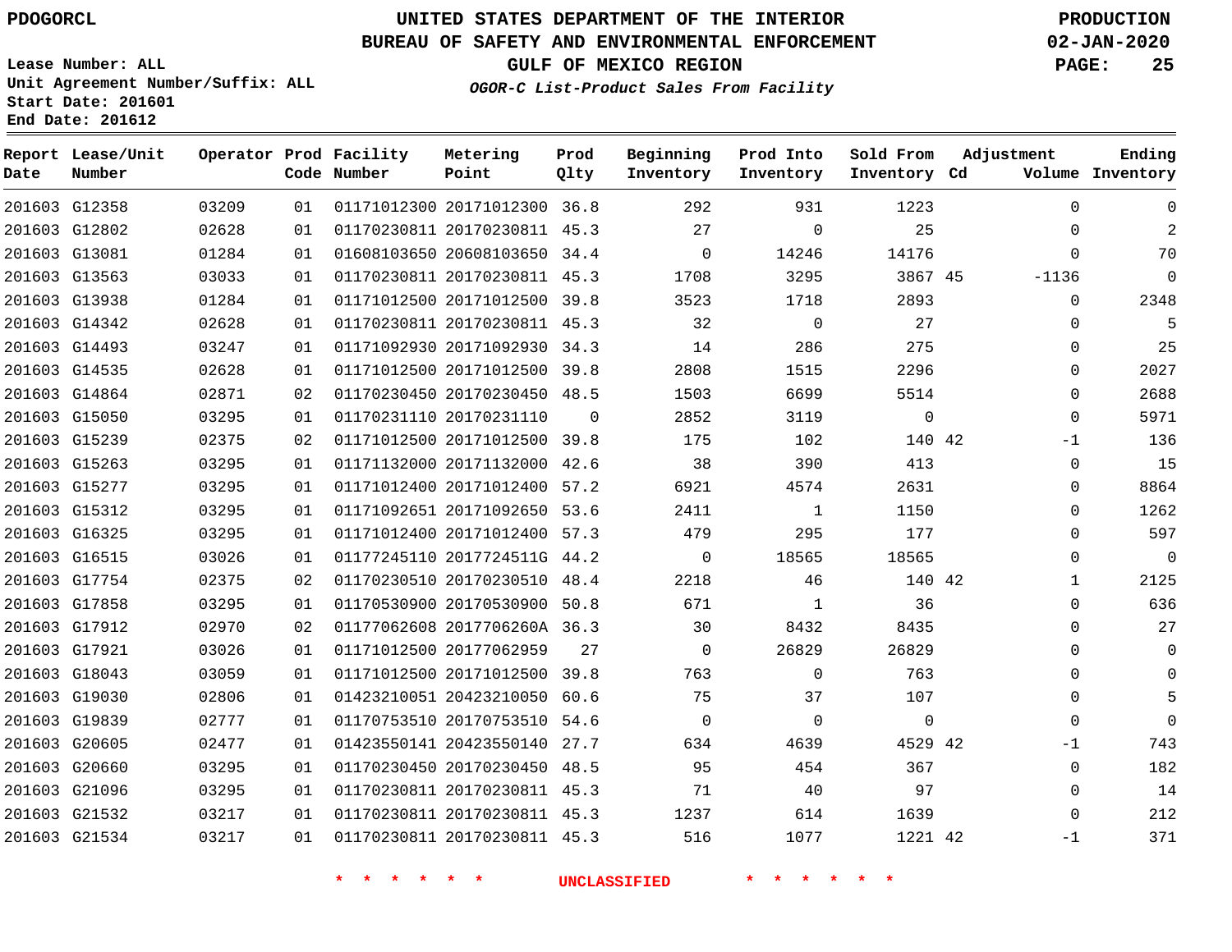PDOGORCL

# UNITED STATES DEPARTMENT OF THE INTERIOR
## BUREAU OF SAFETY AND ENVIRONMENTAL ENFORCEMENT
### GULF OF MEXICO REGION
*OGOR-C List-Product Sales From Facility*

PRODUCTION
02-JAN-2020

Lease Number: ALL
Unit Agreement Number/Suffix: ALL
Start Date: 201601
End Date: 201612

| Report Date | Lease/Unit Number | Operator | Prod Code | Facility Number | Metering Point | Prod Qlty | Beginning Inventory | Prod Into Inventory | Sold From Inventory | Adjustment Cd | Volume | Ending Inventory |
|---|---|---|---|---|---|---|---|---|---|---|---|---|
| 201603 | G12358 | 03209 | 01 | 01171012300 | 20171012300 | 36.8 | 292 | 931 | 1223 | | 0 | 0 |
| 201603 | G12802 | 02628 | 01 | 01170230811 | 20170230811 | 45.3 | 27 | 0 | 25 | | 0 | 2 |
| 201603 | G13081 | 01284 | 01 | 01608103650 | 20608103650 | 34.4 | 0 | 14246 | 14176 | | 0 | 70 |
| 201603 | G13563 | 03033 | 01 | 01170230811 | 20170230811 | 45.3 | 1708 | 3295 | 3867 | 45 | -1136 | 0 |
| 201603 | G13938 | 01284 | 01 | 01171012500 | 20171012500 | 39.8 | 3523 | 1718 | 2893 | | 0 | 2348 |
| 201603 | G14342 | 02628 | 01 | 01170230811 | 20170230811 | 45.3 | 32 | 0 | 27 | | 0 | 5 |
| 201603 | G14493 | 03247 | 01 | 01171092930 | 20171092930 | 34.3 | 14 | 286 | 275 | | 0 | 25 |
| 201603 | G14535 | 02628 | 01 | 01171012500 | 20171012500 | 39.8 | 2808 | 1515 | 2296 | | 0 | 2027 |
| 201603 | G14864 | 02871 | 02 | 01170230450 | 20170230450 | 48.5 | 1503 | 6699 | 5514 | | 0 | 2688 |
| 201603 | G15050 | 03295 | 01 | 01170231110 | 20170231110 | 0 | 2852 | 3119 | 0 | | 0 | 5971 |
| 201603 | G15239 | 02375 | 02 | 01171012500 | 20171012500 | 39.8 | 175 | 102 | 140 | 42 | -1 | 136 |
| 201603 | G15263 | 03295 | 01 | 01171132000 | 20171132000 | 42.6 | 38 | 390 | 413 | | 0 | 15 |
| 201603 | G15277 | 03295 | 01 | 01171012400 | 20171012400 | 57.2 | 6921 | 4574 | 2631 | | 0 | 8864 |
| 201603 | G15312 | 03295 | 01 | 01171092651 | 20171092650 | 53.6 | 2411 | 1 | 1150 | | 0 | 1262 |
| 201603 | G16325 | 03295 | 01 | 01171012400 | 20171012400 | 57.3 | 479 | 295 | 177 | | 0 | 597 |
| 201603 | G16515 | 03026 | 01 | 01177245110 | 2017724511G | 44.2 | 0 | 18565 | 18565 | | 0 | 0 |
| 201603 | G17754 | 02375 | 02 | 01170230510 | 20170230510 | 48.4 | 2218 | 46 | 140 | 42 | 1 | 2125 |
| 201603 | G17858 | 03295 | 01 | 01170530900 | 20170530900 | 50.8 | 671 | 1 | 36 | | 0 | 636 |
| 201603 | G17912 | 02970 | 02 | 01177062608 | 2017706260A | 36.3 | 30 | 8432 | 8435 | | 0 | 27 |
| 201603 | G17921 | 03026 | 01 | 01171012500 | 20177062959 | 27 | 0 | 26829 | 26829 | | 0 | 0 |
| 201603 | G18043 | 03059 | 01 | 01171012500 | 20171012500 | 39.8 | 763 | 0 | 763 | | 0 | 0 |
| 201603 | G19030 | 02806 | 01 | 01423210051 | 20423210050 | 60.6 | 75 | 37 | 107 | | 0 | 5 |
| 201603 | G19839 | 02777 | 01 | 01170753510 | 20170753510 | 54.6 | 0 | 0 | 0 | | 0 | 0 |
| 201603 | G20605 | 02477 | 01 | 01423550141 | 20423550140 | 27.7 | 634 | 4639 | 4529 | 42 | -1 | 743 |
| 201603 | G20660 | 03295 | 01 | 01170230450 | 20170230450 | 48.5 | 95 | 454 | 367 | | 0 | 182 |
| 201603 | G21096 | 03295 | 01 | 01170230811 | 20170230811 | 45.3 | 71 | 40 | 97 | | 0 | 14 |
| 201603 | G21532 | 03217 | 01 | 01170230811 | 20170230811 | 45.3 | 1237 | 614 | 1639 | | 0 | 212 |
| 201603 | G21534 | 03217 | 01 | 01170230811 | 20170230811 | 45.3 | 516 | 1077 | 1221 | 42 | -1 | 371 |

* * * * * * UNCLASSIFIED * * * * * *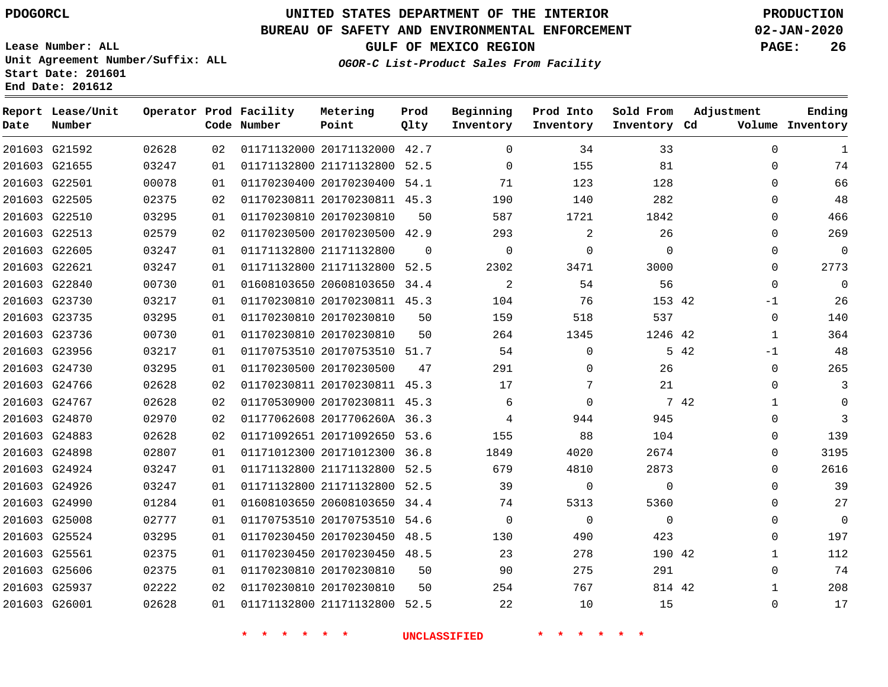PDOGORCL

# UNITED STATES DEPARTMENT OF THE INTERIOR
## BUREAU OF SAFETY AND ENVIRONMENTAL ENFORCEMENT
### GULF OF MEXICO REGION
*OGOR-C List-Product Sales From Facility*

PRODUCTION
02-JAN-2020

Lease Number: ALL
Unit Agreement Number/Suffix: ALL
Start Date: 201601
End Date: 201612

| Report Date | Lease/Unit Number | Operator | Prod Code | Facility Number | Metering Point | Prod Qlty | Beginning Inventory | Prod Into Inventory | Sold From Inventory | Adjustment Cd | Volume | Ending Inventory |
|---|---|---|---|---|---|---|---|---|---|---|---|---|
| 201603 | G21592 | 02628 | 02 | 01171132000 | 20171132000 | 42.7 | 0 | 34 | 33 | | 0 | 1 |
| 201603 | G21655 | 03247 | 01 | 01171132800 | 21171132800 | 52.5 | 0 | 155 | 81 | | 0 | 74 |
| 201603 | G22501 | 00078 | 01 | 01170230400 | 20170230400 | 54.1 | 71 | 123 | 128 | | 0 | 66 |
| 201603 | G22505 | 02375 | 02 | 01170230811 | 20170230811 | 45.3 | 190 | 140 | 282 | | 0 | 48 |
| 201603 | G22510 | 03295 | 01 | 01170230810 | 20170230810 | 50 | 587 | 1721 | 1842 | | 0 | 466 |
| 201603 | G22513 | 02579 | 02 | 01170230500 | 20170230500 | 42.9 | 293 | 2 | 26 | | 0 | 269 |
| 201603 | G22605 | 03247 | 01 | 01171132800 | 21171132800 | 0 | 0 | 0 | 0 | | 0 | 0 |
| 201603 | G22621 | 03247 | 01 | 01171132800 | 21171132800 | 52.5 | 2302 | 3471 | 3000 | | 0 | 2773 |
| 201603 | G22840 | 00730 | 01 | 01608103650 | 20608103650 | 34.4 | 2 | 54 | 56 | | 0 | 0 |
| 201603 | G23730 | 03217 | 01 | 01170230810 | 20170230811 | 45.3 | 104 | 76 | 153 | 42 | -1 | 26 |
| 201603 | G23735 | 03295 | 01 | 01170230810 | 20170230810 | 50 | 159 | 518 | 537 | | 0 | 140 |
| 201603 | G23736 | 00730 | 01 | 01170230810 | 20170230810 | 50 | 264 | 1345 | 1246 | 42 | 1 | 364 |
| 201603 | G23956 | 03217 | 01 | 01170753510 | 20170753510 | 51.7 | 54 | 0 | 5 | 42 | -1 | 48 |
| 201603 | G24730 | 03295 | 01 | 01170230500 | 20170230500 | 47 | 291 | 0 | 26 | | 0 | 265 |
| 201603 | G24766 | 02628 | 02 | 01170230811 | 20170230811 | 45.3 | 17 | 7 | 21 | | 0 | 3 |
| 201603 | G24767 | 02628 | 02 | 01170530900 | 20170230811 | 45.3 | 6 | 0 | 7 | 42 | 1 | 0 |
| 201603 | G24870 | 02970 | 02 | 01177062608 | 2017706260A | 36.3 | 4 | 944 | 945 | | 0 | 3 |
| 201603 | G24883 | 02628 | 02 | 01171092651 | 20171092650 | 53.6 | 155 | 88 | 104 | | 0 | 139 |
| 201603 | G24898 | 02807 | 01 | 01171012300 | 20171012300 | 36.8 | 1849 | 4020 | 2674 | | 0 | 3195 |
| 201603 | G24924 | 03247 | 01 | 01171132800 | 21171132800 | 52.5 | 679 | 4810 | 2873 | | 0 | 2616 |
| 201603 | G24926 | 03247 | 01 | 01171132800 | 21171132800 | 52.5 | 39 | 0 | 0 | | 0 | 39 |
| 201603 | G24990 | 01284 | 01 | 01608103650 | 20608103650 | 34.4 | 74 | 5313 | 5360 | | 0 | 27 |
| 201603 | G25008 | 02777 | 01 | 01170753510 | 20170753510 | 54.6 | 0 | 0 | 0 | | 0 | 0 |
| 201603 | G25524 | 03295 | 01 | 01170230450 | 20170230450 | 48.5 | 130 | 490 | 423 | | 0 | 197 |
| 201603 | G25561 | 02375 | 01 | 01170230450 | 20170230450 | 48.5 | 23 | 278 | 190 | 42 | 1 | 112 |
| 201603 | G25606 | 02375 | 01 | 01170230810 | 20170230810 | 50 | 90 | 275 | 291 | | 0 | 74 |
| 201603 | G25937 | 02222 | 02 | 01170230810 | 20170230810 | 50 | 254 | 767 | 814 | 42 | 1 | 208 |
| 201603 | G26001 | 02628 | 01 | 01171132800 | 21171132800 | 52.5 | 22 | 10 | 15 | | 0 | 17 |

\* \* \* \* \* \* UNCLASSIFIED \* \* \* \* \* \*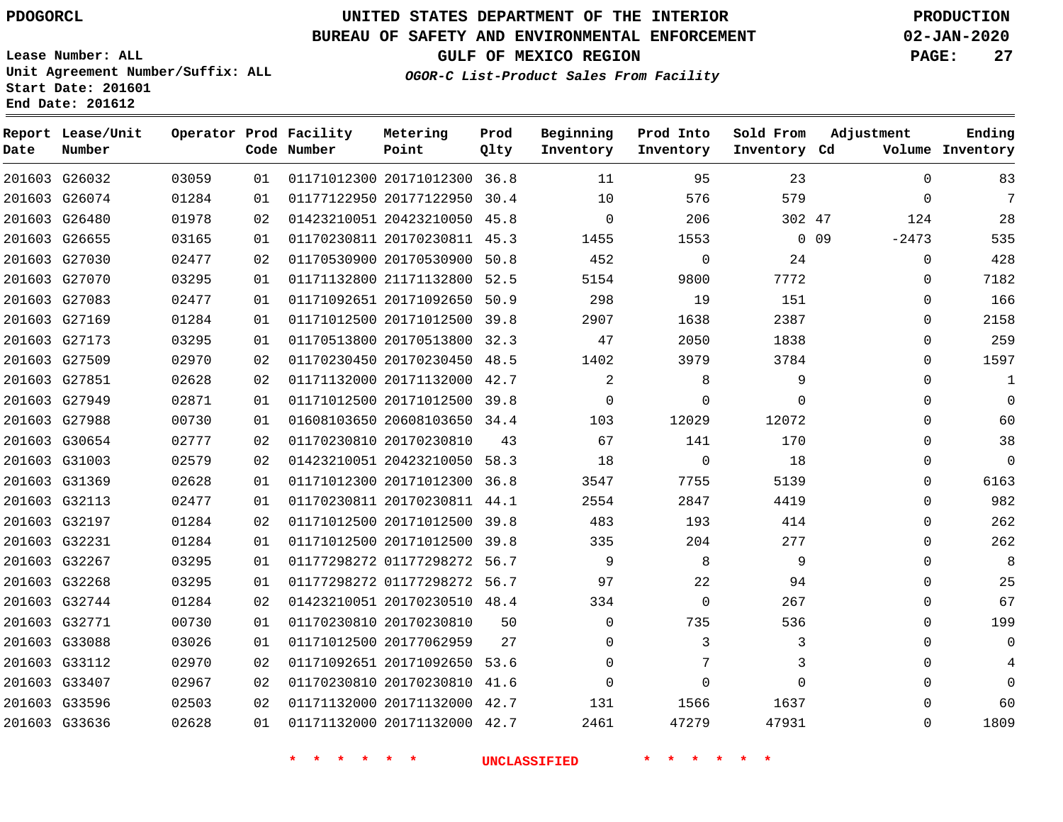PDOGORCL

# UNITED STATES DEPARTMENT OF THE INTERIOR
## BUREAU OF SAFETY AND ENVIRONMENTAL ENFORCEMENT
### GULF OF MEXICO REGION
*OGOR-C List-Product Sales From Facility*

PRODUCTION
02-JAN-2020

Lease Number: ALL
Unit Agreement Number/Suffix: ALL
Start Date: 201601
End Date: 201612

| Report Date | Lease/Unit Number | Operator | Prod Code | Facility Number | Metering Point | Prod Qlty | Beginning Inventory | Prod Into Inventory | Sold From Inventory | Adjustment Cd | Adjustment Volume | Ending Inventory |
|---|---|---|---|---|---|---|---|---|---|---|---|---|
| 201603 | G26032 | 03059 | 01 | 01171012300 | 20171012300 | 36.8 | 11 | 95 | 23 | | 0 | 83 |
| 201603 | G26074 | 01284 | 01 | 01177122950 | 20177122950 | 30.4 | 10 | 576 | 579 | | 0 | 7 |
| 201603 | G26480 | 01978 | 02 | 01423210051 | 20423210050 | 45.8 | 0 | 206 | 302 | 47 | 124 | 28 |
| 201603 | G26655 | 03165 | 01 | 01170230811 | 20170230811 | 45.3 | 1455 | 1553 | 0 | 09 | -2473 | 535 |
| 201603 | G27030 | 02477 | 02 | 01170530900 | 20170530900 | 50.8 | 452 | 0 | 24 | | 0 | 428 |
| 201603 | G27070 | 03295 | 01 | 01171132800 | 21171132800 | 52.5 | 5154 | 9800 | 7772 | | 0 | 7182 |
| 201603 | G27083 | 02477 | 01 | 01171092651 | 20171092650 | 50.9 | 298 | 19 | 151 | | 0 | 166 |
| 201603 | G27169 | 01284 | 01 | 01171012500 | 20171012500 | 39.8 | 2907 | 1638 | 2387 | | 0 | 2158 |
| 201603 | G27173 | 03295 | 01 | 01170513800 | 20170513800 | 32.3 | 47 | 2050 | 1838 | | 0 | 259 |
| 201603 | G27509 | 02970 | 02 | 01170230450 | 20170230450 | 48.5 | 1402 | 3979 | 3784 | | 0 | 1597 |
| 201603 | G27851 | 02628 | 02 | 01171132000 | 20171132000 | 42.7 | 2 | 8 | 9 | | 0 | 1 |
| 201603 | G27949 | 02871 | 01 | 01171012500 | 20171012500 | 39.8 | 0 | 0 | 0 | | 0 | 0 |
| 201603 | G27988 | 00730 | 01 | 01608103650 | 20608103650 | 34.4 | 103 | 12029 | 12072 | | 0 | 60 |
| 201603 | G30654 | 02777 | 02 | 01170230810 | 20170230810 | 43 | 67 | 141 | 170 | | 0 | 38 |
| 201603 | G31003 | 02579 | 02 | 01423210051 | 20423210050 | 58.3 | 18 | 0 | 18 | | 0 | 0 |
| 201603 | G31369 | 02628 | 01 | 01171012300 | 20171012300 | 36.8 | 3547 | 7755 | 5139 | | 0 | 6163 |
| 201603 | G32113 | 02477 | 01 | 01170230811 | 20170230811 | 44.1 | 2554 | 2847 | 4419 | | 0 | 982 |
| 201603 | G32197 | 01284 | 02 | 01171012500 | 20171012500 | 39.8 | 483 | 193 | 414 | | 0 | 262 |
| 201603 | G32231 | 01284 | 01 | 01171012500 | 20171012500 | 39.8 | 335 | 204 | 277 | | 0 | 262 |
| 201603 | G32267 | 03295 | 01 | 01177298272 | 01177298272 | 56.7 | 9 | 8 | 9 | | 0 | 8 |
| 201603 | G32268 | 03295 | 01 | 01177298272 | 01177298272 | 56.7 | 97 | 22 | 94 | | 0 | 25 |
| 201603 | G32744 | 01284 | 02 | 01423210051 | 20170230510 | 48.4 | 334 | 0 | 267 | | 0 | 67 |
| 201603 | G32771 | 00730 | 01 | 01170230810 | 20170230810 | 50 | 0 | 735 | 536 | | 0 | 199 |
| 201603 | G33088 | 03026 | 01 | 01171012500 | 20177062959 | 27 | 0 | 3 | 3 | | 0 | 0 |
| 201603 | G33112 | 02970 | 02 | 01171092651 | 20171092650 | 53.6 | 0 | 7 | 3 | | 0 | 4 |
| 201603 | G33407 | 02967 | 02 | 01170230810 | 20170230810 | 41.6 | 0 | 0 | 0 | | 0 | 0 |
| 201603 | G33596 | 02503 | 02 | 01171132000 | 20171132000 | 42.7 | 131 | 1566 | 1637 | | 0 | 60 |
| 201603 | G33636 | 02628 | 01 | 01171132000 | 20171132000 | 42.7 | 2461 | 47279 | 47931 | | 0 | 1809 |

* * * * * * UNCLASSIFIED * * * * * *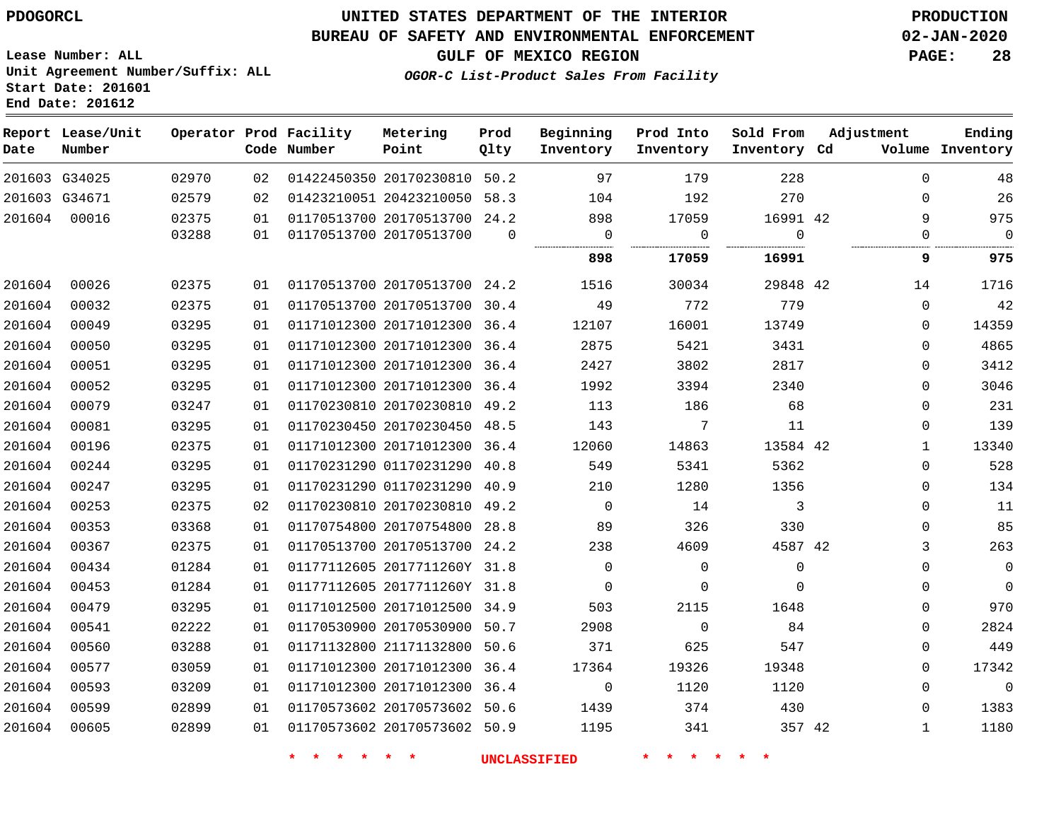PDOGORCL

# UNITED STATES DEPARTMENT OF THE INTERIOR
## BUREAU OF SAFETY AND ENVIRONMENTAL ENFORCEMENT
### GULF OF MEXICO REGION

*OGOR-C List-Product Sales From Facility*

PRODUCTION
02-JAN-2020

Lease Number: ALL
Unit Agreement Number/Suffix: ALL
Start Date: 201601
End Date: 201612

| Report Date | Lease/Unit Number | Operator | Prod Code | Facility Number | Metering Point | Prod Qlty | Beginning Inventory | Prod Into Inventory | Sold From Inventory | Adjustment Cd | Volume | Ending Inventory |
|---|---|---|---|---|---|---|---|---|---|---|---|---|
| 201603 | G34025 | 02970 | 02 | 01422450350 | 20170230810 | 50.2 | 97 | 179 | 228 | | 0 | 48 |
| 201603 | G34671 | 02579 | 02 | 01423210051 | 20423210050 | 58.3 | 104 | 192 | 270 | | 0 | 26 |
| 201604 | 00016 | 02375 | 01 | 01170513700 | 20170513700 | 24.2 | 898 | 17059 | 16991 | 42 | 9 | 975 |
| | | 03288 | 01 | 01170513700 | 20170513700 | 0 | 0 | 0 | 0 | | 0 | 0 |
| | | | | | | | **898** | **17059** | **16991** | | **9** | **975** |
| 201604 | 00026 | 02375 | 01 | 01170513700 | 20170513700 | 24.2 | 1516 | 30034 | 29848 | 42 | 14 | 1716 |
| 201604 | 00032 | 02375 | 01 | 01170513700 | 20170513700 | 30.4 | 49 | 772 | 779 | | 0 | 42 |
| 201604 | 00049 | 03295 | 01 | 01171012300 | 20171012300 | 36.4 | 12107 | 16001 | 13749 | | 0 | 14359 |
| 201604 | 00050 | 03295 | 01 | 01171012300 | 20171012300 | 36.4 | 2875 | 5421 | 3431 | | 0 | 4865 |
| 201604 | 00051 | 03295 | 01 | 01171012300 | 20171012300 | 36.4 | 2427 | 3802 | 2817 | | 0 | 3412 |
| 201604 | 00052 | 03295 | 01 | 01171012300 | 20171012300 | 36.4 | 1992 | 3394 | 2340 | | 0 | 3046 |
| 201604 | 00079 | 03247 | 01 | 01170230810 | 20170230810 | 49.2 | 113 | 186 | 68 | | 0 | 231 |
| 201604 | 00081 | 03295 | 01 | 01170230450 | 20170230450 | 48.5 | 143 | 7 | 11 | | 0 | 139 |
| 201604 | 00196 | 02375 | 01 | 01171012300 | 20171012300 | 36.4 | 12060 | 14863 | 13584 | 42 | 1 | 13340 |
| 201604 | 00244 | 03295 | 01 | 01170231290 | 01170231290 | 40.8 | 549 | 5341 | 5362 | | 0 | 528 |
| 201604 | 00247 | 03295 | 01 | 01170231290 | 01170231290 | 40.9 | 210 | 1280 | 1356 | | 0 | 134 |
| 201604 | 00253 | 02375 | 02 | 01170230810 | 20170230810 | 49.2 | 0 | 14 | 3 | | 0 | 11 |
| 201604 | 00353 | 03368 | 01 | 01170754800 | 20170754800 | 28.8 | 89 | 326 | 330 | | 0 | 85 |
| 201604 | 00367 | 02375 | 01 | 01170513700 | 20170513700 | 24.2 | 238 | 4609 | 4587 | 42 | 3 | 263 |
| 201604 | 00434 | 01284 | 01 | 01177112605 | 2017711260Y | 31.8 | 0 | 0 | 0 | | 0 | 0 |
| 201604 | 00453 | 01284 | 01 | 01177112605 | 2017711260Y | 31.8 | 0 | 0 | 0 | | 0 | 0 |
| 201604 | 00479 | 03295 | 01 | 01171012500 | 20171012500 | 34.9 | 503 | 2115 | 1648 | | 0 | 970 |
| 201604 | 00541 | 02222 | 01 | 01170530900 | 20170530900 | 50.7 | 2908 | 0 | 84 | | 0 | 2824 |
| 201604 | 00560 | 03288 | 01 | 01171132800 | 21171132800 | 50.6 | 371 | 625 | 547 | | 0 | 449 |
| 201604 | 00577 | 03059 | 01 | 01171012300 | 20171012300 | 36.4 | 17364 | 19326 | 19348 | | 0 | 17342 |
| 201604 | 00593 | 03209 | 01 | 01171012300 | 20171012300 | 36.4 | 0 | 1120 | 1120 | | 0 | 0 |
| 201604 | 00599 | 02899 | 01 | 01170573602 | 20170573602 | 50.6 | 1439 | 374 | 430 | | 0 | 1383 |
| 201604 | 00605 | 02899 | 01 | 01170573602 | 20170573602 | 50.9 | 1195 | 341 | 357 | 42 | 1 | 1180 |

\* \* \* \* \* \* UNCLASSIFIED \* \* \* \* \* \*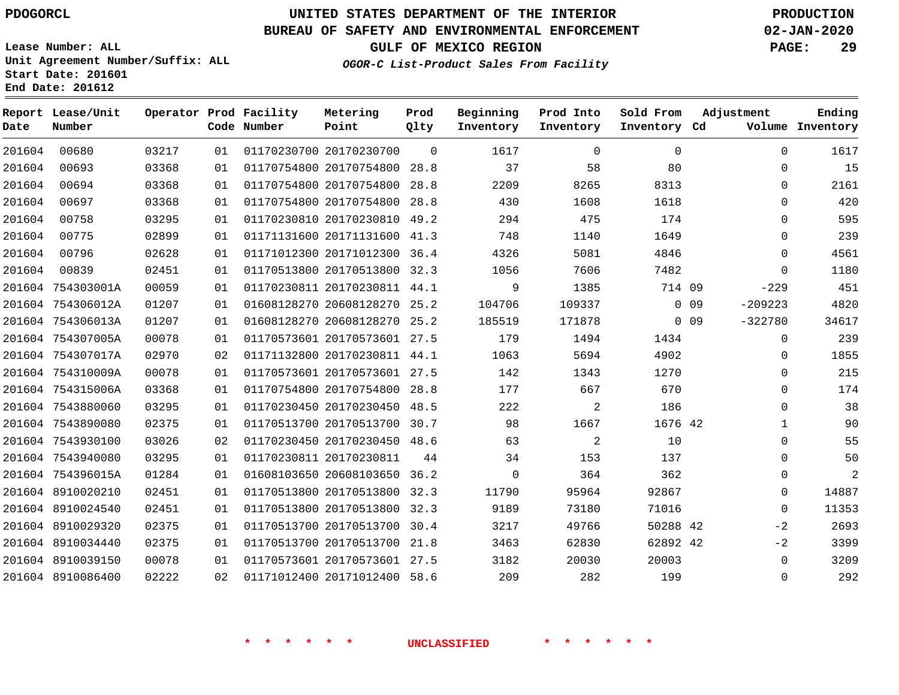PDOGORCL

# UNITED STATES DEPARTMENT OF THE INTERIOR
## BUREAU OF SAFETY AND ENVIRONMENTAL ENFORCEMENT
### GULF OF MEXICO REGION
*OGOR-C List-Product Sales From Facility*

PRODUCTION
02-JAN-2020

Lease Number: ALL
Unit Agreement Number/Suffix: ALL
Start Date: 201601
End Date: 201612

| Report Date | Lease/Unit Number | Operator | Prod Code | Facility Number | Metering Point | Prod Qlty | Beginning Inventory | Prod Into Inventory | Sold From Inventory | Adjustment Cd | Adjustment Volume | Ending Inventory |
|---|---|---|---|---|---|---|---|---|---|---|---|---|
| 201604 | 00680 | 03217 | 01 | 01170230700 | 20170230700 | 0 | 1617 | 0 | 0 | | 0 | 1617 |
| 201604 | 00693 | 03368 | 01 | 01170754800 | 20170754800 | 28.8 | 37 | 58 | 80 | | 0 | 15 |
| 201604 | 00694 | 03368 | 01 | 01170754800 | 20170754800 | 28.8 | 2209 | 8265 | 8313 | | 0 | 2161 |
| 201604 | 00697 | 03368 | 01 | 01170754800 | 20170754800 | 28.8 | 430 | 1608 | 1618 | | 0 | 420 |
| 201604 | 00758 | 03295 | 01 | 01170230810 | 20170230810 | 49.2 | 294 | 475 | 174 | | 0 | 595 |
| 201604 | 00775 | 02899 | 01 | 01171131600 | 20171131600 | 41.3 | 748 | 1140 | 1649 | | 0 | 239 |
| 201604 | 00796 | 02628 | 01 | 01171012300 | 20171012300 | 36.4 | 4326 | 5081 | 4846 | | 0 | 4561 |
| 201604 | 00839 | 02451 | 01 | 01170513800 | 20170513800 | 32.3 | 1056 | 7606 | 7482 | | 0 | 1180 |
| 201604 | 754303001A | 00059 | 01 | 01170230811 | 20170230811 | 44.1 | 9 | 1385 | 714 | 09 | -229 | 451 |
| 201604 | 754306012A | 01207 | 01 | 01608128270 | 20608128270 | 25.2 | 104706 | 109337 | 0 | 09 | -209223 | 4820 |
| 201604 | 754306013A | 01207 | 01 | 01608128270 | 20608128270 | 25.2 | 185519 | 171878 | 0 | 09 | -322780 | 34617 |
| 201604 | 754307005A | 00078 | 01 | 01170573601 | 20170573601 | 27.5 | 179 | 1494 | 1434 | | 0 | 239 |
| 201604 | 754307017A | 02970 | 02 | 01171132800 | 20170230811 | 44.1 | 1063 | 5694 | 4902 | | 0 | 1855 |
| 201604 | 754310009A | 00078 | 01 | 01170573601 | 20170573601 | 27.5 | 142 | 1343 | 1270 | | 0 | 215 |
| 201604 | 754315006A | 03368 | 01 | 01170754800 | 20170754800 | 28.8 | 177 | 667 | 670 | | 0 | 174 |
| 201604 | 7543880060 | 03295 | 01 | 01170230450 | 20170230450 | 48.5 | 222 | 2 | 186 | | 0 | 38 |
| 201604 | 7543890080 | 02375 | 01 | 01170513700 | 20170513700 | 30.7 | 98 | 1667 | 1676 | 42 | 1 | 90 |
| 201604 | 7543930100 | 03026 | 02 | 01170230450 | 20170230450 | 48.6 | 63 | 2 | 10 | | 0 | 55 |
| 201604 | 7543940080 | 03295 | 01 | 01170230811 | 20170230811 | 44 | 34 | 153 | 137 | | 0 | 50 |
| 201604 | 754396015A | 01284 | 01 | 01608103650 | 20608103650 | 36.2 | 0 | 364 | 362 | | 0 | 2 |
| 201604 | 8910020210 | 02451 | 01 | 01170513800 | 20170513800 | 32.3 | 11790 | 95964 | 92867 | | 0 | 14887 |
| 201604 | 8910024540 | 02451 | 01 | 01170513800 | 20170513800 | 32.3 | 9189 | 73180 | 71016 | | 0 | 11353 |
| 201604 | 8910029320 | 02375 | 01 | 01170513700 | 20170513700 | 30.4 | 3217 | 49766 | 50288 | 42 | -2 | 2693 |
| 201604 | 8910034440 | 02375 | 01 | 01170513700 | 20170513700 | 21.8 | 3463 | 62830 | 62892 | 42 | -2 | 3399 |
| 201604 | 8910039150 | 00078 | 01 | 01170573601 | 20170573601 | 27.5 | 3182 | 20030 | 20003 | | 0 | 3209 |
| 201604 | 8910086400 | 02222 | 02 | 01171012400 | 20171012400 | 58.6 | 209 | 282 | 199 | | 0 | 292 |

* * * * * * UNCLASSIFIED * * * * * *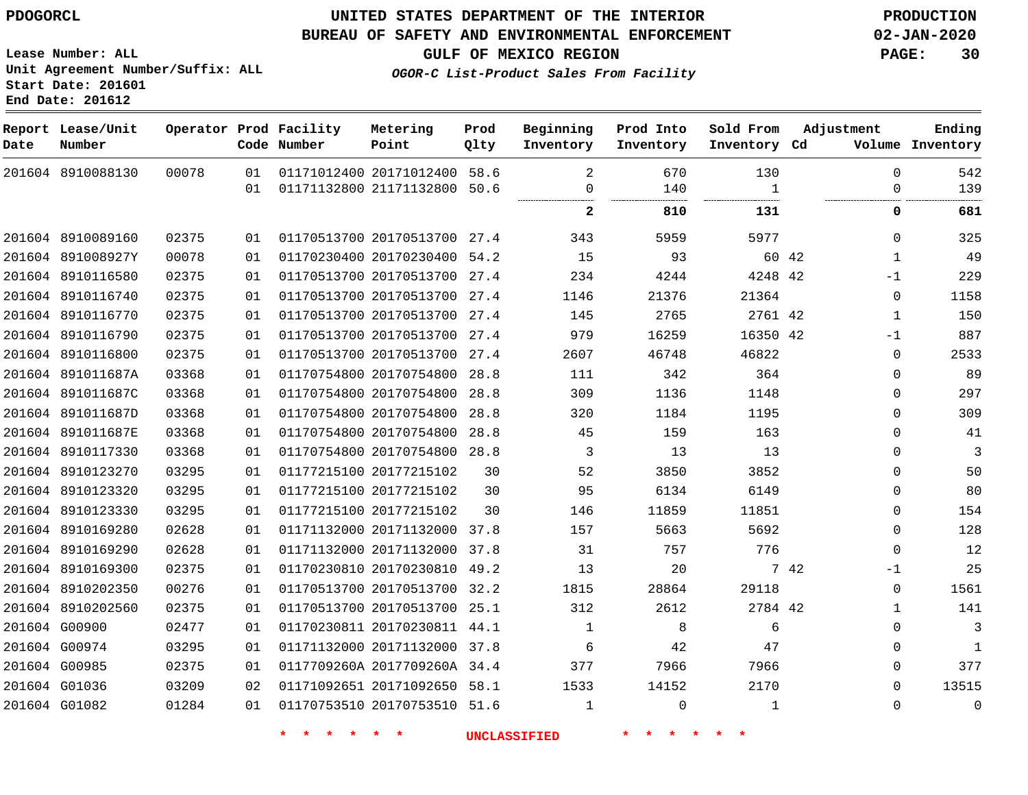PDOGORCL

# UNITED STATES DEPARTMENT OF THE INTERIOR
## BUREAU OF SAFETY AND ENVIRONMENTAL ENFORCEMENT
### GULF OF MEXICO REGION
*OGOR-C List-Product Sales From Facility*

PRODUCTION
02-JAN-2020

Lease Number: ALL
Unit Agreement Number/Suffix: ALL
Start Date: 201601
End Date: 201612

| Report Date | Lease/Unit Number | Operator | Prod Code | Facility Number | Metering Point | Prod Qlty | Beginning Inventory | Prod Into Inventory | Sold From Inventory | Adjustment Cd | Volume | Ending Inventory |
|---|---|---|---|---|---|---|---|---|---|---|---|---|
| 201604 | 8910088130 | 00078 | 01 | 01171012400 | 20171012400 | 58.6 | 2 | 670 | 130 | | 0 | 542 |
| | | | 01 | 01171132800 | 21171132800 | 50.6 | 0 | 140 | 1 | | 0 | 139 |
| | | | | | | | **2** | **810** | **131** | | **0** | **681** |
| 201604 | 8910089160 | 02375 | 01 | 01170513700 | 20170513700 | 27.4 | 343 | 5959 | 5977 | | 0 | 325 |
| 201604 | 891008927Y | 00078 | 01 | 01170230400 | 20170230400 | 54.2 | 15 | 93 | 60 | 42 | 1 | 49 |
| 201604 | 8910116580 | 02375 | 01 | 01170513700 | 20170513700 | 27.4 | 234 | 4244 | 4248 | 42 | -1 | 229 |
| 201604 | 8910116740 | 02375 | 01 | 01170513700 | 20170513700 | 27.4 | 1146 | 21376 | 21364 | | 0 | 1158 |
| 201604 | 8910116770 | 02375 | 01 | 01170513700 | 20170513700 | 27.4 | 145 | 2765 | 2761 | 42 | 1 | 150 |
| 201604 | 8910116790 | 02375 | 01 | 01170513700 | 20170513700 | 27.4 | 979 | 16259 | 16350 | 42 | -1 | 887 |
| 201604 | 8910116800 | 02375 | 01 | 01170513700 | 20170513700 | 27.4 | 2607 | 46748 | 46822 | | 0 | 2533 |
| 201604 | 891011687A | 03368 | 01 | 01170754800 | 20170754800 | 28.8 | 111 | 342 | 364 | | 0 | 89 |
| 201604 | 891011687C | 03368 | 01 | 01170754800 | 20170754800 | 28.8 | 309 | 1136 | 1148 | | 0 | 297 |
| 201604 | 891011687D | 03368 | 01 | 01170754800 | 20170754800 | 28.8 | 320 | 1184 | 1195 | | 0 | 309 |
| 201604 | 891011687E | 03368 | 01 | 01170754800 | 20170754800 | 28.8 | 45 | 159 | 163 | | 0 | 41 |
| 201604 | 8910117330 | 03368 | 01 | 01170754800 | 20170754800 | 28.8 | 3 | 13 | 13 | | 0 | 3 |
| 201604 | 8910123270 | 03295 | 01 | 01177215100 | 20177215102 | 30 | 52 | 3850 | 3852 | | 0 | 50 |
| 201604 | 8910123320 | 03295 | 01 | 01177215100 | 20177215102 | 30 | 95 | 6134 | 6149 | | 0 | 80 |
| 201604 | 8910123330 | 03295 | 01 | 01177215100 | 20177215102 | 30 | 146 | 11859 | 11851 | | 0 | 154 |
| 201604 | 8910169280 | 02628 | 01 | 01171132000 | 20171132000 | 37.8 | 157 | 5663 | 5692 | | 0 | 128 |
| 201604 | 8910169290 | 02628 | 01 | 01171132000 | 20171132000 | 37.8 | 31 | 757 | 776 | | 0 | 12 |
| 201604 | 8910169300 | 02375 | 01 | 01170230810 | 20170230810 | 49.2 | 13 | 20 | 7 | 42 | -1 | 25 |
| 201604 | 8910202350 | 00276 | 01 | 01170513700 | 20170513700 | 32.2 | 1815 | 28864 | 29118 | | 0 | 1561 |
| 201604 | 8910202560 | 02375 | 01 | 01170513700 | 20170513700 | 25.1 | 312 | 2612 | 2784 | 42 | 1 | 141 |
| 201604 | G00900 | 02477 | 01 | 01170230811 | 20170230811 | 44.1 | 1 | 8 | 6 | | 0 | 3 |
| 201604 | G00974 | 03295 | 01 | 01171132000 | 20171132000 | 37.8 | 6 | 42 | 47 | | 0 | 1 |
| 201604 | G00985 | 02375 | 01 | 0117709260A | 2017709260A | 34.4 | 377 | 7966 | 7966 | | 0 | 377 |
| 201604 | G01036 | 03209 | 02 | 01171092651 | 20171092650 | 58.1 | 1533 | 14152 | 2170 | | 0 | 13515 |
| 201604 | G01082 | 01284 | 01 | 01170753510 | 20170753510 | 51.6 | 1 | 0 | 1 | | 0 | 0 |

* * * * * * UNCLASSIFIED * * * * * *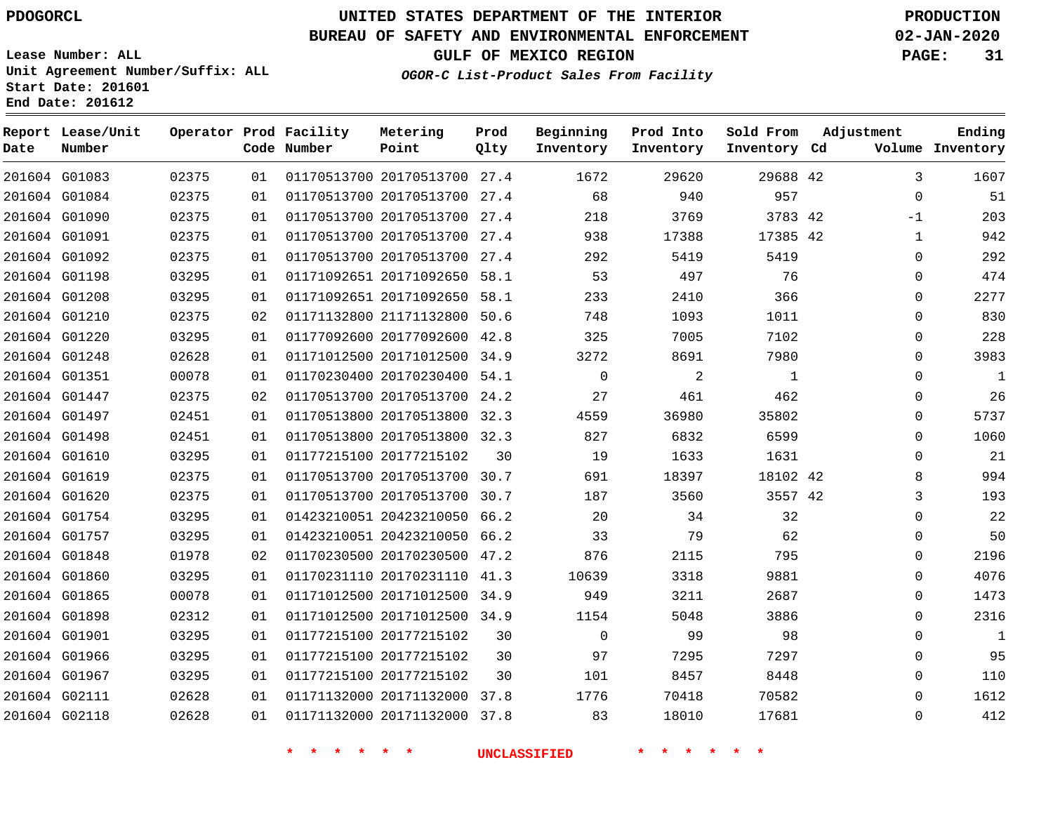PDOGORCL

# UNITED STATES DEPARTMENT OF THE INTERIOR
## BUREAU OF SAFETY AND ENVIRONMENTAL ENFORCEMENT
## GULF OF MEXICO REGION
### *OGOR-C List-Product Sales From Facility*

PRODUCTION
02-JAN-2020

Lease Number: ALL
Unit Agreement Number/Suffix: ALL
Start Date: 201601
End Date: 201612

| Report Date | Lease/Unit Number | Operator | Prod Code | Facility Number | Metering Point | Prod Qlty | Beginning Inventory | Prod Into Inventory | Sold From Inventory | Adjustment Cd | Volume | Ending Inventory |
|---|---|---|---|---|---|---|---|---|---|---|---|---|
| 201604 | G01083 | 02375 | 01 | 01170513700 | 20170513700 | 27.4 | 1672 | 29620 | 29688 | 42 | 3 | 1607 |
| 201604 | G01084 | 02375 | 01 | 01170513700 | 20170513700 | 27.4 | 68 | 940 | 957 | | 0 | 51 |
| 201604 | G01090 | 02375 | 01 | 01170513700 | 20170513700 | 27.4 | 218 | 3769 | 3783 | 42 | -1 | 203 |
| 201604 | G01091 | 02375 | 01 | 01170513700 | 20170513700 | 27.4 | 938 | 17388 | 17385 | 42 | 1 | 942 |
| 201604 | G01092 | 02375 | 01 | 01170513700 | 20170513700 | 27.4 | 292 | 5419 | 5419 | | 0 | 292 |
| 201604 | G01198 | 03295 | 01 | 01171092651 | 20171092650 | 58.1 | 53 | 497 | 76 | | 0 | 474 |
| 201604 | G01208 | 03295 | 01 | 01171092651 | 20171092650 | 58.1 | 233 | 2410 | 366 | | 0 | 2277 |
| 201604 | G01210 | 02375 | 02 | 01171132800 | 21171132800 | 50.6 | 748 | 1093 | 1011 | | 0 | 830 |
| 201604 | G01220 | 03295 | 01 | 01177092600 | 20177092600 | 42.8 | 325 | 7005 | 7102 | | 0 | 228 |
| 201604 | G01248 | 02628 | 01 | 01171012500 | 20171012500 | 34.9 | 3272 | 8691 | 7980 | | 0 | 3983 |
| 201604 | G01351 | 00078 | 01 | 01170230400 | 20170230400 | 54.1 | 0 | 2 | 1 | | 0 | 1 |
| 201604 | G01447 | 02375 | 02 | 01170513700 | 20170513700 | 24.2 | 27 | 461 | 462 | | 0 | 26 |
| 201604 | G01497 | 02451 | 01 | 01170513800 | 20170513800 | 32.3 | 4559 | 36980 | 35802 | | 0 | 5737 |
| 201604 | G01498 | 02451 | 01 | 01170513800 | 20170513800 | 32.3 | 827 | 6832 | 6599 | | 0 | 1060 |
| 201604 | G01610 | 03295 | 01 | 01177215100 | 20177215102 | 30 | 19 | 1633 | 1631 | | 0 | 21 |
| 201604 | G01619 | 02375 | 01 | 01170513700 | 20170513700 | 30.7 | 691 | 18397 | 18102 | 42 | 8 | 994 |
| 201604 | G01620 | 02375 | 01 | 01170513700 | 20170513700 | 30.7 | 187 | 3560 | 3557 | 42 | 3 | 193 |
| 201604 | G01754 | 03295 | 01 | 01423210051 | 20423210050 | 66.2 | 20 | 34 | 32 | | 0 | 22 |
| 201604 | G01757 | 03295 | 01 | 01423210051 | 20423210050 | 66.2 | 33 | 79 | 62 | | 0 | 50 |
| 201604 | G01848 | 01978 | 02 | 01170230500 | 20170230500 | 47.2 | 876 | 2115 | 795 | | 0 | 2196 |
| 201604 | G01860 | 03295 | 01 | 01170231110 | 20170231110 | 41.3 | 10639 | 3318 | 9881 | | 0 | 4076 |
| 201604 | G01865 | 00078 | 01 | 01171012500 | 20171012500 | 34.9 | 949 | 3211 | 2687 | | 0 | 1473 |
| 201604 | G01898 | 02312 | 01 | 01171012500 | 20171012500 | 34.9 | 1154 | 5048 | 3886 | | 0 | 2316 |
| 201604 | G01901 | 03295 | 01 | 01177215100 | 20177215102 | 30 | 0 | 99 | 98 | | 0 | 1 |
| 201604 | G01966 | 03295 | 01 | 01177215100 | 20177215102 | 30 | 97 | 7295 | 7297 | | 0 | 95 |
| 201604 | G01967 | 03295 | 01 | 01177215100 | 20177215102 | 30 | 101 | 8457 | 8448 | | 0 | 110 |
| 201604 | G02111 | 02628 | 01 | 01171132000 | 20171132000 | 37.8 | 1776 | 70418 | 70582 | | 0 | 1612 |
| 201604 | G02118 | 02628 | 01 | 01171132000 | 20171132000 | 37.8 | 83 | 18010 | 17681 | | 0 | 412 |

* * * * * * UNCLASSIFIED * * * * * *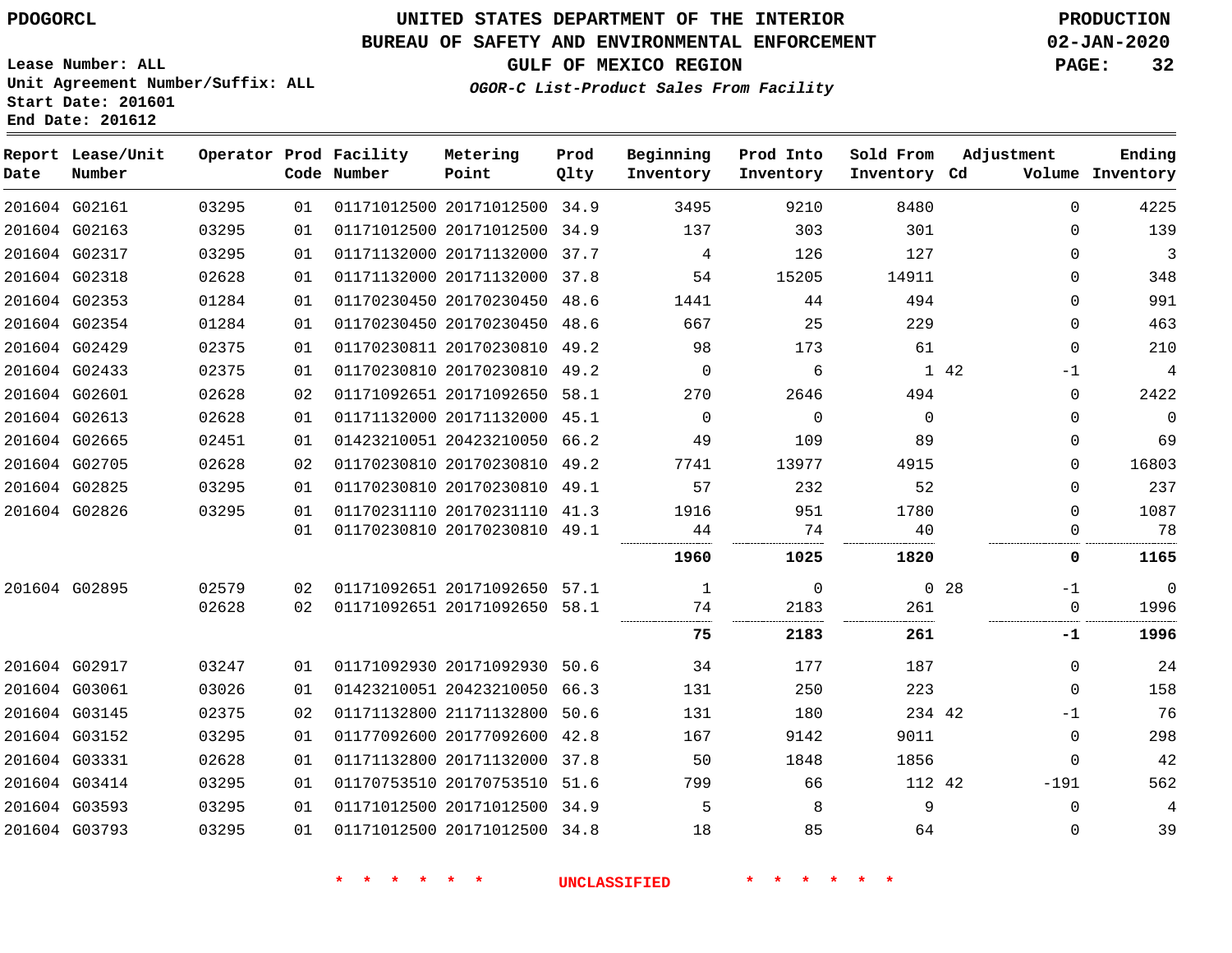PDOGORCL

# UNITED STATES DEPARTMENT OF THE INTERIOR
## BUREAU OF SAFETY AND ENVIRONMENTAL ENFORCEMENT
### GULF OF MEXICO REGION
*OGOR-C List-Product Sales From Facility*

PRODUCTION
02-JAN-2020

Lease Number: ALL
Unit Agreement Number/Suffix: ALL
Start Date: 201601
End Date: 201612

| Report Date | Lease/Unit Number | Operator | Prod Code | Facility Number | Metering Point | Prod Qlty | Beginning Inventory | Prod Into Inventory | Sold From Inventory | Adjustment Cd | Adjustment Volume | Ending Inventory |
|---|---|---|---|---|---|---|---|---|---|---|---|---|
| 201604 | G02161 | 03295 | 01 | 01171012500 | 20171012500 | 34.9 | 3495 | 9210 | 8480 | | 0 | 4225 |
| 201604 | G02163 | 03295 | 01 | 01171012500 | 20171012500 | 34.9 | 137 | 303 | 301 | | 0 | 139 |
| 201604 | G02317 | 03295 | 01 | 01171132000 | 20171132000 | 37.7 | 4 | 126 | 127 | | 0 | 3 |
| 201604 | G02318 | 02628 | 01 | 01171132000 | 20171132000 | 37.8 | 54 | 15205 | 14911 | | 0 | 348 |
| 201604 | G02353 | 01284 | 01 | 01170230450 | 20170230450 | 48.6 | 1441 | 44 | 494 | | 0 | 991 |
| 201604 | G02354 | 01284 | 01 | 01170230450 | 20170230450 | 48.6 | 667 | 25 | 229 | | 0 | 463 |
| 201604 | G02429 | 02375 | 01 | 01170230811 | 20170230810 | 49.2 | 98 | 173 | 61 | | 0 | 210 |
| 201604 | G02433 | 02375 | 01 | 01170230810 | 20170230810 | 49.2 | 0 | 6 | 1 | 42 | -1 | 4 |
| 201604 | G02601 | 02628 | 02 | 01171092651 | 20171092650 | 58.1 | 270 | 2646 | 494 | | 0 | 2422 |
| 201604 | G02613 | 02628 | 01 | 01171132000 | 20171132000 | 45.1 | 0 | 0 | 0 | | 0 | 0 |
| 201604 | G02665 | 02451 | 01 | 01423210051 | 20423210050 | 66.2 | 49 | 109 | 89 | | 0 | 69 |
| 201604 | G02705 | 02628 | 02 | 01170230810 | 20170230810 | 49.2 | 7741 | 13977 | 4915 | | 0 | 16803 |
| 201604 | G02825 | 03295 | 01 | 01170230810 | 20170230810 | 49.1 | 57 | 232 | 52 | | 0 | 237 |
| 201604 | G02826 | 03295 | 01 | 01170231110 | 20170231110 | 41.3 | 1916 | 951 | 1780 | | 0 | 1087 |
| | | | 01 | 01170230810 | 20170230810 | 49.1 | 44 | 74 | 40 | | 0 | 78 |
| | | | | | | | **1960** | **1025** | **1820** | | **0** | **1165** |
| 201604 | G02895 | 02579 | 02 | 01171092651 | 20171092650 | 57.1 | 1 | 0 | 0 | 28 | -1 | 0 |
| | | 02628 | 02 | 01171092651 | 20171092650 | 58.1 | 74 | 2183 | 261 | | 0 | 1996 |
| | | | | | | | **75** | **2183** | **261** | | **-1** | **1996** |
| 201604 | G02917 | 03247 | 01 | 01171092930 | 20171092930 | 50.6 | 34 | 177 | 187 | | 0 | 24 |
| 201604 | G03061 | 03026 | 01 | 01423210051 | 20423210050 | 66.3 | 131 | 250 | 223 | | 0 | 158 |
| 201604 | G03145 | 02375 | 02 | 01171132800 | 21171132800 | 50.6 | 131 | 180 | 234 | 42 | -1 | 76 |
| 201604 | G03152 | 03295 | 01 | 01177092600 | 20177092600 | 42.8 | 167 | 9142 | 9011 | | 0 | 298 |
| 201604 | G03331 | 02628 | 01 | 01171132800 | 20171132000 | 37.8 | 50 | 1848 | 1856 | | 0 | 42 |
| 201604 | G03414 | 03295 | 01 | 01170753510 | 20170753510 | 51.6 | 799 | 66 | 112 | 42 | -191 | 562 |
| 201604 | G03593 | 03295 | 01 | 01171012500 | 20171012500 | 34.9 | 5 | 8 | 9 | | 0 | 4 |
| 201604 | G03793 | 03295 | 01 | 01171012500 | 20171012500 | 34.8 | 18 | 85 | 64 | | 0 | 39 |

\* \* \* \* \* \* UNCLASSIFIED \* \* \* \* \* \*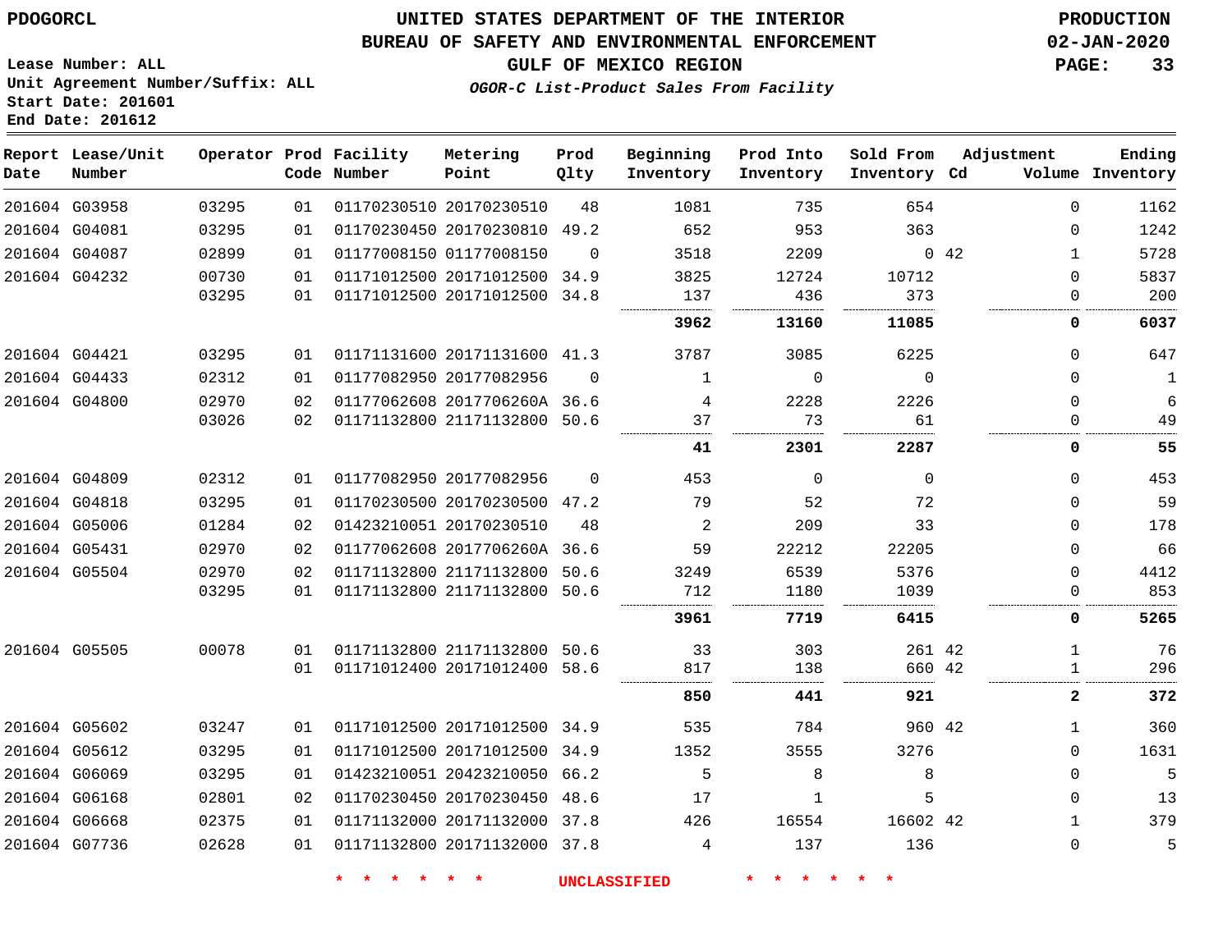PDOGORCL

# UNITED STATES DEPARTMENT OF THE INTERIOR
## BUREAU OF SAFETY AND ENVIRONMENTAL ENFORCEMENT
### GULF OF MEXICO REGION
*OGOR-C List-Product Sales From Facility*

PRODUCTION
02-JAN-2020

Lease Number: ALL
Unit Agreement Number/Suffix: ALL
Start Date: 201601
End Date: 201612

| Report Date | Lease/Unit Number | Operator | Prod Code | Facility Number | Metering Point | Prod Qlty | Beginning Inventory | Prod Into Inventory | Sold From Inventory | Adjustment Cd | Volume | Ending Inventory |
|---|---|---|---|---|---|---|---|---|---|---|---|---|
| 201604 | G03958 | 03295 | 01 | 01170230510 | 20170230510 | 48 | 1081 | 735 | 654 | | 0 | 1162 |
| 201604 | G04081 | 03295 | 01 | 01170230450 | 20170230810 | 49.2 | 652 | 953 | 363 | | 0 | 1242 |
| 201604 | G04087 | 02899 | 01 | 01177008150 | 01177008150 | 0 | 3518 | 2209 | 0 | 42 | 1 | 5728 |
| 201604 | G04232 | 00730 | 01 | 01171012500 | 20171012500 | 34.9 | 3825 | 12724 | 10712 | | 0 | 5837 |
| | | 03295 | 01 | 01171012500 | 20171012500 | 34.8 | 137 | 436 | 373 | | 0 | 200 |
| | | | | | | | **3962** | **13160** | **11085** | | **0** | **6037** |
| 201604 | G04421 | 03295 | 01 | 01171131600 | 20171131600 | 41.3 | 3787 | 3085 | 6225 | | 0 | 647 |
| 201604 | G04433 | 02312 | 01 | 01177082950 | 20177082956 | 0 | 1 | 0 | 0 | | 0 | 1 |
| 201604 | G04800 | 02970 | 02 | 01177062608 | 2017706260A | 36.6 | 4 | 2228 | 2226 | | 0 | 6 |
| | | 03026 | 02 | 01171132800 | 21171132800 | 50.6 | 37 | 73 | 61 | | 0 | 49 |
| | | | | | | | **41** | **2301** | **2287** | | **0** | **55** |
| 201604 | G04809 | 02312 | 01 | 01177082950 | 20177082956 | 0 | 453 | 0 | 0 | | 0 | 453 |
| 201604 | G04818 | 03295 | 01 | 01170230500 | 20170230500 | 47.2 | 79 | 52 | 72 | | 0 | 59 |
| 201604 | G05006 | 01284 | 02 | 01423210051 | 20170230510 | 48 | 2 | 209 | 33 | | 0 | 178 |
| 201604 | G05431 | 02970 | 02 | 01177062608 | 2017706260A | 36.6 | 59 | 22212 | 22205 | | 0 | 66 |
| 201604 | G05504 | 02970 | 02 | 01171132800 | 21171132800 | 50.6 | 3249 | 6539 | 5376 | | 0 | 4412 |
| | | 03295 | 01 | 01171132800 | 21171132800 | 50.6 | 712 | 1180 | 1039 | | 0 | 853 |
| | | | | | | | **3961** | **7719** | **6415** | | **0** | **5265** |
| 201604 | G05505 | 00078 | 01 | 01171132800 | 21171132800 | 50.6 | 33 | 303 | 261 | 42 | 1 | 76 |
| | | | 01 | 01171012400 | 20171012400 | 58.6 | 817 | 138 | 660 | 42 | 1 | 296 |
| | | | | | | | **850** | **441** | **921** | | **2** | **372** |
| 201604 | G05602 | 03247 | 01 | 01171012500 | 20171012500 | 34.9 | 535 | 784 | 960 | 42 | 1 | 360 |
| 201604 | G05612 | 03295 | 01 | 01171012500 | 20171012500 | 34.9 | 1352 | 3555 | 3276 | | 0 | 1631 |
| 201604 | G06069 | 03295 | 01 | 01423210051 | 20423210050 | 66.2 | 5 | 8 | 8 | | 0 | 5 |
| 201604 | G06168 | 02801 | 02 | 01170230450 | 20170230450 | 48.6 | 17 | 1 | 5 | | 0 | 13 |
| 201604 | G06668 | 02375 | 01 | 01171132000 | 20171132000 | 37.8 | 426 | 16554 | 16602 | 42 | 1 | 379 |
| 201604 | G07736 | 02628 | 01 | 01171132800 | 20171132000 | 37.8 | 4 | 137 | 136 | | 0 | 5 |

\* \* \* \* \* \* UNCLASSIFIED \* \* \* \* \* \*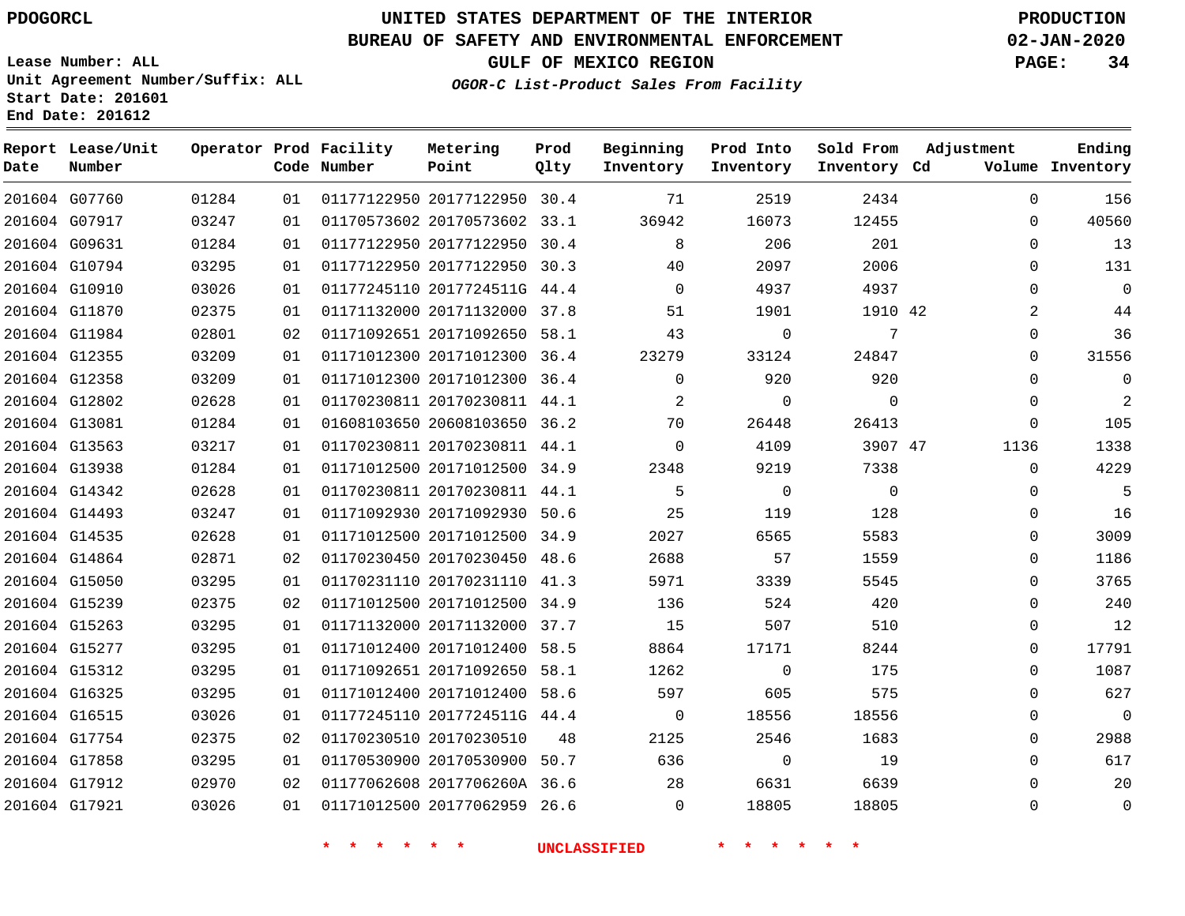PDOGORCL

# UNITED STATES DEPARTMENT OF THE INTERIOR
## BUREAU OF SAFETY AND ENVIRONMENTAL ENFORCEMENT
### GULF OF MEXICO REGION
*OGOR-C List-Product Sales From Facility*

PRODUCTION
02-JAN-2020

Lease Number: ALL
Unit Agreement Number/Suffix: ALL
Start Date: 201601
End Date: 201612

| Report Date | Lease/Unit Number | Operator | Prod Code | Facility Number | Metering Point | Prod Qlty | Beginning Inventory | Prod Into Inventory | Sold From Inventory | Adjustment Cd | Adjustment Volume | Ending Inventory |
|---|---|---|---|---|---|---|---|---|---|---|---|---|
| 201604 | G07760 | 01284 | 01 | 01177122950 | 20177122950 | 30.4 | 71 | 2519 | 2434 | | 0 | 156 |
| 201604 | G07917 | 03247 | 01 | 01170573602 | 20170573602 | 33.1 | 36942 | 16073 | 12455 | | 0 | 40560 |
| 201604 | G09631 | 01284 | 01 | 01177122950 | 20177122950 | 30.4 | 8 | 206 | 201 | | 0 | 13 |
| 201604 | G10794 | 03295 | 01 | 01177122950 | 20177122950 | 30.3 | 40 | 2097 | 2006 | | 0 | 131 |
| 201604 | G10910 | 03026 | 01 | 01177245110 | 2017724511G | 44.4 | 0 | 4937 | 4937 | | 0 | 0 |
| 201604 | G11870 | 02375 | 01 | 01171132000 | 20171132000 | 37.8 | 51 | 1901 | 1910 | 42 | 2 | 44 |
| 201604 | G11984 | 02801 | 02 | 01171092651 | 20171092650 | 58.1 | 43 | 0 | 7 | | 0 | 36 |
| 201604 | G12355 | 03209 | 01 | 01171012300 | 20171012300 | 36.4 | 23279 | 33124 | 24847 | | 0 | 31556 |
| 201604 | G12358 | 03209 | 01 | 01171012300 | 20171012300 | 36.4 | 0 | 920 | 920 | | 0 | 0 |
| 201604 | G12802 | 02628 | 01 | 01170230811 | 20170230811 | 44.1 | 2 | 0 | 0 | | 0 | 2 |
| 201604 | G13081 | 01284 | 01 | 01608103650 | 20608103650 | 36.2 | 70 | 26448 | 26413 | | 0 | 105 |
| 201604 | G13563 | 03217 | 01 | 01170230811 | 20170230811 | 44.1 | 0 | 4109 | 3907 | 47 | 1136 | 1338 |
| 201604 | G13938 | 01284 | 01 | 01171012500 | 20171012500 | 34.9 | 2348 | 9219 | 7338 | | 0 | 4229 |
| 201604 | G14342 | 02628 | 01 | 01170230811 | 20170230811 | 44.1 | 5 | 0 | 0 | | 0 | 5 |
| 201604 | G14493 | 03247 | 01 | 01171092930 | 20171092930 | 50.6 | 25 | 119 | 128 | | 0 | 16 |
| 201604 | G14535 | 02628 | 01 | 01171012500 | 20171012500 | 34.9 | 2027 | 6565 | 5583 | | 0 | 3009 |
| 201604 | G14864 | 02871 | 02 | 01170230450 | 20170230450 | 48.6 | 2688 | 57 | 1559 | | 0 | 1186 |
| 201604 | G15050 | 03295 | 01 | 01170231110 | 20170231110 | 41.3 | 5971 | 3339 | 5545 | | 0 | 3765 |
| 201604 | G15239 | 02375 | 02 | 01171012500 | 20171012500 | 34.9 | 136 | 524 | 420 | | 0 | 240 |
| 201604 | G15263 | 03295 | 01 | 01171132000 | 20171132000 | 37.7 | 15 | 507 | 510 | | 0 | 12 |
| 201604 | G15277 | 03295 | 01 | 01171012400 | 20171012400 | 58.5 | 8864 | 17171 | 8244 | | 0 | 17791 |
| 201604 | G15312 | 03295 | 01 | 01171092651 | 20171092650 | 58.1 | 1262 | 0 | 175 | | 0 | 1087 |
| 201604 | G16325 | 03295 | 01 | 01171012400 | 20171012400 | 58.6 | 597 | 605 | 575 | | 0 | 627 |
| 201604 | G16515 | 03026 | 01 | 01177245110 | 2017724511G | 44.4 | 0 | 18556 | 18556 | | 0 | 0 |
| 201604 | G17754 | 02375 | 02 | 01170230510 | 20170230510 | 48 | 2125 | 2546 | 1683 | | 0 | 2988 |
| 201604 | G17858 | 03295 | 01 | 01170530900 | 20170530900 | 50.7 | 636 | 0 | 19 | | 0 | 617 |
| 201604 | G17912 | 02970 | 02 | 01177062608 | 2017706260A | 36.6 | 28 | 6631 | 6639 | | 0 | 20 |
| 201604 | G17921 | 03026 | 01 | 01171012500 | 20177062959 | 26.6 | 0 | 18805 | 18805 | | 0 | 0 |

* * * * * * UNCLASSIFIED * * * * * *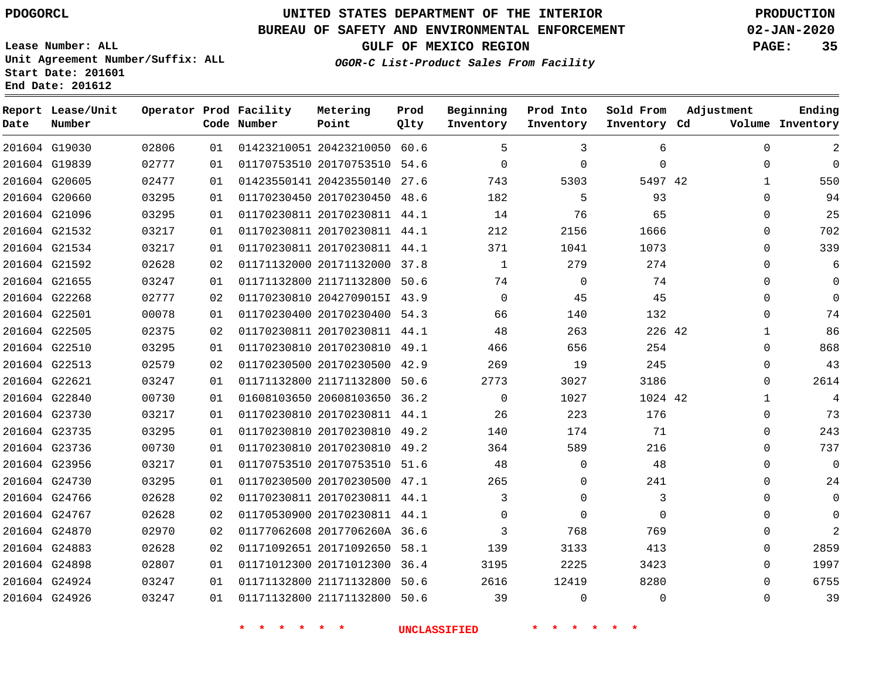PDOGORCL

# UNITED STATES DEPARTMENT OF THE INTERIOR
## BUREAU OF SAFETY AND ENVIRONMENTAL ENFORCEMENT
### GULF OF MEXICO REGION
*OGOR-C List-Product Sales From Facility*

PRODUCTION
02-JAN-2020

Lease Number: ALL
Unit Agreement Number/Suffix: ALL
Start Date: 201601
End Date: 201612

| Report Date | Lease/Unit Number | Operator | Prod Code | Facility Number | Metering Point | Prod Qlty | Beginning Inventory | Prod Into Inventory | Sold From Inventory | Adjustment Cd | Adjustment Volume | Ending Inventory |
|---|---|---|---|---|---|---|---|---|---|---|---|---|
| 201604 | G19030 | 02806 | 01 | 01423210051 | 20423210050 | 60.6 | 5 | 3 | 6 | | 0 | 2 |
| 201604 | G19839 | 02777 | 01 | 01170753510 | 20170753510 | 54.6 | 0 | 0 | 0 | | 0 | 0 |
| 201604 | G20605 | 02477 | 01 | 01423550141 | 20423550140 | 27.6 | 743 | 5303 | 5497 | 42 | 1 | 550 |
| 201604 | G20660 | 03295 | 01 | 01170230450 | 20170230450 | 48.6 | 182 | 5 | 93 | | 0 | 94 |
| 201604 | G21096 | 03295 | 01 | 01170230811 | 20170230811 | 44.1 | 14 | 76 | 65 | | 0 | 25 |
| 201604 | G21532 | 03217 | 01 | 01170230811 | 20170230811 | 44.1 | 212 | 2156 | 1666 | | 0 | 702 |
| 201604 | G21534 | 03217 | 01 | 01170230811 | 20170230811 | 44.1 | 371 | 1041 | 1073 | | 0 | 339 |
| 201604 | G21592 | 02628 | 02 | 01171132000 | 20171132000 | 37.8 | 1 | 279 | 274 | | 0 | 6 |
| 201604 | G21655 | 03247 | 01 | 01171132800 | 21171132800 | 50.6 | 74 | 0 | 74 | | 0 | 0 |
| 201604 | G22268 | 02777 | 02 | 01170230810 | 2042709015I | 43.9 | 0 | 45 | 45 | | 0 | 0 |
| 201604 | G22501 | 00078 | 01 | 01170230400 | 20170230400 | 54.3 | 66 | 140 | 132 | | 0 | 74 |
| 201604 | G22505 | 02375 | 02 | 01170230811 | 20170230811 | 44.1 | 48 | 263 | 226 | 42 | 1 | 86 |
| 201604 | G22510 | 03295 | 01 | 01170230810 | 20170230810 | 49.1 | 466 | 656 | 254 | | 0 | 868 |
| 201604 | G22513 | 02579 | 02 | 01170230500 | 20170230500 | 42.9 | 269 | 19 | 245 | | 0 | 43 |
| 201604 | G22621 | 03247 | 01 | 01171132800 | 21171132800 | 50.6 | 2773 | 3027 | 3186 | | 0 | 2614 |
| 201604 | G22840 | 00730 | 01 | 01608103650 | 20608103650 | 36.2 | 0 | 1027 | 1024 | 42 | 1 | 4 |
| 201604 | G23730 | 03217 | 01 | 01170230810 | 20170230811 | 44.1 | 26 | 223 | 176 | | 0 | 73 |
| 201604 | G23735 | 03295 | 01 | 01170230810 | 20170230810 | 49.2 | 140 | 174 | 71 | | 0 | 243 |
| 201604 | G23736 | 00730 | 01 | 01170230810 | 20170230810 | 49.2 | 364 | 589 | 216 | | 0 | 737 |
| 201604 | G23956 | 03217 | 01 | 01170753510 | 20170753510 | 51.6 | 48 | 0 | 48 | | 0 | 0 |
| 201604 | G24730 | 03295 | 01 | 01170230500 | 20170230500 | 47.1 | 265 | 0 | 241 | | 0 | 24 |
| 201604 | G24766 | 02628 | 02 | 01170230811 | 20170230811 | 44.1 | 3 | 0 | 3 | | 0 | 0 |
| 201604 | G24767 | 02628 | 02 | 01170530900 | 20170230811 | 44.1 | 0 | 0 | 0 | | 0 | 0 |
| 201604 | G24870 | 02970 | 02 | 01177062608 | 2017706260A | 36.6 | 3 | 768 | 769 | | 0 | 2 |
| 201604 | G24883 | 02628 | 02 | 01171092651 | 20171092650 | 58.1 | 139 | 3133 | 413 | | 0 | 2859 |
| 201604 | G24898 | 02807 | 01 | 01171012300 | 20171012300 | 36.4 | 3195 | 2225 | 3423 | | 0 | 1997 |
| 201604 | G24924 | 03247 | 01 | 01171132800 | 21171132800 | 50.6 | 2616 | 12419 | 8280 | | 0 | 6755 |
| 201604 | G24926 | 03247 | 01 | 01171132800 | 21171132800 | 50.6 | 39 | 0 | 0 | | 0 | 39 |

* * * * * * UNCLASSIFIED * * * * * *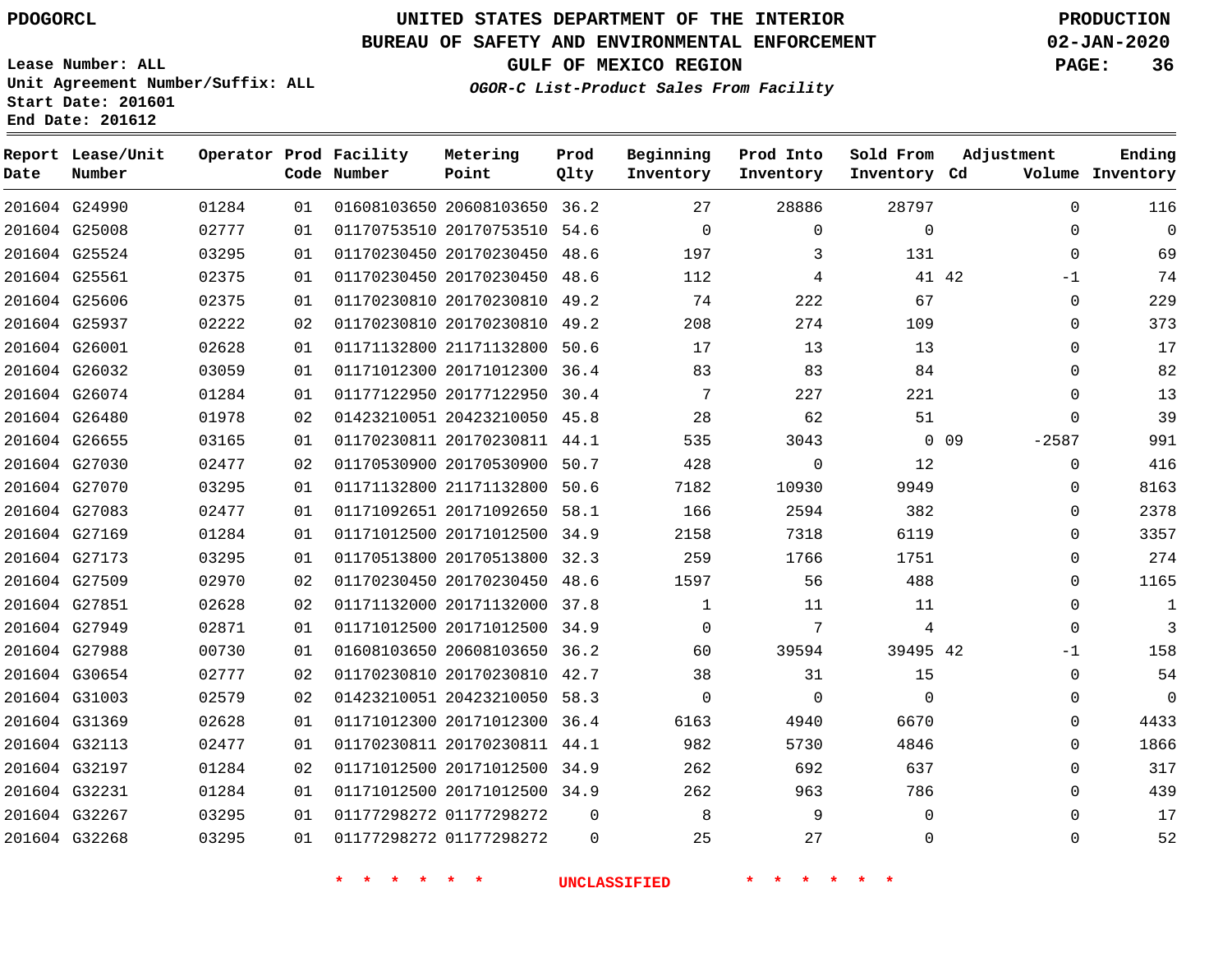PDOGORCL

# UNITED STATES DEPARTMENT OF THE INTERIOR
## BUREAU OF SAFETY AND ENVIRONMENTAL ENFORCEMENT
### GULF OF MEXICO REGION
*OGOR-C List-Product Sales From Facility*

PRODUCTION
02-JAN-2020

Lease Number: ALL
Unit Agreement Number/Suffix: ALL
Start Date: 201601
End Date: 201612

| Report Date | Lease/Unit Number | Operator | Prod Code | Facility Number | Metering Point | Prod Qlty | Beginning Inventory | Prod Into Inventory | Sold From Inventory | Adjustment Cd | Adjustment Volume | Ending Inventory |
|---|---|---|---|---|---|---|---|---|---|---|---|---|
| 201604 | G24990 | 01284 | 01 | 01608103650 | 20608103650 | 36.2 | 27 | 28886 | 28797 | | 0 | 116 |
| 201604 | G25008 | 02777 | 01 | 01170753510 | 20170753510 | 54.6 | 0 | 0 | 0 | | 0 | 0 |
| 201604 | G25524 | 03295 | 01 | 01170230450 | 20170230450 | 48.6 | 197 | 3 | 131 | | 0 | 69 |
| 201604 | G25561 | 02375 | 01 | 01170230450 | 20170230450 | 48.6 | 112 | 4 | 41 | 42 | -1 | 74 |
| 201604 | G25606 | 02375 | 01 | 01170230810 | 20170230810 | 49.2 | 74 | 222 | 67 | | 0 | 229 |
| 201604 | G25937 | 02222 | 02 | 01170230810 | 20170230810 | 49.2 | 208 | 274 | 109 | | 0 | 373 |
| 201604 | G26001 | 02628 | 01 | 01171132800 | 21171132800 | 50.6 | 17 | 13 | 13 | | 0 | 17 |
| 201604 | G26032 | 03059 | 01 | 01171012300 | 20171012300 | 36.4 | 83 | 83 | 84 | | 0 | 82 |
| 201604 | G26074 | 01284 | 01 | 01177122950 | 20177122950 | 30.4 | 7 | 227 | 221 | | 0 | 13 |
| 201604 | G26480 | 01978 | 02 | 01423210051 | 20423210050 | 45.8 | 28 | 62 | 51 | | 0 | 39 |
| 201604 | G26655 | 03165 | 01 | 01170230811 | 20170230811 | 44.1 | 535 | 3043 | 0 | 09 | -2587 | 991 |
| 201604 | G27030 | 02477 | 02 | 01170530900 | 20170530900 | 50.7 | 428 | 0 | 12 | | 0 | 416 |
| 201604 | G27070 | 03295 | 01 | 01171132800 | 21171132800 | 50.6 | 7182 | 10930 | 9949 | | 0 | 8163 |
| 201604 | G27083 | 02477 | 01 | 01171092651 | 20171092650 | 58.1 | 166 | 2594 | 382 | | 0 | 2378 |
| 201604 | G27169 | 01284 | 01 | 01171012500 | 20171012500 | 34.9 | 2158 | 7318 | 6119 | | 0 | 3357 |
| 201604 | G27173 | 03295 | 01 | 01170513800 | 20170513800 | 32.3 | 259 | 1766 | 1751 | | 0 | 274 |
| 201604 | G27509 | 02970 | 02 | 01170230450 | 20170230450 | 48.6 | 1597 | 56 | 488 | | 0 | 1165 |
| 201604 | G27851 | 02628 | 02 | 01171132000 | 20171132000 | 37.8 | 1 | 11 | 11 | | 0 | 1 |
| 201604 | G27949 | 02871 | 01 | 01171012500 | 20171012500 | 34.9 | 0 | 7 | 4 | | 0 | 3 |
| 201604 | G27988 | 00730 | 01 | 01608103650 | 20608103650 | 36.2 | 60 | 39594 | 39495 | 42 | -1 | 158 |
| 201604 | G30654 | 02777 | 02 | 01170230810 | 20170230810 | 42.7 | 38 | 31 | 15 | | 0 | 54 |
| 201604 | G31003 | 02579 | 02 | 01423210051 | 20423210050 | 58.3 | 0 | 0 | 0 | | 0 | 0 |
| 201604 | G31369 | 02628 | 01 | 01171012300 | 20171012300 | 36.4 | 6163 | 4940 | 6670 | | 0 | 4433 |
| 201604 | G32113 | 02477 | 01 | 01170230811 | 20170230811 | 44.1 | 982 | 5730 | 4846 | | 0 | 1866 |
| 201604 | G32197 | 01284 | 02 | 01171012500 | 20171012500 | 34.9 | 262 | 692 | 637 | | 0 | 317 |
| 201604 | G32231 | 01284 | 01 | 01171012500 | 20171012500 | 34.9 | 262 | 963 | 786 | | 0 | 439 |
| 201604 | G32267 | 03295 | 01 | 01177298272 | 01177298272 | 0 | 8 | 9 | 0 | | 0 | 17 |
| 201604 | G32268 | 03295 | 01 | 01177298272 | 01177298272 | 0 | 25 | 27 | 0 | | 0 | 52 |

* * * * * * UNCLASSIFIED * * * * * *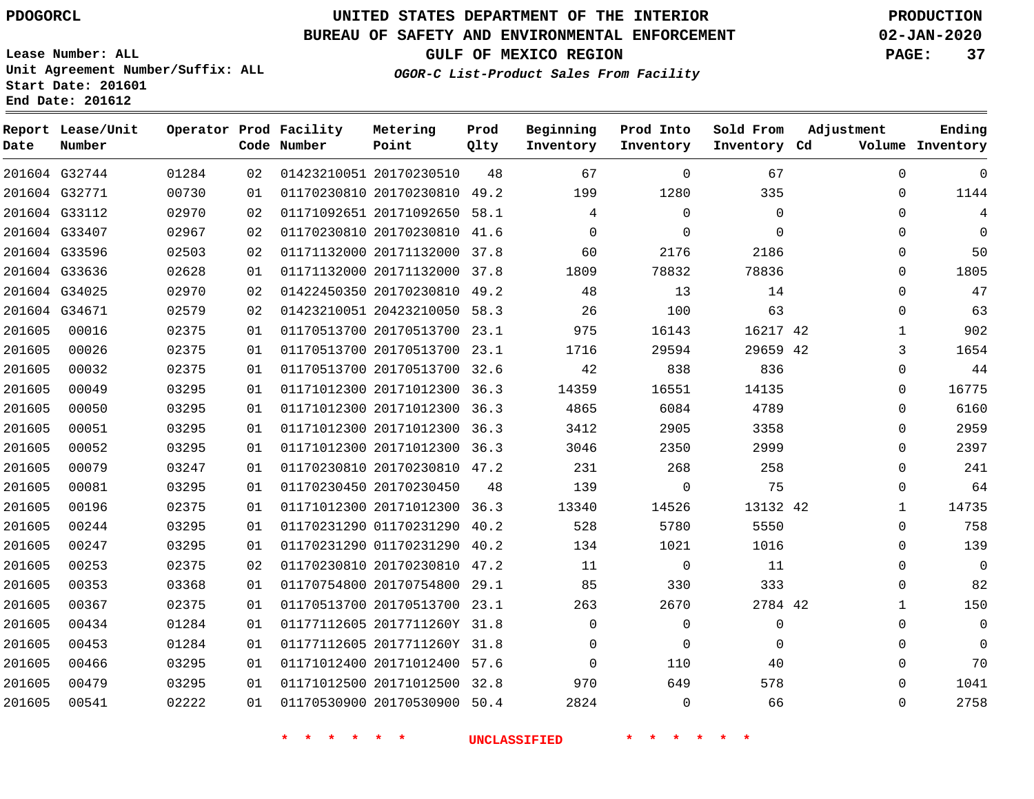PDOGORCL

# UNITED STATES DEPARTMENT OF THE INTERIOR
## BUREAU OF SAFETY AND ENVIRONMENTAL ENFORCEMENT
### GULF OF MEXICO REGION
*OGOR-C List-Product Sales From Facility*

PRODUCTION
02-JAN-2020

Lease Number: ALL
Unit Agreement Number/Suffix: ALL
Start Date: 201601
End Date: 201612

| Report Date | Lease/Unit Number | Operator | Prod Code | Facility Number | Metering Point | Prod Qlty | Beginning Inventory | Prod Into Inventory | Sold From Inventory | Adjustment Cd | Adjustment Volume | Ending Inventory |
|---|---|---|---|---|---|---|---|---|---|---|---|---|
| 201604 | G32744 | 01284 | 02 | 01423210051 | 20170230510 | 48 | 67 | 0 | 67 | | 0 | 0 |
| 201604 | G32771 | 00730 | 01 | 01170230810 | 20170230810 | 49.2 | 199 | 1280 | 335 | | 0 | 1144 |
| 201604 | G33112 | 02970 | 02 | 01171092651 | 20171092650 | 58.1 | 4 | 0 | 0 | | 0 | 4 |
| 201604 | G33407 | 02967 | 02 | 01170230810 | 20170230810 | 41.6 | 0 | 0 | 0 | | 0 | 0 |
| 201604 | G33596 | 02503 | 02 | 01171132000 | 20171132000 | 37.8 | 60 | 2176 | 2186 | | 0 | 50 |
| 201604 | G33636 | 02628 | 01 | 01171132000 | 20171132000 | 37.8 | 1809 | 78832 | 78836 | | 0 | 1805 |
| 201604 | G34025 | 02970 | 02 | 01422450350 | 20170230810 | 49.2 | 48 | 13 | 14 | | 0 | 47 |
| 201604 | G34671 | 02579 | 02 | 01423210051 | 20423210050 | 58.3 | 26 | 100 | 63 | | 0 | 63 |
| 201605 | 00016 | 02375 | 01 | 01170513700 | 20170513700 | 23.1 | 975 | 16143 | 16217 | 42 | 1 | 902 |
| 201605 | 00026 | 02375 | 01 | 01170513700 | 20170513700 | 23.1 | 1716 | 29594 | 29659 | 42 | 3 | 1654 |
| 201605 | 00032 | 02375 | 01 | 01170513700 | 20170513700 | 32.6 | 42 | 838 | 836 | | 0 | 44 |
| 201605 | 00049 | 03295 | 01 | 01171012300 | 20171012300 | 36.3 | 14359 | 16551 | 14135 | | 0 | 16775 |
| 201605 | 00050 | 03295 | 01 | 01171012300 | 20171012300 | 36.3 | 4865 | 6084 | 4789 | | 0 | 6160 |
| 201605 | 00051 | 03295 | 01 | 01171012300 | 20171012300 | 36.3 | 3412 | 2905 | 3358 | | 0 | 2959 |
| 201605 | 00052 | 03295 | 01 | 01171012300 | 20171012300 | 36.3 | 3046 | 2350 | 2999 | | 0 | 2397 |
| 201605 | 00079 | 03247 | 01 | 01170230810 | 20170230810 | 47.2 | 231 | 268 | 258 | | 0 | 241 |
| 201605 | 00081 | 03295 | 01 | 01170230450 | 20170230450 | 48 | 139 | 0 | 75 | | 0 | 64 |
| 201605 | 00196 | 02375 | 01 | 01171012300 | 20171012300 | 36.3 | 13340 | 14526 | 13132 | 42 | 1 | 14735 |
| 201605 | 00244 | 03295 | 01 | 01170231290 | 01170231290 | 40.2 | 528 | 5780 | 5550 | | 0 | 758 |
| 201605 | 00247 | 03295 | 01 | 01170231290 | 01170231290 | 40.2 | 134 | 1021 | 1016 | | 0 | 139 |
| 201605 | 00253 | 02375 | 02 | 01170230810 | 20170230810 | 47.2 | 11 | 0 | 11 | | 0 | 0 |
| 201605 | 00353 | 03368 | 01 | 01170754800 | 20170754800 | 29.1 | 85 | 330 | 333 | | 0 | 82 |
| 201605 | 00367 | 02375 | 01 | 01170513700 | 20170513700 | 23.1 | 263 | 2670 | 2784 | 42 | 1 | 150 |
| 201605 | 00434 | 01284 | 01 | 01177112605 | 2017711260Y | 31.8 | 0 | 0 | 0 | | 0 | 0 |
| 201605 | 00453 | 01284 | 01 | 01177112605 | 2017711260Y | 31.8 | 0 | 0 | 0 | | 0 | 0 |
| 201605 | 00466 | 03295 | 01 | 01171012400 | 20171012400 | 57.6 | 0 | 110 | 40 | | 0 | 70 |
| 201605 | 00479 | 03295 | 01 | 01171012500 | 20171012500 | 32.8 | 970 | 649 | 578 | | 0 | 1041 |
| 201605 | 00541 | 02222 | 01 | 01170530900 | 20170530900 | 50.4 | 2824 | 0 | 66 | | 0 | 2758 |

\* \* \* \* \* \* UNCLASSIFIED \* \* \* \* \* \*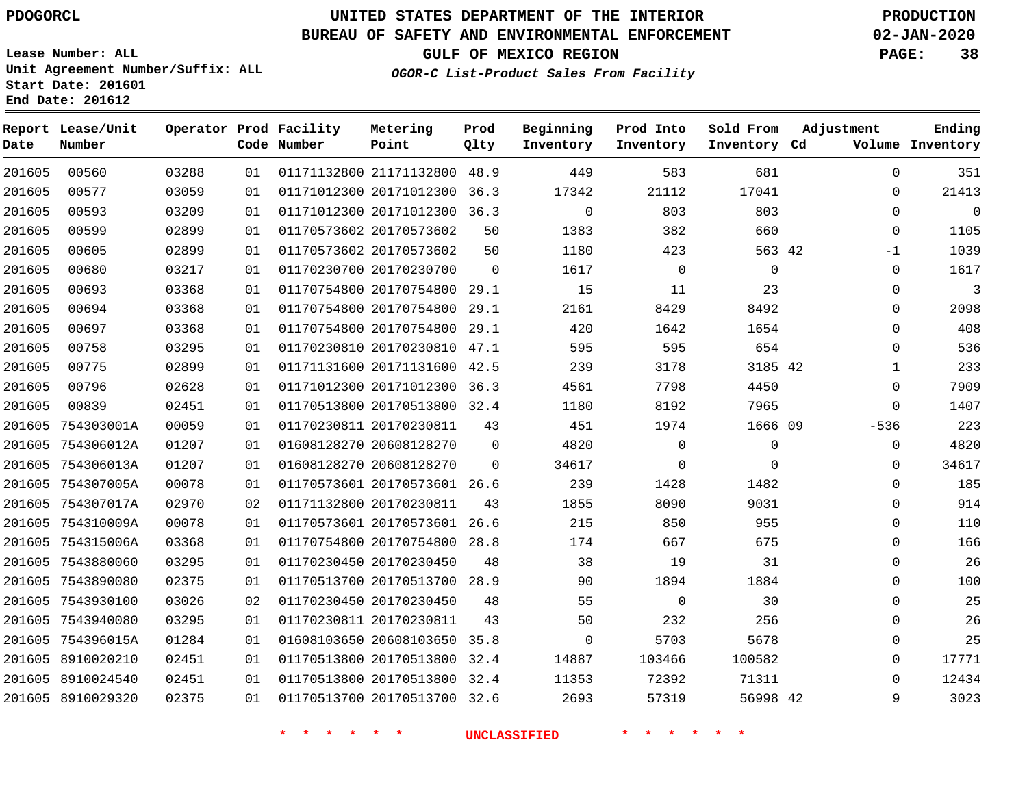PDOGORCL

# UNITED STATES DEPARTMENT OF THE INTERIOR
## BUREAU OF SAFETY AND ENVIRONMENTAL ENFORCEMENT
### GULF OF MEXICO REGION
*OGOR-C List-Product Sales From Facility*

PRODUCTION
02-JAN-2020

Lease Number: ALL
Unit Agreement Number/Suffix: ALL
Start Date: 201601
End Date: 201612

| Report Date | Lease/Unit Number | Operator | Prod Code | Facility Number | Metering Point | Prod Qlty | Beginning Inventory | Prod Into Inventory | Sold From Inventory | Adjustment Cd | Adjustment Volume | Ending Inventory |
|---|---|---|---|---|---|---|---|---|---|---|---|---|
| 201605 | 00560 | 03288 | 01 | 01171132800 | 21171132800 | 48.9 | 449 | 583 | 681 | | 0 | 351 |
| 201605 | 00577 | 03059 | 01 | 01171012300 | 20171012300 | 36.3 | 17342 | 21112 | 17041 | | 0 | 21413 |
| 201605 | 00593 | 03209 | 01 | 01171012300 | 20171012300 | 36.3 | 0 | 803 | 803 | | 0 | 0 |
| 201605 | 00599 | 02899 | 01 | 01170573602 | 20170573602 | 50 | 1383 | 382 | 660 | | 0 | 1105 |
| 201605 | 00605 | 02899 | 01 | 01170573602 | 20170573602 | 50 | 1180 | 423 | 563 | 42 | -1 | 1039 |
| 201605 | 00680 | 03217 | 01 | 01170230700 | 20170230700 | 0 | 1617 | 0 | 0 | | 0 | 1617 |
| 201605 | 00693 | 03368 | 01 | 01170754800 | 20170754800 | 29.1 | 15 | 11 | 23 | | 0 | 3 |
| 201605 | 00694 | 03368 | 01 | 01170754800 | 20170754800 | 29.1 | 2161 | 8429 | 8492 | | 0 | 2098 |
| 201605 | 00697 | 03368 | 01 | 01170754800 | 20170754800 | 29.1 | 420 | 1642 | 1654 | | 0 | 408 |
| 201605 | 00758 | 03295 | 01 | 01170230810 | 20170230810 | 47.1 | 595 | 595 | 654 | | 0 | 536 |
| 201605 | 00775 | 02899 | 01 | 01171131600 | 20171131600 | 42.5 | 239 | 3178 | 3185 | 42 | 1 | 233 |
| 201605 | 00796 | 02628 | 01 | 01171012300 | 20171012300 | 36.3 | 4561 | 7798 | 4450 | | 0 | 7909 |
| 201605 | 00839 | 02451 | 01 | 01170513800 | 20170513800 | 32.4 | 1180 | 8192 | 7965 | | 0 | 1407 |
| 201605 | 754303001A | 00059 | 01 | 01170230811 | 20170230811 | 43 | 451 | 1974 | 1666 | 09 | -536 | 223 |
| 201605 | 754306012A | 01207 | 01 | 01608128270 | 20608128270 | 0 | 4820 | 0 | 0 | | 0 | 4820 |
| 201605 | 754306013A | 01207 | 01 | 01608128270 | 20608128270 | 0 | 34617 | 0 | 0 | | 0 | 34617 |
| 201605 | 754307005A | 00078 | 01 | 01170573601 | 20170573601 | 26.6 | 239 | 1428 | 1482 | | 0 | 185 |
| 201605 | 754307017A | 02970 | 02 | 01171132800 | 20170230811 | 43 | 1855 | 8090 | 9031 | | 0 | 914 |
| 201605 | 754310009A | 00078 | 01 | 01170573601 | 20170573601 | 26.6 | 215 | 850 | 955 | | 0 | 110 |
| 201605 | 754315006A | 03368 | 01 | 01170754800 | 20170754800 | 28.8 | 174 | 667 | 675 | | 0 | 166 |
| 201605 | 7543880060 | 03295 | 01 | 01170230450 | 20170230450 | 48 | 38 | 19 | 31 | | 0 | 26 |
| 201605 | 7543890080 | 02375 | 01 | 01170513700 | 20170513700 | 28.9 | 90 | 1894 | 1884 | | 0 | 100 |
| 201605 | 7543930100 | 03026 | 02 | 01170230450 | 20170230450 | 48 | 55 | 0 | 30 | | 0 | 25 |
| 201605 | 7543940080 | 03295 | 01 | 01170230811 | 20170230811 | 43 | 50 | 232 | 256 | | 0 | 26 |
| 201605 | 754396015A | 01284 | 01 | 01608103650 | 20608103650 | 35.8 | 0 | 5703 | 5678 | | 0 | 25 |
| 201605 | 8910020210 | 02451 | 01 | 01170513800 | 20170513800 | 32.4 | 14887 | 103466 | 100582 | | 0 | 17771 |
| 201605 | 8910024540 | 02451 | 01 | 01170513800 | 20170513800 | 32.4 | 11353 | 72392 | 71311 | | 0 | 12434 |
| 201605 | 8910029320 | 02375 | 01 | 01170513700 | 20170513700 | 32.6 | 2693 | 57319 | 56998 | 42 | 9 | 3023 |

\* \* \* \* \* \* UNCLASSIFIED \* \* \* \* \* \*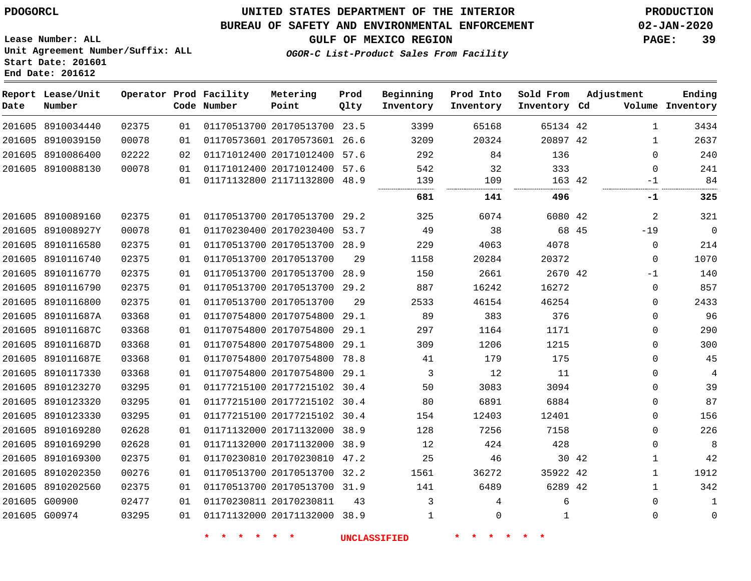PDOGORCL

# UNITED STATES DEPARTMENT OF THE INTERIOR
## BUREAU OF SAFETY AND ENVIRONMENTAL ENFORCEMENT
### GULF OF MEXICO REGION
*OGOR-C List-Product Sales From Facility*

PRODUCTION
02-JAN-2020

Lease Number: ALL
Unit Agreement Number/Suffix: ALL
Start Date: 201601
End Date: 201612

| Report Date | Lease/Unit Number | Operator | Prod Code | Facility Number | Metering Point | Prod Qlty | Beginning Inventory | Prod Into Inventory | Sold From Inventory | Adjustment Cd | Adjustment Volume | Ending Inventory |
|---|---|---|---|---|---|---|---|---|---|---|---|---|
| 201605 | 8910034440 | 02375 | 01 | 01170513700 | 20170513700 | 23.5 | 3399 | 65168 | 65134 | 42 | 1 | 3434 |
| 201605 | 8910039150 | 00078 | 01 | 01170573601 | 20170573601 | 26.6 | 3209 | 20324 | 20897 | 42 | 1 | 2637 |
| 201605 | 8910086400 | 02222 | 02 | 01171012400 | 20171012400 | 57.6 | 292 | 84 | 136 | | 0 | 240 |
| 201605 | 8910088130 | 00078 | 01 | 01171012400 | 20171012400 | 57.6 | 542 | 32 | 333 | | 0 | 241 |
| | | | 01 | 01171132800 | 21171132800 | 48.9 | 139 | 109 | 163 | 42 | -1 | 84 |
| | | | | | | | **681** | **141** | **496** | | **-1** | **325** |
| 201605 | 8910089160 | 02375 | 01 | 01170513700 | 20170513700 | 29.2 | 325 | 6074 | 6080 | 42 | 2 | 321 |
| 201605 | 891008927Y | 00078 | 01 | 01170230400 | 20170230400 | 53.7 | 49 | 38 | 68 | 45 | -19 | 0 |
| 201605 | 8910116580 | 02375 | 01 | 01170513700 | 20170513700 | 28.9 | 229 | 4063 | 4078 | | 0 | 214 |
| 201605 | 8910116740 | 02375 | 01 | 01170513700 | 20170513700 | 29 | 1158 | 20284 | 20372 | | 0 | 1070 |
| 201605 | 8910116770 | 02375 | 01 | 01170513700 | 20170513700 | 28.9 | 150 | 2661 | 2670 | 42 | -1 | 140 |
| 201605 | 8910116790 | 02375 | 01 | 01170513700 | 20170513700 | 29.2 | 887 | 16242 | 16272 | | 0 | 857 |
| 201605 | 8910116800 | 02375 | 01 | 01170513700 | 20170513700 | 29 | 2533 | 46154 | 46254 | | 0 | 2433 |
| 201605 | 891011687A | 03368 | 01 | 01170754800 | 20170754800 | 29.1 | 89 | 383 | 376 | | 0 | 96 |
| 201605 | 891011687C | 03368 | 01 | 01170754800 | 20170754800 | 29.1 | 297 | 1164 | 1171 | | 0 | 290 |
| 201605 | 891011687D | 03368 | 01 | 01170754800 | 20170754800 | 29.1 | 309 | 1206 | 1215 | | 0 | 300 |
| 201605 | 891011687E | 03368 | 01 | 01170754800 | 20170754800 | 78.8 | 41 | 179 | 175 | | 0 | 45 |
| 201605 | 8910117330 | 03368 | 01 | 01170754800 | 20170754800 | 29.1 | 3 | 12 | 11 | | 0 | 4 |
| 201605 | 8910123270 | 03295 | 01 | 01177215100 | 20177215102 | 30.4 | 50 | 3083 | 3094 | | 0 | 39 |
| 201605 | 8910123320 | 03295 | 01 | 01177215100 | 20177215102 | 30.4 | 80 | 6891 | 6884 | | 0 | 87 |
| 201605 | 8910123330 | 03295 | 01 | 01177215100 | 20177215102 | 30.4 | 154 | 12403 | 12401 | | 0 | 156 |
| 201605 | 8910169280 | 02628 | 01 | 01171132000 | 20171132000 | 38.9 | 128 | 7256 | 7158 | | 0 | 226 |
| 201605 | 8910169290 | 02628 | 01 | 01171132000 | 20171132000 | 38.9 | 12 | 424 | 428 | | 0 | 8 |
| 201605 | 8910169300 | 02375 | 01 | 01170230810 | 20170230810 | 47.2 | 25 | 46 | 30 | 42 | 1 | 42 |
| 201605 | 8910202350 | 00276 | 01 | 01170513700 | 20170513700 | 32.2 | 1561 | 36272 | 35922 | 42 | 1 | 1912 |
| 201605 | 8910202560 | 02375 | 01 | 01170513700 | 20170513700 | 31.9 | 141 | 6489 | 6289 | 42 | 1 | 342 |
| 201605 | G00900 | 02477 | 01 | 01170230811 | 20170230811 | 43 | 3 | 4 | 6 | | 0 | 1 |
| 201605 | G00974 | 03295 | 01 | 01171132000 | 20171132000 | 38.9 | 1 | 0 | 1 | | 0 | 0 |

* * * * * * UNCLASSIFIED * * * * * *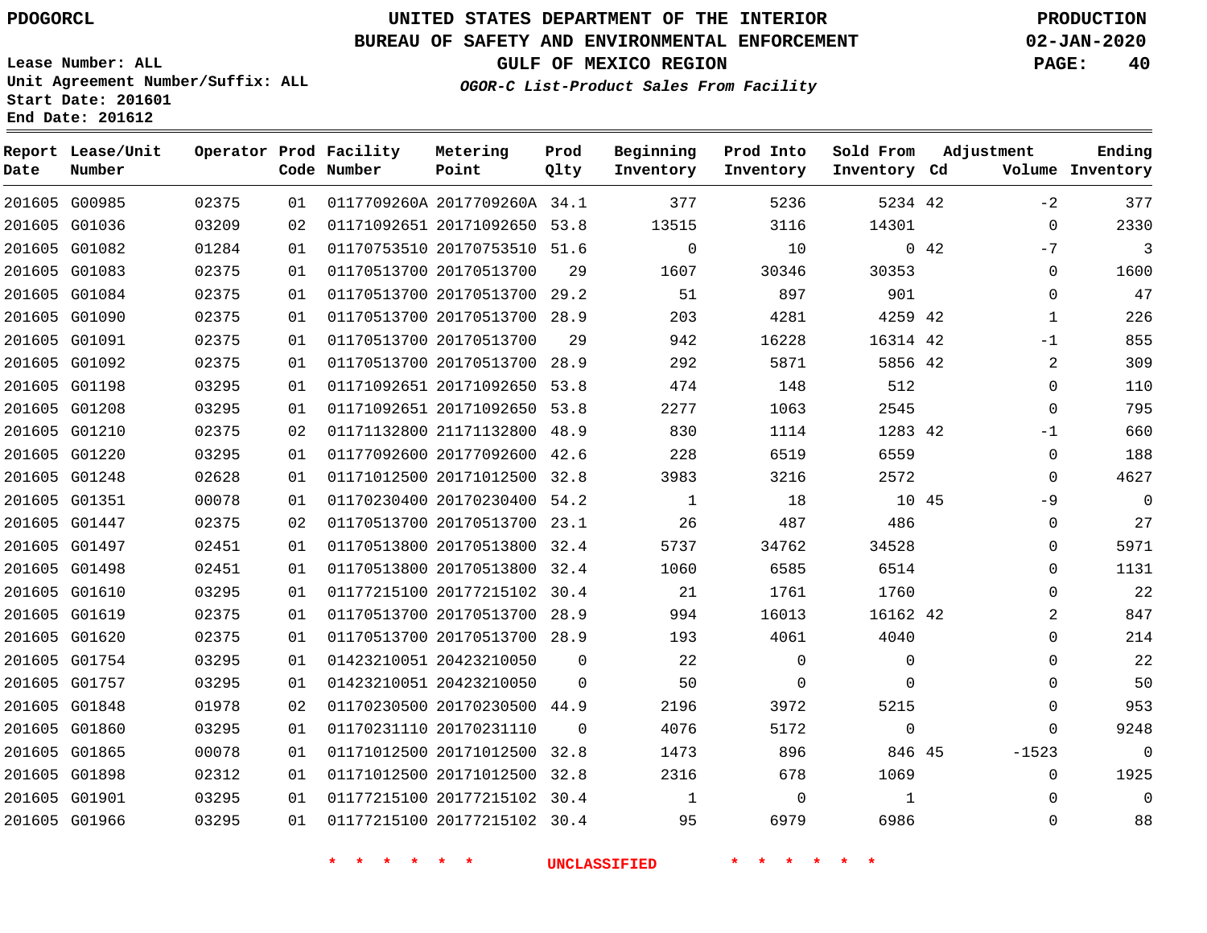PDOGORCL

# UNITED STATES DEPARTMENT OF THE INTERIOR
## BUREAU OF SAFETY AND ENVIRONMENTAL ENFORCEMENT
### GULF OF MEXICO REGION
*OGOR-C List-Product Sales From Facility*

PRODUCTION
02-JAN-2020
PAGE: 40

Lease Number: ALL
Unit Agreement Number/Suffix: ALL
Start Date: 201601
End Date: 201612

| Report Date | Lease/Unit Number | Operator | Prod Code | Facility Number | Metering Point | Prod Qlty | Beginning Inventory | Prod Into Inventory | Sold From Inventory | Adjustment Cd | Adjustment Volume | Ending Inventory |
|---|---|---|---|---|---|---|---|---|---|---|---|---|
| 201605 | G00985 | 02375 | 01 | 0117709260A | 2017709260A | 34.1 | 377 | 5236 | 5234 | 42 | -2 | 377 |
| 201605 | G01036 | 03209 | 02 | 01171092651 | 20171092650 | 53.8 | 13515 | 3116 | 14301 | | 0 | 2330 |
| 201605 | G01082 | 01284 | 01 | 01170753510 | 20170753510 | 51.6 | 0 | 10 | 0 | 42 | -7 | 3 |
| 201605 | G01083 | 02375 | 01 | 01170513700 | 20170513700 | 29 | 1607 | 30346 | 30353 | | 0 | 1600 |
| 201605 | G01084 | 02375 | 01 | 01170513700 | 20170513700 | 29.2 | 51 | 897 | 901 | | 0 | 47 |
| 201605 | G01090 | 02375 | 01 | 01170513700 | 20170513700 | 28.9 | 203 | 4281 | 4259 | 42 | 1 | 226 |
| 201605 | G01091 | 02375 | 01 | 01170513700 | 20170513700 | 29 | 942 | 16228 | 16314 | 42 | -1 | 855 |
| 201605 | G01092 | 02375 | 01 | 01170513700 | 20170513700 | 28.9 | 292 | 5871 | 5856 | 42 | 2 | 309 |
| 201605 | G01198 | 03295 | 01 | 01171092651 | 20171092650 | 53.8 | 474 | 148 | 512 | | 0 | 110 |
| 201605 | G01208 | 03295 | 01 | 01171092651 | 20171092650 | 53.8 | 2277 | 1063 | 2545 | | 0 | 795 |
| 201605 | G01210 | 02375 | 02 | 01171132800 | 21171132800 | 48.9 | 830 | 1114 | 1283 | 42 | -1 | 660 |
| 201605 | G01220 | 03295 | 01 | 01177092600 | 20177092600 | 42.6 | 228 | 6519 | 6559 | | 0 | 188 |
| 201605 | G01248 | 02628 | 01 | 01171012500 | 20171012500 | 32.8 | 3983 | 3216 | 2572 | | 0 | 4627 |
| 201605 | G01351 | 00078 | 01 | 01170230400 | 20170230400 | 54.2 | 1 | 18 | 10 | 45 | -9 | 0 |
| 201605 | G01447 | 02375 | 02 | 01170513700 | 20170513700 | 23.1 | 26 | 487 | 486 | | 0 | 27 |
| 201605 | G01497 | 02451 | 01 | 01170513800 | 20170513800 | 32.4 | 5737 | 34762 | 34528 | | 0 | 5971 |
| 201605 | G01498 | 02451 | 01 | 01170513800 | 20170513800 | 32.4 | 1060 | 6585 | 6514 | | 0 | 1131 |
| 201605 | G01610 | 03295 | 01 | 01177215100 | 20177215102 | 30.4 | 21 | 1761 | 1760 | | 0 | 22 |
| 201605 | G01619 | 02375 | 01 | 01170513700 | 20170513700 | 28.9 | 994 | 16013 | 16162 | 42 | 2 | 847 |
| 201605 | G01620 | 02375 | 01 | 01170513700 | 20170513700 | 28.9 | 193 | 4061 | 4040 | | 0 | 214 |
| 201605 | G01754 | 03295 | 01 | 01423210051 | 20423210050 | 0 | 22 | 0 | 0 | | 0 | 22 |
| 201605 | G01757 | 03295 | 01 | 01423210051 | 20423210050 | 0 | 50 | 0 | 0 | | 0 | 50 |
| 201605 | G01848 | 01978 | 02 | 01170230500 | 20170230500 | 44.9 | 2196 | 3972 | 5215 | | 0 | 953 |
| 201605 | G01860 | 03295 | 01 | 01170231110 | 20170231110 | 0 | 4076 | 5172 | 0 | | 0 | 9248 |
| 201605 | G01865 | 00078 | 01 | 01171012500 | 20171012500 | 32.8 | 1473 | 896 | 846 | 45 | -1523 | 0 |
| 201605 | G01898 | 02312 | 01 | 01171012500 | 20171012500 | 32.8 | 2316 | 678 | 1069 | | 0 | 1925 |
| 201605 | G01901 | 03295 | 01 | 01177215100 | 20177215102 | 30.4 | 1 | 0 | 1 | | 0 | 0 |
| 201605 | G01966 | 03295 | 01 | 01177215100 | 20177215102 | 30.4 | 95 | 6979 | 6986 | | 0 | 88 |

\* \* \* \* \* \* UNCLASSIFIED \* \* \* \* \* \*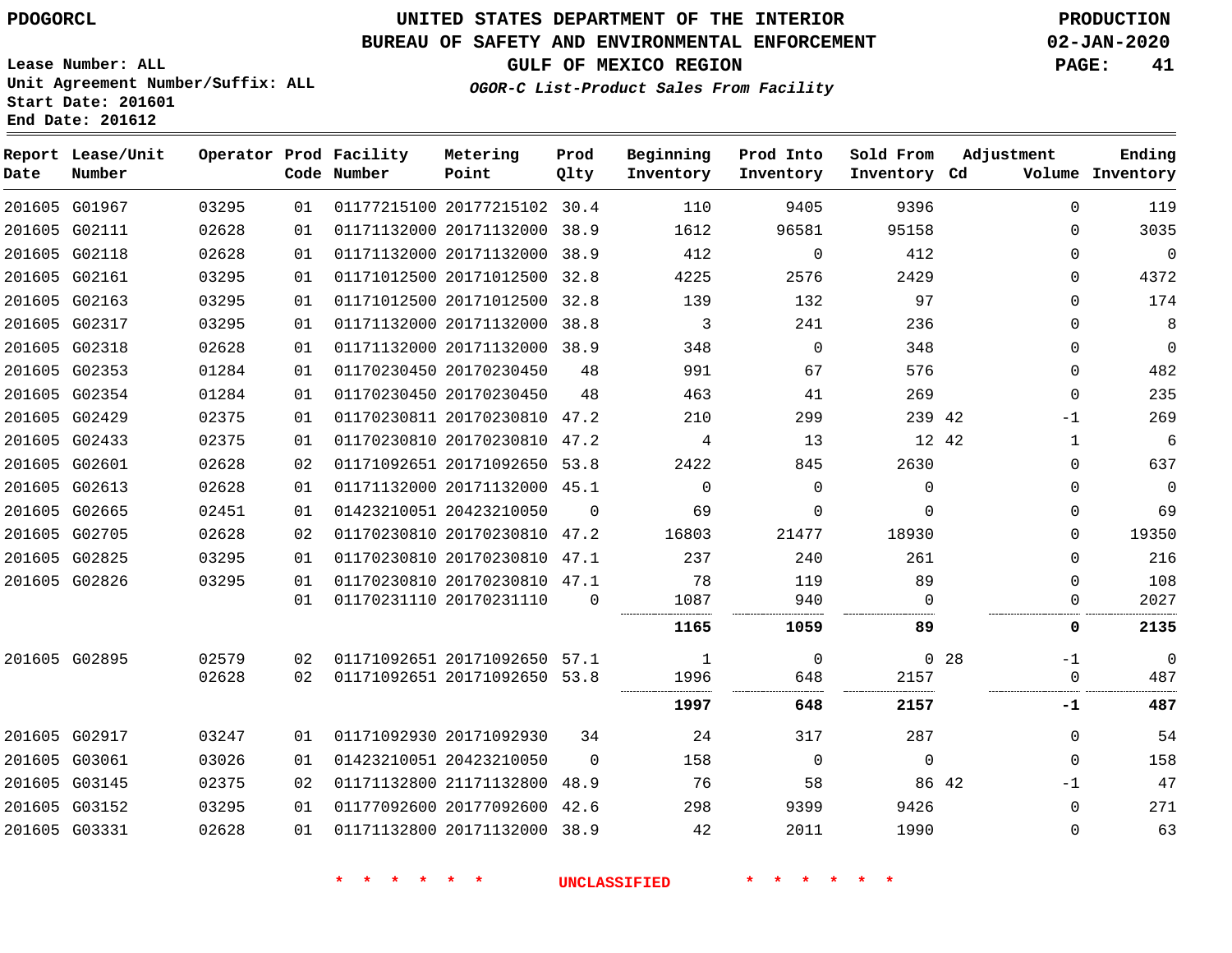PDOGORCL

# UNITED STATES DEPARTMENT OF THE INTERIOR
## BUREAU OF SAFETY AND ENVIRONMENTAL ENFORCEMENT
### GULF OF MEXICO REGION
*OGOR-C List-Product Sales From Facility*

PRODUCTION
02-JAN-2020

Lease Number: ALL
Unit Agreement Number/Suffix: ALL
Start Date: 201601
End Date: 201612

| Report Date | Lease/Unit Number | Operator | Prod Code | Facility Number | Metering Point | Prod Qlty | Beginning Inventory | Prod Into Inventory | Sold From Inventory | Adjustment Cd | Adjustment Volume | Ending Inventory |
|---|---|---|---|---|---|---|---|---|---|---|---|---|
| 201605 | G01967 | 03295 | 01 | 01177215100 | 20177215102 | 30.4 | 110 | 9405 | 9396 | | 0 | 119 |
| 201605 | G02111 | 02628 | 01 | 01171132000 | 20171132000 | 38.9 | 1612 | 96581 | 95158 | | 0 | 3035 |
| 201605 | G02118 | 02628 | 01 | 01171132000 | 20171132000 | 38.9 | 412 | 0 | 412 | | 0 | 0 |
| 201605 | G02161 | 03295 | 01 | 01171012500 | 20171012500 | 32.8 | 4225 | 2576 | 2429 | | 0 | 4372 |
| 201605 | G02163 | 03295 | 01 | 01171012500 | 20171012500 | 32.8 | 139 | 132 | 97 | | 0 | 174 |
| 201605 | G02317 | 03295 | 01 | 01171132000 | 20171132000 | 38.8 | 3 | 241 | 236 | | 0 | 8 |
| 201605 | G02318 | 02628 | 01 | 01171132000 | 20171132000 | 38.9 | 348 | 0 | 348 | | 0 | 0 |
| 201605 | G02353 | 01284 | 01 | 01170230450 | 20170230450 | 48 | 991 | 67 | 576 | | 0 | 482 |
| 201605 | G02354 | 01284 | 01 | 01170230450 | 20170230450 | 48 | 463 | 41 | 269 | | 0 | 235 |
| 201605 | G02429 | 02375 | 01 | 01170230811 | 20170230810 | 47.2 | 210 | 299 | 239 | 42 | -1 | 269 |
| 201605 | G02433 | 02375 | 01 | 01170230810 | 20170230810 | 47.2 | 4 | 13 | 12 | 42 | 1 | 6 |
| 201605 | G02601 | 02628 | 02 | 01171092651 | 20171092650 | 53.8 | 2422 | 845 | 2630 | | 0 | 637 |
| 201605 | G02613 | 02628 | 01 | 01171132000 | 20171132000 | 45.1 | 0 | 0 | 0 | | 0 | 0 |
| 201605 | G02665 | 02451 | 01 | 01423210051 | 20423210050 | 0 | 69 | 0 | 0 | | 0 | 69 |
| 201605 | G02705 | 02628 | 02 | 01170230810 | 20170230810 | 47.2 | 16803 | 21477 | 18930 | | 0 | 19350 |
| 201605 | G02825 | 03295 | 01 | 01170230810 | 20170230810 | 47.1 | 237 | 240 | 261 | | 0 | 216 |
| 201605 | G02826 | 03295 | 01 | 01170230810 | 20170230810 | 47.1 | 78 | 119 | 89 | | 0 | 108 |
| | | | 01 | 01170231110 | 20170231110 | 0 | 1087 | 940 | 0 | | 0 | 2027 |
| | | | | | | | **1165** | **1059** | **89** | | **0** | **2135** |
| 201605 | G02895 | 02579 | 02 | 01171092651 | 20171092650 | 57.1 | 1 | 0 | 0 | 28 | -1 | 0 |
| | | 02628 | 02 | 01171092651 | 20171092650 | 53.8 | 1996 | 648 | 2157 | | 0 | 487 |
| | | | | | | | **1997** | **648** | **2157** | | **-1** | **487** |
| 201605 | G02917 | 03247 | 01 | 01171092930 | 20171092930 | 34 | 24 | 317 | 287 | | 0 | 54 |
| 201605 | G03061 | 03026 | 01 | 01423210051 | 20423210050 | 0 | 158 | 0 | 0 | | 0 | 158 |
| 201605 | G03145 | 02375 | 02 | 01171132800 | 21171132800 | 48.9 | 76 | 58 | 86 | 42 | -1 | 47 |
| 201605 | G03152 | 03295 | 01 | 01177092600 | 20177092600 | 42.6 | 298 | 9399 | 9426 | | 0 | 271 |
| 201605 | G03331 | 02628 | 01 | 01171132800 | 20171132000 | 38.9 | 42 | 2011 | 1990 | | 0 | 63 |

* * * * * * UNCLASSIFIED * * * * * *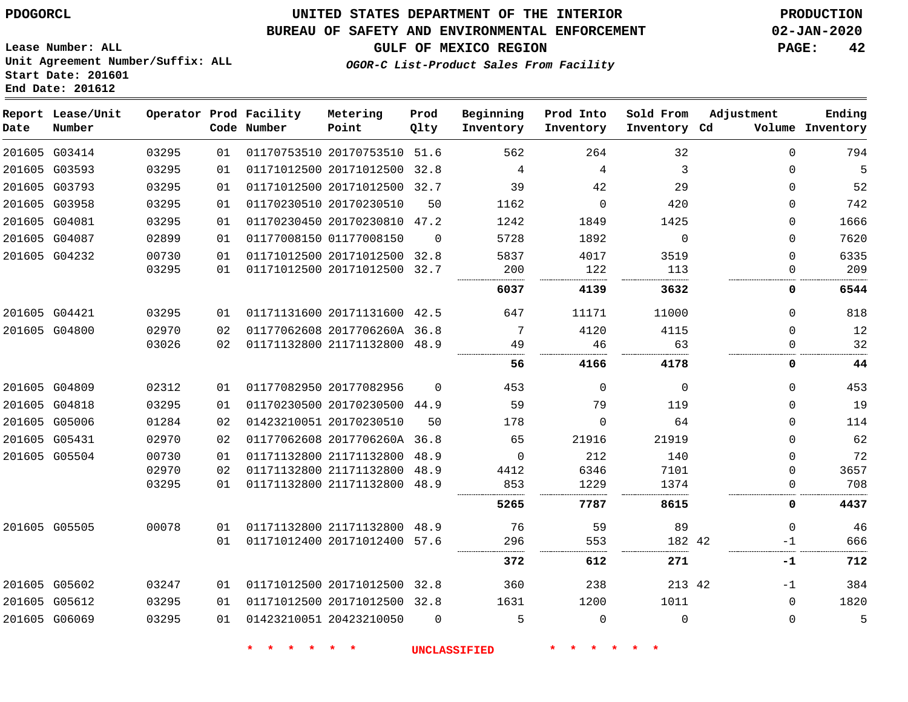PDOGORCL

# UNITED STATES DEPARTMENT OF THE INTERIOR
## BUREAU OF SAFETY AND ENVIRONMENTAL ENFORCEMENT
### GULF OF MEXICO REGION
*OGOR-C List-Product Sales From Facility*

PRODUCTION
02-JAN-2020
PAGE: 42

Lease Number: ALL
Unit Agreement Number/Suffix: ALL
Start Date: 201601
End Date: 201612

| Report Date | Lease/Unit Number | Operator | Prod Code | Facility Number | Metering Point | Prod Qlty | Beginning Inventory | Prod Into Inventory | Sold From Inventory | Adjustment Cd | Adjustment Volume | Ending Inventory |
|---|---|---|---|---|---|---|---|---|---|---|---|---|
| 201605 | G03414 | 03295 | 01 | 01170753510 | 20170753510 | 51.6 | 562 | 264 | 32 | | 0 | 794 |
| 201605 | G03593 | 03295 | 01 | 01171012500 | 20171012500 | 32.8 | 4 | 4 | 3 | | 0 | 5 |
| 201605 | G03793 | 03295 | 01 | 01171012500 | 20171012500 | 32.7 | 39 | 42 | 29 | | 0 | 52 |
| 201605 | G03958 | 03295 | 01 | 01170230510 | 20170230510 | 50 | 1162 | 0 | 420 | | 0 | 742 |
| 201605 | G04081 | 03295 | 01 | 01170230450 | 20170230810 | 47.2 | 1242 | 1849 | 1425 | | 0 | 1666 |
| 201605 | G04087 | 02899 | 01 | 01177008150 | 01177008150 | 0 | 5728 | 1892 | 0 | | 0 | 7620 |
| 201605 | G04232 | 00730 | 01 | 01171012500 | 20171012500 | 32.8 | 5837 | 4017 | 3519 | | 0 | 6335 |
| | | 03295 | 01 | 01171012500 | 20171012500 | 32.7 | 200 | 122 | 113 | | 0 | 209 |
| | | | | | | | **6037** | **4139** | **3632** | | **0** | **6544** |
| 201605 | G04421 | 03295 | 01 | 01171131600 | 20171131600 | 42.5 | 647 | 11171 | 11000 | | 0 | 818 |
| 201605 | G04800 | 02970 | 02 | 01177062608 | 2017706260A | 36.8 | 7 | 4120 | 4115 | | 0 | 12 |
| | | 03026 | 02 | 01171132800 | 21171132800 | 48.9 | 49 | 46 | 63 | | 0 | 32 |
| | | | | | | | **56** | **4166** | **4178** | | **0** | **44** |
| 201605 | G04809 | 02312 | 01 | 01177082950 | 20177082956 | 0 | 453 | 0 | 0 | | 0 | 453 |
| 201605 | G04818 | 03295 | 01 | 01170230500 | 20170230500 | 44.9 | 59 | 79 | 119 | | 0 | 19 |
| 201605 | G05006 | 01284 | 02 | 01423210051 | 20170230510 | 50 | 178 | 0 | 64 | | 0 | 114 |
| 201605 | G05431 | 02970 | 02 | 01177062608 | 2017706260A | 36.8 | 65 | 21916 | 21919 | | 0 | 62 |
| 201605 | G05504 | 00730 | 01 | 01171132800 | 21171132800 | 48.9 | 0 | 212 | 140 | | 0 | 72 |
| | | 02970 | 02 | 01171132800 | 21171132800 | 48.9 | 4412 | 6346 | 7101 | | 0 | 3657 |
| | | 03295 | 01 | 01171132800 | 21171132800 | 48.9 | 853 | 1229 | 1374 | | 0 | 708 |
| | | | | | | | **5265** | **7787** | **8615** | | **0** | **4437** |
| 201605 | G05505 | 00078 | 01 | 01171132800 | 21171132800 | 48.9 | 76 | 59 | 89 | | 0 | 46 |
| | | | 01 | 01171012400 | 20171012400 | 57.6 | 296 | 553 | 182 | 42 | -1 | 666 |
| | | | | | | | **372** | **612** | **271** | | **-1** | **712** |
| 201605 | G05602 | 03247 | 01 | 01171012500 | 20171012500 | 32.8 | 360 | 238 | 213 | 42 | -1 | 384 |
| 201605 | G05612 | 03295 | 01 | 01171012500 | 20171012500 | 32.8 | 1631 | 1200 | 1011 | | 0 | 1820 |
| 201605 | G06069 | 03295 | 01 | 01423210051 | 20423210050 | 0 | 5 | 0 | 0 | | 0 | 5 |

* * * * * * UNCLASSIFIED * * * * * *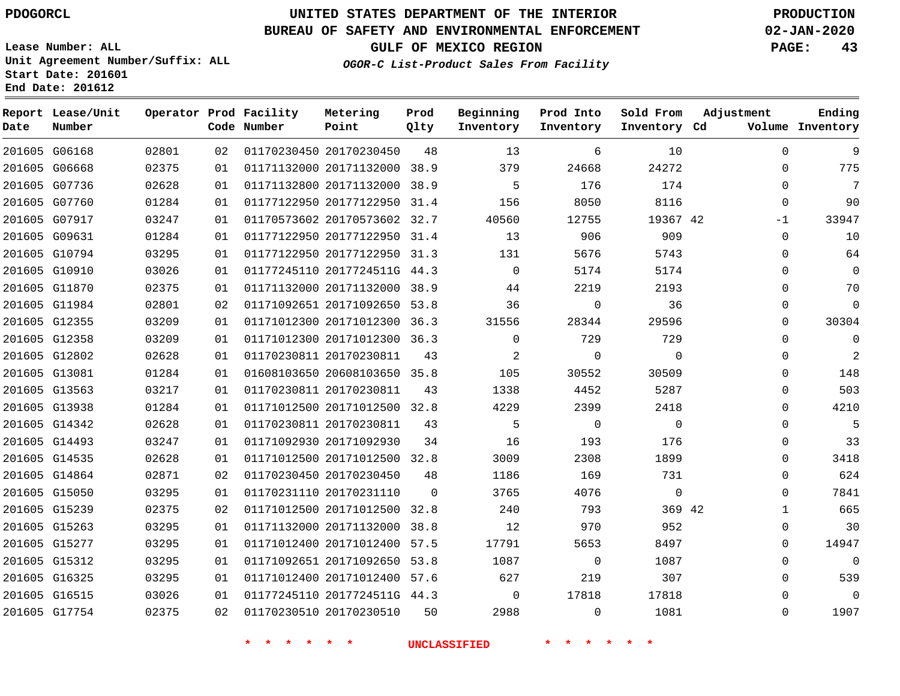PDOGORCL

# UNITED STATES DEPARTMENT OF THE INTERIOR
## BUREAU OF SAFETY AND ENVIRONMENTAL ENFORCEMENT
### GULF OF MEXICO REGION

PRODUCTION
02-JAN-2020

Lease Number: ALL
Unit Agreement Number/Suffix: ALL
Start Date: 201601
End Date: 201612

*OGOR-C List-Product Sales From Facility*

| Report Date | Lease/Unit Number | Operator | Prod Code | Facility Number | Metering Point | Prod Qlty | Beginning Inventory | Prod Into Inventory | Sold From Inventory | Adjustment Cd | Adjustment Volume | Ending Inventory |
|---|---|---|---|---|---|---|---|---|---|---|---|---|
| 201605 | G06168 | 02801 | 02 | 01170230450 | 20170230450 | 48 | 13 | 6 | 10 | | 0 | 9 |
| 201605 | G06668 | 02375 | 01 | 01171132000 | 20171132000 | 38.9 | 379 | 24668 | 24272 | | 0 | 775 |
| 201605 | G07736 | 02628 | 01 | 01171132800 | 20171132000 | 38.9 | 5 | 176 | 174 | | 0 | 7 |
| 201605 | G07760 | 01284 | 01 | 01177122950 | 20177122950 | 31.4 | 156 | 8050 | 8116 | | 0 | 90 |
| 201605 | G07917 | 03247 | 01 | 01170573602 | 20170573602 | 32.7 | 40560 | 12755 | 19367 | 42 | -1 | 33947 |
| 201605 | G09631 | 01284 | 01 | 01177122950 | 20177122950 | 31.4 | 13 | 906 | 909 | | 0 | 10 |
| 201605 | G10794 | 03295 | 01 | 01177122950 | 20177122950 | 31.3 | 131 | 5676 | 5743 | | 0 | 64 |
| 201605 | G10910 | 03026 | 01 | 01177245110 | 2017724511G | 44.3 | 0 | 5174 | 5174 | | 0 | 0 |
| 201605 | G11870 | 02375 | 01 | 01171132000 | 20171132000 | 38.9 | 44 | 2219 | 2193 | | 0 | 70 |
| 201605 | G11984 | 02801 | 02 | 01171092651 | 20171092650 | 53.8 | 36 | 0 | 36 | | 0 | 0 |
| 201605 | G12355 | 03209 | 01 | 01171012300 | 20171012300 | 36.3 | 31556 | 28344 | 29596 | | 0 | 30304 |
| 201605 | G12358 | 03209 | 01 | 01171012300 | 20171012300 | 36.3 | 0 | 729 | 729 | | 0 | 0 |
| 201605 | G12802 | 02628 | 01 | 01170230811 | 20170230811 | 43 | 2 | 0 | 0 | | 0 | 2 |
| 201605 | G13081 | 01284 | 01 | 01608103650 | 20608103650 | 35.8 | 105 | 30552 | 30509 | | 0 | 148 |
| 201605 | G13563 | 03217 | 01 | 01170230811 | 20170230811 | 43 | 1338 | 4452 | 5287 | | 0 | 503 |
| 201605 | G13938 | 01284 | 01 | 01171012500 | 20171012500 | 32.8 | 4229 | 2399 | 2418 | | 0 | 4210 |
| 201605 | G14342 | 02628 | 01 | 01170230811 | 20170230811 | 43 | 5 | 0 | 0 | | 0 | 5 |
| 201605 | G14493 | 03247 | 01 | 01171092930 | 20171092930 | 34 | 16 | 193 | 176 | | 0 | 33 |
| 201605 | G14535 | 02628 | 01 | 01171012500 | 20171012500 | 32.8 | 3009 | 2308 | 1899 | | 0 | 3418 |
| 201605 | G14864 | 02871 | 02 | 01170230450 | 20170230450 | 48 | 1186 | 169 | 731 | | 0 | 624 |
| 201605 | G15050 | 03295 | 01 | 01170231110 | 20170231110 | 0 | 3765 | 4076 | 0 | | 0 | 7841 |
| 201605 | G15239 | 02375 | 02 | 01171012500 | 20171012500 | 32.8 | 240 | 793 | 369 | 42 | 1 | 665 |
| 201605 | G15263 | 03295 | 01 | 01171132000 | 20171132000 | 38.8 | 12 | 970 | 952 | | 0 | 30 |
| 201605 | G15277 | 03295 | 01 | 01171012400 | 20171012400 | 57.5 | 17791 | 5653 | 8497 | | 0 | 14947 |
| 201605 | G15312 | 03295 | 01 | 01171092651 | 20171092650 | 53.8 | 1087 | 0 | 1087 | | 0 | 0 |
| 201605 | G16325 | 03295 | 01 | 01171012400 | 20171012400 | 57.6 | 627 | 219 | 307 | | 0 | 539 |
| 201605 | G16515 | 03026 | 01 | 01177245110 | 2017724511G | 44.3 | 0 | 17818 | 17818 | | 0 | 0 |
| 201605 | G17754 | 02375 | 02 | 01170230510 | 20170230510 | 50 | 2988 | 0 | 1081 | | 0 | 1907 |

* * * * * * UNCLASSIFIED * * * * * *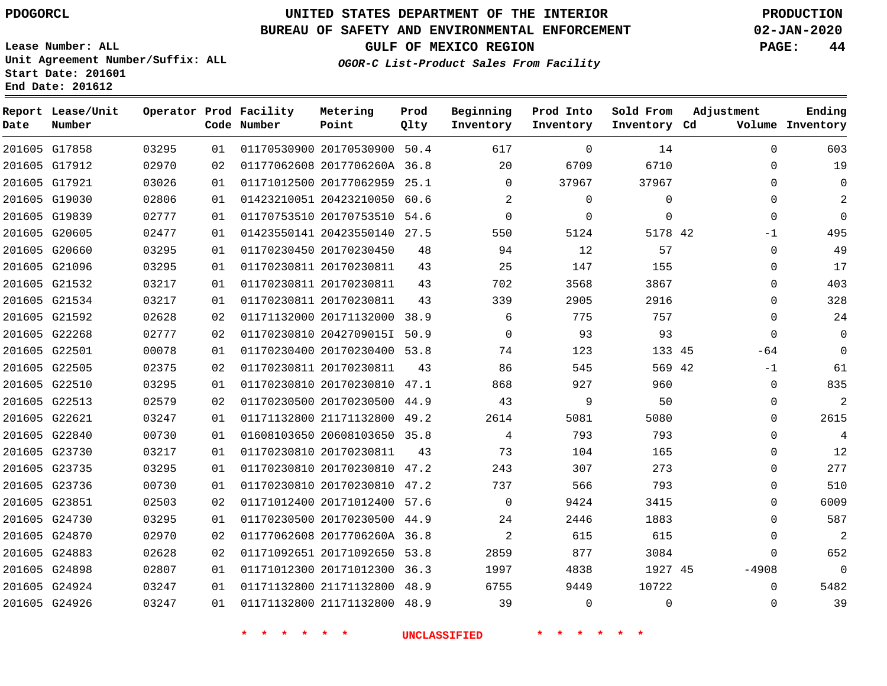PDOGORCL

# UNITED STATES DEPARTMENT OF THE INTERIOR
## BUREAU OF SAFETY AND ENVIRONMENTAL ENFORCEMENT
### GULF OF MEXICO REGION

*OGOR-C List-Product Sales From Facility*

PRODUCTION
02-JAN-2020

Lease Number: ALL
Unit Agreement Number/Suffix: ALL
Start Date: 201601
End Date: 201612

| Report Date | Lease/Unit Number | Operator | Prod Code | Facility Number | Metering Point | Prod Qlty | Beginning Inventory | Prod Into Inventory | Sold From Inventory | Adjustment Cd | Volume | Ending Inventory |
|---|---|---|---|---|---|---|---|---|---|---|---|---|
| 201605 | G17858 | 03295 | 01 | 01170530900 | 20170530900 | 50.4 | 617 | 0 | 14 | | 0 | 603 |
| 201605 | G17912 | 02970 | 02 | 01177062608 | 2017706260A | 36.8 | 20 | 6709 | 6710 | | 0 | 19 |
| 201605 | G17921 | 03026 | 01 | 01171012500 | 20177062959 | 25.1 | 0 | 37967 | 37967 | | 0 | 0 |
| 201605 | G19030 | 02806 | 01 | 01423210051 | 20423210050 | 60.6 | 2 | 0 | 0 | | 0 | 2 |
| 201605 | G19839 | 02777 | 01 | 01170753510 | 20170753510 | 54.6 | 0 | 0 | 0 | | 0 | 0 |
| 201605 | G20605 | 02477 | 01 | 01423550141 | 20423550140 | 27.5 | 550 | 5124 | 5178 | 42 | -1 | 495 |
| 201605 | G20660 | 03295 | 01 | 01170230450 | 20170230450 | 48 | 94 | 12 | 57 | | 0 | 49 |
| 201605 | G21096 | 03295 | 01 | 01170230811 | 20170230811 | 43 | 25 | 147 | 155 | | 0 | 17 |
| 201605 | G21532 | 03217 | 01 | 01170230811 | 20170230811 | 43 | 702 | 3568 | 3867 | | 0 | 403 |
| 201605 | G21534 | 03217 | 01 | 01170230811 | 20170230811 | 43 | 339 | 2905 | 2916 | | 0 | 328 |
| 201605 | G21592 | 02628 | 02 | 01171132000 | 20171132000 | 38.9 | 6 | 775 | 757 | | 0 | 24 |
| 201605 | G22268 | 02777 | 02 | 01170230810 | 2042709015I | 50.9 | 0 | 93 | 93 | | 0 | 0 |
| 201605 | G22501 | 00078 | 01 | 01170230400 | 20170230400 | 53.8 | 74 | 123 | 133 | 45 | -64 | 0 |
| 201605 | G22505 | 02375 | 02 | 01170230811 | 20170230811 | 43 | 86 | 545 | 569 | 42 | -1 | 61 |
| 201605 | G22510 | 03295 | 01 | 01170230810 | 20170230810 | 47.1 | 868 | 927 | 960 | | 0 | 835 |
| 201605 | G22513 | 02579 | 02 | 01170230500 | 20170230500 | 44.9 | 43 | 9 | 50 | | 0 | 2 |
| 201605 | G22621 | 03247 | 01 | 01171132800 | 21171132800 | 49.2 | 2614 | 5081 | 5080 | | 0 | 2615 |
| 201605 | G22840 | 00730 | 01 | 01608103650 | 20608103650 | 35.8 | 4 | 793 | 793 | | 0 | 4 |
| 201605 | G23730 | 03217 | 01 | 01170230810 | 20170230811 | 43 | 73 | 104 | 165 | | 0 | 12 |
| 201605 | G23735 | 03295 | 01 | 01170230810 | 20170230810 | 47.2 | 243 | 307 | 273 | | 0 | 277 |
| 201605 | G23736 | 00730 | 01 | 01170230810 | 20170230810 | 47.2 | 737 | 566 | 793 | | 0 | 510 |
| 201605 | G23851 | 02503 | 02 | 01171012400 | 20171012400 | 57.6 | 0 | 9424 | 3415 | | 0 | 6009 |
| 201605 | G24730 | 03295 | 01 | 01170230500 | 20170230500 | 44.9 | 24 | 2446 | 1883 | | 0 | 587 |
| 201605 | G24870 | 02970 | 02 | 01177062608 | 2017706260A | 36.8 | 2 | 615 | 615 | | 0 | 2 |
| 201605 | G24883 | 02628 | 02 | 01171092651 | 20171092650 | 53.8 | 2859 | 877 | 3084 | | 0 | 652 |
| 201605 | G24898 | 02807 | 01 | 01171012300 | 20171012300 | 36.3 | 1997 | 4838 | 1927 | 45 | -4908 | 0 |
| 201605 | G24924 | 03247 | 01 | 01171132800 | 21171132800 | 48.9 | 6755 | 9449 | 10722 | | 0 | 5482 |
| 201605 | G24926 | 03247 | 01 | 01171132800 | 21171132800 | 48.9 | 39 | 0 | 0 | | 0 | 39 |

* * * * * * UNCLASSIFIED * * * * * *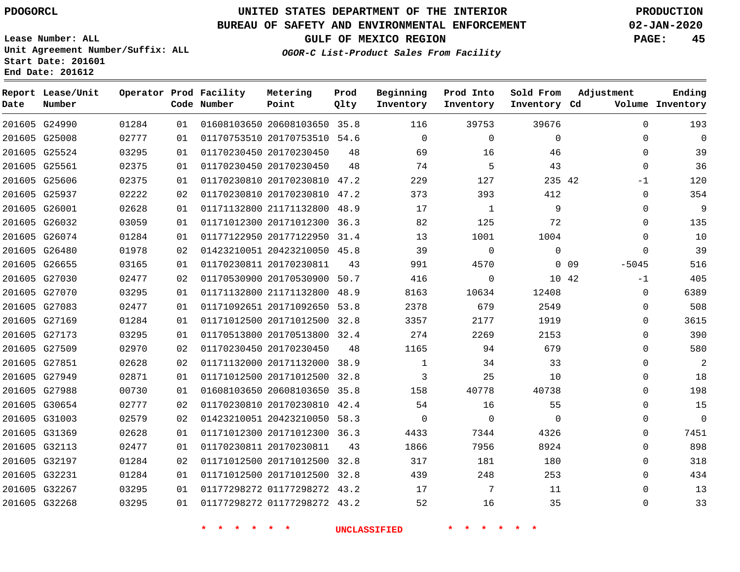PDOGORCL

# UNITED STATES DEPARTMENT OF THE INTERIOR
## BUREAU OF SAFETY AND ENVIRONMENTAL ENFORCEMENT
### GULF OF MEXICO REGION
*OGOR-C List-Product Sales From Facility*

PRODUCTION
02-JAN-2020

Lease Number: ALL
Unit Agreement Number/Suffix: ALL
Start Date: 201601
End Date: 201612

| Report Date | Lease/Unit Number | Operator | Prod Code | Facility Number | Metering Point | Prod Qlty | Beginning Inventory | Prod Into Inventory | Sold From Inventory | Adjustment Cd | Adjustment Volume | Ending Inventory |
|---|---|---|---|---|---|---|---|---|---|---|---|---|
| 201605 | G24990 | 01284 | 01 | 01608103650 | 20608103650 | 35.8 | 116 | 39753 | 39676 | | 0 | 193 |
| 201605 | G25008 | 02777 | 01 | 01170753510 | 20170753510 | 54.6 | 0 | 0 | 0 | | 0 | 0 |
| 201605 | G25524 | 03295 | 01 | 01170230450 | 20170230450 | 48 | 69 | 16 | 46 | | 0 | 39 |
| 201605 | G25561 | 02375 | 01 | 01170230450 | 20170230450 | 48 | 74 | 5 | 43 | | 0 | 36 |
| 201605 | G25606 | 02375 | 01 | 01170230810 | 20170230810 | 47.2 | 229 | 127 | 235 | 42 | -1 | 120 |
| 201605 | G25937 | 02222 | 02 | 01170230810 | 20170230810 | 47.2 | 373 | 393 | 412 | | 0 | 354 |
| 201605 | G26001 | 02628 | 01 | 01171132800 | 21171132800 | 48.9 | 17 | 1 | 9 | | 0 | 9 |
| 201605 | G26032 | 03059 | 01 | 01171012300 | 20171012300 | 36.3 | 82 | 125 | 72 | | 0 | 135 |
| 201605 | G26074 | 01284 | 01 | 01177122950 | 20177122950 | 31.4 | 13 | 1001 | 1004 | | 0 | 10 |
| 201605 | G26480 | 01978 | 02 | 01423210051 | 20423210050 | 45.8 | 39 | 0 | 0 | | 0 | 39 |
| 201605 | G26655 | 03165 | 01 | 01170230811 | 20170230811 | 43 | 991 | 4570 | 0 | 09 | -5045 | 516 |
| 201605 | G27030 | 02477 | 02 | 01170530900 | 20170530900 | 50.7 | 416 | 0 | 10 | 42 | -1 | 405 |
| 201605 | G27070 | 03295 | 01 | 01171132800 | 21171132800 | 48.9 | 8163 | 10634 | 12408 | | 0 | 6389 |
| 201605 | G27083 | 02477 | 01 | 01171092651 | 20171092650 | 53.8 | 2378 | 679 | 2549 | | 0 | 508 |
| 201605 | G27169 | 01284 | 01 | 01171012500 | 20171012500 | 32.8 | 3357 | 2177 | 1919 | | 0 | 3615 |
| 201605 | G27173 | 03295 | 01 | 01170513800 | 20170513800 | 32.4 | 274 | 2269 | 2153 | | 0 | 390 |
| 201605 | G27509 | 02970 | 02 | 01170230450 | 20170230450 | 48 | 1165 | 94 | 679 | | 0 | 580 |
| 201605 | G27851 | 02628 | 02 | 01171132000 | 20171132000 | 38.9 | 1 | 34 | 33 | | 0 | 2 |
| 201605 | G27949 | 02871 | 01 | 01171012500 | 20171012500 | 32.8 | 3 | 25 | 10 | | 0 | 18 |
| 201605 | G27988 | 00730 | 01 | 01608103650 | 20608103650 | 35.8 | 158 | 40778 | 40738 | | 0 | 198 |
| 201605 | G30654 | 02777 | 02 | 01170230810 | 20170230810 | 42.4 | 54 | 16 | 55 | | 0 | 15 |
| 201605 | G31003 | 02579 | 02 | 01423210051 | 20423210050 | 58.3 | 0 | 0 | 0 | | 0 | 0 |
| 201605 | G31369 | 02628 | 01 | 01171012300 | 20171012300 | 36.3 | 4433 | 7344 | 4326 | | 0 | 7451 |
| 201605 | G32113 | 02477 | 01 | 01170230811 | 20170230811 | 43 | 1866 | 7956 | 8924 | | 0 | 898 |
| 201605 | G32197 | 01284 | 02 | 01171012500 | 20171012500 | 32.8 | 317 | 181 | 180 | | 0 | 318 |
| 201605 | G32231 | 01284 | 01 | 01171012500 | 20171012500 | 32.8 | 439 | 248 | 253 | | 0 | 434 |
| 201605 | G32267 | 03295 | 01 | 01177298272 | 01177298272 | 43.2 | 17 | 7 | 11 | | 0 | 13 |
| 201605 | G32268 | 03295 | 01 | 01177298272 | 01177298272 | 43.2 | 52 | 16 | 35 | | 0 | 33 |

* * * * * * UNCLASSIFIED * * * * * *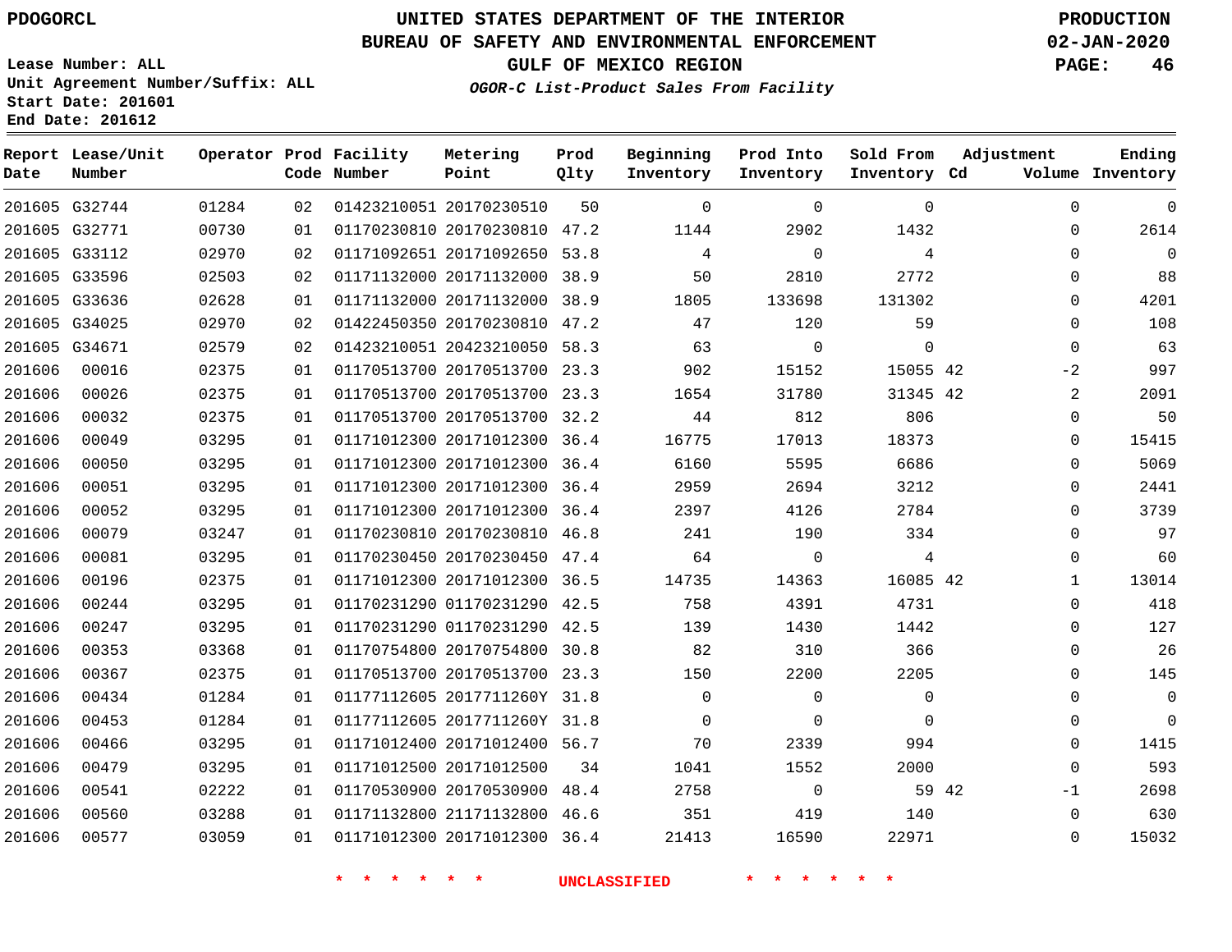PDOGORCL

# UNITED STATES DEPARTMENT OF THE INTERIOR
## BUREAU OF SAFETY AND ENVIRONMENTAL ENFORCEMENT
### GULF OF MEXICO REGION
*OGOR-C List-Product Sales From Facility*

PRODUCTION
02-JAN-2020

Lease Number: ALL
Unit Agreement Number/Suffix: ALL
Start Date: 201601
End Date: 201612

| Report Date | Lease/Unit Number | Operator | Prod Code | Facility Number | Metering Point | Prod Qlty | Beginning Inventory | Prod Into Inventory | Sold From Inventory | Adjustment Cd | Adjustment Volume | Ending Inventory |
|---|---|---|---|---|---|---|---|---|---|---|---|---|
| 201605 | G32744 | 01284 | 02 | 01423210051 | 20170230510 | 50 | 0 | 0 | 0 | | 0 | 0 |
| 201605 | G32771 | 00730 | 01 | 01170230810 | 20170230810 | 47.2 | 1144 | 2902 | 1432 | | 0 | 2614 |
| 201605 | G33112 | 02970 | 02 | 01171092651 | 20171092650 | 53.8 | 4 | 0 | 4 | | 0 | 0 |
| 201605 | G33596 | 02503 | 02 | 01171132000 | 20171132000 | 38.9 | 50 | 2810 | 2772 | | 0 | 88 |
| 201605 | G33636 | 02628 | 01 | 01171132000 | 20171132000 | 38.9 | 1805 | 133698 | 131302 | | 0 | 4201 |
| 201605 | G34025 | 02970 | 02 | 01422450350 | 20170230810 | 47.2 | 47 | 120 | 59 | | 0 | 108 |
| 201605 | G34671 | 02579 | 02 | 01423210051 | 20423210050 | 58.3 | 63 | 0 | 0 | | 0 | 63 |
| 201606 | 00016 | 02375 | 01 | 01170513700 | 20170513700 | 23.3 | 902 | 15152 | 15055 | 42 | -2 | 997 |
| 201606 | 00026 | 02375 | 01 | 01170513700 | 20170513700 | 23.3 | 1654 | 31780 | 31345 | 42 | 2 | 2091 |
| 201606 | 00032 | 02375 | 01 | 01170513700 | 20170513700 | 32.2 | 44 | 812 | 806 | | 0 | 50 |
| 201606 | 00049 | 03295 | 01 | 01171012300 | 20171012300 | 36.4 | 16775 | 17013 | 18373 | | 0 | 15415 |
| 201606 | 00050 | 03295 | 01 | 01171012300 | 20171012300 | 36.4 | 6160 | 5595 | 6686 | | 0 | 5069 |
| 201606 | 00051 | 03295 | 01 | 01171012300 | 20171012300 | 36.4 | 2959 | 2694 | 3212 | | 0 | 2441 |
| 201606 | 00052 | 03295 | 01 | 01171012300 | 20171012300 | 36.4 | 2397 | 4126 | 2784 | | 0 | 3739 |
| 201606 | 00079 | 03247 | 01 | 01170230810 | 20170230810 | 46.8 | 241 | 190 | 334 | | 0 | 97 |
| 201606 | 00081 | 03295 | 01 | 01170230450 | 20170230450 | 47.4 | 64 | 0 | 4 | | 0 | 60 |
| 201606 | 00196 | 02375 | 01 | 01171012300 | 20171012300 | 36.5 | 14735 | 14363 | 16085 | 42 | 1 | 13014 |
| 201606 | 00244 | 03295 | 01 | 01170231290 | 01170231290 | 42.5 | 758 | 4391 | 4731 | | 0 | 418 |
| 201606 | 00247 | 03295 | 01 | 01170231290 | 01170231290 | 42.5 | 139 | 1430 | 1442 | | 0 | 127 |
| 201606 | 00353 | 03368 | 01 | 01170754800 | 20170754800 | 30.8 | 82 | 310 | 366 | | 0 | 26 |
| 201606 | 00367 | 02375 | 01 | 01170513700 | 20170513700 | 23.3 | 150 | 2200 | 2205 | | 0 | 145 |
| 201606 | 00434 | 01284 | 01 | 01177112605 | 2017711260Y | 31.8 | 0 | 0 | 0 | | 0 | 0 |
| 201606 | 00453 | 01284 | 01 | 01177112605 | 2017711260Y | 31.8 | 0 | 0 | 0 | | 0 | 0 |
| 201606 | 00466 | 03295 | 01 | 01171012400 | 20171012400 | 56.7 | 70 | 2339 | 994 | | 0 | 1415 |
| 201606 | 00479 | 03295 | 01 | 01171012500 | 20171012500 | 34 | 1041 | 1552 | 2000 | | 0 | 593 |
| 201606 | 00541 | 02222 | 01 | 01170530900 | 20170530900 | 48.4 | 2758 | 0 | 59 | 42 | -1 | 2698 |
| 201606 | 00560 | 03288 | 01 | 01171132800 | 21171132800 | 46.6 | 351 | 419 | 140 | | 0 | 630 |
| 201606 | 00577 | 03059 | 01 | 01171012300 | 20171012300 | 36.4 | 21413 | 16590 | 22971 | | 0 | 15032 |

* * * * * * UNCLASSIFIED * * * * * *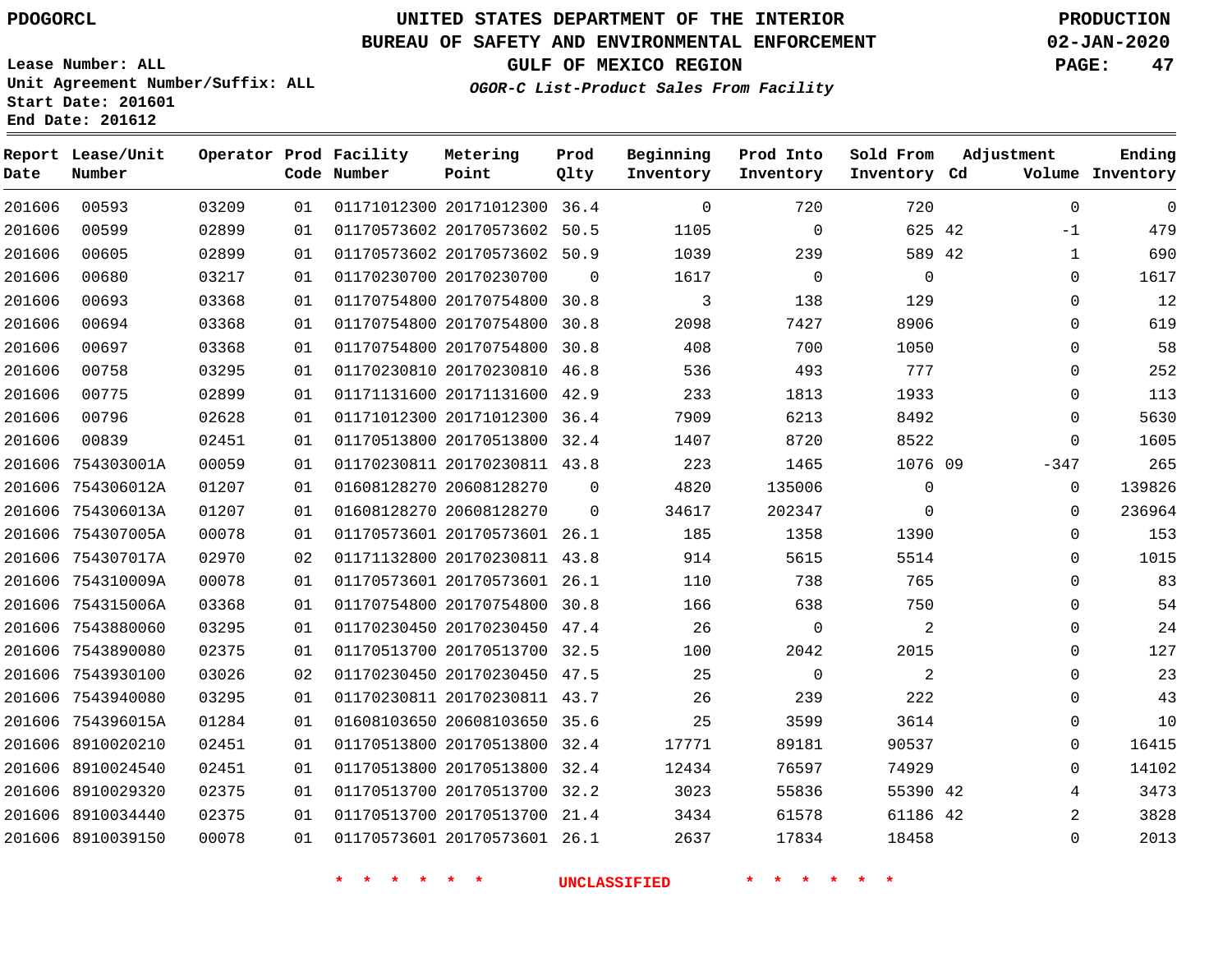PDOGORCL

# UNITED STATES DEPARTMENT OF THE INTERIOR
## BUREAU OF SAFETY AND ENVIRONMENTAL ENFORCEMENT
### GULF OF MEXICO REGION
*OGOR-C List-Product Sales From Facility*

PRODUCTION
02-JAN-2020

Lease Number: ALL
Unit Agreement Number/Suffix: ALL
Start Date: 201601
End Date: 201612

| Report Date | Lease/Unit Number | Operator | Prod Code | Facility Number | Metering Point | Prod Qlty | Beginning Inventory | Prod Into Inventory | Sold From Inventory | Adjustment Cd | Adjustment Volume | Ending Inventory |
|---|---|---|---|---|---|---|---|---|---|---|---|---|
| 201606 | 00593 | 03209 | 01 | 01171012300 | 20171012300 | 36.4 | 0 | 720 | 720 | | 0 | 0 |
| 201606 | 00599 | 02899 | 01 | 01170573602 | 20170573602 | 50.5 | 1105 | 0 | 625 | 42 | -1 | 479 |
| 201606 | 00605 | 02899 | 01 | 01170573602 | 20170573602 | 50.9 | 1039 | 239 | 589 | 42 | 1 | 690 |
| 201606 | 00680 | 03217 | 01 | 01170230700 | 20170230700 | 0 | 1617 | 0 | 0 | | 0 | 1617 |
| 201606 | 00693 | 03368 | 01 | 01170754800 | 20170754800 | 30.8 | 3 | 138 | 129 | | 0 | 12 |
| 201606 | 00694 | 03368 | 01 | 01170754800 | 20170754800 | 30.8 | 2098 | 7427 | 8906 | | 0 | 619 |
| 201606 | 00697 | 03368 | 01 | 01170754800 | 20170754800 | 30.8 | 408 | 700 | 1050 | | 0 | 58 |
| 201606 | 00758 | 03295 | 01 | 01170230810 | 20170230810 | 46.8 | 536 | 493 | 777 | | 0 | 252 |
| 201606 | 00775 | 02899 | 01 | 01171131600 | 20171131600 | 42.9 | 233 | 1813 | 1933 | | 0 | 113 |
| 201606 | 00796 | 02628 | 01 | 01171012300 | 20171012300 | 36.4 | 7909 | 6213 | 8492 | | 0 | 5630 |
| 201606 | 00839 | 02451 | 01 | 01170513800 | 20170513800 | 32.4 | 1407 | 8720 | 8522 | | 0 | 1605 |
| 201606 | 754303001A | 00059 | 01 | 01170230811 | 20170230811 | 43.8 | 223 | 1465 | 1076 | 09 | -347 | 265 |
| 201606 | 754306012A | 01207 | 01 | 01608128270 | 20608128270 | 0 | 4820 | 135006 | 0 | | 0 | 139826 |
| 201606 | 754306013A | 01207 | 01 | 01608128270 | 20608128270 | 0 | 34617 | 202347 | 0 | | 0 | 236964 |
| 201606 | 754307005A | 00078 | 01 | 01170573601 | 20170573601 | 26.1 | 185 | 1358 | 1390 | | 0 | 153 |
| 201606 | 754307017A | 02970 | 02 | 01171132800 | 20170230811 | 43.8 | 914 | 5615 | 5514 | | 0 | 1015 |
| 201606 | 754310009A | 00078 | 01 | 01170573601 | 20170573601 | 26.1 | 110 | 738 | 765 | | 0 | 83 |
| 201606 | 754315006A | 03368 | 01 | 01170754800 | 20170754800 | 30.8 | 166 | 638 | 750 | | 0 | 54 |
| 201606 | 7543880060 | 03295 | 01 | 01170230450 | 20170230450 | 47.4 | 26 | 0 | 2 | | 0 | 24 |
| 201606 | 7543890080 | 02375 | 01 | 01170513700 | 20170513700 | 32.5 | 100 | 2042 | 2015 | | 0 | 127 |
| 201606 | 7543930100 | 03026 | 02 | 01170230450 | 20170230450 | 47.5 | 25 | 0 | 2 | | 0 | 23 |
| 201606 | 7543940080 | 03295 | 01 | 01170230811 | 20170230811 | 43.7 | 26 | 239 | 222 | | 0 | 43 |
| 201606 | 754396015A | 01284 | 01 | 01608103650 | 20608103650 | 35.6 | 25 | 3599 | 3614 | | 0 | 10 |
| 201606 | 8910020210 | 02451 | 01 | 01170513800 | 20170513800 | 32.4 | 17771 | 89181 | 90537 | | 0 | 16415 |
| 201606 | 8910024540 | 02451 | 01 | 01170513800 | 20170513800 | 32.4 | 12434 | 76597 | 74929 | | 0 | 14102 |
| 201606 | 8910029320 | 02375 | 01 | 01170513700 | 20170513700 | 32.2 | 3023 | 55836 | 55390 | 42 | 4 | 3473 |
| 201606 | 8910034440 | 02375 | 01 | 01170513700 | 20170513700 | 21.4 | 3434 | 61578 | 61186 | 42 | 2 | 3828 |
| 201606 | 8910039150 | 00078 | 01 | 01170573601 | 20170573601 | 26.1 | 2637 | 17834 | 18458 | | 0 | 2013 |

* * * * * * UNCLASSIFIED * * * * * *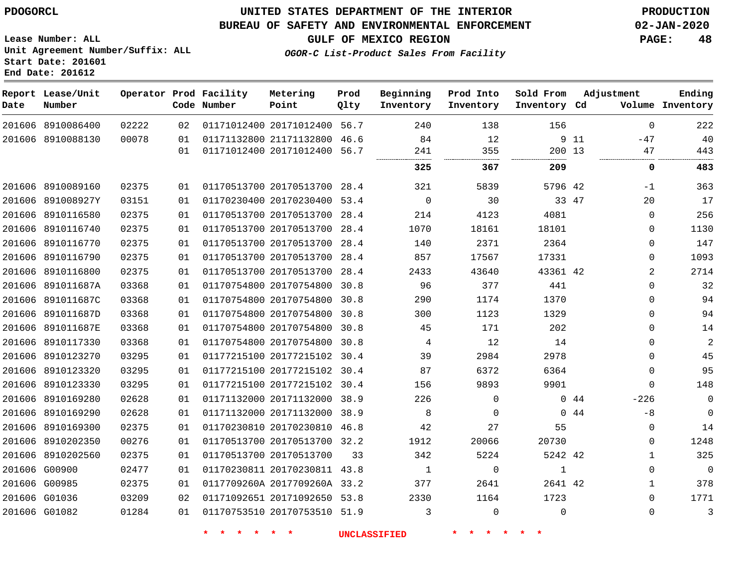PDOGORCL

# UNITED STATES DEPARTMENT OF THE INTERIOR
## BUREAU OF SAFETY AND ENVIRONMENTAL ENFORCEMENT
### GULF OF MEXICO REGION
***OGOR-C List-Product Sales From Facility***

PRODUCTION
02-JAN-2020

Lease Number: ALL
Unit Agreement Number/Suffix: ALL
Start Date: 201601
End Date: 201612

| Report Date | Lease/Unit Number | Operator | Prod Code | Facility Number | Metering Point | Prod Qlty | Beginning Inventory | Prod Into Inventory | Sold From Inventory | Adjustment Cd | Adjustment Volume | Ending Inventory |
|---|---|---|---|---|---|---|---|---|---|---|---|---|
| 201606 | 8910086400 | 02222 | 02 | 01171012400 | 20171012400 | 56.7 | 240 | 138 | 156 | | 0 | 222 |
| 201606 | 8910088130 | 00078 | 01 | 01171132800 | 21171132800 | 46.6 | 84 | 12 | 9 | 11 | -47 | 40 |
| | | | 01 | 01171012400 | 20171012400 | 56.7 | 241 | 355 | 200 | 13 | 47 | 443 |
| | | | | | | | **325** | **367** | **209** | | **0** | **483** |
| 201606 | 8910089160 | 02375 | 01 | 01170513700 | 20170513700 | 28.4 | 321 | 5839 | 5796 | 42 | -1 | 363 |
| 201606 | 891008927Y | 03151 | 01 | 01170230400 | 20170230400 | 53.4 | 0 | 30 | 33 | 47 | 20 | 17 |
| 201606 | 8910116580 | 02375 | 01 | 01170513700 | 20170513700 | 28.4 | 214 | 4123 | 4081 | | 0 | 256 |
| 201606 | 8910116740 | 02375 | 01 | 01170513700 | 20170513700 | 28.4 | 1070 | 18161 | 18101 | | 0 | 1130 |
| 201606 | 8910116770 | 02375 | 01 | 01170513700 | 20170513700 | 28.4 | 140 | 2371 | 2364 | | 0 | 147 |
| 201606 | 8910116790 | 02375 | 01 | 01170513700 | 20170513700 | 28.4 | 857 | 17567 | 17331 | | 0 | 1093 |
| 201606 | 8910116800 | 02375 | 01 | 01170513700 | 20170513700 | 28.4 | 2433 | 43640 | 43361 | 42 | 2 | 2714 |
| 201606 | 891011687A | 03368 | 01 | 01170754800 | 20170754800 | 30.8 | 96 | 377 | 441 | | 0 | 32 |
| 201606 | 891011687C | 03368 | 01 | 01170754800 | 20170754800 | 30.8 | 290 | 1174 | 1370 | | 0 | 94 |
| 201606 | 891011687D | 03368 | 01 | 01170754800 | 20170754800 | 30.8 | 300 | 1123 | 1329 | | 0 | 94 |
| 201606 | 891011687E | 03368 | 01 | 01170754800 | 20170754800 | 30.8 | 45 | 171 | 202 | | 0 | 14 |
| 201606 | 8910117330 | 03368 | 01 | 01170754800 | 20170754800 | 30.8 | 4 | 12 | 14 | | 0 | 2 |
| 201606 | 8910123270 | 03295 | 01 | 01177215100 | 20177215102 | 30.4 | 39 | 2984 | 2978 | | 0 | 45 |
| 201606 | 8910123320 | 03295 | 01 | 01177215100 | 20177215102 | 30.4 | 87 | 6372 | 6364 | | 0 | 95 |
| 201606 | 8910123330 | 03295 | 01 | 01177215100 | 20177215102 | 30.4 | 156 | 9893 | 9901 | | 0 | 148 |
| 201606 | 8910169280 | 02628 | 01 | 01171132000 | 20171132000 | 38.9 | 226 | 0 | 0 | 44 | -226 | 0 |
| 201606 | 8910169290 | 02628 | 01 | 01171132000 | 20171132000 | 38.9 | 8 | 0 | 0 | 44 | -8 | 0 |
| 201606 | 8910169300 | 02375 | 01 | 01170230810 | 20170230810 | 46.8 | 42 | 27 | 55 | | 0 | 14 |
| 201606 | 8910202350 | 00276 | 01 | 01170513700 | 20170513700 | 32.2 | 1912 | 20066 | 20730 | | 0 | 1248 |
| 201606 | 8910202560 | 02375 | 01 | 01170513700 | 20170513700 | 33 | 342 | 5224 | 5242 | 42 | 1 | 325 |
| 201606 | G00900 | 02477 | 01 | 01170230811 | 20170230811 | 43.8 | 1 | 0 | 1 | | 0 | 0 |
| 201606 | G00985 | 02375 | 01 | 0117709260A | 2017709260A | 33.2 | 377 | 2641 | 2641 | 42 | 1 | 378 |
| 201606 | G01036 | 03209 | 02 | 01171092651 | 20171092650 | 53.8 | 2330 | 1164 | 1723 | | 0 | 1771 |
| 201606 | G01082 | 01284 | 01 | 01170753510 | 20170753510 | 51.9 | 3 | 0 | 0 | | 0 | 3 |

\* \* \* \* \* \* UNCLASSIFIED \* \* \* \* \* \*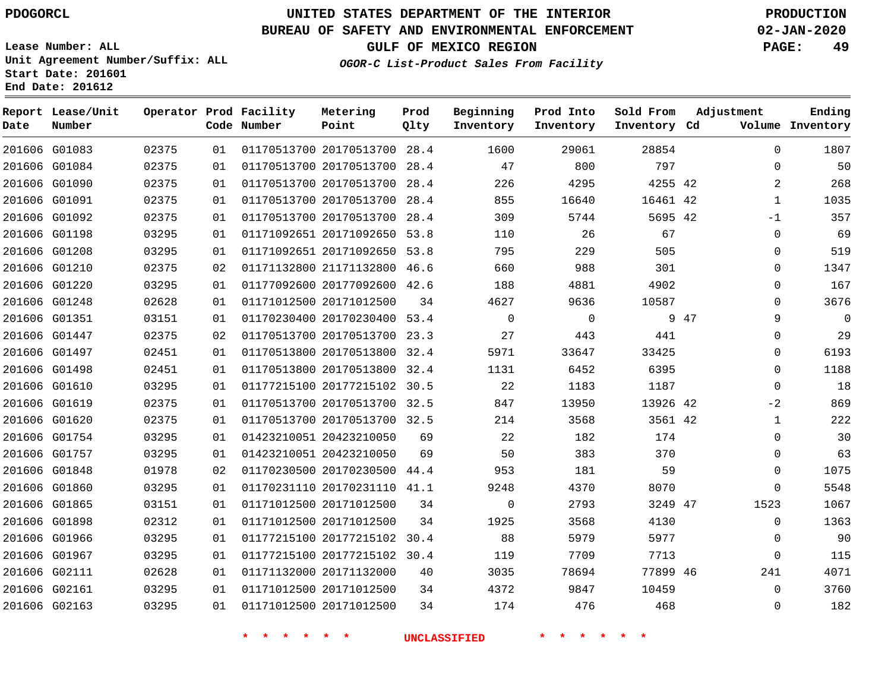PDOGORCL

# UNITED STATES DEPARTMENT OF THE INTERIOR
## BUREAU OF SAFETY AND ENVIRONMENTAL ENFORCEMENT
### GULF OF MEXICO REGION
*OGOR-C List-Product Sales From Facility*

PRODUCTION
02-JAN-2020

Lease Number: ALL
Unit Agreement Number/Suffix: ALL
Start Date: 201601
End Date: 201612

| Report Date | Lease/Unit Number | Operator | Prod Code | Facility Number | Metering Point | Prod Qlty | Beginning Inventory | Prod Into Inventory | Sold From Inventory | Adjustment Cd | Adjustment Volume | Ending Inventory |
|---|---|---|---|---|---|---|---|---|---|---|---|---|
| 201606 | G01083 | 02375 | 01 | 01170513700 | 20170513700 | 28.4 | 1600 | 29061 | 28854 | | 0 | 1807 |
| 201606 | G01084 | 02375 | 01 | 01170513700 | 20170513700 | 28.4 | 47 | 800 | 797 | | 0 | 50 |
| 201606 | G01090 | 02375 | 01 | 01170513700 | 20170513700 | 28.4 | 226 | 4295 | 4255 | 42 | 2 | 268 |
| 201606 | G01091 | 02375 | 01 | 01170513700 | 20170513700 | 28.4 | 855 | 16640 | 16461 | 42 | 1 | 1035 |
| 201606 | G01092 | 02375 | 01 | 01170513700 | 20170513700 | 28.4 | 309 | 5744 | 5695 | 42 | -1 | 357 |
| 201606 | G01198 | 03295 | 01 | 01171092651 | 20171092650 | 53.8 | 110 | 26 | 67 | | 0 | 69 |
| 201606 | G01208 | 03295 | 01 | 01171092651 | 20171092650 | 53.8 | 795 | 229 | 505 | | 0 | 519 |
| 201606 | G01210 | 02375 | 02 | 01171132800 | 21171132800 | 46.6 | 660 | 988 | 301 | | 0 | 1347 |
| 201606 | G01220 | 03295 | 01 | 01177092600 | 20177092600 | 42.6 | 188 | 4881 | 4902 | | 0 | 167 |
| 201606 | G01248 | 02628 | 01 | 01171012500 | 20171012500 | 34 | 4627 | 9636 | 10587 | | 0 | 3676 |
| 201606 | G01351 | 03151 | 01 | 01170230400 | 20170230400 | 53.4 | 0 | 0 | 9 | 47 | 9 | 0 |
| 201606 | G01447 | 02375 | 02 | 01170513700 | 20170513700 | 23.3 | 27 | 443 | 441 | | 0 | 29 |
| 201606 | G01497 | 02451 | 01 | 01170513800 | 20170513800 | 32.4 | 5971 | 33647 | 33425 | | 0 | 6193 |
| 201606 | G01498 | 02451 | 01 | 01170513800 | 20170513800 | 32.4 | 1131 | 6452 | 6395 | | 0 | 1188 |
| 201606 | G01610 | 03295 | 01 | 01177215100 | 20177215102 | 30.5 | 22 | 1183 | 1187 | | 0 | 18 |
| 201606 | G01619 | 02375 | 01 | 01170513700 | 20170513700 | 32.5 | 847 | 13950 | 13926 | 42 | -2 | 869 |
| 201606 | G01620 | 02375 | 01 | 01170513700 | 20170513700 | 32.5 | 214 | 3568 | 3561 | 42 | 1 | 222 |
| 201606 | G01754 | 03295 | 01 | 01423210051 | 20423210050 | 69 | 22 | 182 | 174 | | 0 | 30 |
| 201606 | G01757 | 03295 | 01 | 01423210051 | 20423210050 | 69 | 50 | 383 | 370 | | 0 | 63 |
| 201606 | G01848 | 01978 | 02 | 01170230500 | 20170230500 | 44.4 | 953 | 181 | 59 | | 0 | 1075 |
| 201606 | G01860 | 03295 | 01 | 01170231110 | 20170231110 | 41.1 | 9248 | 4370 | 8070 | | 0 | 5548 |
| 201606 | G01865 | 03151 | 01 | 01171012500 | 20171012500 | 34 | 0 | 2793 | 3249 | 47 | 1523 | 1067 |
| 201606 | G01898 | 02312 | 01 | 01171012500 | 20171012500 | 34 | 1925 | 3568 | 4130 | | 0 | 1363 |
| 201606 | G01966 | 03295 | 01 | 01177215100 | 20177215102 | 30.4 | 88 | 5979 | 5977 | | 0 | 90 |
| 201606 | G01967 | 03295 | 01 | 01177215100 | 20177215102 | 30.4 | 119 | 7709 | 7713 | | 0 | 115 |
| 201606 | G02111 | 02628 | 01 | 01171132000 | 20171132000 | 40 | 3035 | 78694 | 77899 | 46 | 241 | 4071 |
| 201606 | G02161 | 03295 | 01 | 01171012500 | 20171012500 | 34 | 4372 | 9847 | 10459 | | 0 | 3760 |
| 201606 | G02163 | 03295 | 01 | 01171012500 | 20171012500 | 34 | 174 | 476 | 468 | | 0 | 182 |

\* \* \* \* \* \* UNCLASSIFIED \* \* \* \* \* \*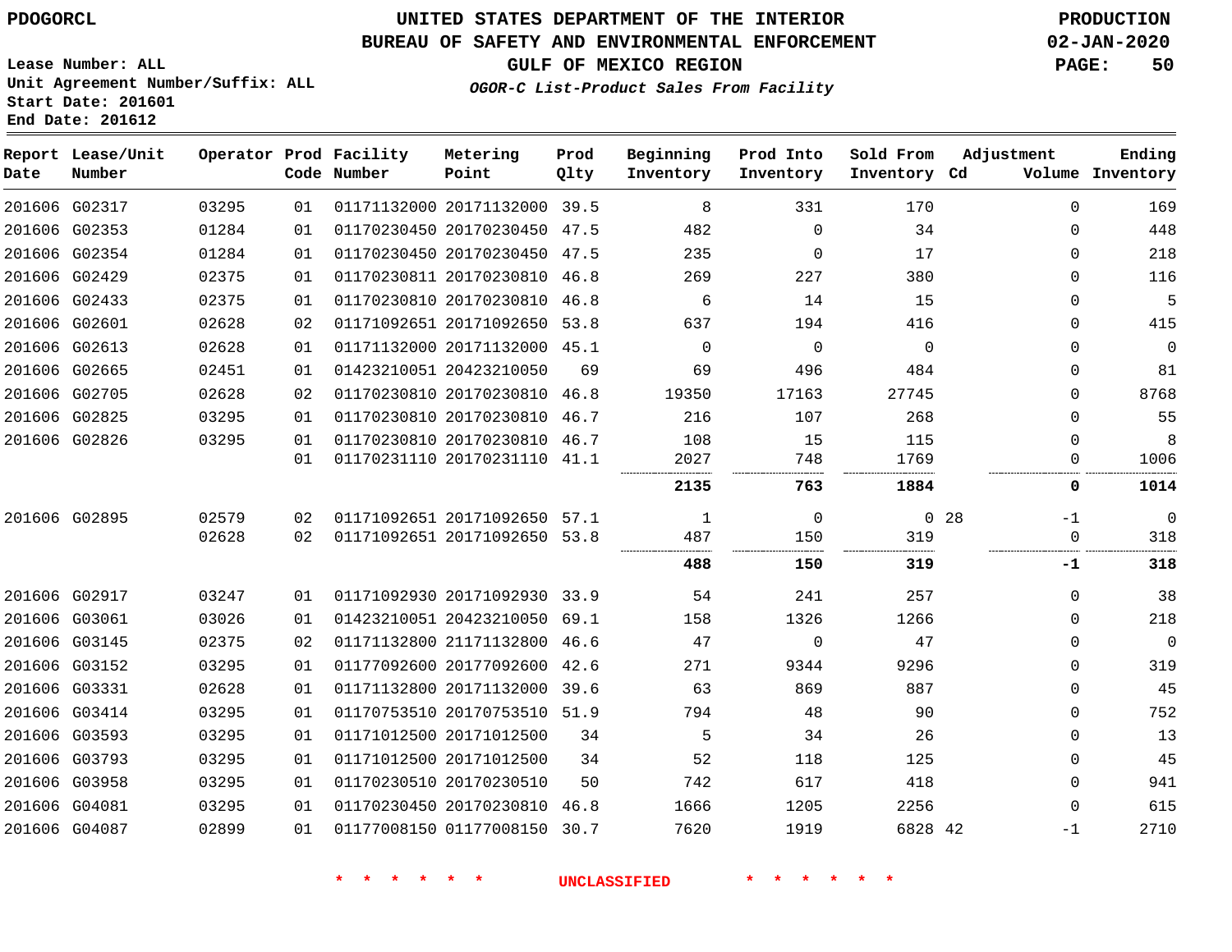PDOGORCL

# UNITED STATES DEPARTMENT OF THE INTERIOR
## BUREAU OF SAFETY AND ENVIRONMENTAL ENFORCEMENT
## GULF OF MEXICO REGION
### *OGOR-C List-Product Sales From Facility*

PRODUCTION
02-JAN-2020

Lease Number: ALL
Unit Agreement Number/Suffix: ALL
Start Date: 201601
End Date: 201612

| Report Date | Lease/Unit Number | Operator | Prod Code | Facility Number | Metering Point | Prod Qlty | Beginning Inventory | Prod Into Inventory | Sold From Inventory | Adjustment Cd | Volume | Ending Inventory |
|---|---|---|---|---|---|---|---|---|---|---|---|---|
| 201606 | G02317 | 03295 | 01 | 01171132000 | 20171132000 | 39.5 | 8 | 331 | 170 | | 0 | 169 |
| 201606 | G02353 | 01284 | 01 | 01170230450 | 20170230450 | 47.5 | 482 | 0 | 34 | | 0 | 448 |
| 201606 | G02354 | 01284 | 01 | 01170230450 | 20170230450 | 47.5 | 235 | 0 | 17 | | 0 | 218 |
| 201606 | G02429 | 02375 | 01 | 01170230811 | 20170230810 | 46.8 | 269 | 227 | 380 | | 0 | 116 |
| 201606 | G02433 | 02375 | 01 | 01170230810 | 20170230810 | 46.8 | 6 | 14 | 15 | | 0 | 5 |
| 201606 | G02601 | 02628 | 02 | 01171092651 | 20171092650 | 53.8 | 637 | 194 | 416 | | 0 | 415 |
| 201606 | G02613 | 02628 | 01 | 01171132000 | 20171132000 | 45.1 | 0 | 0 | 0 | | 0 | 0 |
| 201606 | G02665 | 02451 | 01 | 01423210051 | 20423210050 | 69 | 69 | 496 | 484 | | 0 | 81 |
| 201606 | G02705 | 02628 | 02 | 01170230810 | 20170230810 | 46.8 | 19350 | 17163 | 27745 | | 0 | 8768 |
| 201606 | G02825 | 03295 | 01 | 01170230810 | 20170230810 | 46.7 | 216 | 107 | 268 | | 0 | 55 |
| 201606 | G02826 | 03295 | 01 | 01170230810 | 20170230810 | 46.7 | 108 | 15 | 115 | | 0 | 8 |
| | | | 01 | 01170231110 | 20170231110 | 41.1 | 2027 | 748 | 1769 | | 0 | 1006 |
| | | | | | | | **2135** | **763** | **1884** | | **0** | **1014** |
| 201606 | G02895 | 02579 | 02 | 01171092651 | 20171092650 | 57.1 | 1 | 0 | 0 | 28 | -1 | 0 |
| | | 02628 | 02 | 01171092651 | 20171092650 | 53.8 | 487 | 150 | 319 | | 0 | 318 |
| | | | | | | | **488** | **150** | **319** | | **-1** | **318** |
| 201606 | G02917 | 03247 | 01 | 01171092930 | 20171092930 | 33.9 | 54 | 241 | 257 | | 0 | 38 |
| 201606 | G03061 | 03026 | 01 | 01423210051 | 20423210050 | 69.1 | 158 | 1326 | 1266 | | 0 | 218 |
| 201606 | G03145 | 02375 | 02 | 01171132800 | 21171132800 | 46.6 | 47 | 0 | 47 | | 0 | 0 |
| 201606 | G03152 | 03295 | 01 | 01177092600 | 20177092600 | 42.6 | 271 | 9344 | 9296 | | 0 | 319 |
| 201606 | G03331 | 02628 | 01 | 01171132800 | 20171132000 | 39.6 | 63 | 869 | 887 | | 0 | 45 |
| 201606 | G03414 | 03295 | 01 | 01170753510 | 20170753510 | 51.9 | 794 | 48 | 90 | | 0 | 752 |
| 201606 | G03593 | 03295 | 01 | 01171012500 | 20171012500 | 34 | 5 | 34 | 26 | | 0 | 13 |
| 201606 | G03793 | 03295 | 01 | 01171012500 | 20171012500 | 34 | 52 | 118 | 125 | | 0 | 45 |
| 201606 | G03958 | 03295 | 01 | 01170230510 | 20170230510 | 50 | 742 | 617 | 418 | | 0 | 941 |
| 201606 | G04081 | 03295 | 01 | 01170230450 | 20170230810 | 46.8 | 1666 | 1205 | 2256 | | 0 | 615 |
| 201606 | G04087 | 02899 | 01 | 01177008150 | 01177008150 | 30.7 | 7620 | 1919 | 6828 | 42 | -1 | 2710 |

\* \* \* \* \* \* UNCLASSIFIED \* \* \* \* \* \*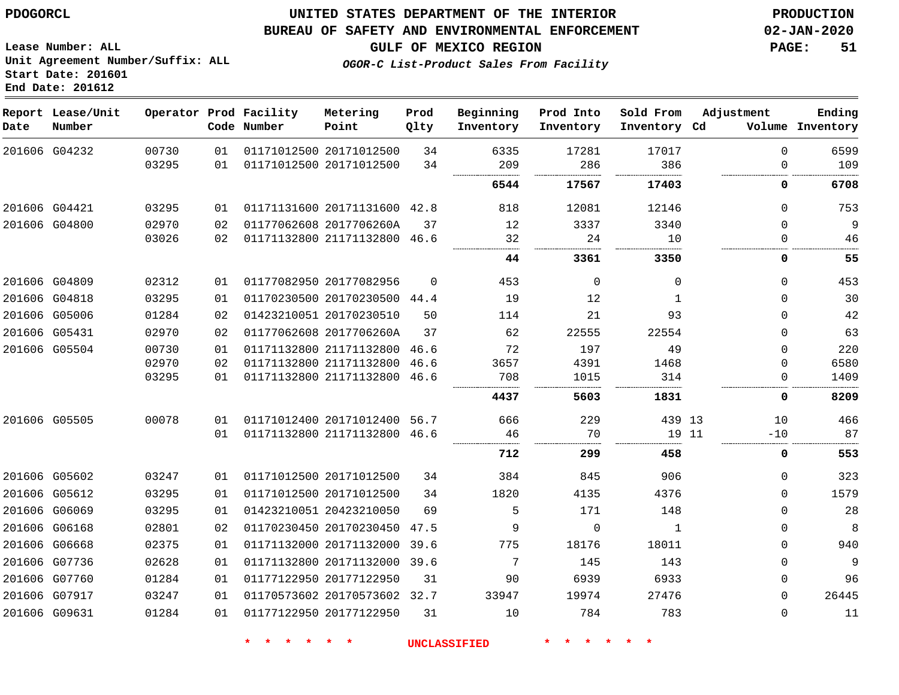PDOGORCL

# UNITED STATES DEPARTMENT OF THE INTERIOR
## BUREAU OF SAFETY AND ENVIRONMENTAL ENFORCEMENT
### GULF OF MEXICO REGION
*OGOR-C List-Product Sales From Facility*

PRODUCTION
02-JAN-2020

Lease Number: ALL
Unit Agreement Number/Suffix: ALL
Start Date: 201601
End Date: 201612

| Report Date | Lease/Unit Number | Operator | Prod Code | Facility Number | Metering Point | Prod Qlty | Beginning Inventory | Prod Into Inventory | Sold From Inventory | Adjustment Cd | Volume | Ending Inventory |
|---|---|---|---|---|---|---|---|---|---|---|---|---|
| 201606 | G04232 | 00730 | 01 | 01171012500 | 20171012500 | 34 | 6335 | 17281 | 17017 | | 0 | 6599 |
| | | 03295 | 01 | 01171012500 | 20171012500 | 34 | 209 | 286 | 386 | | 0 | 109 |
| | | | | | | | **6544** | **17567** | **17403** | | **0** | **6708** |
| 201606 | G04421 | 03295 | 01 | 01171131600 | 20171131600 | 42.8 | 818 | 12081 | 12146 | | 0 | 753 |
| 201606 | G04800 | 02970 | 02 | 01177062608 | 2017706260A | 37 | 12 | 3337 | 3340 | | 0 | 9 |
| | | 03026 | 02 | 01171132800 | 21171132800 | 46.6 | 32 | 24 | 10 | | 0 | 46 |
| | | | | | | | **44** | **3361** | **3350** | | **0** | **55** |
| 201606 | G04809 | 02312 | 01 | 01177082950 | 20177082956 | 0 | 453 | 0 | 0 | | 0 | 453 |
| 201606 | G04818 | 03295 | 01 | 01170230500 | 20170230500 | 44.4 | 19 | 12 | 1 | | 0 | 30 |
| 201606 | G05006 | 01284 | 02 | 01423210051 | 20170230510 | 50 | 114 | 21 | 93 | | 0 | 42 |
| 201606 | G05431 | 02970 | 02 | 01177062608 | 2017706260A | 37 | 62 | 22555 | 22554 | | 0 | 63 |
| 201606 | G05504 | 00730 | 01 | 01171132800 | 21171132800 | 46.6 | 72 | 197 | 49 | | 0 | 220 |
| | | 02970 | 02 | 01171132800 | 21171132800 | 46.6 | 3657 | 4391 | 1468 | | 0 | 6580 |
| | | 03295 | 01 | 01171132800 | 21171132800 | 46.6 | 708 | 1015 | 314 | | 0 | 1409 |
| | | | | | | | **4437** | **5603** | **1831** | | **0** | **8209** |
| 201606 | G05505 | 00078 | 01 | 01171012400 | 20171012400 | 56.7 | 666 | 229 | 439 | 13 | 10 | 466 |
| | | | 01 | 01171132800 | 21171132800 | 46.6 | 46 | 70 | 19 | 11 | -10 | 87 |
| | | | | | | | **712** | **299** | **458** | | **0** | **553** |
| 201606 | G05602 | 03247 | 01 | 01171012500 | 20171012500 | 34 | 384 | 845 | 906 | | 0 | 323 |
| 201606 | G05612 | 03295 | 01 | 01171012500 | 20171012500 | 34 | 1820 | 4135 | 4376 | | 0 | 1579 |
| 201606 | G06069 | 03295 | 01 | 01423210051 | 20423210050 | 69 | 5 | 171 | 148 | | 0 | 28 |
| 201606 | G06168 | 02801 | 02 | 01170230450 | 20170230450 | 47.5 | 9 | 0 | 1 | | 0 | 8 |
| 201606 | G06668 | 02375 | 01 | 01171132000 | 20171132000 | 39.6 | 775 | 18176 | 18011 | | 0 | 940 |
| 201606 | G07736 | 02628 | 01 | 01171132800 | 20171132000 | 39.6 | 7 | 145 | 143 | | 0 | 9 |
| 201606 | G07760 | 01284 | 01 | 01177122950 | 20177122950 | 31 | 90 | 6939 | 6933 | | 0 | 96 |
| 201606 | G07917 | 03247 | 01 | 01170573602 | 20170573602 | 32.7 | 33947 | 19974 | 27476 | | 0 | 26445 |
| 201606 | G09631 | 01284 | 01 | 01177122950 | 20177122950 | 31 | 10 | 784 | 783 | | 0 | 11 |

\* \* \* \* \* \* UNCLASSIFIED \* \* \* \* \* \*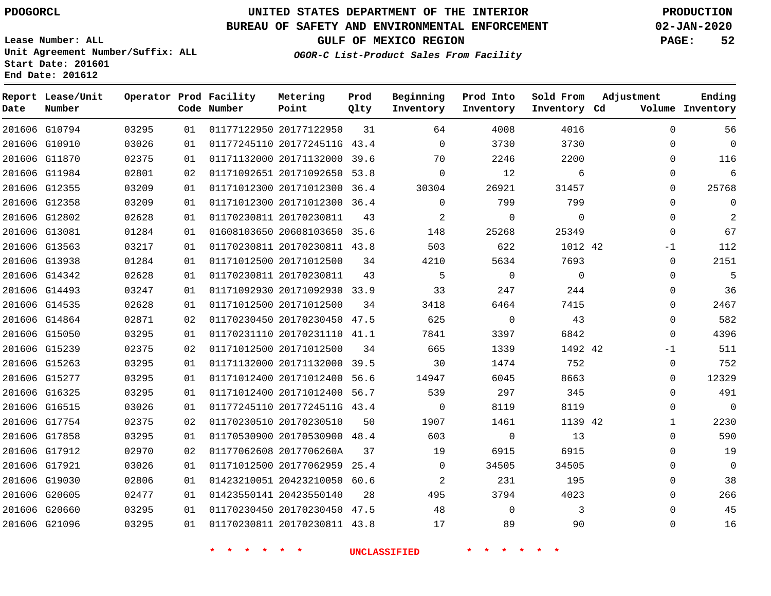PDOGORCL

# UNITED STATES DEPARTMENT OF THE INTERIOR
## BUREAU OF SAFETY AND ENVIRONMENTAL ENFORCEMENT
### GULF OF MEXICO REGION
*OGOR-C List-Product Sales From Facility*

PRODUCTION
02-JAN-2020

Lease Number: ALL
Unit Agreement Number/Suffix: ALL
Start Date: 201601
End Date: 201612

| Report Date | Lease/Unit Number | Operator | Prod Code | Facility Number | Metering Point | Prod Qlty | Beginning Inventory | Prod Into Inventory | Sold From Inventory | Adjustment Cd | Adjustment Volume | Ending Inventory |
|---|---|---|---|---|---|---|---|---|---|---|---|---|
| 201606 | G10794 | 03295 | 01 | 01177122950 | 20177122950 | 31 | 64 | 4008 | 4016 | | 0 | 56 |
| 201606 | G10910 | 03026 | 01 | 01177245110 | 2017724511G | 43.4 | 0 | 3730 | 3730 | | 0 | 0 |
| 201606 | G11870 | 02375 | 01 | 01171132000 | 20171132000 | 39.6 | 70 | 2246 | 2200 | | 0 | 116 |
| 201606 | G11984 | 02801 | 02 | 01171092651 | 20171092650 | 53.8 | 0 | 12 | 6 | | 0 | 6 |
| 201606 | G12355 | 03209 | 01 | 01171012300 | 20171012300 | 36.4 | 30304 | 26921 | 31457 | | 0 | 25768 |
| 201606 | G12358 | 03209 | 01 | 01171012300 | 20171012300 | 36.4 | 0 | 799 | 799 | | 0 | 0 |
| 201606 | G12802 | 02628 | 01 | 01170230811 | 20170230811 | 43 | 2 | 0 | 0 | | 0 | 2 |
| 201606 | G13081 | 01284 | 01 | 01608103650 | 20608103650 | 35.6 | 148 | 25268 | 25349 | | 0 | 67 |
| 201606 | G13563 | 03217 | 01 | 01170230811 | 20170230811 | 43.8 | 503 | 622 | 1012 | 42 | -1 | 112 |
| 201606 | G13938 | 01284 | 01 | 01171012500 | 20171012500 | 34 | 4210 | 5634 | 7693 | | 0 | 2151 |
| 201606 | G14342 | 02628 | 01 | 01170230811 | 20170230811 | 43 | 5 | 0 | 0 | | 0 | 5 |
| 201606 | G14493 | 03247 | 01 | 01171092930 | 20171092930 | 33.9 | 33 | 247 | 244 | | 0 | 36 |
| 201606 | G14535 | 02628 | 01 | 01171012500 | 20171012500 | 34 | 3418 | 6464 | 7415 | | 0 | 2467 |
| 201606 | G14864 | 02871 | 02 | 01170230450 | 20170230450 | 47.5 | 625 | 0 | 43 | | 0 | 582 |
| 201606 | G15050 | 03295 | 01 | 01170231110 | 20170231110 | 41.1 | 7841 | 3397 | 6842 | | 0 | 4396 |
| 201606 | G15239 | 02375 | 02 | 01171012500 | 20171012500 | 34 | 665 | 1339 | 1492 | 42 | -1 | 511 |
| 201606 | G15263 | 03295 | 01 | 01171132000 | 20171132000 | 39.5 | 30 | 1474 | 752 | | 0 | 752 |
| 201606 | G15277 | 03295 | 01 | 01171012400 | 20171012400 | 56.6 | 14947 | 6045 | 8663 | | 0 | 12329 |
| 201606 | G16325 | 03295 | 01 | 01171012400 | 20171012400 | 56.7 | 539 | 297 | 345 | | 0 | 491 |
| 201606 | G16515 | 03026 | 01 | 01177245110 | 2017724511G | 43.4 | 0 | 8119 | 8119 | | 0 | 0 |
| 201606 | G17754 | 02375 | 02 | 01170230510 | 20170230510 | 50 | 1907 | 1461 | 1139 | 42 | 1 | 2230 |
| 201606 | G17858 | 03295 | 01 | 01170530900 | 20170530900 | 48.4 | 603 | 0 | 13 | | 0 | 590 |
| 201606 | G17912 | 02970 | 02 | 01177062608 | 2017706260A | 37 | 19 | 6915 | 6915 | | 0 | 19 |
| 201606 | G17921 | 03026 | 01 | 01171012500 | 20177062959 | 25.4 | 0 | 34505 | 34505 | | 0 | 0 |
| 201606 | G19030 | 02806 | 01 | 01423210051 | 20423210050 | 60.6 | 2 | 231 | 195 | | 0 | 38 |
| 201606 | G20605 | 02477 | 01 | 01423550141 | 20423550140 | 28 | 495 | 3794 | 4023 | | 0 | 266 |
| 201606 | G20660 | 03295 | 01 | 01170230450 | 20170230450 | 47.5 | 48 | 0 | 3 | | 0 | 45 |
| 201606 | G21096 | 03295 | 01 | 01170230811 | 20170230811 | 43.8 | 17 | 89 | 90 | | 0 | 16 |

* * * * * * UNCLASSIFIED * * * * * *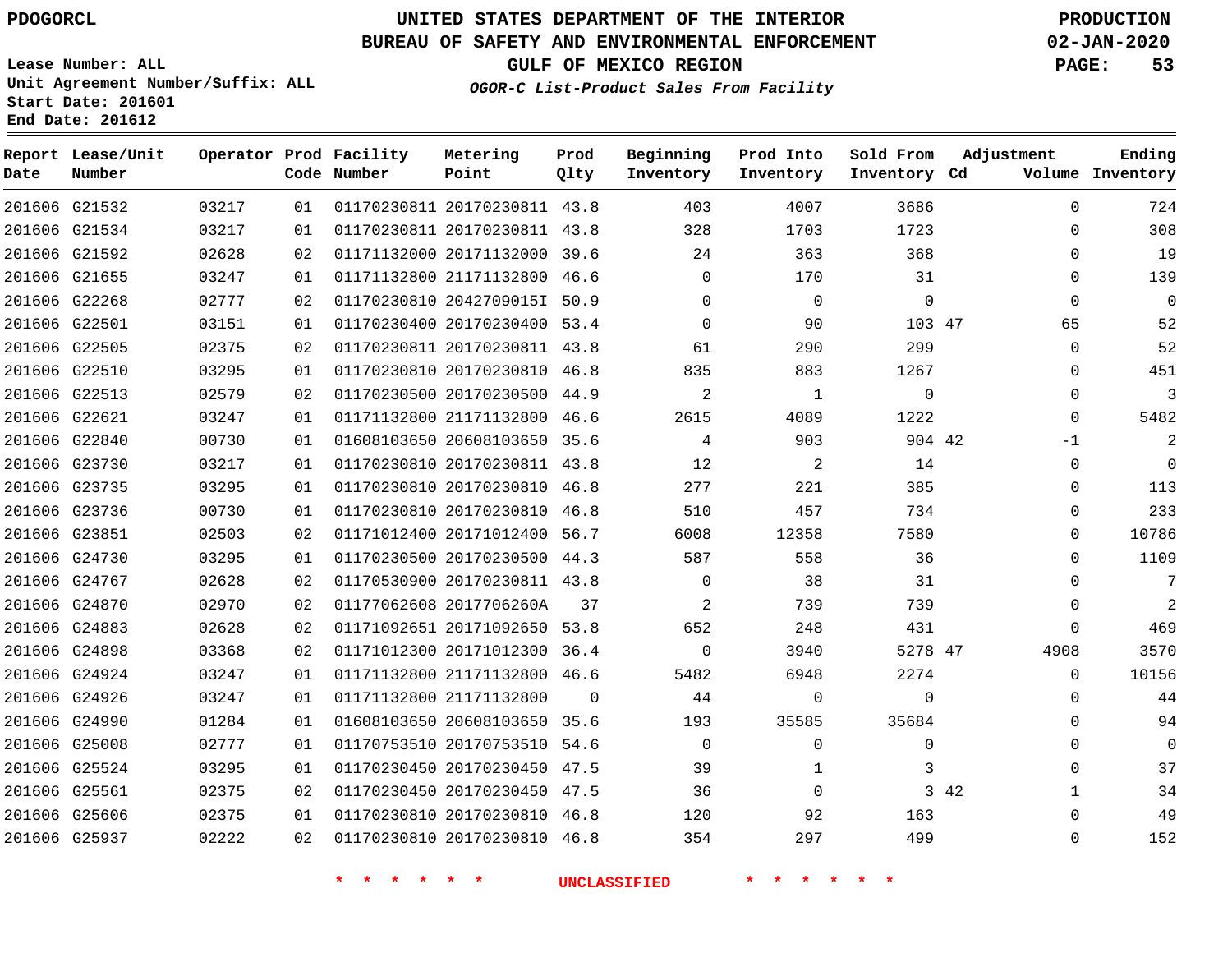PDOGORCL

# UNITED STATES DEPARTMENT OF THE INTERIOR
## BUREAU OF SAFETY AND ENVIRONMENTAL ENFORCEMENT
### GULF OF MEXICO REGION
*OGOR-C List-Product Sales From Facility*

PRODUCTION
02-JAN-2020

Lease Number: ALL
Unit Agreement Number/Suffix: ALL
Start Date: 201601
End Date: 201612

| Report Date | Lease/Unit Number | Operator | Prod Code | Facility Number | Metering Point | Prod Qlty | Beginning Inventory | Prod Into Inventory | Sold From Inventory | Adjustment Cd | Adjustment Volume | Ending Inventory |
|---|---|---|---|---|---|---|---|---|---|---|---|---|
| 201606 | G21532 | 03217 | 01 | 01170230811 | 20170230811 | 43.8 | 403 | 4007 | 3686 | | 0 | 724 |
| 201606 | G21534 | 03217 | 01 | 01170230811 | 20170230811 | 43.8 | 328 | 1703 | 1723 | | 0 | 308 |
| 201606 | G21592 | 02628 | 02 | 01171132000 | 20171132000 | 39.6 | 24 | 363 | 368 | | 0 | 19 |
| 201606 | G21655 | 03247 | 01 | 01171132800 | 21171132800 | 46.6 | 0 | 170 | 31 | | 0 | 139 |
| 201606 | G22268 | 02777 | 02 | 01170230810 | 2042709015I | 50.9 | 0 | 0 | 0 | | 0 | 0 |
| 201606 | G22501 | 03151 | 01 | 01170230400 | 20170230400 | 53.4 | 0 | 90 | 103 | 47 | 65 | 52 |
| 201606 | G22505 | 02375 | 02 | 01170230811 | 20170230811 | 43.8 | 61 | 290 | 299 | | 0 | 52 |
| 201606 | G22510 | 03295 | 01 | 01170230810 | 20170230810 | 46.8 | 835 | 883 | 1267 | | 0 | 451 |
| 201606 | G22513 | 02579 | 02 | 01170230500 | 20170230500 | 44.9 | 2 | 1 | 0 | | 0 | 3 |
| 201606 | G22621 | 03247 | 01 | 01171132800 | 21171132800 | 46.6 | 2615 | 4089 | 1222 | | 0 | 5482 |
| 201606 | G22840 | 00730 | 01 | 01608103650 | 20608103650 | 35.6 | 4 | 903 | 904 | 42 | -1 | 2 |
| 201606 | G23730 | 03217 | 01 | 01170230810 | 20170230811 | 43.8 | 12 | 2 | 14 | | 0 | 0 |
| 201606 | G23735 | 03295 | 01 | 01170230810 | 20170230810 | 46.8 | 277 | 221 | 385 | | 0 | 113 |
| 201606 | G23736 | 00730 | 01 | 01170230810 | 20170230810 | 46.8 | 510 | 457 | 734 | | 0 | 233 |
| 201606 | G23851 | 02503 | 02 | 01171012400 | 20171012400 | 56.7 | 6008 | 12358 | 7580 | | 0 | 10786 |
| 201606 | G24730 | 03295 | 01 | 01170230500 | 20170230500 | 44.3 | 587 | 558 | 36 | | 0 | 1109 |
| 201606 | G24767 | 02628 | 02 | 01170530900 | 20170230811 | 43.8 | 0 | 38 | 31 | | 0 | 7 |
| 201606 | G24870 | 02970 | 02 | 01177062608 | 2017706260A | 37 | 2 | 739 | 739 | | 0 | 2 |
| 201606 | G24883 | 02628 | 02 | 01171092651 | 20171092650 | 53.8 | 652 | 248 | 431 | | 0 | 469 |
| 201606 | G24898 | 03368 | 02 | 01171012300 | 20171012300 | 36.4 | 0 | 3940 | 5278 | 47 | 4908 | 3570 |
| 201606 | G24924 | 03247 | 01 | 01171132800 | 21171132800 | 46.6 | 5482 | 6948 | 2274 | | 0 | 10156 |
| 201606 | G24926 | 03247 | 01 | 01171132800 | 21171132800 | 0 | 44 | 0 | 0 | | 0 | 44 |
| 201606 | G24990 | 01284 | 01 | 01608103650 | 20608103650 | 35.6 | 193 | 35585 | 35684 | | 0 | 94 |
| 201606 | G25008 | 02777 | 01 | 01170753510 | 20170753510 | 54.6 | 0 | 0 | 0 | | 0 | 0 |
| 201606 | G25524 | 03295 | 01 | 01170230450 | 20170230450 | 47.5 | 39 | 1 | 3 | | 0 | 37 |
| 201606 | G25561 | 02375 | 02 | 01170230450 | 20170230450 | 47.5 | 36 | 0 | 3 | 42 | 1 | 34 |
| 201606 | G25606 | 02375 | 01 | 01170230810 | 20170230810 | 46.8 | 120 | 92 | 163 | | 0 | 49 |
| 201606 | G25937 | 02222 | 02 | 01170230810 | 20170230810 | 46.8 | 354 | 297 | 499 | | 0 | 152 |

* * * * * * UNCLASSIFIED * * * * * *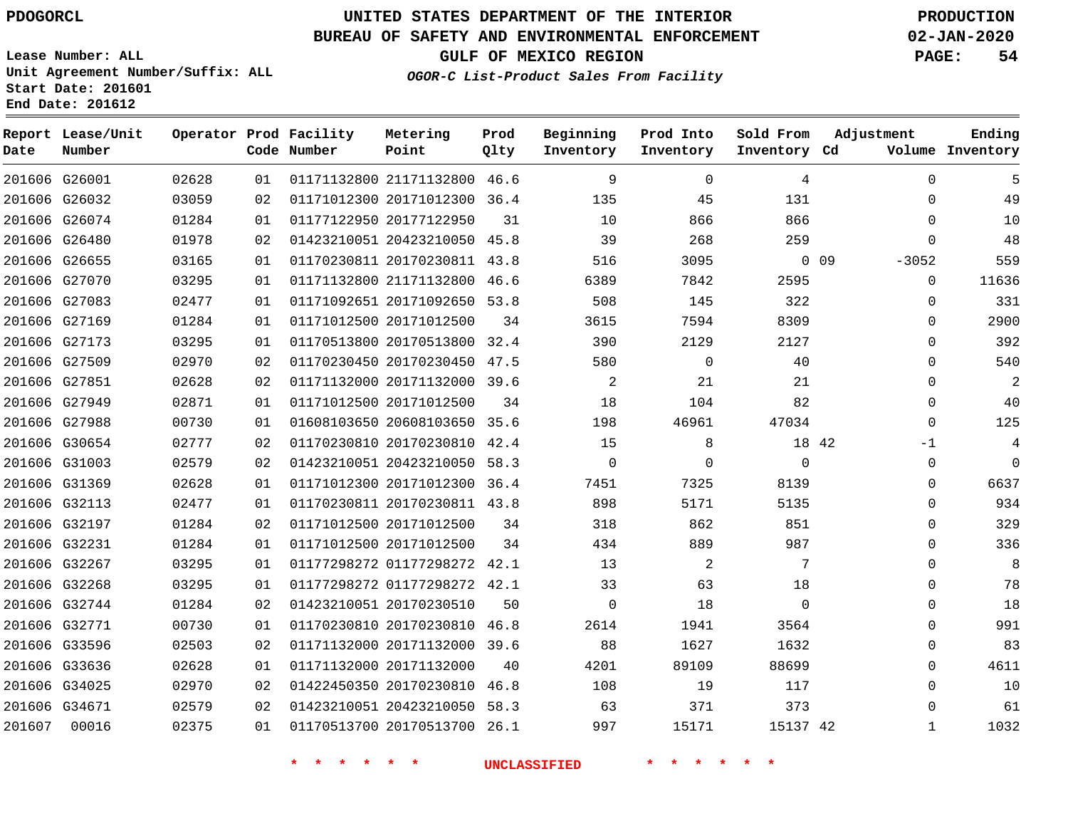# UNITED STATES DEPARTMENT OF THE INTERIOR
## BUREAU OF SAFETY AND ENVIRONMENTAL ENFORCEMENT
### GULF OF MEXICO REGION
*OGOR-C List-Product Sales From Facility*

PDOGORCL

PRODUCTION 02-JAN-2020

Lease Number: ALL
Unit Agreement Number/Suffix: ALL
Start Date: 201601
End Date: 201612

| Report Date | Lease/Unit Number | Operator | Prod Code | Facility Number | Metering Point | Prod Qlty | Beginning Inventory | Prod Into Inventory | Sold From Inventory | Adjustment Cd | Adjustment Volume | Ending Inventory |
|---|---|---|---|---|---|---|---|---|---|---|---|---|
| 201606 | G26001 | 02628 | 01 | 01171132800 | 21171132800 | 46.6 | 9 | 0 | 4 | | 0 | 5 |
| 201606 | G26032 | 03059 | 02 | 01171012300 | 20171012300 | 36.4 | 135 | 45 | 131 | | 0 | 49 |
| 201606 | G26074 | 01284 | 01 | 01177122950 | 20177122950 | 31 | 10 | 866 | 866 | | 0 | 10 |
| 201606 | G26480 | 01978 | 02 | 01423210051 | 20423210050 | 45.8 | 39 | 268 | 259 | | 0 | 48 |
| 201606 | G26655 | 03165 | 01 | 01170230811 | 20170230811 | 43.8 | 516 | 3095 | 0 | 09 | -3052 | 559 |
| 201606 | G27070 | 03295 | 01 | 01171132800 | 21171132800 | 46.6 | 6389 | 7842 | 2595 | | 0 | 11636 |
| 201606 | G27083 | 02477 | 01 | 01171092651 | 20171092650 | 53.8 | 508 | 145 | 322 | | 0 | 331 |
| 201606 | G27169 | 01284 | 01 | 01171012500 | 20171012500 | 34 | 3615 | 7594 | 8309 | | 0 | 2900 |
| 201606 | G27173 | 03295 | 01 | 01170513800 | 20170513800 | 32.4 | 390 | 2129 | 2127 | | 0 | 392 |
| 201606 | G27509 | 02970 | 02 | 01170230450 | 20170230450 | 47.5 | 580 | 0 | 40 | | 0 | 540 |
| 201606 | G27851 | 02628 | 02 | 01171132000 | 20171132000 | 39.6 | 2 | 21 | 21 | | 0 | 2 |
| 201606 | G27949 | 02871 | 01 | 01171012500 | 20171012500 | 34 | 18 | 104 | 82 | | 0 | 40 |
| 201606 | G27988 | 00730 | 01 | 01608103650 | 20608103650 | 35.6 | 198 | 46961 | 47034 | | 0 | 125 |
| 201606 | G30654 | 02777 | 02 | 01170230810 | 20170230810 | 42.4 | 15 | 8 | 18 | 42 | -1 | 4 |
| 201606 | G31003 | 02579 | 02 | 01423210051 | 20423210050 | 58.3 | 0 | 0 | 0 | | 0 | 0 |
| 201606 | G31369 | 02628 | 01 | 01171012300 | 20171012300 | 36.4 | 7451 | 7325 | 8139 | | 0 | 6637 |
| 201606 | G32113 | 02477 | 01 | 01170230811 | 20170230811 | 43.8 | 898 | 5171 | 5135 | | 0 | 934 |
| 201606 | G32197 | 01284 | 02 | 01171012500 | 20171012500 | 34 | 318 | 862 | 851 | | 0 | 329 |
| 201606 | G32231 | 01284 | 01 | 01171012500 | 20171012500 | 34 | 434 | 889 | 987 | | 0 | 336 |
| 201606 | G32267 | 03295 | 01 | 01177298272 | 01177298272 | 42.1 | 13 | 2 | 7 | | 0 | 8 |
| 201606 | G32268 | 03295 | 01 | 01177298272 | 01177298272 | 42.1 | 33 | 63 | 18 | | 0 | 78 |
| 201606 | G32744 | 01284 | 02 | 01423210051 | 20170230510 | 50 | 0 | 18 | 0 | | 0 | 18 |
| 201606 | G32771 | 00730 | 01 | 01170230810 | 20170230810 | 46.8 | 2614 | 1941 | 3564 | | 0 | 991 |
| 201606 | G33596 | 02503 | 02 | 01171132000 | 20171132000 | 39.6 | 88 | 1627 | 1632 | | 0 | 83 |
| 201606 | G33636 | 02628 | 01 | 01171132000 | 20171132000 | 40 | 4201 | 89109 | 88699 | | 0 | 4611 |
| 201606 | G34025 | 02970 | 02 | 01422450350 | 20170230810 | 46.8 | 108 | 19 | 117 | | 0 | 10 |
| 201606 | G34671 | 02579 | 02 | 01423210051 | 20423210050 | 58.3 | 63 | 371 | 373 | | 0 | 61 |
| 201607 | 00016 | 02375 | 01 | 01170513700 | 20170513700 | 26.1 | 997 | 15171 | 15137 | 42 | 1 | 1032 |

\* \* \* \* \* \* UNCLASSIFIED \* \* \* \* \* \*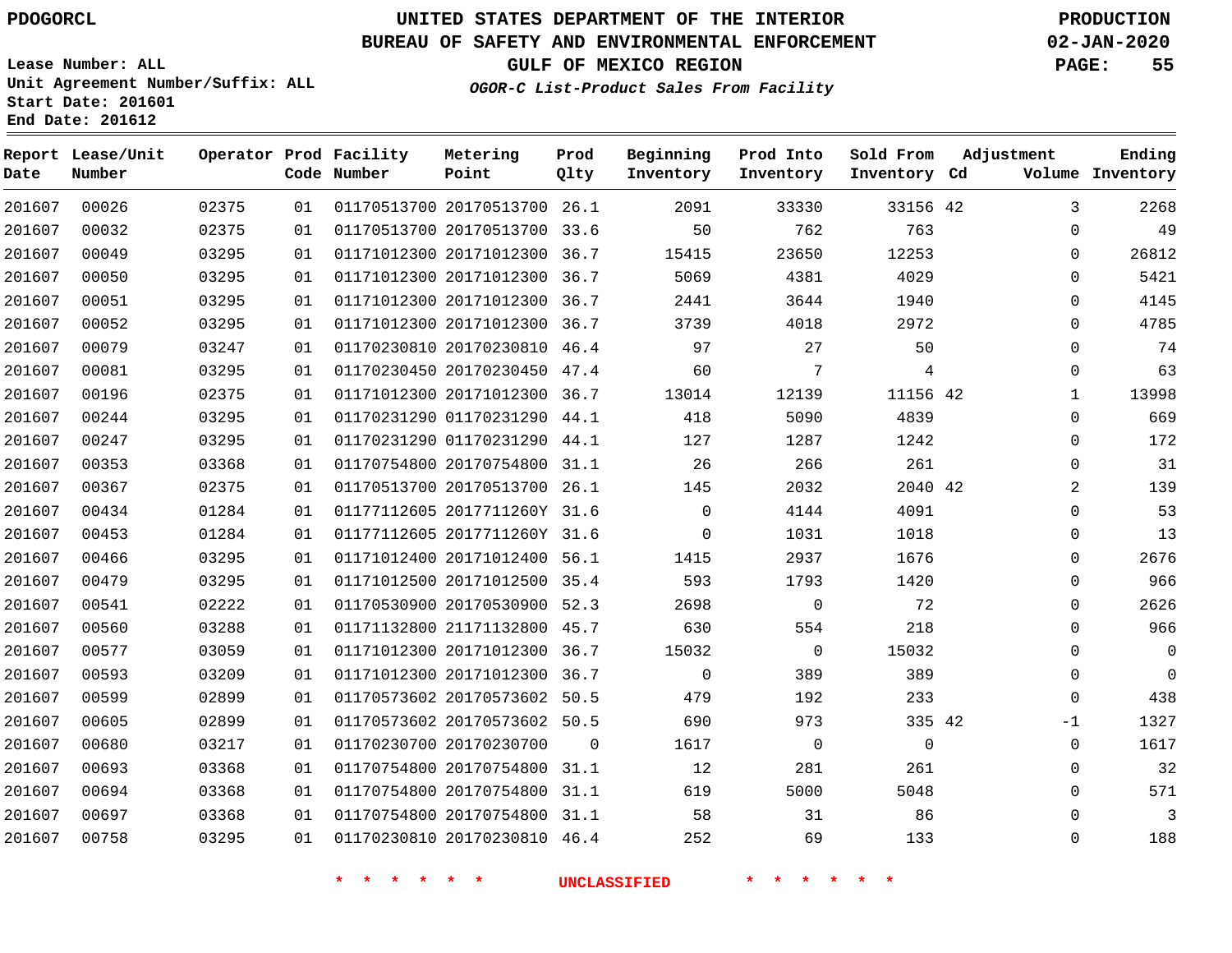PDOGORCL

# UNITED STATES DEPARTMENT OF THE INTERIOR
## BUREAU OF SAFETY AND ENVIRONMENTAL ENFORCEMENT
### GULF OF MEXICO REGION
*OGOR-C List-Product Sales From Facility*

PRODUCTION
02-JAN-2020

Lease Number: ALL
Unit Agreement Number/Suffix: ALL
Start Date: 201601
End Date: 201612

| Report Date | Lease/Unit Number | Operator | Prod Code | Facility Number | Metering Point | Prod Qlty | Beginning Inventory | Prod Into Inventory | Sold From Inventory | Adjustment Cd | Adjustment Volume | Ending Inventory |
|---|---|---|---|---|---|---|---|---|---|---|---|---|
| 201607 | 00026 | 02375 | 01 | 01170513700 | 20170513700 | 26.1 | 2091 | 33330 | 33156 | 42 | 3 | 2268 |
| 201607 | 00032 | 02375 | 01 | 01170513700 | 20170513700 | 33.6 | 50 | 762 | 763 | | 0 | 49 |
| 201607 | 00049 | 03295 | 01 | 01171012300 | 20171012300 | 36.7 | 15415 | 23650 | 12253 | | 0 | 26812 |
| 201607 | 00050 | 03295 | 01 | 01171012300 | 20171012300 | 36.7 | 5069 | 4381 | 4029 | | 0 | 5421 |
| 201607 | 00051 | 03295 | 01 | 01171012300 | 20171012300 | 36.7 | 2441 | 3644 | 1940 | | 0 | 4145 |
| 201607 | 00052 | 03295 | 01 | 01171012300 | 20171012300 | 36.7 | 3739 | 4018 | 2972 | | 0 | 4785 |
| 201607 | 00079 | 03247 | 01 | 01170230810 | 20170230810 | 46.4 | 97 | 27 | 50 | | 0 | 74 |
| 201607 | 00081 | 03295 | 01 | 01170230450 | 20170230450 | 47.4 | 60 | 7 | 4 | | 0 | 63 |
| 201607 | 00196 | 02375 | 01 | 01171012300 | 20171012300 | 36.7 | 13014 | 12139 | 11156 | 42 | 1 | 13998 |
| 201607 | 00244 | 03295 | 01 | 01170231290 | 01170231290 | 44.1 | 418 | 5090 | 4839 | | 0 | 669 |
| 201607 | 00247 | 03295 | 01 | 01170231290 | 01170231290 | 44.1 | 127 | 1287 | 1242 | | 0 | 172 |
| 201607 | 00353 | 03368 | 01 | 01170754800 | 20170754800 | 31.1 | 26 | 266 | 261 | | 0 | 31 |
| 201607 | 00367 | 02375 | 01 | 01170513700 | 20170513700 | 26.1 | 145 | 2032 | 2040 | 42 | 2 | 139 |
| 201607 | 00434 | 01284 | 01 | 01177112605 | 2017711260Y | 31.6 | 0 | 4144 | 4091 | | 0 | 53 |
| 201607 | 00453 | 01284 | 01 | 01177112605 | 2017711260Y | 31.6 | 0 | 1031 | 1018 | | 0 | 13 |
| 201607 | 00466 | 03295 | 01 | 01171012400 | 20171012400 | 56.1 | 1415 | 2937 | 1676 | | 0 | 2676 |
| 201607 | 00479 | 03295 | 01 | 01171012500 | 20171012500 | 35.4 | 593 | 1793 | 1420 | | 0 | 966 |
| 201607 | 00541 | 02222 | 01 | 01170530900 | 20170530900 | 52.3 | 2698 | 0 | 72 | | 0 | 2626 |
| 201607 | 00560 | 03288 | 01 | 01171132800 | 21171132800 | 45.7 | 630 | 554 | 218 | | 0 | 966 |
| 201607 | 00577 | 03059 | 01 | 01171012300 | 20171012300 | 36.7 | 15032 | 0 | 15032 | | 0 | 0 |
| 201607 | 00593 | 03209 | 01 | 01171012300 | 20171012300 | 36.7 | 0 | 389 | 389 | | 0 | 0 |
| 201607 | 00599 | 02899 | 01 | 01170573602 | 20170573602 | 50.5 | 479 | 192 | 233 | | 0 | 438 |
| 201607 | 00605 | 02899 | 01 | 01170573602 | 20170573602 | 50.5 | 690 | 973 | 335 | 42 | -1 | 1327 |
| 201607 | 00680 | 03217 | 01 | 01170230700 | 20170230700 | 0 | 1617 | 0 | 0 | | 0 | 1617 |
| 201607 | 00693 | 03368 | 01 | 01170754800 | 20170754800 | 31.1 | 12 | 281 | 261 | | 0 | 32 |
| 201607 | 00694 | 03368 | 01 | 01170754800 | 20170754800 | 31.1 | 619 | 5000 | 5048 | | 0 | 571 |
| 201607 | 00697 | 03368 | 01 | 01170754800 | 20170754800 | 31.1 | 58 | 31 | 86 | | 0 | 3 |
| 201607 | 00758 | 03295 | 01 | 01170230810 | 20170230810 | 46.4 | 252 | 69 | 133 | | 0 | 188 |

* * * * * * UNCLASSIFIED * * * * * *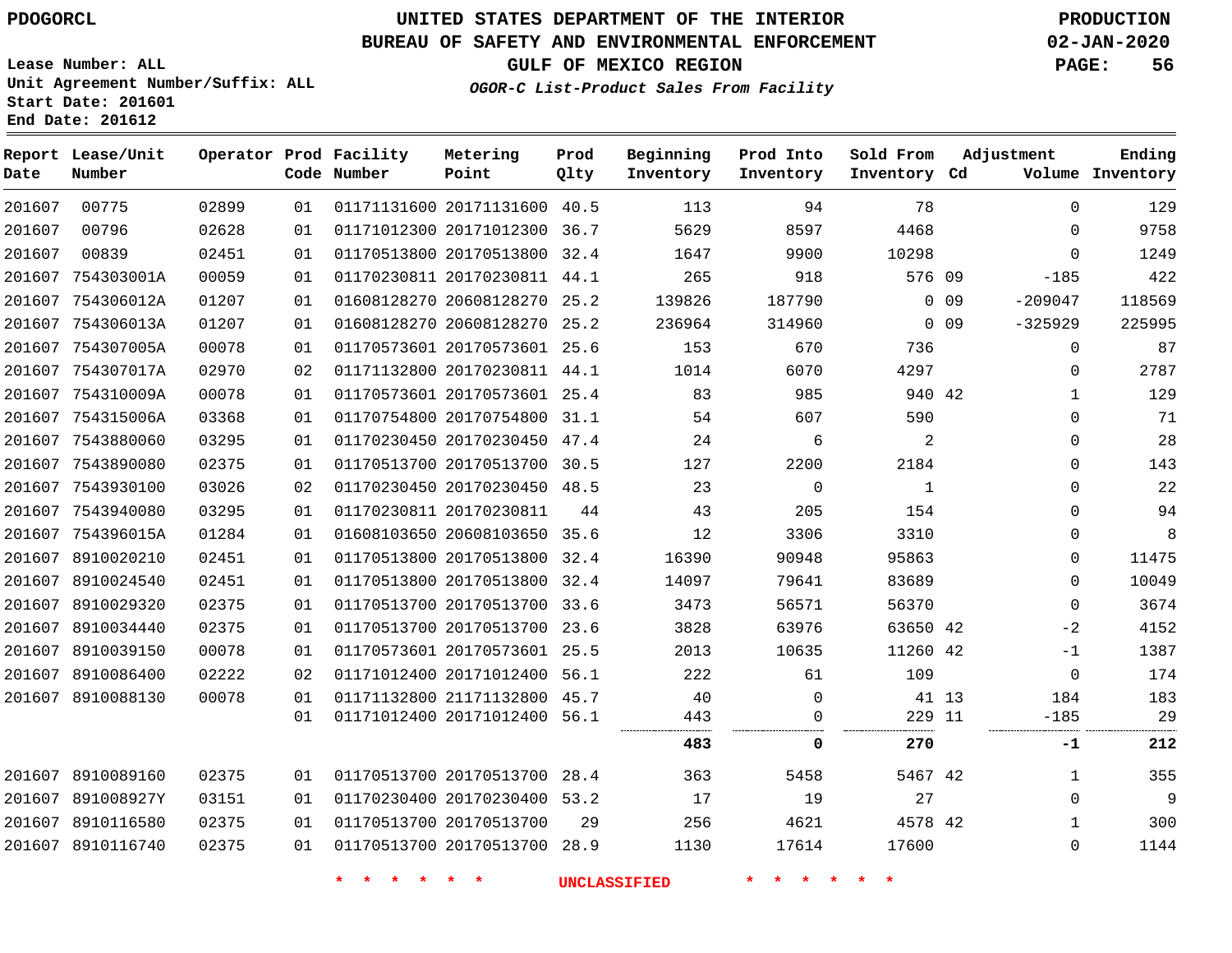PDOGORCL

# UNITED STATES DEPARTMENT OF THE INTERIOR
## BUREAU OF SAFETY AND ENVIRONMENTAL ENFORCEMENT
### GULF OF MEXICO REGION

*OGOR-C List-Product Sales From Facility*

PRODUCTION
02-JAN-2020

Lease Number: ALL
Unit Agreement Number/Suffix: ALL
Start Date: 201601
End Date: 201612

| Report Date | Lease/Unit Number | Operator | Prod Code | Facility Number | Metering Point | Prod Qlty | Beginning Inventory | Prod Into Inventory | Sold From Inventory | Adjustment Cd | Adjustment Volume | Ending Inventory |
|---|---|---|---|---|---|---|---|---|---|---|---|---|
| 201607 | 00775 | 02899 | 01 | 01171131600 | 20171131600 | 40.5 | 113 | 94 | 78 | | 0 | 129 |
| 201607 | 00796 | 02628 | 01 | 01171012300 | 20171012300 | 36.7 | 5629 | 8597 | 4468 | | 0 | 9758 |
| 201607 | 00839 | 02451 | 01 | 01170513800 | 20170513800 | 32.4 | 1647 | 9900 | 10298 | | 0 | 1249 |
| 201607 | 754303001A | 00059 | 01 | 01170230811 | 20170230811 | 44.1 | 265 | 918 | 576 | 09 | -185 | 422 |
| 201607 | 754306012A | 01207 | 01 | 01608128270 | 20608128270 | 25.2 | 139826 | 187790 | 0 | 09 | -209047 | 118569 |
| 201607 | 754306013A | 01207 | 01 | 01608128270 | 20608128270 | 25.2 | 236964 | 314960 | 0 | 09 | -325929 | 225995 |
| 201607 | 754307005A | 00078 | 01 | 01170573601 | 20170573601 | 25.6 | 153 | 670 | 736 | | 0 | 87 |
| 201607 | 754307017A | 02970 | 02 | 01171132800 | 20170230811 | 44.1 | 1014 | 6070 | 4297 | | 0 | 2787 |
| 201607 | 754310009A | 00078 | 01 | 01170573601 | 20170573601 | 25.4 | 83 | 985 | 940 | 42 | 1 | 129 |
| 201607 | 754315006A | 03368 | 01 | 01170754800 | 20170754800 | 31.1 | 54 | 607 | 590 | | 0 | 71 |
| 201607 | 7543880060 | 03295 | 01 | 01170230450 | 20170230450 | 47.4 | 24 | 6 | 2 | | 0 | 28 |
| 201607 | 7543890080 | 02375 | 01 | 01170513700 | 20170513700 | 30.5 | 127 | 2200 | 2184 | | 0 | 143 |
| 201607 | 7543930100 | 03026 | 02 | 01170230450 | 20170230450 | 48.5 | 23 | 0 | 1 | | 0 | 22 |
| 201607 | 7543940080 | 03295 | 01 | 01170230811 | 20170230811 | 44 | 43 | 205 | 154 | | 0 | 94 |
| 201607 | 754396015A | 01284 | 01 | 01608103650 | 20608103650 | 35.6 | 12 | 3306 | 3310 | | 0 | 8 |
| 201607 | 8910020210 | 02451 | 01 | 01170513800 | 20170513800 | 32.4 | 16390 | 90948 | 95863 | | 0 | 11475 |
| 201607 | 8910024540 | 02451 | 01 | 01170513800 | 20170513800 | 32.4 | 14097 | 79641 | 83689 | | 0 | 10049 |
| 201607 | 8910029320 | 02375 | 01 | 01170513700 | 20170513700 | 33.6 | 3473 | 56571 | 56370 | | 0 | 3674 |
| 201607 | 8910034440 | 02375 | 01 | 01170513700 | 20170513700 | 23.6 | 3828 | 63976 | 63650 | 42 | -2 | 4152 |
| 201607 | 8910039150 | 00078 | 01 | 01170573601 | 20170573601 | 25.5 | 2013 | 10635 | 11260 | 42 | -1 | 1387 |
| 201607 | 8910086400 | 02222 | 02 | 01171012400 | 20171012400 | 56.1 | 222 | 61 | 109 | | 0 | 174 |
| 201607 | 8910088130 | 00078 | 01 | 01171132800 | 21171132800 | 45.7 | 40 | 0 | 41 | 13 | 184 | 183 |
| | | | 01 | 01171012400 | 20171012400 | 56.1 | 443 | 0 | 229 | 11 | -185 | 29 |
| | | | | | | | **483** | **0** | **270** | | **-1** | **212** |
| 201607 | 8910089160 | 02375 | 01 | 01170513700 | 20170513700 | 28.4 | 363 | 5458 | 5467 | 42 | 1 | 355 |
| 201607 | 891008927Y | 03151 | 01 | 01170230400 | 20170230400 | 53.2 | 17 | 19 | 27 | | 0 | 9 |
| 201607 | 8910116580 | 02375 | 01 | 01170513700 | 20170513700 | 29 | 256 | 4621 | 4578 | 42 | 1 | 300 |
| 201607 | 8910116740 | 02375 | 01 | 01170513700 | 20170513700 | 28.9 | 1130 | 17614 | 17600 | | 0 | 1144 |

\* \* \* \* \* \* UNCLASSIFIED \* \* \* \* \* \*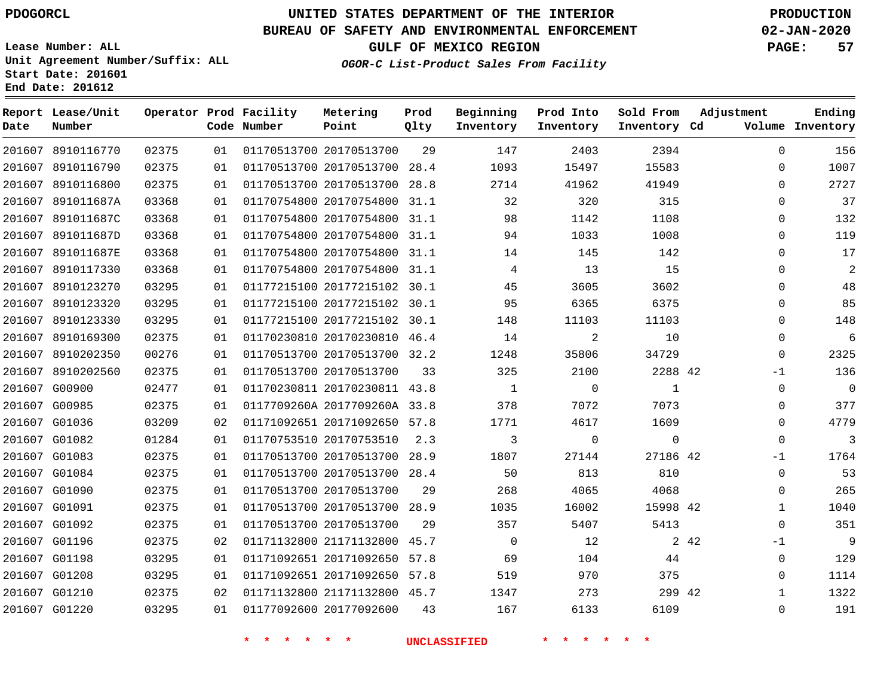# UNITED STATES DEPARTMENT OF THE INTERIOR
## BUREAU OF SAFETY AND ENVIRONMENTAL ENFORCEMENT
### GULF OF MEXICO REGION
*OGOR-C List-Product Sales From Facility*

PDOGORCL

PRODUCTION 02-JAN-2020

Lease Number: ALL
Unit Agreement Number/Suffix: ALL
Start Date: 201601
End Date: 201612

| Report Date | Lease/Unit Number | Operator | Prod Code | Facility Number | Metering Point | Prod Qlty | Beginning Inventory | Prod Into Inventory | Sold From Inventory | Adjustment Cd | Adjustment Volume | Ending Inventory |
|---|---|---|---|---|---|---|---|---|---|---|---|---|
| 201607 | 8910116770 | 02375 | 01 | 01170513700 | 20170513700 | 29 | 147 | 2403 | 2394 | | 0 | 156 |
| 201607 | 8910116790 | 02375 | 01 | 01170513700 | 20170513700 | 28.4 | 1093 | 15497 | 15583 | | 0 | 1007 |
| 201607 | 8910116800 | 02375 | 01 | 01170513700 | 20170513700 | 28.8 | 2714 | 41962 | 41949 | | 0 | 2727 |
| 201607 | 891011687A | 03368 | 01 | 01170754800 | 20170754800 | 31.1 | 32 | 320 | 315 | | 0 | 37 |
| 201607 | 891011687C | 03368 | 01 | 01170754800 | 20170754800 | 31.1 | 98 | 1142 | 1108 | | 0 | 132 |
| 201607 | 891011687D | 03368 | 01 | 01170754800 | 20170754800 | 31.1 | 94 | 1033 | 1008 | | 0 | 119 |
| 201607 | 891011687E | 03368 | 01 | 01170754800 | 20170754800 | 31.1 | 14 | 145 | 142 | | 0 | 17 |
| 201607 | 8910117330 | 03368 | 01 | 01170754800 | 20170754800 | 31.1 | 4 | 13 | 15 | | 0 | 2 |
| 201607 | 8910123270 | 03295 | 01 | 01177215100 | 20177215102 | 30.1 | 45 | 3605 | 3602 | | 0 | 48 |
| 201607 | 8910123320 | 03295 | 01 | 01177215100 | 20177215102 | 30.1 | 95 | 6365 | 6375 | | 0 | 85 |
| 201607 | 8910123330 | 03295 | 01 | 01177215100 | 20177215102 | 30.1 | 148 | 11103 | 11103 | | 0 | 148 |
| 201607 | 8910169300 | 02375 | 01 | 01170230810 | 20170230810 | 46.4 | 14 | 2 | 10 | | 0 | 6 |
| 201607 | 8910202350 | 00276 | 01 | 01170513700 | 20170513700 | 32.2 | 1248 | 35806 | 34729 | | 0 | 2325 |
| 201607 | 8910202560 | 02375 | 01 | 01170513700 | 20170513700 | 33 | 325 | 2100 | 2288 | 42 | -1 | 136 |
| 201607 | G00900 | 02477 | 01 | 01170230811 | 20170230811 | 43.8 | 1 | 0 | 1 | | 0 | 0 |
| 201607 | G00985 | 02375 | 01 | 0117709260A | 2017709260A | 33.8 | 378 | 7072 | 7073 | | 0 | 377 |
| 201607 | G01036 | 03209 | 02 | 01171092651 | 20171092650 | 57.8 | 1771 | 4617 | 1609 | | 0 | 4779 |
| 201607 | G01082 | 01284 | 01 | 01170753510 | 20170753510 | 2.3 | 3 | 0 | 0 | | 0 | 3 |
| 201607 | G01083 | 02375 | 01 | 01170513700 | 20170513700 | 28.9 | 1807 | 27144 | 27186 | 42 | -1 | 1764 |
| 201607 | G01084 | 02375 | 01 | 01170513700 | 20170513700 | 28.4 | 50 | 813 | 810 | | 0 | 53 |
| 201607 | G01090 | 02375 | 01 | 01170513700 | 20170513700 | 29 | 268 | 4065 | 4068 | | 0 | 265 |
| 201607 | G01091 | 02375 | 01 | 01170513700 | 20170513700 | 28.9 | 1035 | 16002 | 15998 | 42 | 1 | 1040 |
| 201607 | G01092 | 02375 | 01 | 01170513700 | 20170513700 | 29 | 357 | 5407 | 5413 | | 0 | 351 |
| 201607 | G01196 | 02375 | 02 | 01171132800 | 21171132800 | 45.7 | 0 | 12 | 2 | 42 | -1 | 9 |
| 201607 | G01198 | 03295 | 01 | 01171092651 | 20171092650 | 57.8 | 69 | 104 | 44 | | 0 | 129 |
| 201607 | G01208 | 03295 | 01 | 01171092651 | 20171092650 | 57.8 | 519 | 970 | 375 | | 0 | 1114 |
| 201607 | G01210 | 02375 | 02 | 01171132800 | 21171132800 | 45.7 | 1347 | 273 | 299 | 42 | 1 | 1322 |
| 201607 | G01220 | 03295 | 01 | 01177092600 | 20177092600 | 43 | 167 | 6133 | 6109 | | 0 | 191 |

* * * * * * UNCLASSIFIED * * * * * *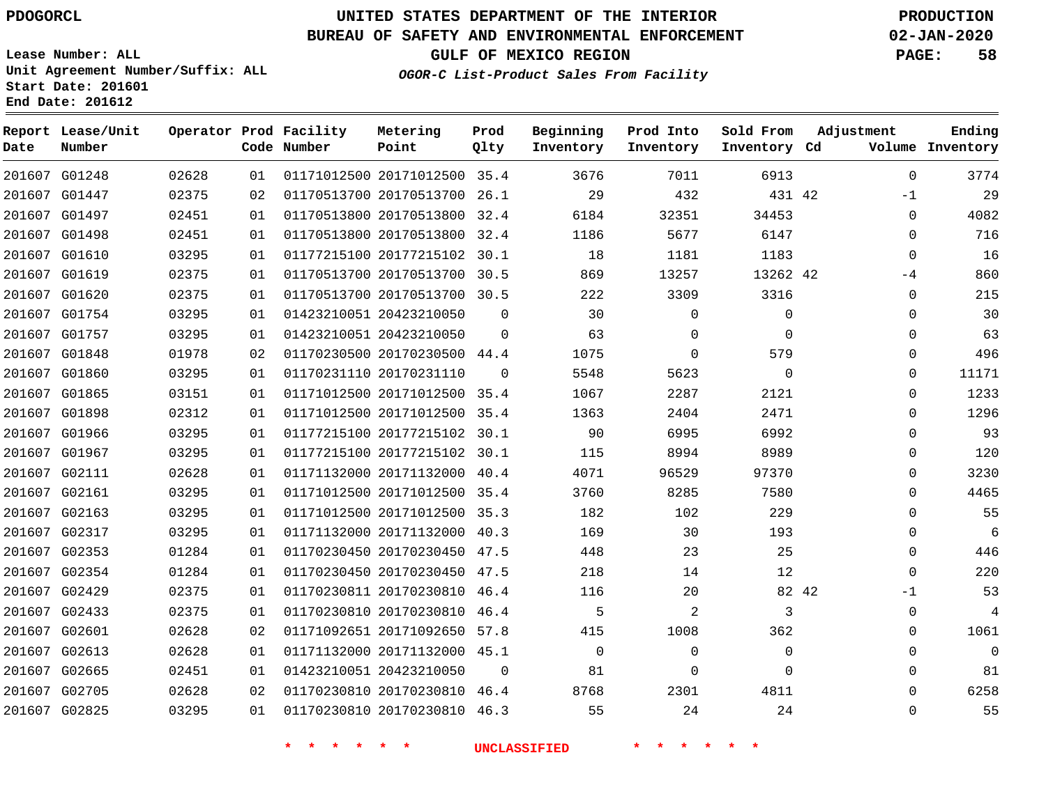PDOGORCL

# UNITED STATES DEPARTMENT OF THE INTERIOR
## BUREAU OF SAFETY AND ENVIRONMENTAL ENFORCEMENT
### GULF OF MEXICO REGION
*OGOR-C List-Product Sales From Facility*

PRODUCTION
02-JAN-2020

Lease Number: ALL
Unit Agreement Number/Suffix: ALL
Start Date: 201601
End Date: 201612

| Report Date | Lease/Unit Number | Operator | Prod Code | Facility Number | Metering Point | Prod Qlty | Beginning Inventory | Prod Into Inventory | Sold From Inventory | Adjustment Cd | Adjustment Volume | Ending Inventory |
|---|---|---|---|---|---|---|---|---|---|---|---|---|
| 201607 | G01248 | 02628 | 01 | 01171012500 | 20171012500 | 35.4 | 3676 | 7011 | 6913 | | 0 | 3774 |
| 201607 | G01447 | 02375 | 02 | 01170513700 | 20170513700 | 26.1 | 29 | 432 | 431 | 42 | -1 | 29 |
| 201607 | G01497 | 02451 | 01 | 01170513800 | 20170513800 | 32.4 | 6184 | 32351 | 34453 | | 0 | 4082 |
| 201607 | G01498 | 02451 | 01 | 01170513800 | 20170513800 | 32.4 | 1186 | 5677 | 6147 | | 0 | 716 |
| 201607 | G01610 | 03295 | 01 | 01177215100 | 20177215102 | 30.1 | 18 | 1181 | 1183 | | 0 | 16 |
| 201607 | G01619 | 02375 | 01 | 01170513700 | 20170513700 | 30.5 | 869 | 13257 | 13262 | 42 | -4 | 860 |
| 201607 | G01620 | 02375 | 01 | 01170513700 | 20170513700 | 30.5 | 222 | 3309 | 3316 | | 0 | 215 |
| 201607 | G01754 | 03295 | 01 | 01423210051 | 20423210050 | 0 | 30 | 0 | 0 | | 0 | 30 |
| 201607 | G01757 | 03295 | 01 | 01423210051 | 20423210050 | 0 | 63 | 0 | 0 | | 0 | 63 |
| 201607 | G01848 | 01978 | 02 | 01170230500 | 20170230500 | 44.4 | 1075 | 0 | 579 | | 0 | 496 |
| 201607 | G01860 | 03295 | 01 | 01170231110 | 20170231110 | 0 | 5548 | 5623 | 0 | | 0 | 11171 |
| 201607 | G01865 | 03151 | 01 | 01171012500 | 20171012500 | 35.4 | 1067 | 2287 | 2121 | | 0 | 1233 |
| 201607 | G01898 | 02312 | 01 | 01171012500 | 20171012500 | 35.4 | 1363 | 2404 | 2471 | | 0 | 1296 |
| 201607 | G01966 | 03295 | 01 | 01177215100 | 20177215102 | 30.1 | 90 | 6995 | 6992 | | 0 | 93 |
| 201607 | G01967 | 03295 | 01 | 01177215100 | 20177215102 | 30.1 | 115 | 8994 | 8989 | | 0 | 120 |
| 201607 | G02111 | 02628 | 01 | 01171132000 | 20171132000 | 40.4 | 4071 | 96529 | 97370 | | 0 | 3230 |
| 201607 | G02161 | 03295 | 01 | 01171012500 | 20171012500 | 35.4 | 3760 | 8285 | 7580 | | 0 | 4465 |
| 201607 | G02163 | 03295 | 01 | 01171012500 | 20171012500 | 35.3 | 182 | 102 | 229 | | 0 | 55 |
| 201607 | G02317 | 03295 | 01 | 01171132000 | 20171132000 | 40.3 | 169 | 30 | 193 | | 0 | 6 |
| 201607 | G02353 | 01284 | 01 | 01170230450 | 20170230450 | 47.5 | 448 | 23 | 25 | | 0 | 446 |
| 201607 | G02354 | 01284 | 01 | 01170230450 | 20170230450 | 47.5 | 218 | 14 | 12 | | 0 | 220 |
| 201607 | G02429 | 02375 | 01 | 01170230811 | 20170230810 | 46.4 | 116 | 20 | 82 | 42 | -1 | 53 |
| 201607 | G02433 | 02375 | 01 | 01170230810 | 20170230810 | 46.4 | 5 | 2 | 3 | | 0 | 4 |
| 201607 | G02601 | 02628 | 02 | 01171092651 | 20171092650 | 57.8 | 415 | 1008 | 362 | | 0 | 1061 |
| 201607 | G02613 | 02628 | 01 | 01171132000 | 20171132000 | 45.1 | 0 | 0 | 0 | | 0 | 0 |
| 201607 | G02665 | 02451 | 01 | 01423210051 | 20423210050 | 0 | 81 | 0 | 0 | | 0 | 81 |
| 201607 | G02705 | 02628 | 02 | 01170230810 | 20170230810 | 46.4 | 8768 | 2301 | 4811 | | 0 | 6258 |
| 201607 | G02825 | 03295 | 01 | 01170230810 | 20170230810 | 46.3 | 55 | 24 | 24 | | 0 | 55 |

* * * * * * UNCLASSIFIED * * * * * *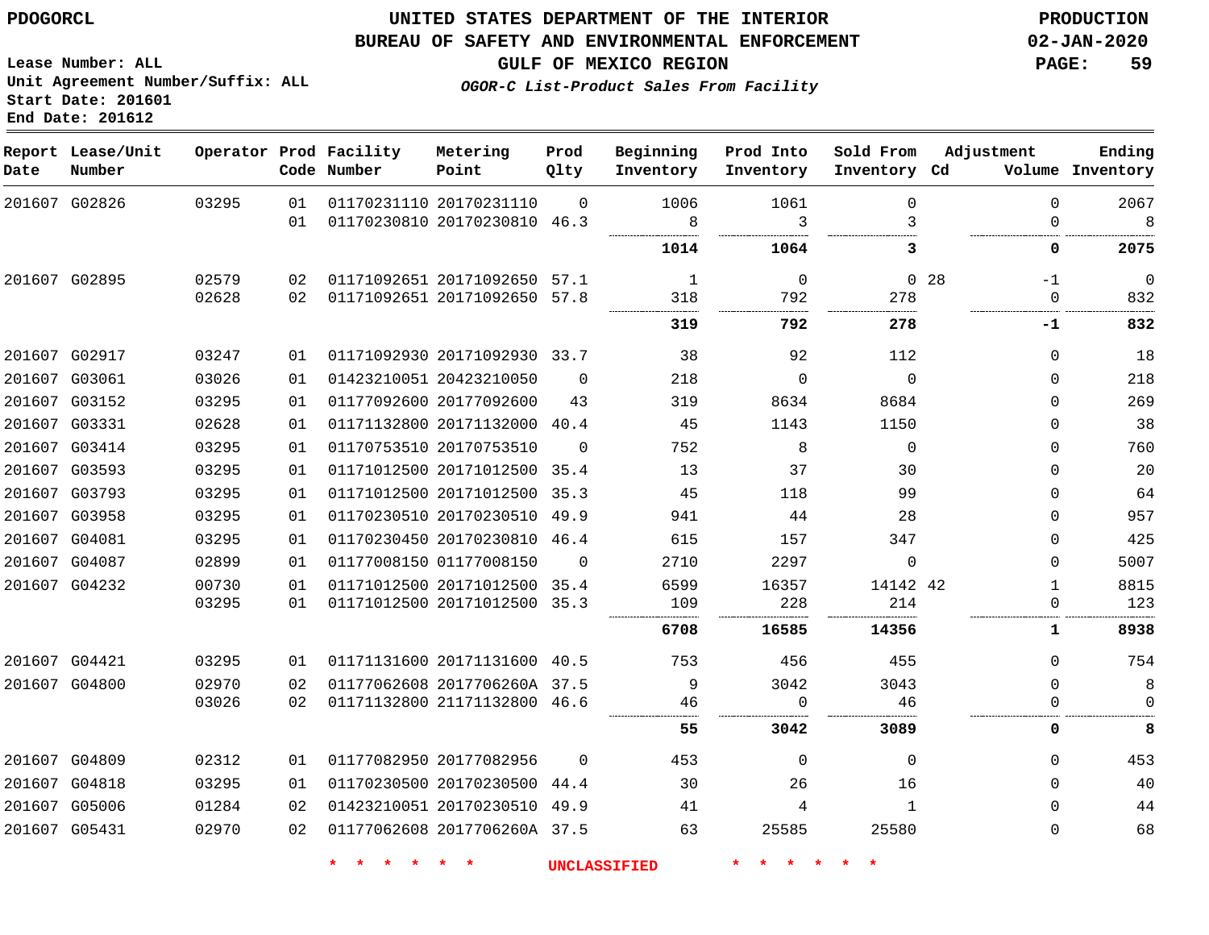PDOGORCL

# UNITED STATES DEPARTMENT OF THE INTERIOR
## BUREAU OF SAFETY AND ENVIRONMENTAL ENFORCEMENT
### GULF OF MEXICO REGION

PRODUCTION
02-JAN-2020

Lease Number: ALL
Unit Agreement Number/Suffix: ALL
Start Date: 201601
End Date: 201612

*OGOR-C List-Product Sales From Facility*

| Report Date | Lease/Unit Number | Operator | Prod Code | Facility Number | Metering Point | Prod Qlty | Beginning Inventory | Prod Into Inventory | Sold From Inventory | Adjustment Cd | Volume | Ending Inventory |
|---|---|---|---|---|---|---|---|---|---|---|---|---|
| 201607 | G02826 | 03295 | 01 | 01170231110 | 20170231110 | 0 | 1006 | 1061 | 0 | | 0 | 2067 |
| | | | 01 | 01170230810 | 20170230810 | 46.3 | 8 | 3 | 3 | | 0 | 8 |
| | | | | | | | **1014** | **1064** | **3** | | **0** | **2075** |
| 201607 | G02895 | 02579 | 02 | 01171092651 | 20171092650 | 57.1 | 1 | 0 | 0 | 28 | -1 | 0 |
| | | 02628 | 02 | 01171092651 | 20171092650 | 57.8 | 318 | 792 | 278 | | 0 | 832 |
| | | | | | | | **319** | **792** | **278** | | **-1** | **832** |
| 201607 | G02917 | 03247 | 01 | 01171092930 | 20171092930 | 33.7 | 38 | 92 | 112 | | 0 | 18 |
| 201607 | G03061 | 03026 | 01 | 01423210051 | 20423210050 | 0 | 218 | 0 | 0 | | 0 | 218 |
| 201607 | G03152 | 03295 | 01 | 01177092600 | 20177092600 | 43 | 319 | 8634 | 8684 | | 0 | 269 |
| 201607 | G03331 | 02628 | 01 | 01171132800 | 20171132000 | 40.4 | 45 | 1143 | 1150 | | 0 | 38 |
| 201607 | G03414 | 03295 | 01 | 01170753510 | 20170753510 | 0 | 752 | 8 | 0 | | 0 | 760 |
| 201607 | G03593 | 03295 | 01 | 01171012500 | 20171012500 | 35.4 | 13 | 37 | 30 | | 0 | 20 |
| 201607 | G03793 | 03295 | 01 | 01171012500 | 20171012500 | 35.3 | 45 | 118 | 99 | | 0 | 64 |
| 201607 | G03958 | 03295 | 01 | 01170230510 | 20170230510 | 49.9 | 941 | 44 | 28 | | 0 | 957 |
| 201607 | G04081 | 03295 | 01 | 01170230450 | 20170230810 | 46.4 | 615 | 157 | 347 | | 0 | 425 |
| 201607 | G04087 | 02899 | 01 | 01177008150 | 01177008150 | 0 | 2710 | 2297 | 0 | | 0 | 5007 |
| 201607 | G04232 | 00730 | 01 | 01171012500 | 20171012500 | 35.4 | 6599 | 16357 | 14142 | 42 | 1 | 8815 |
| | | 03295 | 01 | 01171012500 | 20171012500 | 35.3 | 109 | 228 | 214 | | 0 | 123 |
| | | | | | | | **6708** | **16585** | **14356** | | **1** | **8938** |
| 201607 | G04421 | 03295 | 01 | 01171131600 | 20171131600 | 40.5 | 753 | 456 | 455 | | 0 | 754 |
| 201607 | G04800 | 02970 | 02 | 01177062608 | 2017706260A | 37.5 | 9 | 3042 | 3043 | | 0 | 8 |
| | | 03026 | 02 | 01171132800 | 21171132800 | 46.6 | 46 | 0 | 46 | | 0 | 0 |
| | | | | | | | **55** | **3042** | **3089** | | **0** | **8** |
| 201607 | G04809 | 02312 | 01 | 01177082950 | 20177082956 | 0 | 453 | 0 | 0 | | 0 | 453 |
| 201607 | G04818 | 03295 | 01 | 01170230500 | 20170230500 | 44.4 | 30 | 26 | 16 | | 0 | 40 |
| 201607 | G05006 | 01284 | 02 | 01423210051 | 20170230510 | 49.9 | 41 | 4 | 1 | | 0 | 44 |
| 201607 | G05431 | 02970 | 02 | 01177062608 | 2017706260A | 37.5 | 63 | 25585 | 25580 | | 0 | 68 |

* * * * * * UNCLASSIFIED * * * * * *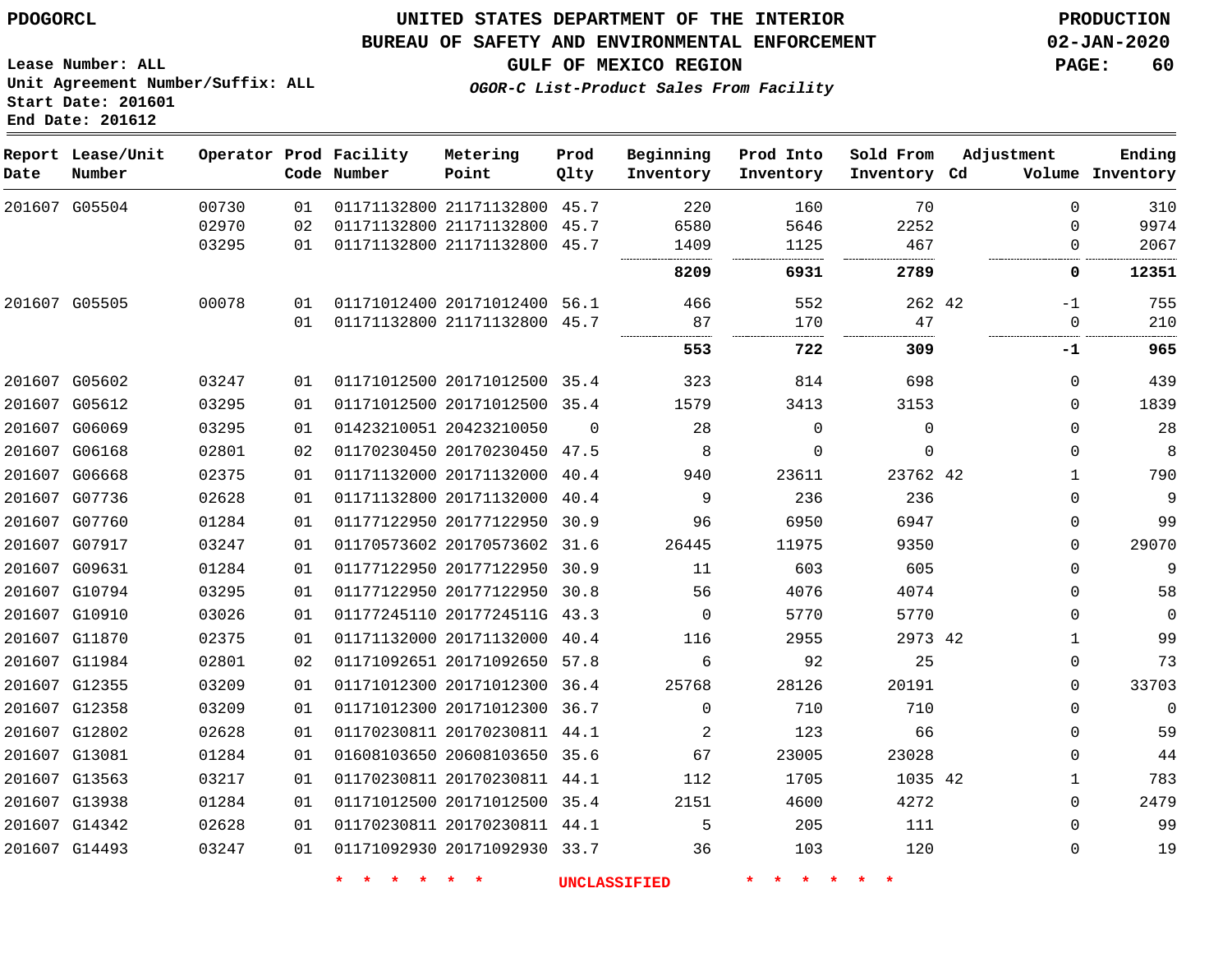PDOGORCL

# UNITED STATES DEPARTMENT OF THE INTERIOR
## BUREAU OF SAFETY AND ENVIRONMENTAL ENFORCEMENT
### GULF OF MEXICO REGION
*OGOR-C List-Product Sales From Facility*

PRODUCTION
02-JAN-2020

Lease Number: ALL
Unit Agreement Number/Suffix: ALL
Start Date: 201601
End Date: 201612

| Report Date | Lease/Unit Number | Operator | Prod Code | Facility Number | Metering Point | Prod Qlty | Beginning Inventory | Prod Into Inventory | Sold From Inventory | Adjustment Cd | Volume | Ending Inventory |
|---|---|---|---|---|---|---|---|---|---|---|---|---|
| 201607 | G05504 | 00730 | 01 | 01171132800 | 21171132800 | 45.7 | 220 | 160 | 70 | | 0 | 310 |
| | | 02970 | 02 | 01171132800 | 21171132800 | 45.7 | 6580 | 5646 | 2252 | | 0 | 9974 |
| | | 03295 | 01 | 01171132800 | 21171132800 | 45.7 | 1409 | 1125 | 467 | | 0 | 2067 |
| | | | | | | | **8209** | **6931** | **2789** | | **0** | **12351** |
| 201607 | G05505 | 00078 | 01 | 01171012400 | 20171012400 | 56.1 | 466 | 552 | 262 | 42 | -1 | 755 |
| | | | 01 | 01171132800 | 21171132800 | 45.7 | 87 | 170 | 47 | | 0 | 210 |
| | | | | | | | **553** | **722** | **309** | | **-1** | **965** |
| 201607 | G05602 | 03247 | 01 | 01171012500 | 20171012500 | 35.4 | 323 | 814 | 698 | | 0 | 439 |
| 201607 | G05612 | 03295 | 01 | 01171012500 | 20171012500 | 35.4 | 1579 | 3413 | 3153 | | 0 | 1839 |
| 201607 | G06069 | 03295 | 01 | 01423210051 | 20423210050 | 0 | 28 | 0 | 0 | | 0 | 28 |
| 201607 | G06168 | 02801 | 02 | 01170230450 | 20170230450 | 47.5 | 8 | 0 | 0 | | 0 | 8 |
| 201607 | G06668 | 02375 | 01 | 01171132000 | 20171132000 | 40.4 | 940 | 23611 | 23762 | 42 | 1 | 790 |
| 201607 | G07736 | 02628 | 01 | 01171132800 | 20171132000 | 40.4 | 9 | 236 | 236 | | 0 | 9 |
| 201607 | G07760 | 01284 | 01 | 01177122950 | 20177122950 | 30.9 | 96 | 6950 | 6947 | | 0 | 99 |
| 201607 | G07917 | 03247 | 01 | 01170573602 | 20170573602 | 31.6 | 26445 | 11975 | 9350 | | 0 | 29070 |
| 201607 | G09631 | 01284 | 01 | 01177122950 | 20177122950 | 30.9 | 11 | 603 | 605 | | 0 | 9 |
| 201607 | G10794 | 03295 | 01 | 01177122950 | 20177122950 | 30.8 | 56 | 4076 | 4074 | | 0 | 58 |
| 201607 | G10910 | 03026 | 01 | 01177245110 | 2017724511G | 43.3 | 0 | 5770 | 5770 | | 0 | 0 |
| 201607 | G11870 | 02375 | 01 | 01171132000 | 20171132000 | 40.4 | 116 | 2955 | 2973 | 42 | 1 | 99 |
| 201607 | G11984 | 02801 | 02 | 01171092651 | 20171092650 | 57.8 | 6 | 92 | 25 | | 0 | 73 |
| 201607 | G12355 | 03209 | 01 | 01171012300 | 20171012300 | 36.4 | 25768 | 28126 | 20191 | | 0 | 33703 |
| 201607 | G12358 | 03209 | 01 | 01171012300 | 20171012300 | 36.7 | 0 | 710 | 710 | | 0 | 0 |
| 201607 | G12802 | 02628 | 01 | 01170230811 | 20170230811 | 44.1 | 2 | 123 | 66 | | 0 | 59 |
| 201607 | G13081 | 01284 | 01 | 01608103650 | 20608103650 | 35.6 | 67 | 23005 | 23028 | | 0 | 44 |
| 201607 | G13563 | 03217 | 01 | 01170230811 | 20170230811 | 44.1 | 112 | 1705 | 1035 | 42 | 1 | 783 |
| 201607 | G13938 | 01284 | 01 | 01171012500 | 20171012500 | 35.4 | 2151 | 4600 | 4272 | | 0 | 2479 |
| 201607 | G14342 | 02628 | 01 | 01170230811 | 20170230811 | 44.1 | 5 | 205 | 111 | | 0 | 99 |
| 201607 | G14493 | 03247 | 01 | 01171092930 | 20171092930 | 33.7 | 36 | 103 | 120 | | 0 | 19 |

* * * * * * UNCLASSIFIED * * * * * *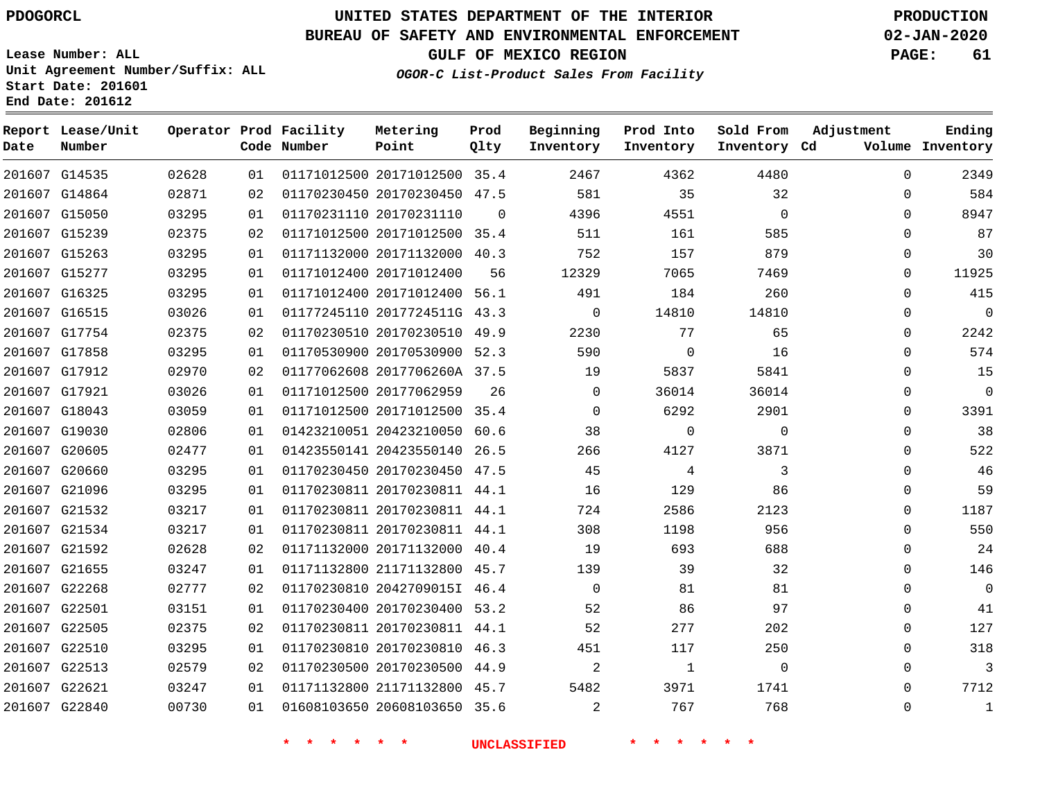PDOGORCL

# UNITED STATES DEPARTMENT OF THE INTERIOR
## BUREAU OF SAFETY AND ENVIRONMENTAL ENFORCEMENT
### GULF OF MEXICO REGION
*OGOR-C List-Product Sales From Facility*

PRODUCTION
02-JAN-2020

Lease Number: ALL
Unit Agreement Number/Suffix: ALL
Start Date: 201601
End Date: 201612

| Report Date | Lease/Unit Number | Operator | Prod Code | Facility Number | Metering Point | Prod Qlty | Beginning Inventory | Prod Into Inventory | Sold From Inventory | Adjustment Cd | Adjustment Volume | Ending Inventory |
|---|---|---|---|---|---|---|---|---|---|---|---|---|
| 201607 | G14535 | 02628 | 01 | 01171012500 | 20171012500 | 35.4 | 2467 | 4362 | 4480 | | 0 | 2349 |
| 201607 | G14864 | 02871 | 02 | 01170230450 | 20170230450 | 47.5 | 581 | 35 | 32 | | 0 | 584 |
| 201607 | G15050 | 03295 | 01 | 01170231110 | 20170231110 | 0 | 4396 | 4551 | 0 | | 0 | 8947 |
| 201607 | G15239 | 02375 | 02 | 01171012500 | 20171012500 | 35.4 | 511 | 161 | 585 | | 0 | 87 |
| 201607 | G15263 | 03295 | 01 | 01171132000 | 20171132000 | 40.3 | 752 | 157 | 879 | | 0 | 30 |
| 201607 | G15277 | 03295 | 01 | 01171012400 | 20171012400 | 56 | 12329 | 7065 | 7469 | | 0 | 11925 |
| 201607 | G16325 | 03295 | 01 | 01171012400 | 20171012400 | 56.1 | 491 | 184 | 260 | | 0 | 415 |
| 201607 | G16515 | 03026 | 01 | 01177245110 | 2017724511G | 43.3 | 0 | 14810 | 14810 | | 0 | 0 |
| 201607 | G17754 | 02375 | 02 | 01170230510 | 20170230510 | 49.9 | 2230 | 77 | 65 | | 0 | 2242 |
| 201607 | G17858 | 03295 | 01 | 01170530900 | 20170530900 | 52.3 | 590 | 0 | 16 | | 0 | 574 |
| 201607 | G17912 | 02970 | 02 | 01177062608 | 2017706260A | 37.5 | 19 | 5837 | 5841 | | 0 | 15 |
| 201607 | G17921 | 03026 | 01 | 01171012500 | 20177062959 | 26 | 0 | 36014 | 36014 | | 0 | 0 |
| 201607 | G18043 | 03059 | 01 | 01171012500 | 20171012500 | 35.4 | 0 | 6292 | 2901 | | 0 | 3391 |
| 201607 | G19030 | 02806 | 01 | 01423210051 | 20423210050 | 60.6 | 38 | 0 | 0 | | 0 | 38 |
| 201607 | G20605 | 02477 | 01 | 01423550141 | 20423550140 | 26.5 | 266 | 4127 | 3871 | | 0 | 522 |
| 201607 | G20660 | 03295 | 01 | 01170230450 | 20170230450 | 47.5 | 45 | 4 | 3 | | 0 | 46 |
| 201607 | G21096 | 03295 | 01 | 01170230811 | 20170230811 | 44.1 | 16 | 129 | 86 | | 0 | 59 |
| 201607 | G21532 | 03217 | 01 | 01170230811 | 20170230811 | 44.1 | 724 | 2586 | 2123 | | 0 | 1187 |
| 201607 | G21534 | 03217 | 01 | 01170230811 | 20170230811 | 44.1 | 308 | 1198 | 956 | | 0 | 550 |
| 201607 | G21592 | 02628 | 02 | 01171132000 | 20171132000 | 40.4 | 19 | 693 | 688 | | 0 | 24 |
| 201607 | G21655 | 03247 | 01 | 01171132800 | 21171132800 | 45.7 | 139 | 39 | 32 | | 0 | 146 |
| 201607 | G22268 | 02777 | 02 | 01170230810 | 2042709015I | 46.4 | 0 | 81 | 81 | | 0 | 0 |
| 201607 | G22501 | 03151 | 01 | 01170230400 | 20170230400 | 53.2 | 52 | 86 | 97 | | 0 | 41 |
| 201607 | G22505 | 02375 | 02 | 01170230811 | 20170230811 | 44.1 | 52 | 277 | 202 | | 0 | 127 |
| 201607 | G22510 | 03295 | 01 | 01170230810 | 20170230810 | 46.3 | 451 | 117 | 250 | | 0 | 318 |
| 201607 | G22513 | 02579 | 02 | 01170230500 | 20170230500 | 44.9 | 2 | 1 | 0 | | 0 | 3 |
| 201607 | G22621 | 03247 | 01 | 01171132800 | 21171132800 | 45.7 | 5482 | 3971 | 1741 | | 0 | 7712 |
| 201607 | G22840 | 00730 | 01 | 01608103650 | 20608103650 | 35.6 | 2 | 767 | 768 | | 0 | 1 |

* * * * * * UNCLASSIFIED * * * * * *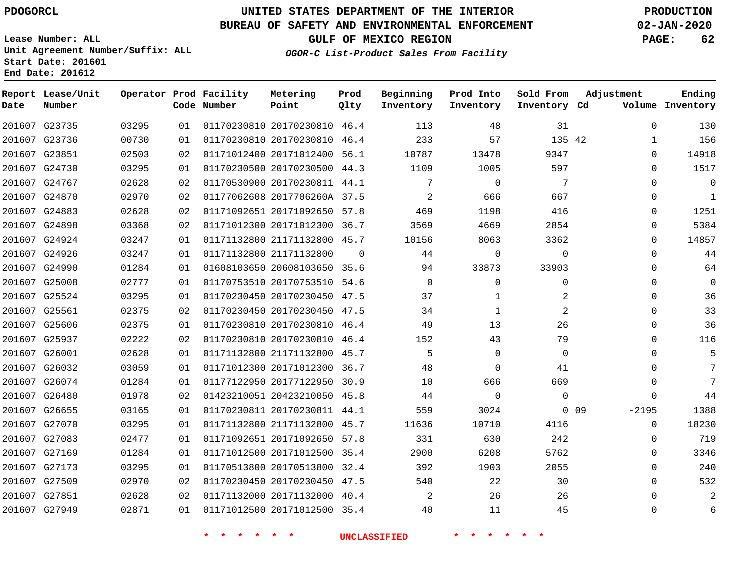PDOGORCL

# UNITED STATES DEPARTMENT OF THE INTERIOR
## BUREAU OF SAFETY AND ENVIRONMENTAL ENFORCEMENT
### GULF OF MEXICO REGION
*OGOR-C List-Product Sales From Facility*

PRODUCTION
02-JAN-2020

Lease Number: ALL
Unit Agreement Number/Suffix: ALL
Start Date: 201601
End Date: 201612

| Report Date | Lease/Unit Number | Operator | Prod Code | Facility Number | Metering Point | Prod Qlty | Beginning Inventory | Prod Into Inventory | Sold From Inventory | Adjustment Cd | Adjustment Volume | Ending Inventory |
|---|---|---|---|---|---|---|---|---|---|---|---|---|
| 201607 | G23735 | 03295 | 01 | 01170230810 | 20170230810 | 46.4 | 113 | 48 | 31 | | 0 | 130 |
| 201607 | G23736 | 00730 | 01 | 01170230810 | 20170230810 | 46.4 | 233 | 57 | 135 | 42 | 1 | 156 |
| 201607 | G23851 | 02503 | 02 | 01171012400 | 20171012400 | 56.1 | 10787 | 13478 | 9347 | | 0 | 14918 |
| 201607 | G24730 | 03295 | 01 | 01170230500 | 20170230500 | 44.3 | 1109 | 1005 | 597 | | 0 | 1517 |
| 201607 | G24767 | 02628 | 02 | 01170530900 | 20170230811 | 44.1 | 7 | 0 | 7 | | 0 | 0 |
| 201607 | G24870 | 02970 | 02 | 01177062608 | 2017706260A | 37.5 | 2 | 666 | 667 | | 0 | 1 |
| 201607 | G24883 | 02628 | 02 | 01171092651 | 20171092650 | 57.8 | 469 | 1198 | 416 | | 0 | 1251 |
| 201607 | G24898 | 03368 | 02 | 01171012300 | 20171012300 | 36.7 | 3569 | 4669 | 2854 | | 0 | 5384 |
| 201607 | G24924 | 03247 | 01 | 01171132800 | 21171132800 | 45.7 | 10156 | 8063 | 3362 | | 0 | 14857 |
| 201607 | G24926 | 03247 | 01 | 01171132800 | 21171132800 | 0 | 44 | 0 | 0 | | 0 | 44 |
| 201607 | G24990 | 01284 | 01 | 01608103650 | 20608103650 | 35.6 | 94 | 33873 | 33903 | | 0 | 64 |
| 201607 | G25008 | 02777 | 01 | 01170753510 | 20170753510 | 54.6 | 0 | 0 | 0 | | 0 | 0 |
| 201607 | G25524 | 03295 | 01 | 01170230450 | 20170230450 | 47.5 | 37 | 1 | 2 | | 0 | 36 |
| 201607 | G25561 | 02375 | 02 | 01170230450 | 20170230450 | 47.5 | 34 | 1 | 2 | | 0 | 33 |
| 201607 | G25606 | 02375 | 01 | 01170230810 | 20170230810 | 46.4 | 49 | 13 | 26 | | 0 | 36 |
| 201607 | G25937 | 02222 | 02 | 01170230810 | 20170230810 | 46.4 | 152 | 43 | 79 | | 0 | 116 |
| 201607 | G26001 | 02628 | 01 | 01171132800 | 21171132800 | 45.7 | 5 | 0 | 0 | | 0 | 5 |
| 201607 | G26032 | 03059 | 01 | 01171012300 | 20171012300 | 36.7 | 48 | 0 | 41 | | 0 | 7 |
| 201607 | G26074 | 01284 | 01 | 01177122950 | 20177122950 | 30.9 | 10 | 666 | 669 | | 0 | 7 |
| 201607 | G26480 | 01978 | 02 | 01423210051 | 20423210050 | 45.8 | 44 | 0 | 0 | | 0 | 44 |
| 201607 | G26655 | 03165 | 01 | 01170230811 | 20170230811 | 44.1 | 559 | 3024 | 0 | 09 | -2195 | 1388 |
| 201607 | G27070 | 03295 | 01 | 01171132800 | 21171132800 | 45.7 | 11636 | 10710 | 4116 | | 0 | 18230 |
| 201607 | G27083 | 02477 | 01 | 01171092651 | 20171092650 | 57.8 | 331 | 630 | 242 | | 0 | 719 |
| 201607 | G27169 | 01284 | 01 | 01171012500 | 20171012500 | 35.4 | 2900 | 6208 | 5762 | | 0 | 3346 |
| 201607 | G27173 | 03295 | 01 | 01170513800 | 20170513800 | 32.4 | 392 | 1903 | 2055 | | 0 | 240 |
| 201607 | G27509 | 02970 | 02 | 01170230450 | 20170230450 | 47.5 | 540 | 22 | 30 | | 0 | 532 |
| 201607 | G27851 | 02628 | 02 | 01171132000 | 20171132000 | 40.4 | 2 | 26 | 26 | | 0 | 2 |
| 201607 | G27949 | 02871 | 01 | 01171012500 | 20171012500 | 35.4 | 40 | 11 | 45 | | 0 | 6 |

\* \* \* \* \* \* UNCLASSIFIED \* \* \* \* \* \*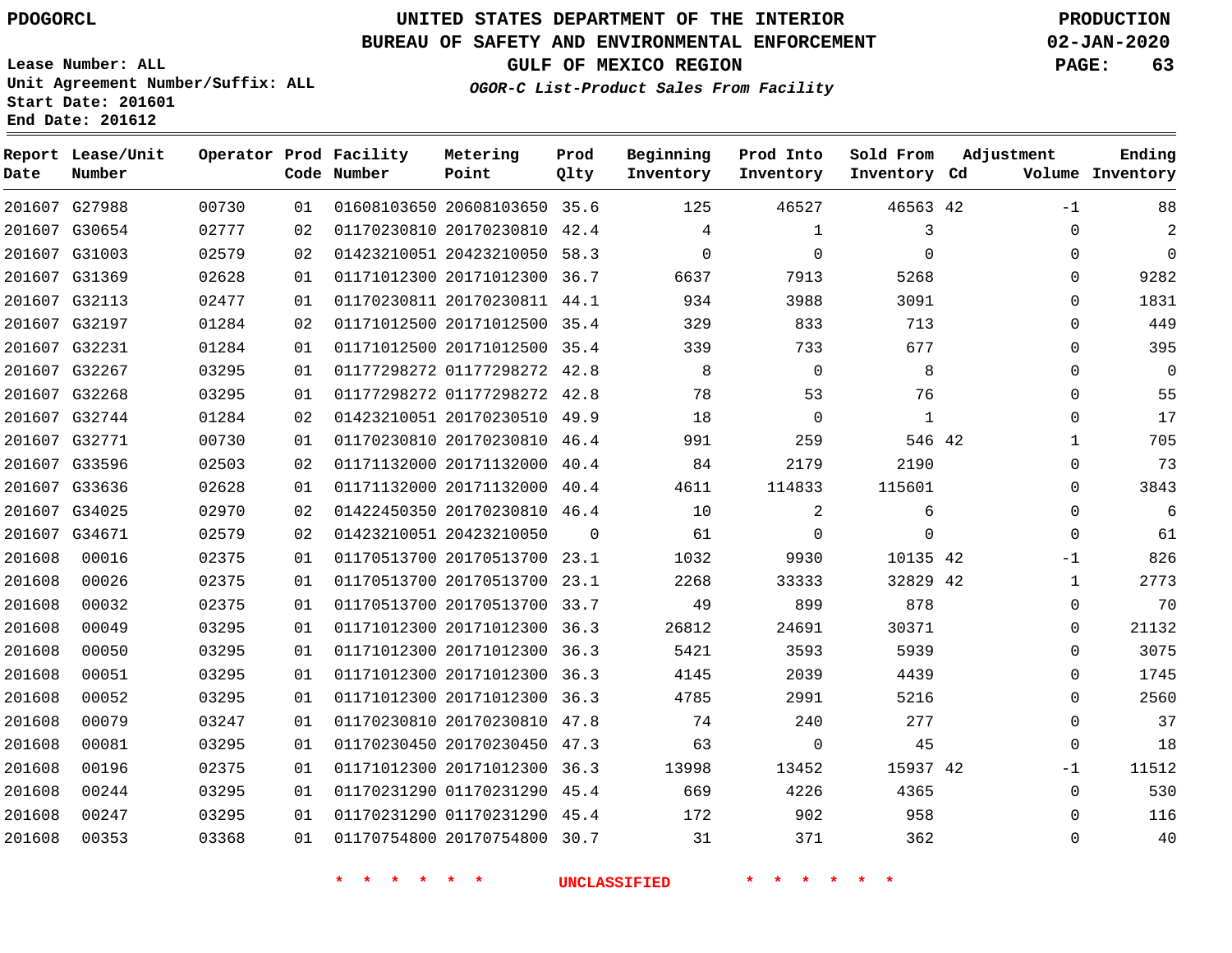# UNITED STATES DEPARTMENT OF THE INTERIOR
## BUREAU OF SAFETY AND ENVIRONMENTAL ENFORCEMENT
### GULF OF MEXICO REGION
*OGOR-C List-Product Sales From Facility*

PDOGORCL

PRODUCTION
02-JAN-2020

Lease Number: ALL
Unit Agreement Number/Suffix: ALL
Start Date: 201601
End Date: 201612

| Report Date | Lease/Unit Number | Operator | Prod Code | Facility Number | Metering Point | Prod Qlty | Beginning Inventory | Prod Into Inventory | Sold From Inventory | Adjustment Cd | Adjustment Volume | Ending Inventory |
|---|---|---|---|---|---|---|---|---|---|---|---|---|
| 201607 | G27988 | 00730 | 01 | 01608103650 | 20608103650 | 35.6 | 125 | 46527 | 46563 | 42 | -1 | 88 |
| 201607 | G30654 | 02777 | 02 | 01170230810 | 20170230810 | 42.4 | 4 | 1 | 3 | | 0 | 2 |
| 201607 | G31003 | 02579 | 02 | 01423210051 | 20423210050 | 58.3 | 0 | 0 | 0 | | 0 | 0 |
| 201607 | G31369 | 02628 | 01 | 01171012300 | 20171012300 | 36.7 | 6637 | 7913 | 5268 | | 0 | 9282 |
| 201607 | G32113 | 02477 | 01 | 01170230811 | 20170230811 | 44.1 | 934 | 3988 | 3091 | | 0 | 1831 |
| 201607 | G32197 | 01284 | 02 | 01171012500 | 20171012500 | 35.4 | 329 | 833 | 713 | | 0 | 449 |
| 201607 | G32231 | 01284 | 01 | 01171012500 | 20171012500 | 35.4 | 339 | 733 | 677 | | 0 | 395 |
| 201607 | G32267 | 03295 | 01 | 01177298272 | 01177298272 | 42.8 | 8 | 0 | 8 | | 0 | 0 |
| 201607 | G32268 | 03295 | 01 | 01177298272 | 01177298272 | 42.8 | 78 | 53 | 76 | | 0 | 55 |
| 201607 | G32744 | 01284 | 02 | 01423210051 | 20170230510 | 49.9 | 18 | 0 | 1 | | 0 | 17 |
| 201607 | G32771 | 00730 | 01 | 01170230810 | 20170230810 | 46.4 | 991 | 259 | 546 | 42 | 1 | 705 |
| 201607 | G33596 | 02503 | 02 | 01171132000 | 20171132000 | 40.4 | 84 | 2179 | 2190 | | 0 | 73 |
| 201607 | G33636 | 02628 | 01 | 01171132000 | 20171132000 | 40.4 | 4611 | 114833 | 115601 | | 0 | 3843 |
| 201607 | G34025 | 02970 | 02 | 01422450350 | 20170230810 | 46.4 | 10 | 2 | 6 | | 0 | 6 |
| 201607 | G34671 | 02579 | 02 | 01423210051 | 20423210050 | 0 | 61 | 0 | 0 | | 0 | 61 |
| 201608 | 00016 | 02375 | 01 | 01170513700 | 20170513700 | 23.1 | 1032 | 9930 | 10135 | 42 | -1 | 826 |
| 201608 | 00026 | 02375 | 01 | 01170513700 | 20170513700 | 23.1 | 2268 | 33333 | 32829 | 42 | 1 | 2773 |
| 201608 | 00032 | 02375 | 01 | 01170513700 | 20170513700 | 33.7 | 49 | 899 | 878 | | 0 | 70 |
| 201608 | 00049 | 03295 | 01 | 01171012300 | 20171012300 | 36.3 | 26812 | 24691 | 30371 | | 0 | 21132 |
| 201608 | 00050 | 03295 | 01 | 01171012300 | 20171012300 | 36.3 | 5421 | 3593 | 5939 | | 0 | 3075 |
| 201608 | 00051 | 03295 | 01 | 01171012300 | 20171012300 | 36.3 | 4145 | 2039 | 4439 | | 0 | 1745 |
| 201608 | 00052 | 03295 | 01 | 01171012300 | 20171012300 | 36.3 | 4785 | 2991 | 5216 | | 0 | 2560 |
| 201608 | 00079 | 03247 | 01 | 01170230810 | 20170230810 | 47.8 | 74 | 240 | 277 | | 0 | 37 |
| 201608 | 00081 | 03295 | 01 | 01170230450 | 20170230450 | 47.3 | 63 | 0 | 45 | | 0 | 18 |
| 201608 | 00196 | 02375 | 01 | 01171012300 | 20171012300 | 36.3 | 13998 | 13452 | 15937 | 42 | -1 | 11512 |
| 201608 | 00244 | 03295 | 01 | 01170231290 | 01170231290 | 45.4 | 669 | 4226 | 4365 | | 0 | 530 |
| 201608 | 00247 | 03295 | 01 | 01170231290 | 01170231290 | 45.4 | 172 | 902 | 958 | | 0 | 116 |
| 201608 | 00353 | 03368 | 01 | 01170754800 | 20170754800 | 30.7 | 31 | 371 | 362 | | 0 | 40 |

* * * * * * UNCLASSIFIED * * * * * *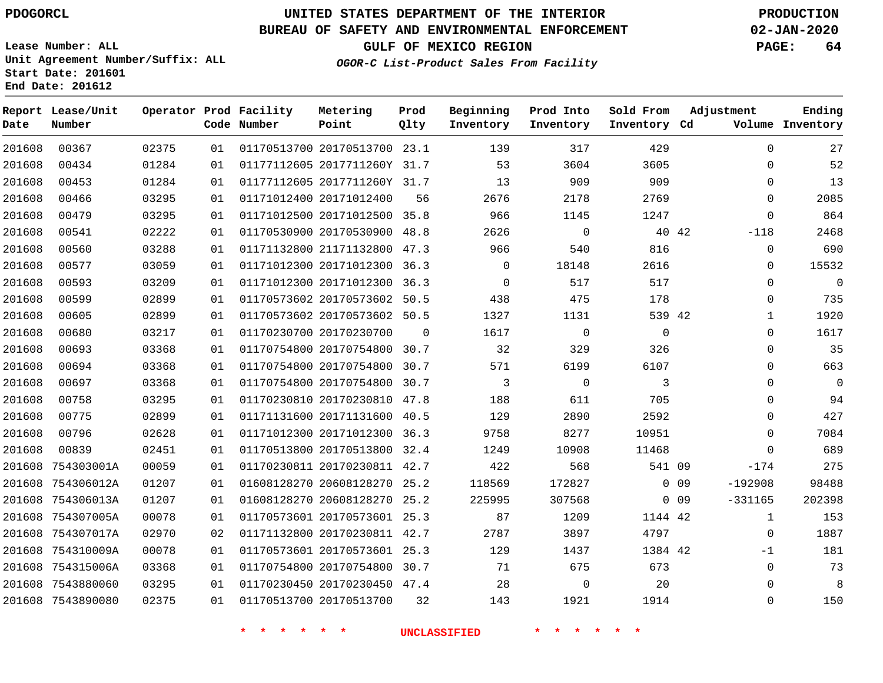PDOGORCL

# UNITED STATES DEPARTMENT OF THE INTERIOR
## BUREAU OF SAFETY AND ENVIRONMENTAL ENFORCEMENT
### GULF OF MEXICO REGION

*OGOR-C List-Product Sales From Facility*

PRODUCTION
02-JAN-2020

Lease Number: ALL
Unit Agreement Number/Suffix: ALL
Start Date: 201601
End Date: 201612

| Report Date | Lease/Unit Number | Operator | Prod Code | Facility Number | Metering Point | Prod Qlty | Beginning Inventory | Prod Into Inventory | Sold From Inventory | Adjustment Cd | Volume | Ending Inventory |
|---|---|---|---|---|---|---|---|---|---|---|---|---|
| 201608 | 00367 | 02375 | 01 | 01170513700 | 20170513700 | 23.1 | 139 | 317 | 429 | | 0 | 27 |
| 201608 | 00434 | 01284 | 01 | 01177112605 | 2017711260Y | 31.7 | 53 | 3604 | 3605 | | 0 | 52 |
| 201608 | 00453 | 01284 | 01 | 01177112605 | 2017711260Y | 31.7 | 13 | 909 | 909 | | 0 | 13 |
| 201608 | 00466 | 03295 | 01 | 01171012400 | 20171012400 | 56 | 2676 | 2178 | 2769 | | 0 | 2085 |
| 201608 | 00479 | 03295 | 01 | 01171012500 | 20171012500 | 35.8 | 966 | 1145 | 1247 | | 0 | 864 |
| 201608 | 00541 | 02222 | 01 | 01170530900 | 20170530900 | 48.8 | 2626 | 0 | 40 | 42 | -118 | 2468 |
| 201608 | 00560 | 03288 | 01 | 01171132800 | 21171132800 | 47.3 | 966 | 540 | 816 | | 0 | 690 |
| 201608 | 00577 | 03059 | 01 | 01171012300 | 20171012300 | 36.3 | 0 | 18148 | 2616 | | 0 | 15532 |
| 201608 | 00593 | 03209 | 01 | 01171012300 | 20171012300 | 36.3 | 0 | 517 | 517 | | 0 | 0 |
| 201608 | 00599 | 02899 | 01 | 01170573602 | 20170573602 | 50.5 | 438 | 475 | 178 | | 0 | 735 |
| 201608 | 00605 | 02899 | 01 | 01170573602 | 20170573602 | 50.5 | 1327 | 1131 | 539 | 42 | 1 | 1920 |
| 201608 | 00680 | 03217 | 01 | 01170230700 | 20170230700 | 0 | 1617 | 0 | 0 | | 0 | 1617 |
| 201608 | 00693 | 03368 | 01 | 01170754800 | 20170754800 | 30.7 | 32 | 329 | 326 | | 0 | 35 |
| 201608 | 00694 | 03368 | 01 | 01170754800 | 20170754800 | 30.7 | 571 | 6199 | 6107 | | 0 | 663 |
| 201608 | 00697 | 03368 | 01 | 01170754800 | 20170754800 | 30.7 | 3 | 0 | 3 | | 0 | 0 |
| 201608 | 00758 | 03295 | 01 | 01170230810 | 20170230810 | 47.8 | 188 | 611 | 705 | | 0 | 94 |
| 201608 | 00775 | 02899 | 01 | 01171131600 | 20171131600 | 40.5 | 129 | 2890 | 2592 | | 0 | 427 |
| 201608 | 00796 | 02628 | 01 | 01171012300 | 20171012300 | 36.3 | 9758 | 8277 | 10951 | | 0 | 7084 |
| 201608 | 00839 | 02451 | 01 | 01170513800 | 20170513800 | 32.4 | 1249 | 10908 | 11468 | | 0 | 689 |
| 201608 | 754303001A | 00059 | 01 | 01170230811 | 20170230811 | 42.7 | 422 | 568 | 541 | 09 | -174 | 275 |
| 201608 | 754306012A | 01207 | 01 | 01608128270 | 20608128270 | 25.2 | 118569 | 172827 | 0 | 09 | -192908 | 98488 |
| 201608 | 754306013A | 01207 | 01 | 01608128270 | 20608128270 | 25.2 | 225995 | 307568 | 0 | 09 | -331165 | 202398 |
| 201608 | 754307005A | 00078 | 01 | 01170573601 | 20170573601 | 25.3 | 87 | 1209 | 1144 | 42 | 1 | 153 |
| 201608 | 754307017A | 02970 | 02 | 01171132800 | 20170230811 | 42.7 | 2787 | 3897 | 4797 | | 0 | 1887 |
| 201608 | 754310009A | 00078 | 01 | 01170573601 | 20170573601 | 25.3 | 129 | 1437 | 1384 | 42 | -1 | 181 |
| 201608 | 754315006A | 03368 | 01 | 01170754800 | 20170754800 | 30.7 | 71 | 675 | 673 | | 0 | 73 |
| 201608 | 7543880060 | 03295 | 01 | 01170230450 | 20170230450 | 47.4 | 28 | 0 | 20 | | 0 | 8 |
| 201608 | 7543890080 | 02375 | 01 | 01170513700 | 20170513700 | 32 | 143 | 1921 | 1914 | | 0 | 150 |

\* \* \* \* \* \* UNCLASSIFIED \* \* \* \* \* \*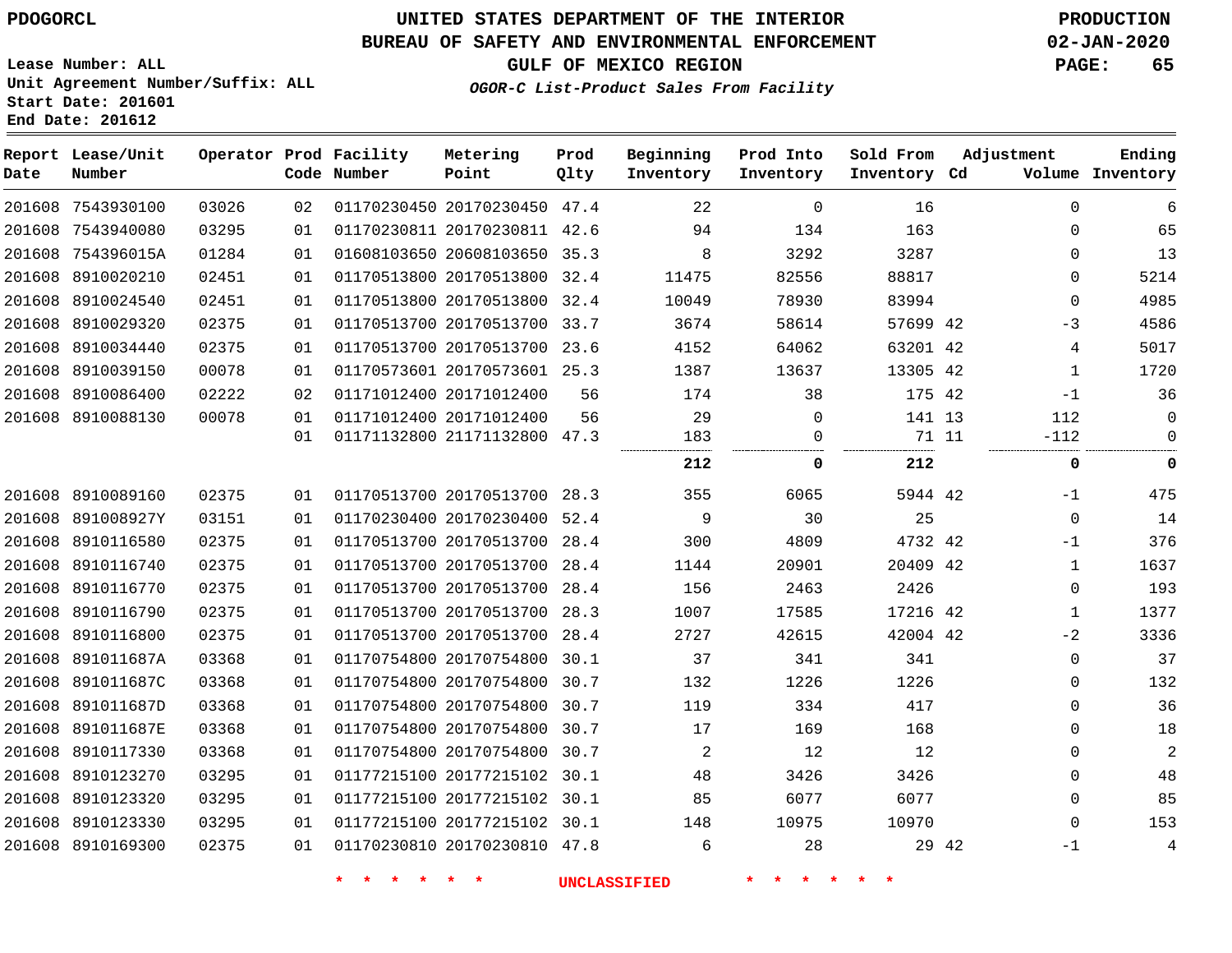PDOGORCL

# UNITED STATES DEPARTMENT OF THE INTERIOR
## BUREAU OF SAFETY AND ENVIRONMENTAL ENFORCEMENT
### GULF OF MEXICO REGION
*OGOR-C List-Product Sales From Facility*

PRODUCTION
02-JAN-2020

Lease Number: ALL
Unit Agreement Number/Suffix: ALL
Start Date: 201601
End Date: 201612

| Report Date | Lease/Unit Number | Operator | Prod Code | Facility Number | Metering Point | Prod Qlty | Beginning Inventory | Prod Into Inventory | Sold From Inventory | Adjustment Cd | Adjustment Volume | Ending Inventory |
|---|---|---|---|---|---|---|---|---|---|---|---|---|
| 201608 | 7543930100 | 03026 | 02 | 01170230450 | 20170230450 | 47.4 | 22 | 0 | 16 | | 0 | 6 |
| 201608 | 7543940080 | 03295 | 01 | 01170230811 | 20170230811 | 42.6 | 94 | 134 | 163 | | 0 | 65 |
| 201608 | 754396015A | 01284 | 01 | 01608103650 | 20608103650 | 35.3 | 8 | 3292 | 3287 | | 0 | 13 |
| 201608 | 8910020210 | 02451 | 01 | 01170513800 | 20170513800 | 32.4 | 11475 | 82556 | 88817 | | 0 | 5214 |
| 201608 | 8910024540 | 02451 | 01 | 01170513800 | 20170513800 | 32.4 | 10049 | 78930 | 83994 | | 0 | 4985 |
| 201608 | 8910029320 | 02375 | 01 | 01170513700 | 20170513700 | 33.7 | 3674 | 58614 | 57699 | 42 | -3 | 4586 |
| 201608 | 8910034440 | 02375 | 01 | 01170513700 | 20170513700 | 23.6 | 4152 | 64062 | 63201 | 42 | 4 | 5017 |
| 201608 | 8910039150 | 00078 | 01 | 01170573601 | 20170573601 | 25.3 | 1387 | 13637 | 13305 | 42 | 1 | 1720 |
| 201608 | 8910086400 | 02222 | 02 | 01171012400 | 20171012400 | 56 | 174 | 38 | 175 | 42 | -1 | 36 |
| 201608 | 8910088130 | 00078 | 01 | 01171012400 | 20171012400 | 56 | 29 | 0 | 141 | 13 | 112 | 0 |
| | | | 01 | 01171132800 | 21171132800 | 47.3 | 183 | 0 | 71 | 11 | -112 | 0 |
| | | | | | | | **212** | **0** | **212** | | **0** | **0** |
| 201608 | 8910089160 | 02375 | 01 | 01170513700 | 20170513700 | 28.3 | 355 | 6065 | 5944 | 42 | -1 | 475 |
| 201608 | 891008927Y | 03151 | 01 | 01170230400 | 20170230400 | 52.4 | 9 | 30 | 25 | | 0 | 14 |
| 201608 | 8910116580 | 02375 | 01 | 01170513700 | 20170513700 | 28.4 | 300 | 4809 | 4732 | 42 | -1 | 376 |
| 201608 | 8910116740 | 02375 | 01 | 01170513700 | 20170513700 | 28.4 | 1144 | 20901 | 20409 | 42 | 1 | 1637 |
| 201608 | 8910116770 | 02375 | 01 | 01170513700 | 20170513700 | 28.4 | 156 | 2463 | 2426 | | 0 | 193 |
| 201608 | 8910116790 | 02375 | 01 | 01170513700 | 20170513700 | 28.3 | 1007 | 17585 | 17216 | 42 | 1 | 1377 |
| 201608 | 8910116800 | 02375 | 01 | 01170513700 | 20170513700 | 28.4 | 2727 | 42615 | 42004 | 42 | -2 | 3336 |
| 201608 | 891011687A | 03368 | 01 | 01170754800 | 20170754800 | 30.1 | 37 | 341 | 341 | | 0 | 37 |
| 201608 | 891011687C | 03368 | 01 | 01170754800 | 20170754800 | 30.7 | 132 | 1226 | 1226 | | 0 | 132 |
| 201608 | 891011687D | 03368 | 01 | 01170754800 | 20170754800 | 30.7 | 119 | 334 | 417 | | 0 | 36 |
| 201608 | 891011687E | 03368 | 01 | 01170754800 | 20170754800 | 30.7 | 17 | 169 | 168 | | 0 | 18 |
| 201608 | 8910117330 | 03368 | 01 | 01170754800 | 20170754800 | 30.7 | 2 | 12 | 12 | | 0 | 2 |
| 201608 | 8910123270 | 03295 | 01 | 01177215100 | 20177215102 | 30.1 | 48 | 3426 | 3426 | | 0 | 48 |
| 201608 | 8910123320 | 03295 | 01 | 01177215100 | 20177215102 | 30.1 | 85 | 6077 | 6077 | | 0 | 85 |
| 201608 | 8910123330 | 03295 | 01 | 01177215100 | 20177215102 | 30.1 | 148 | 10975 | 10970 | | 0 | 153 |
| 201608 | 8910169300 | 02375 | 01 | 01170230810 | 20170230810 | 47.8 | 6 | 28 | 29 | 42 | -1 | 4 |

* * * * * * UNCLASSIFIED * * * * * *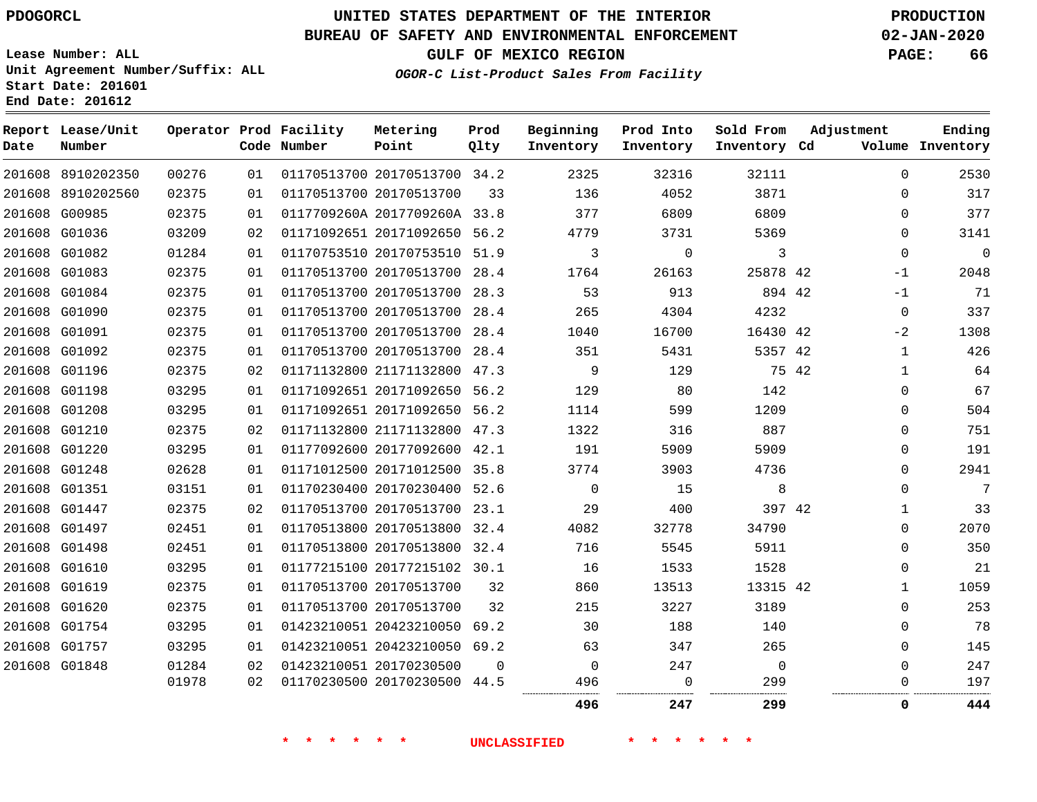PDOGORCL

# UNITED STATES DEPARTMENT OF THE INTERIOR
## BUREAU OF SAFETY AND ENVIRONMENTAL ENFORCEMENT
## GULF OF MEXICO REGION

***OGOR-C List-Product Sales From Facility***

PRODUCTION
02-JAN-2020

Lease Number: ALL
Unit Agreement Number/Suffix: ALL
Start Date: 201601
End Date: 201612

| Report Date | Lease/Unit Number | Operator | Prod Code | Facility Number | Metering Point | Prod Qlty | Beginning Inventory | Prod Into Inventory | Sold From Inventory | Adjustment Cd | Adjustment Volume | Ending Inventory |
|---|---|---|---|---|---|---|---|---|---|---|---|---|
| 201608 | 8910202350 | 00276 | 01 | 01170513700 | 20170513700 | 34.2 | 2325 | 32316 | 32111 | | 0 | 2530 |
| 201608 | 8910202560 | 02375 | 01 | 01170513700 | 20170513700 | 33 | 136 | 4052 | 3871 | | 0 | 317 |
| 201608 | G00985 | 02375 | 01 | 0117709260A | 2017709260A | 33.8 | 377 | 6809 | 6809 | | 0 | 377 |
| 201608 | G01036 | 03209 | 02 | 01171092651 | 20171092650 | 56.2 | 4779 | 3731 | 5369 | | 0 | 3141 |
| 201608 | G01082 | 01284 | 01 | 01170753510 | 20170753510 | 51.9 | 3 | 0 | 3 | | 0 | 0 |
| 201608 | G01083 | 02375 | 01 | 01170513700 | 20170513700 | 28.4 | 1764 | 26163 | 25878 | 42 | -1 | 2048 |
| 201608 | G01084 | 02375 | 01 | 01170513700 | 20170513700 | 28.3 | 53 | 913 | 894 | 42 | -1 | 71 |
| 201608 | G01090 | 02375 | 01 | 01170513700 | 20170513700 | 28.4 | 265 | 4304 | 4232 | | 0 | 337 |
| 201608 | G01091 | 02375 | 01 | 01170513700 | 20170513700 | 28.4 | 1040 | 16700 | 16430 | 42 | -2 | 1308 |
| 201608 | G01092 | 02375 | 01 | 01170513700 | 20170513700 | 28.4 | 351 | 5431 | 5357 | 42 | 1 | 426 |
| 201608 | G01196 | 02375 | 02 | 01171132800 | 21171132800 | 47.3 | 9 | 129 | 75 | 42 | 1 | 64 |
| 201608 | G01198 | 03295 | 01 | 01171092651 | 20171092650 | 56.2 | 129 | 80 | 142 | | 0 | 67 |
| 201608 | G01208 | 03295 | 01 | 01171092651 | 20171092650 | 56.2 | 1114 | 599 | 1209 | | 0 | 504 |
| 201608 | G01210 | 02375 | 02 | 01171132800 | 21171132800 | 47.3 | 1322 | 316 | 887 | | 0 | 751 |
| 201608 | G01220 | 03295 | 01 | 01177092600 | 20177092600 | 42.1 | 191 | 5909 | 5909 | | 0 | 191 |
| 201608 | G01248 | 02628 | 01 | 01171012500 | 20171012500 | 35.8 | 3774 | 3903 | 4736 | | 0 | 2941 |
| 201608 | G01351 | 03151 | 01 | 01170230400 | 20170230400 | 52.6 | 0 | 15 | 8 | | 0 | 7 |
| 201608 | G01447 | 02375 | 02 | 01170513700 | 20170513700 | 23.1 | 29 | 400 | 397 | 42 | 1 | 33 |
| 201608 | G01497 | 02451 | 01 | 01170513800 | 20170513800 | 32.4 | 4082 | 32778 | 34790 | | 0 | 2070 |
| 201608 | G01498 | 02451 | 01 | 01170513800 | 20170513800 | 32.4 | 716 | 5545 | 5911 | | 0 | 350 |
| 201608 | G01610 | 03295 | 01 | 01177215100 | 20177215102 | 30.1 | 16 | 1533 | 1528 | | 0 | 21 |
| 201608 | G01619 | 02375 | 01 | 01170513700 | 20170513700 | 32 | 860 | 13513 | 13315 | 42 | 1 | 1059 |
| 201608 | G01620 | 02375 | 01 | 01170513700 | 20170513700 | 32 | 215 | 3227 | 3189 | | 0 | 253 |
| 201608 | G01754 | 03295 | 01 | 01423210051 | 20423210050 | 69.2 | 30 | 188 | 140 | | 0 | 78 |
| 201608 | G01757 | 03295 | 01 | 01423210051 | 20423210050 | 69.2 | 63 | 347 | 265 | | 0 | 145 |
| 201608 | G01848 | 01284 | 02 | 01423210051 | 20170230500 | 0 | 0 | 247 | 0 | | 0 | 247 |
| | | 01978 | 02 | 01170230500 | 20170230500 | 44.5 | 496 | 0 | 299 | | 0 | 197 |
| | | | | | | | **496** | **247** | **299** | | **0** | **444** |

\* \* \* \* \* \* UNCLASSIFIED \* \* \* \* \* \*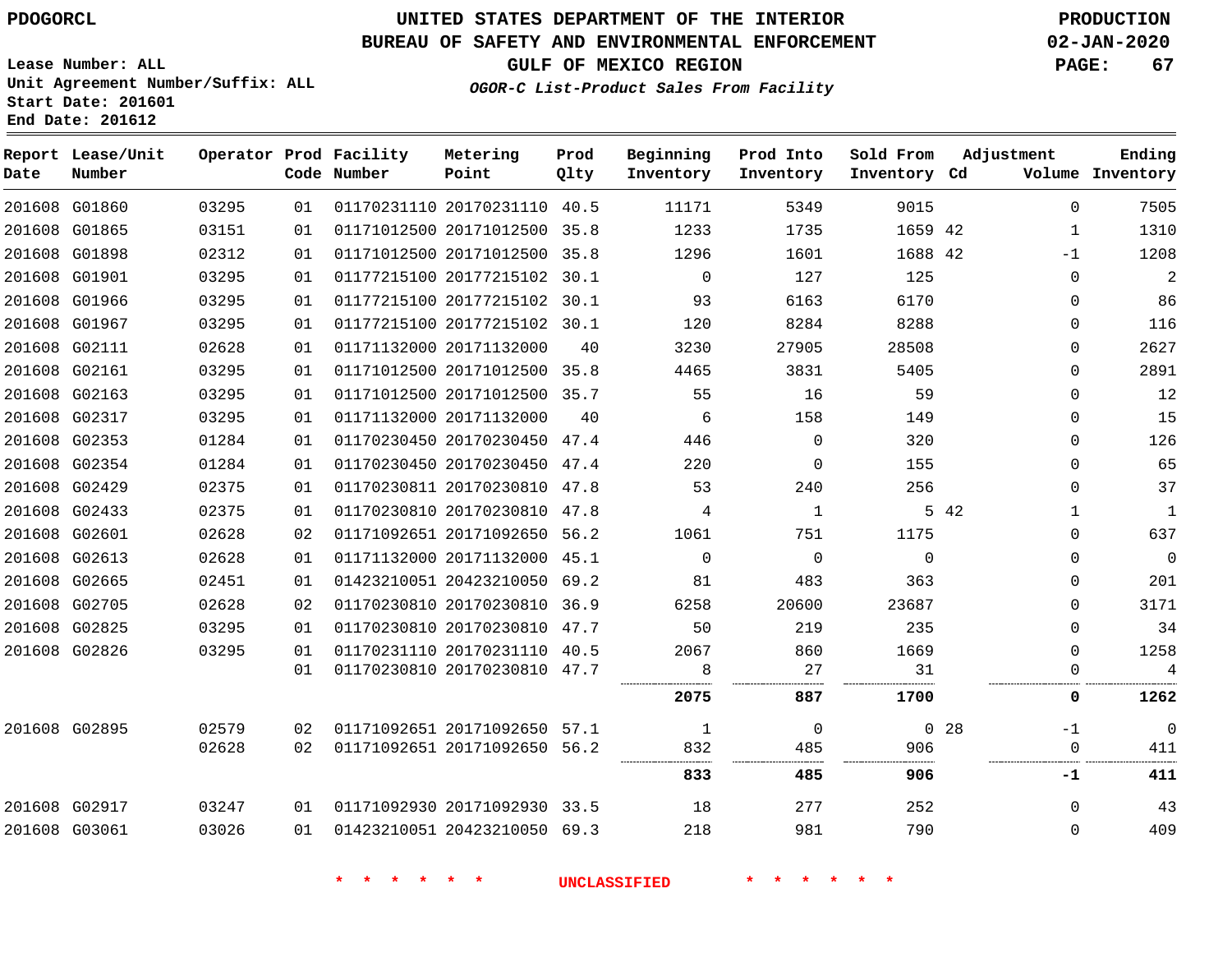PDOGORCL

# UNITED STATES DEPARTMENT OF THE INTERIOR
## BUREAU OF SAFETY AND ENVIRONMENTAL ENFORCEMENT
### GULF OF MEXICO REGION
*OGOR-C List-Product Sales From Facility*

PRODUCTION
02-JAN-2020

Lease Number: ALL
Unit Agreement Number/Suffix: ALL
Start Date: 201601
End Date: 201612

| Report Date | Lease/Unit Number | Operator | Prod Code | Facility Number | Metering Point | Prod Qlty | Beginning Inventory | Prod Into Inventory | Sold From Inventory | Adjustment Cd | Volume | Ending Inventory |
|---|---|---|---|---|---|---|---|---|---|---|---|---|
| 201608 | G01860 | 03295 | 01 | 01170231110 | 20170231110 | 40.5 | 11171 | 5349 | 9015 | | 0 | 7505 |
| 201608 | G01865 | 03151 | 01 | 01171012500 | 20171012500 | 35.8 | 1233 | 1735 | 1659 | 42 | 1 | 1310 |
| 201608 | G01898 | 02312 | 01 | 01171012500 | 20171012500 | 35.8 | 1296 | 1601 | 1688 | 42 | -1 | 1208 |
| 201608 | G01901 | 03295 | 01 | 01177215100 | 20177215102 | 30.1 | 0 | 127 | 125 | | 0 | 2 |
| 201608 | G01966 | 03295 | 01 | 01177215100 | 20177215102 | 30.1 | 93 | 6163 | 6170 | | 0 | 86 |
| 201608 | G01967 | 03295 | 01 | 01177215100 | 20177215102 | 30.1 | 120 | 8284 | 8288 | | 0 | 116 |
| 201608 | G02111 | 02628 | 01 | 01171132000 | 20171132000 | 40 | 3230 | 27905 | 28508 | | 0 | 2627 |
| 201608 | G02161 | 03295 | 01 | 01171012500 | 20171012500 | 35.8 | 4465 | 3831 | 5405 | | 0 | 2891 |
| 201608 | G02163 | 03295 | 01 | 01171012500 | 20171012500 | 35.7 | 55 | 16 | 59 | | 0 | 12 |
| 201608 | G02317 | 03295 | 01 | 01171132000 | 20171132000 | 40 | 6 | 158 | 149 | | 0 | 15 |
| 201608 | G02353 | 01284 | 01 | 01170230450 | 20170230450 | 47.4 | 446 | 0 | 320 | | 0 | 126 |
| 201608 | G02354 | 01284 | 01 | 01170230450 | 20170230450 | 47.4 | 220 | 0 | 155 | | 0 | 65 |
| 201608 | G02429 | 02375 | 01 | 01170230811 | 20170230810 | 47.8 | 53 | 240 | 256 | | 0 | 37 |
| 201608 | G02433 | 02375 | 01 | 01170230810 | 20170230810 | 47.8 | 4 | 1 | 5 | 42 | 1 | 1 |
| 201608 | G02601 | 02628 | 02 | 01171092651 | 20171092650 | 56.2 | 1061 | 751 | 1175 | | 0 | 637 |
| 201608 | G02613 | 02628 | 01 | 01171132000 | 20171132000 | 45.1 | 0 | 0 | 0 | | 0 | 0 |
| 201608 | G02665 | 02451 | 01 | 01423210051 | 20423210050 | 69.2 | 81 | 483 | 363 | | 0 | 201 |
| 201608 | G02705 | 02628 | 02 | 01170230810 | 20170230810 | 36.9 | 6258 | 20600 | 23687 | | 0 | 3171 |
| 201608 | G02825 | 03295 | 01 | 01170230810 | 20170230810 | 47.7 | 50 | 219 | 235 | | 0 | 34 |
| 201608 | G02826 | 03295 | 01 | 01170231110 | 20170231110 | 40.5 | 2067 | 860 | 1669 | | 0 | 1258 |
| | | | 01 | 01170230810 | 20170230810 | 47.7 | 8 | 27 | 31 | | 0 | 4 |
| | | | | | | | **2075** | **887** | **1700** | | **0** | **1262** |
| 201608 | G02895 | 02579 | 02 | 01171092651 | 20171092650 | 57.1 | 1 | 0 | 0 | 28 | -1 | 0 |
| | | 02628 | 02 | 01171092651 | 20171092650 | 56.2 | 832 | 485 | 906 | | 0 | 411 |
| | | | | | | | **833** | **485** | **906** | | **-1** | **411** |
| 201608 | G02917 | 03247 | 01 | 01171092930 | 20171092930 | 33.5 | 18 | 277 | 252 | | 0 | 43 |
| 201608 | G03061 | 03026 | 01 | 01423210051 | 20423210050 | 69.3 | 218 | 981 | 790 | | 0 | 409 |

* * * * * * UNCLASSIFIED * * * * * *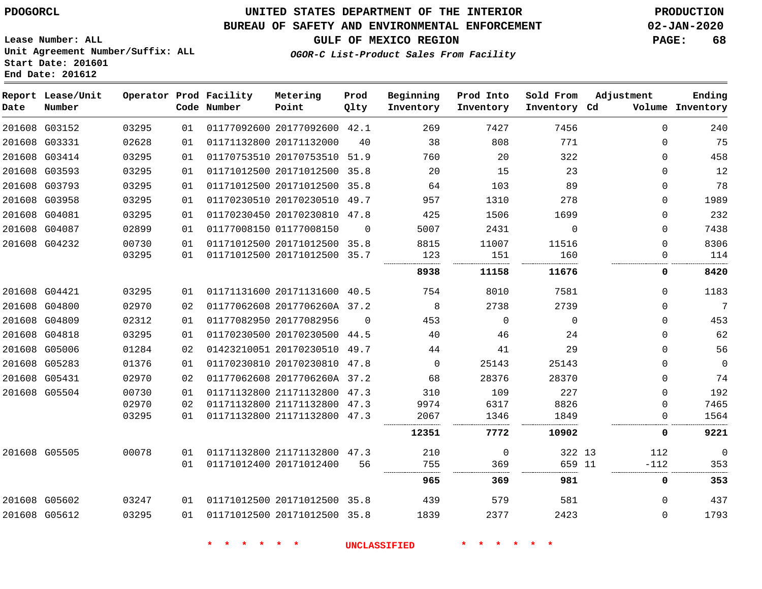PDOGORCL

# UNITED STATES DEPARTMENT OF THE INTERIOR
## BUREAU OF SAFETY AND ENVIRONMENTAL ENFORCEMENT
### GULF OF MEXICO REGION
*OGOR-C List-Product Sales From Facility*

PRODUCTION
02-JAN-2020

Lease Number: ALL
Unit Agreement Number/Suffix: ALL
Start Date: 201601
End Date: 201612

| Report Date | Lease/Unit Number | Operator | Prod Code | Facility Number | Metering Point | Prod Qlty | Beginning Inventory | Prod Into Inventory | Sold From Inventory | Adjustment Cd | Adjustment Volume | Ending Inventory |
|---|---|---|---|---|---|---|---|---|---|---|---|---|
| 201608 | G03152 | 03295 | 01 | 01177092600 | 20177092600 | 42.1 | 269 | 7427 | 7456 | | 0 | 240 |
| 201608 | G03331 | 02628 | 01 | 01171132800 | 20171132000 | 40 | 38 | 808 | 771 | | 0 | 75 |
| 201608 | G03414 | 03295 | 01 | 01170753510 | 20170753510 | 51.9 | 760 | 20 | 322 | | 0 | 458 |
| 201608 | G03593 | 03295 | 01 | 01171012500 | 20171012500 | 35.8 | 20 | 15 | 23 | | 0 | 12 |
| 201608 | G03793 | 03295 | 01 | 01171012500 | 20171012500 | 35.8 | 64 | 103 | 89 | | 0 | 78 |
| 201608 | G03958 | 03295 | 01 | 01170230510 | 20170230510 | 49.7 | 957 | 1310 | 278 | | 0 | 1989 |
| 201608 | G04081 | 03295 | 01 | 01170230450 | 20170230810 | 47.8 | 425 | 1506 | 1699 | | 0 | 232 |
| 201608 | G04087 | 02899 | 01 | 01177008150 | 01177008150 | 0 | 5007 | 2431 | 0 | | 0 | 7438 |
| 201608 | G04232 | 00730 | 01 | 01171012500 | 20171012500 | 35.8 | 8815 | 11007 | 11516 | | 0 | 8306 |
| | | 03295 | 01 | 01171012500 | 20171012500 | 35.7 | 123 | 151 | 160 | | 0 | 114 |
| | | | | | | | **8938** | **11158** | **11676** | | **0** | **8420** |
| 201608 | G04421 | 03295 | 01 | 01171131600 | 20171131600 | 40.5 | 754 | 8010 | 7581 | | 0 | 1183 |
| 201608 | G04800 | 02970 | 02 | 01177062608 | 2017706260A | 37.2 | 8 | 2738 | 2739 | | 0 | 7 |
| 201608 | G04809 | 02312 | 01 | 01177082950 | 20177082956 | 0 | 453 | 0 | 0 | | 0 | 453 |
| 201608 | G04818 | 03295 | 01 | 01170230500 | 20170230500 | 44.5 | 40 | 46 | 24 | | 0 | 62 |
| 201608 | G05006 | 01284 | 02 | 01423210051 | 20170230510 | 49.7 | 44 | 41 | 29 | | 0 | 56 |
| 201608 | G05283 | 01376 | 01 | 01170230810 | 20170230810 | 47.8 | 0 | 25143 | 25143 | | 0 | 0 |
| 201608 | G05431 | 02970 | 02 | 01177062608 | 2017706260A | 37.2 | 68 | 28376 | 28370 | | 0 | 74 |
| 201608 | G05504 | 00730 | 01 | 01171132800 | 21171132800 | 47.3 | 310 | 109 | 227 | | 0 | 192 |
| | | 02970 | 02 | 01171132800 | 21171132800 | 47.3 | 9974 | 6317 | 8826 | | 0 | 7465 |
| | | 03295 | 01 | 01171132800 | 21171132800 | 47.3 | 2067 | 1346 | 1849 | | 0 | 1564 |
| | | | | | | | **12351** | **7772** | **10902** | | **0** | **9221** |
| 201608 | G05505 | 00078 | 01 | 01171132800 | 21171132800 | 47.3 | 210 | 0 | 322 | 13 | 112 | 0 |
| | | | 01 | 01171012400 | 20171012400 | 56 | 755 | 369 | 659 | 11 | -112 | 353 |
| | | | | | | | **965** | **369** | **981** | | **0** | **353** |
| 201608 | G05602 | 03247 | 01 | 01171012500 | 20171012500 | 35.8 | 439 | 579 | 581 | | 0 | 437 |
| 201608 | G05612 | 03295 | 01 | 01171012500 | 20171012500 | 35.8 | 1839 | 2377 | 2423 | | 0 | 1793 |

* * * * * * UNCLASSIFIED * * * * * *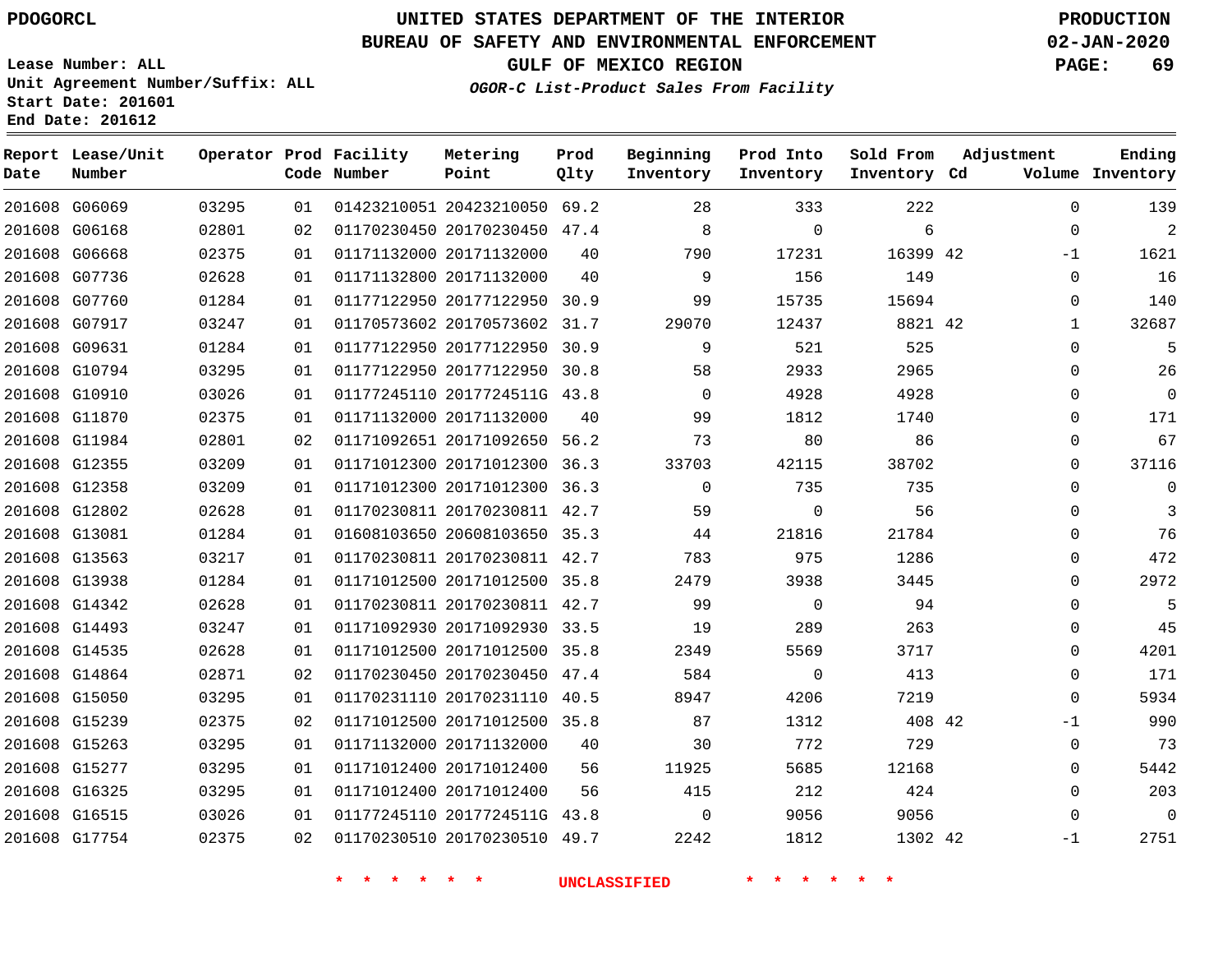PDOGORCL

# UNITED STATES DEPARTMENT OF THE INTERIOR
## BUREAU OF SAFETY AND ENVIRONMENTAL ENFORCEMENT
### GULF OF MEXICO REGION
*OGOR-C List-Product Sales From Facility*

PRODUCTION
02-JAN-2020

Lease Number: ALL
Unit Agreement Number/Suffix: ALL
Start Date: 201601
End Date: 201612

| Report Date | Lease/Unit Number | Operator | Prod Code | Facility Number | Metering Point | Prod Qlty | Beginning Inventory | Prod Into Inventory | Sold From Inventory | Adjustment Cd | Volume | Ending Inventory |
|---|---|---|---|---|---|---|---|---|---|---|---|---|
| 201608 | G06069 | 03295 | 01 | 01423210051 | 20423210050 | 69.2 | 28 | 333 | 222 | | 0 | 139 |
| 201608 | G06168 | 02801 | 02 | 01170230450 | 20170230450 | 47.4 | 8 | 0 | 6 | | 0 | 2 |
| 201608 | G06668 | 02375 | 01 | 01171132000 | 20171132000 | 40 | 790 | 17231 | 16399 | 42 | -1 | 1621 |
| 201608 | G07736 | 02628 | 01 | 01171132800 | 20171132000 | 40 | 9 | 156 | 149 | | 0 | 16 |
| 201608 | G07760 | 01284 | 01 | 01177122950 | 20177122950 | 30.9 | 99 | 15735 | 15694 | | 0 | 140 |
| 201608 | G07917 | 03247 | 01 | 01170573602 | 20170573602 | 31.7 | 29070 | 12437 | 8821 | 42 | 1 | 32687 |
| 201608 | G09631 | 01284 | 01 | 01177122950 | 20177122950 | 30.9 | 9 | 521 | 525 | | 0 | 5 |
| 201608 | G10794 | 03295 | 01 | 01177122950 | 20177122950 | 30.8 | 58 | 2933 | 2965 | | 0 | 26 |
| 201608 | G10910 | 03026 | 01 | 01177245110 | 2017724511G | 43.8 | 0 | 4928 | 4928 | | 0 | 0 |
| 201608 | G11870 | 02375 | 01 | 01171132000 | 20171132000 | 40 | 99 | 1812 | 1740 | | 0 | 171 |
| 201608 | G11984 | 02801 | 02 | 01171092651 | 20171092650 | 56.2 | 73 | 80 | 86 | | 0 | 67 |
| 201608 | G12355 | 03209 | 01 | 01171012300 | 20171012300 | 36.3 | 33703 | 42115 | 38702 | | 0 | 37116 |
| 201608 | G12358 | 03209 | 01 | 01171012300 | 20171012300 | 36.3 | 0 | 735 | 735 | | 0 | 0 |
| 201608 | G12802 | 02628 | 01 | 01170230811 | 20170230811 | 42.7 | 59 | 0 | 56 | | 0 | 3 |
| 201608 | G13081 | 01284 | 01 | 01608103650 | 20608103650 | 35.3 | 44 | 21816 | 21784 | | 0 | 76 |
| 201608 | G13563 | 03217 | 01 | 01170230811 | 20170230811 | 42.7 | 783 | 975 | 1286 | | 0 | 472 |
| 201608 | G13938 | 01284 | 01 | 01171012500 | 20171012500 | 35.8 | 2479 | 3938 | 3445 | | 0 | 2972 |
| 201608 | G14342 | 02628 | 01 | 01170230811 | 20170230811 | 42.7 | 99 | 0 | 94 | | 0 | 5 |
| 201608 | G14493 | 03247 | 01 | 01171092930 | 20171092930 | 33.5 | 19 | 289 | 263 | | 0 | 45 |
| 201608 | G14535 | 02628 | 01 | 01171012500 | 20171012500 | 35.8 | 2349 | 5569 | 3717 | | 0 | 4201 |
| 201608 | G14864 | 02871 | 02 | 01170230450 | 20170230450 | 47.4 | 584 | 0 | 413 | | 0 | 171 |
| 201608 | G15050 | 03295 | 01 | 01170231110 | 20170231110 | 40.5 | 8947 | 4206 | 7219 | | 0 | 5934 |
| 201608 | G15239 | 02375 | 02 | 01171012500 | 20171012500 | 35.8 | 87 | 1312 | 408 | 42 | -1 | 990 |
| 201608 | G15263 | 03295 | 01 | 01171132000 | 20171132000 | 40 | 30 | 772 | 729 | | 0 | 73 |
| 201608 | G15277 | 03295 | 01 | 01171012400 | 20171012400 | 56 | 11925 | 5685 | 12168 | | 0 | 5442 |
| 201608 | G16325 | 03295 | 01 | 01171012400 | 20171012400 | 56 | 415 | 212 | 424 | | 0 | 203 |
| 201608 | G16515 | 03026 | 01 | 01177245110 | 2017724511G | 43.8 | 0 | 9056 | 9056 | | 0 | 0 |
| 201608 | G17754 | 02375 | 02 | 01170230510 | 20170230510 | 49.7 | 2242 | 1812 | 1302 | 42 | -1 | 2751 |

* * * * * * UNCLASSIFIED * * * * * *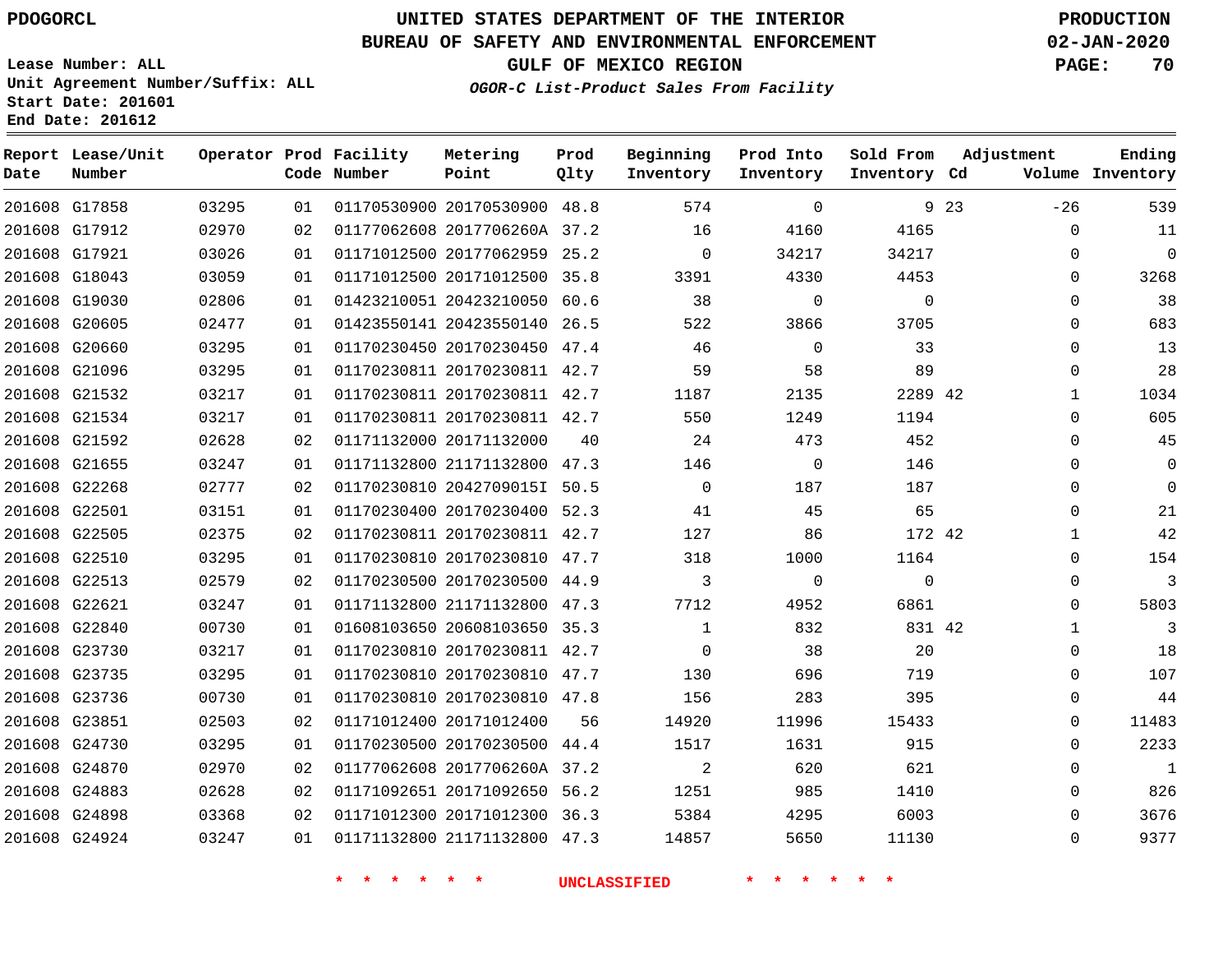PDOGORCL

# UNITED STATES DEPARTMENT OF THE INTERIOR
## BUREAU OF SAFETY AND ENVIRONMENTAL ENFORCEMENT
### GULF OF MEXICO REGION
*OGOR-C List-Product Sales From Facility*

PRODUCTION
02-JAN-2020

Lease Number: ALL
Unit Agreement Number/Suffix: ALL
Start Date: 201601
End Date: 201612

| Report Date | Lease/Unit Number | Operator | Prod Code | Facility Number | Metering Point | Prod Qlty | Beginning Inventory | Prod Into Inventory | Sold From Inventory | Adjustment Cd | Adjustment Volume | Ending Inventory |
|---|---|---|---|---|---|---|---|---|---|---|---|---|
| 201608 | G17858 | 03295 | 01 | 01170530900 | 20170530900 | 48.8 | 574 | 0 | 9 | 23 | -26 | 539 |
| 201608 | G17912 | 02970 | 02 | 01177062608 | 2017706260A | 37.2 | 16 | 4160 | 4165 | | 0 | 11 |
| 201608 | G17921 | 03026 | 01 | 01171012500 | 20177062959 | 25.2 | 0 | 34217 | 34217 | | 0 | 0 |
| 201608 | G18043 | 03059 | 01 | 01171012500 | 20171012500 | 35.8 | 3391 | 4330 | 4453 | | 0 | 3268 |
| 201608 | G19030 | 02806 | 01 | 01423210051 | 20423210050 | 60.6 | 38 | 0 | 0 | | 0 | 38 |
| 201608 | G20605 | 02477 | 01 | 01423550141 | 20423550140 | 26.5 | 522 | 3866 | 3705 | | 0 | 683 |
| 201608 | G20660 | 03295 | 01 | 01170230450 | 20170230450 | 47.4 | 46 | 0 | 33 | | 0 | 13 |
| 201608 | G21096 | 03295 | 01 | 01170230811 | 20170230811 | 42.7 | 59 | 58 | 89 | | 0 | 28 |
| 201608 | G21532 | 03217 | 01 | 01170230811 | 20170230811 | 42.7 | 1187 | 2135 | 2289 | 42 | 1 | 1034 |
| 201608 | G21534 | 03217 | 01 | 01170230811 | 20170230811 | 42.7 | 550 | 1249 | 1194 | | 0 | 605 |
| 201608 | G21592 | 02628 | 02 | 01171132000 | 20171132000 | 40 | 24 | 473 | 452 | | 0 | 45 |
| 201608 | G21655 | 03247 | 01 | 01171132800 | 21171132800 | 47.3 | 146 | 0 | 146 | | 0 | 0 |
| 201608 | G22268 | 02777 | 02 | 01170230810 | 2042709015I | 50.5 | 0 | 187 | 187 | | 0 | 0 |
| 201608 | G22501 | 03151 | 01 | 01170230400 | 20170230400 | 52.3 | 41 | 45 | 65 | | 0 | 21 |
| 201608 | G22505 | 02375 | 02 | 01170230811 | 20170230811 | 42.7 | 127 | 86 | 172 | 42 | 1 | 42 |
| 201608 | G22510 | 03295 | 01 | 01170230810 | 20170230810 | 47.7 | 318 | 1000 | 1164 | | 0 | 154 |
| 201608 | G22513 | 02579 | 02 | 01170230500 | 20170230500 | 44.9 | 3 | 0 | 0 | | 0 | 3 |
| 201608 | G22621 | 03247 | 01 | 01171132800 | 21171132800 | 47.3 | 7712 | 4952 | 6861 | | 0 | 5803 |
| 201608 | G22840 | 00730 | 01 | 01608103650 | 20608103650 | 35.3 | 1 | 832 | 831 | 42 | 1 | 3 |
| 201608 | G23730 | 03217 | 01 | 01170230810 | 20170230811 | 42.7 | 0 | 38 | 20 | | 0 | 18 |
| 201608 | G23735 | 03295 | 01 | 01170230810 | 20170230810 | 47.7 | 130 | 696 | 719 | | 0 | 107 |
| 201608 | G23736 | 00730 | 01 | 01170230810 | 20170230810 | 47.8 | 156 | 283 | 395 | | 0 | 44 |
| 201608 | G23851 | 02503 | 02 | 01171012400 | 20171012400 | 56 | 14920 | 11996 | 15433 | | 0 | 11483 |
| 201608 | G24730 | 03295 | 01 | 01170230500 | 20170230500 | 44.4 | 1517 | 1631 | 915 | | 0 | 2233 |
| 201608 | G24870 | 02970 | 02 | 01177062608 | 2017706260A | 37.2 | 2 | 620 | 621 | | 0 | 1 |
| 201608 | G24883 | 02628 | 02 | 01171092651 | 20171092650 | 56.2 | 1251 | 985 | 1410 | | 0 | 826 |
| 201608 | G24898 | 03368 | 02 | 01171012300 | 20171012300 | 36.3 | 5384 | 4295 | 6003 | | 0 | 3676 |
| 201608 | G24924 | 03247 | 01 | 01171132800 | 21171132800 | 47.3 | 14857 | 5650 | 11130 | | 0 | 9377 |

* * * * * * UNCLASSIFIED * * * * * *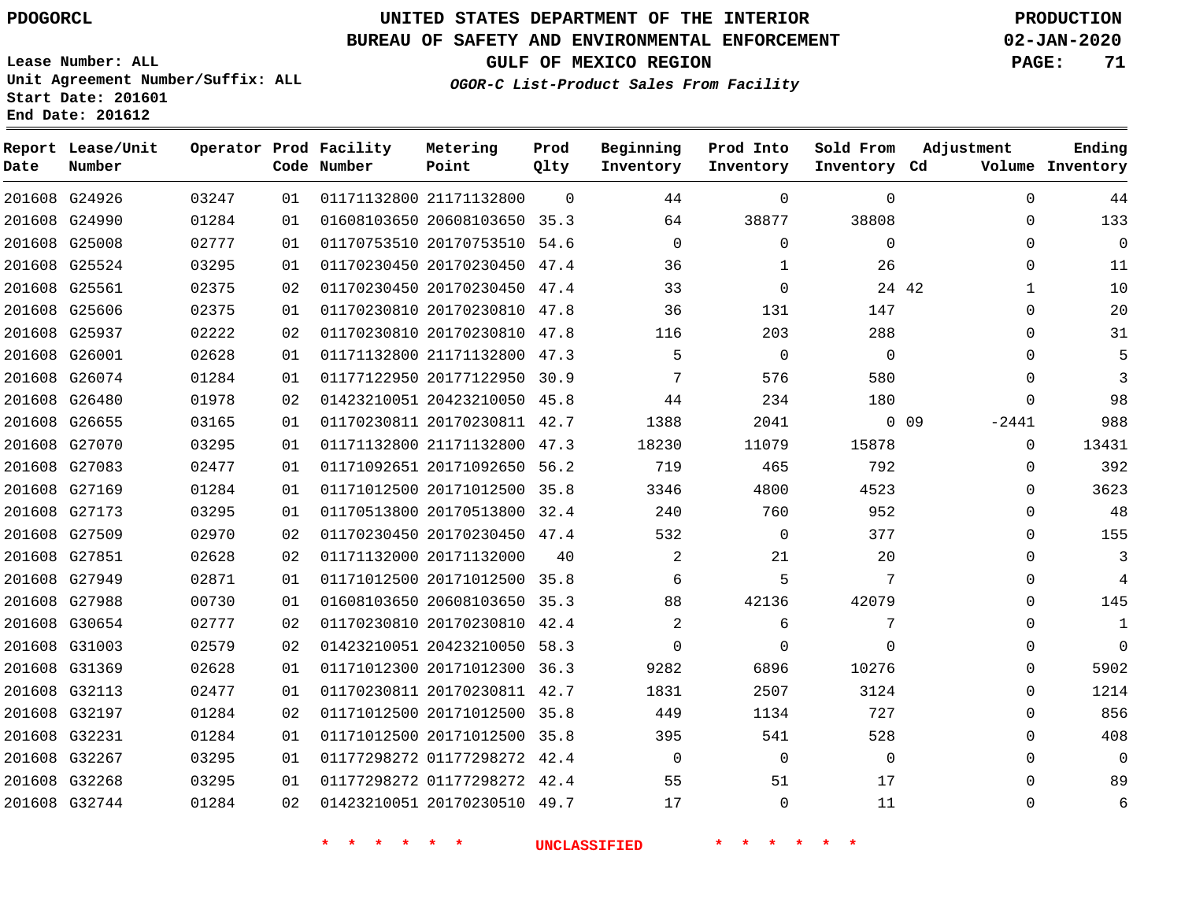PDOGORCL

Lease Number: ALL
Unit Agreement Number/Suffix: ALL
Start Date: 201601
End Date: 201612

# UNITED STATES DEPARTMENT OF THE INTERIOR
## BUREAU OF SAFETY AND ENVIRONMENTAL ENFORCEMENT
## GULF OF MEXICO REGION
### *OGOR-C List-Product Sales From Facility*

PRODUCTION
02-JAN-2020

| Report Date | Lease/Unit Number | Operator | Prod Code | Facility Number | Metering Point | Prod Qlty | Beginning Inventory | Prod Into Inventory | Sold From Inventory | Adjustment Cd | Adjustment Volume | Ending Inventory |
|---|---|---|---|---|---|---|---|---|---|---|---|---|
| 201608 | G24926 | 03247 | 01 | 01171132800 | 21171132800 | 0 | 44 | 0 | 0 | | 0 | 44 |
| 201608 | G24990 | 01284 | 01 | 01608103650 | 20608103650 | 35.3 | 64 | 38877 | 38808 | | 0 | 133 |
| 201608 | G25008 | 02777 | 01 | 01170753510 | 20170753510 | 54.6 | 0 | 0 | 0 | | 0 | 0 |
| 201608 | G25524 | 03295 | 01 | 01170230450 | 20170230450 | 47.4 | 36 | 1 | 26 | | 0 | 11 |
| 201608 | G25561 | 02375 | 02 | 01170230450 | 20170230450 | 47.4 | 33 | 0 | 24 | 42 | 1 | 10 |
| 201608 | G25606 | 02375 | 01 | 01170230810 | 20170230810 | 47.8 | 36 | 131 | 147 | | 0 | 20 |
| 201608 | G25937 | 02222 | 02 | 01170230810 | 20170230810 | 47.8 | 116 | 203 | 288 | | 0 | 31 |
| 201608 | G26001 | 02628 | 01 | 01171132800 | 21171132800 | 47.3 | 5 | 0 | 0 | | 0 | 5 |
| 201608 | G26074 | 01284 | 01 | 01177122950 | 20177122950 | 30.9 | 7 | 576 | 580 | | 0 | 3 |
| 201608 | G26480 | 01978 | 02 | 01423210051 | 20423210050 | 45.8 | 44 | 234 | 180 | | 0 | 98 |
| 201608 | G26655 | 03165 | 01 | 01170230811 | 20170230811 | 42.7 | 1388 | 2041 | 0 | 09 | -2441 | 988 |
| 201608 | G27070 | 03295 | 01 | 01171132800 | 21171132800 | 47.3 | 18230 | 11079 | 15878 | | 0 | 13431 |
| 201608 | G27083 | 02477 | 01 | 01171092651 | 20171092650 | 56.2 | 719 | 465 | 792 | | 0 | 392 |
| 201608 | G27169 | 01284 | 01 | 01171012500 | 20171012500 | 35.8 | 3346 | 4800 | 4523 | | 0 | 3623 |
| 201608 | G27173 | 03295 | 01 | 01170513800 | 20170513800 | 32.4 | 240 | 760 | 952 | | 0 | 48 |
| 201608 | G27509 | 02970 | 02 | 01170230450 | 20170230450 | 47.4 | 532 | 0 | 377 | | 0 | 155 |
| 201608 | G27851 | 02628 | 02 | 01171132000 | 20171132000 | 40 | 2 | 21 | 20 | | 0 | 3 |
| 201608 | G27949 | 02871 | 01 | 01171012500 | 20171012500 | 35.8 | 6 | 5 | 7 | | 0 | 4 |
| 201608 | G27988 | 00730 | 01 | 01608103650 | 20608103650 | 35.3 | 88 | 42136 | 42079 | | 0 | 145 |
| 201608 | G30654 | 02777 | 02 | 01170230810 | 20170230810 | 42.4 | 2 | 6 | 7 | | 0 | 1 |
| 201608 | G31003 | 02579 | 02 | 01423210051 | 20423210050 | 58.3 | 0 | 0 | 0 | | 0 | 0 |
| 201608 | G31369 | 02628 | 01 | 01171012300 | 20171012300 | 36.3 | 9282 | 6896 | 10276 | | 0 | 5902 |
| 201608 | G32113 | 02477 | 01 | 01170230811 | 20170230811 | 42.7 | 1831 | 2507 | 3124 | | 0 | 1214 |
| 201608 | G32197 | 01284 | 02 | 01171012500 | 20171012500 | 35.8 | 449 | 1134 | 727 | | 0 | 856 |
| 201608 | G32231 | 01284 | 01 | 01171012500 | 20171012500 | 35.8 | 395 | 541 | 528 | | 0 | 408 |
| 201608 | G32267 | 03295 | 01 | 01177298272 | 01177298272 | 42.4 | 0 | 0 | 0 | | 0 | 0 |
| 201608 | G32268 | 03295 | 01 | 01177298272 | 01177298272 | 42.4 | 55 | 51 | 17 | | 0 | 89 |
| 201608 | G32744 | 01284 | 02 | 01423210051 | 20170230510 | 49.7 | 17 | 0 | 11 | | 0 | 6 |

* * * * * * UNCLASSIFIED * * * * * *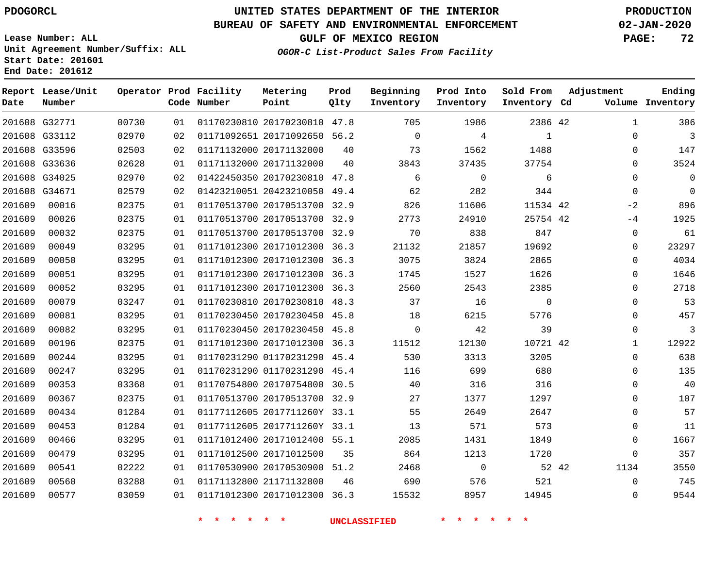PDOGORCL

# UNITED STATES DEPARTMENT OF THE INTERIOR
## BUREAU OF SAFETY AND ENVIRONMENTAL ENFORCEMENT
### GULF OF MEXICO REGION
*OGOR-C List-Product Sales From Facility*

PRODUCTION
02-JAN-2020

Lease Number: ALL
Unit Agreement Number/Suffix: ALL
Start Date: 201601
End Date: 201612

| Report Date | Lease/Unit Number | Operator | Prod Code | Facility Number | Metering Point | Prod Qlty | Beginning Inventory | Prod Into Inventory | Sold From Inventory | Adjustment Cd | Volume | Ending Inventory |
|---|---|---|---|---|---|---|---|---|---|---|---|---|
| 201608 | G32771 | 00730 | 01 | 01170230810 | 20170230810 | 47.8 | 705 | 1986 | 2386 | 42 | 1 | 306 |
| 201608 | G33112 | 02970 | 02 | 01171092651 | 20171092650 | 56.2 | 0 | 4 | 1 | | 0 | 3 |
| 201608 | G33596 | 02503 | 02 | 01171132000 | 20171132000 | 40 | 73 | 1562 | 1488 | | 0 | 147 |
| 201608 | G33636 | 02628 | 01 | 01171132000 | 20171132000 | 40 | 3843 | 37435 | 37754 | | 0 | 3524 |
| 201608 | G34025 | 02970 | 02 | 01422450350 | 20170230810 | 47.8 | 6 | 0 | 6 | | 0 | 0 |
| 201608 | G34671 | 02579 | 02 | 01423210051 | 20423210050 | 49.4 | 62 | 282 | 344 | | 0 | 0 |
| 201609 | 00016 | 02375 | 01 | 01170513700 | 20170513700 | 32.9 | 826 | 11606 | 11534 | 42 | -2 | 896 |
| 201609 | 00026 | 02375 | 01 | 01170513700 | 20170513700 | 32.9 | 2773 | 24910 | 25754 | 42 | -4 | 1925 |
| 201609 | 00032 | 02375 | 01 | 01170513700 | 20170513700 | 32.9 | 70 | 838 | 847 | | 0 | 61 |
| 201609 | 00049 | 03295 | 01 | 01171012300 | 20171012300 | 36.3 | 21132 | 21857 | 19692 | | 0 | 23297 |
| 201609 | 00050 | 03295 | 01 | 01171012300 | 20171012300 | 36.3 | 3075 | 3824 | 2865 | | 0 | 4034 |
| 201609 | 00051 | 03295 | 01 | 01171012300 | 20171012300 | 36.3 | 1745 | 1527 | 1626 | | 0 | 1646 |
| 201609 | 00052 | 03295 | 01 | 01171012300 | 20171012300 | 36.3 | 2560 | 2543 | 2385 | | 0 | 2718 |
| 201609 | 00079 | 03247 | 01 | 01170230810 | 20170230810 | 48.3 | 37 | 16 | 0 | | 0 | 53 |
| 201609 | 00081 | 03295 | 01 | 01170230450 | 20170230450 | 45.8 | 18 | 6215 | 5776 | | 0 | 457 |
| 201609 | 00082 | 03295 | 01 | 01170230450 | 20170230450 | 45.8 | 0 | 42 | 39 | | 0 | 3 |
| 201609 | 00196 | 02375 | 01 | 01171012300 | 20171012300 | 36.3 | 11512 | 12130 | 10721 | 42 | 1 | 12922 |
| 201609 | 00244 | 03295 | 01 | 01170231290 | 01170231290 | 45.4 | 530 | 3313 | 3205 | | 0 | 638 |
| 201609 | 00247 | 03295 | 01 | 01170231290 | 01170231290 | 45.4 | 116 | 699 | 680 | | 0 | 135 |
| 201609 | 00353 | 03368 | 01 | 01170754800 | 20170754800 | 30.5 | 40 | 316 | 316 | | 0 | 40 |
| 201609 | 00367 | 02375 | 01 | 01170513700 | 20170513700 | 32.9 | 27 | 1377 | 1297 | | 0 | 107 |
| 201609 | 00434 | 01284 | 01 | 01177112605 | 2017711260Y | 33.1 | 55 | 2649 | 2647 | | 0 | 57 |
| 201609 | 00453 | 01284 | 01 | 01177112605 | 2017711260Y | 33.1 | 13 | 571 | 573 | | 0 | 11 |
| 201609 | 00466 | 03295 | 01 | 01171012400 | 20171012400 | 55.1 | 2085 | 1431 | 1849 | | 0 | 1667 |
| 201609 | 00479 | 03295 | 01 | 01171012500 | 20171012500 | 35 | 864 | 1213 | 1720 | | 0 | 357 |
| 201609 | 00541 | 02222 | 01 | 01170530900 | 20170530900 | 51.2 | 2468 | 0 | 52 | 42 | 1134 | 3550 |
| 201609 | 00560 | 03288 | 01 | 01171132800 | 21171132800 | 46 | 690 | 576 | 521 | | 0 | 745 |
| 201609 | 00577 | 03059 | 01 | 01171012300 | 20171012300 | 36.3 | 15532 | 8957 | 14945 | | 0 | 9544 |

* * * * * * UNCLASSIFIED * * * * * *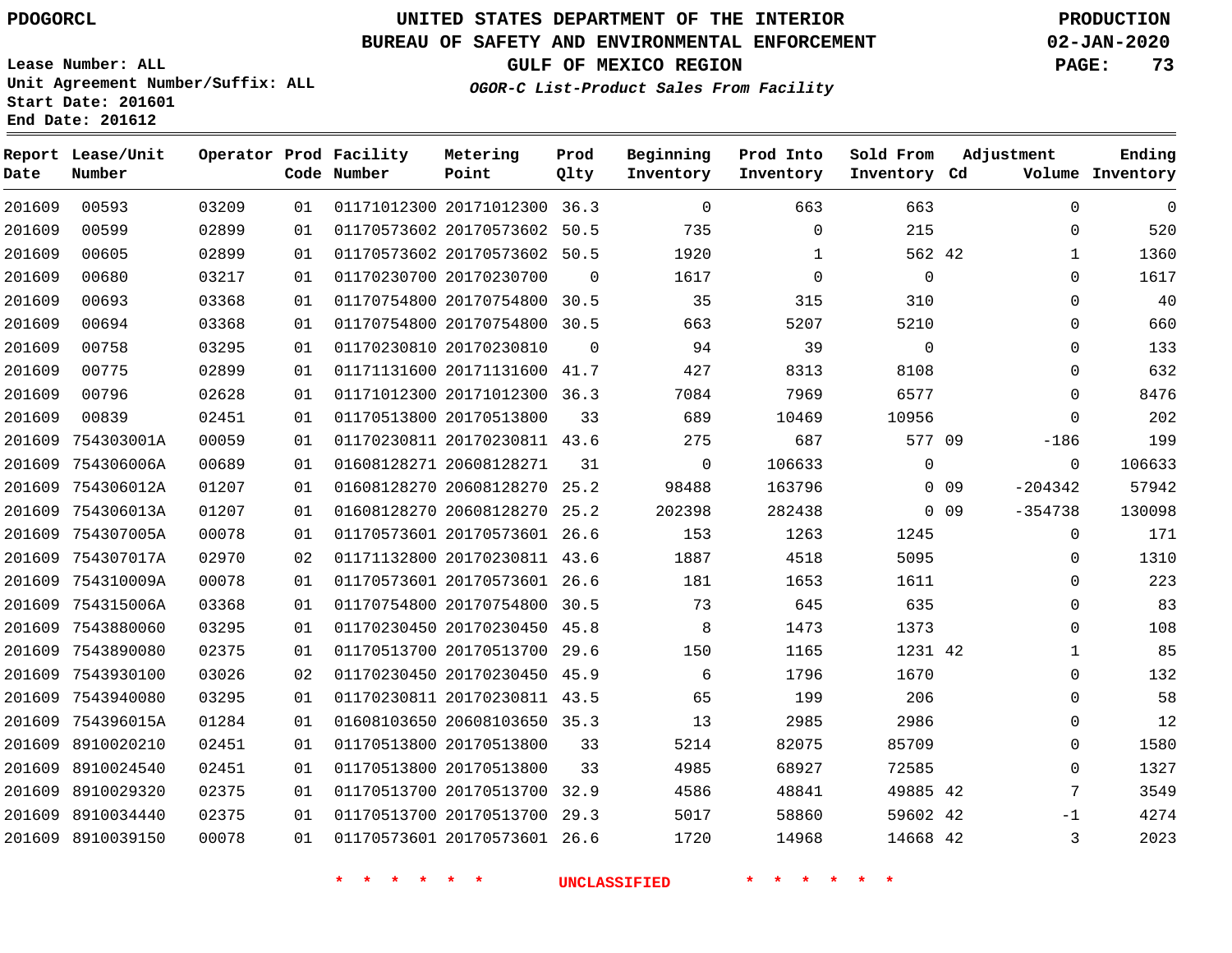PDOGORCL

Lease Number: ALL
Unit Agreement Number/Suffix: ALL
Start Date: 201601
End Date: 201612

# UNITED STATES DEPARTMENT OF THE INTERIOR
## BUREAU OF SAFETY AND ENVIRONMENTAL ENFORCEMENT
### GULF OF MEXICO REGION

*OGOR-C List-Product Sales From Facility*

PRODUCTION
02-JAN-2020

| Report Date | Lease/Unit Number | Operator | Prod Code | Facility Number | Metering Point | Prod Qlty | Beginning Inventory | Prod Into Inventory | Sold From Inventory | Adjustment Cd | Adjustment Volume | Ending Inventory |
|---|---|---|---|---|---|---|---|---|---|---|---|---|
| 201609 | 00593 | 03209 | 01 | 01171012300 | 20171012300 | 36.3 | 0 | 663 | 663 | | 0 | 0 |
| 201609 | 00599 | 02899 | 01 | 01170573602 | 20170573602 | 50.5 | 735 | 0 | 215 | | 0 | 520 |
| 201609 | 00605 | 02899 | 01 | 01170573602 | 20170573602 | 50.5 | 1920 | 1 | 562 | 42 | 1 | 1360 |
| 201609 | 00680 | 03217 | 01 | 01170230700 | 20170230700 | 0 | 1617 | 0 | 0 | | 0 | 1617 |
| 201609 | 00693 | 03368 | 01 | 01170754800 | 20170754800 | 30.5 | 35 | 315 | 310 | | 0 | 40 |
| 201609 | 00694 | 03368 | 01 | 01170754800 | 20170754800 | 30.5 | 663 | 5207 | 5210 | | 0 | 660 |
| 201609 | 00758 | 03295 | 01 | 01170230810 | 20170230810 | 0 | 94 | 39 | 0 | | 0 | 133 |
| 201609 | 00775 | 02899 | 01 | 01171131600 | 20171131600 | 41.7 | 427 | 8313 | 8108 | | 0 | 632 |
| 201609 | 00796 | 02628 | 01 | 01171012300 | 20171012300 | 36.3 | 7084 | 7969 | 6577 | | 0 | 8476 |
| 201609 | 00839 | 02451 | 01 | 01170513800 | 20170513800 | 33 | 689 | 10469 | 10956 | | 0 | 202 |
| 201609 | 754303001A | 00059 | 01 | 01170230811 | 20170230811 | 43.6 | 275 | 687 | 577 | 09 | -186 | 199 |
| 201609 | 754306006A | 00689 | 01 | 01608128271 | 20608128271 | 31 | 0 | 106633 | 0 | | 0 | 106633 |
| 201609 | 754306012A | 01207 | 01 | 01608128270 | 20608128270 | 25.2 | 98488 | 163796 | 0 | 09 | -204342 | 57942 |
| 201609 | 754306013A | 01207 | 01 | 01608128270 | 20608128270 | 25.2 | 202398 | 282438 | 0 | 09 | -354738 | 130098 |
| 201609 | 754307005A | 00078 | 01 | 01170573601 | 20170573601 | 26.6 | 153 | 1263 | 1245 | | 0 | 171 |
| 201609 | 754307017A | 02970 | 02 | 01171132800 | 20170230811 | 43.6 | 1887 | 4518 | 5095 | | 0 | 1310 |
| 201609 | 754310009A | 00078 | 01 | 01170573601 | 20170573601 | 26.6 | 181 | 1653 | 1611 | | 0 | 223 |
| 201609 | 754315006A | 03368 | 01 | 01170754800 | 20170754800 | 30.5 | 73 | 645 | 635 | | 0 | 83 |
| 201609 | 7543880060 | 03295 | 01 | 01170230450 | 20170230450 | 45.8 | 8 | 1473 | 1373 | | 0 | 108 |
| 201609 | 7543890080 | 02375 | 01 | 01170513700 | 20170513700 | 29.6 | 150 | 1165 | 1231 | 42 | 1 | 85 |
| 201609 | 7543930100 | 03026 | 02 | 01170230450 | 20170230450 | 45.9 | 6 | 1796 | 1670 | | 0 | 132 |
| 201609 | 7543940080 | 03295 | 01 | 01170230811 | 20170230811 | 43.5 | 65 | 199 | 206 | | 0 | 58 |
| 201609 | 754396015A | 01284 | 01 | 01608103650 | 20608103650 | 35.3 | 13 | 2985 | 2986 | | 0 | 12 |
| 201609 | 8910020210 | 02451 | 01 | 01170513800 | 20170513800 | 33 | 5214 | 82075 | 85709 | | 0 | 1580 |
| 201609 | 8910024540 | 02451 | 01 | 01170513800 | 20170513800 | 33 | 4985 | 68927 | 72585 | | 0 | 1327 |
| 201609 | 8910029320 | 02375 | 01 | 01170513700 | 20170513700 | 32.9 | 4586 | 48841 | 49885 | 42 | 7 | 3549 |
| 201609 | 8910034440 | 02375 | 01 | 01170513700 | 20170513700 | 29.3 | 5017 | 58860 | 59602 | 42 | -1 | 4274 |
| 201609 | 8910039150 | 00078 | 01 | 01170573601 | 20170573601 | 26.6 | 1720 | 14968 | 14668 | 42 | 3 | 2023 |

* * * * * * UNCLASSIFIED * * * * * *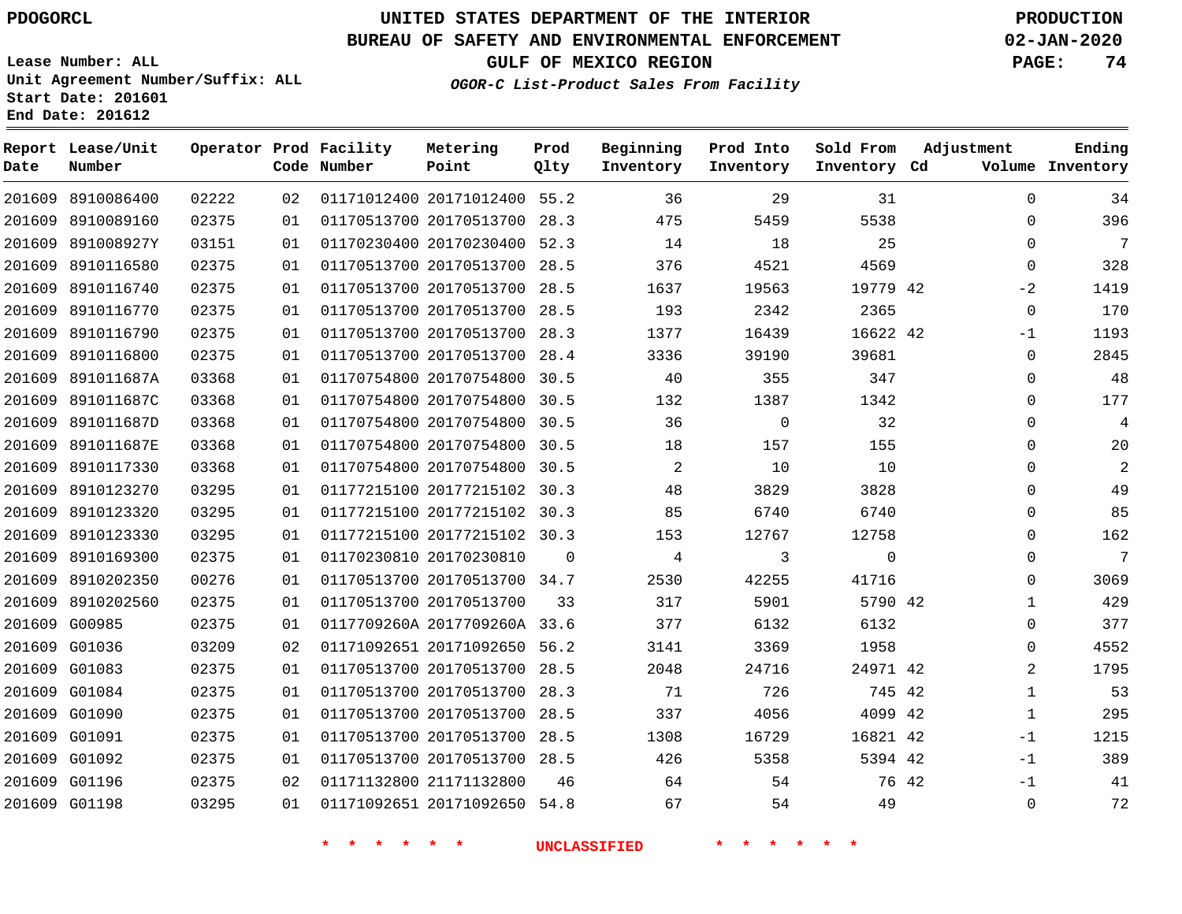PDOGORCL

# UNITED STATES DEPARTMENT OF THE INTERIOR
## BUREAU OF SAFETY AND ENVIRONMENTAL ENFORCEMENT
### GULF OF MEXICO REGION
*OGOR-C List-Product Sales From Facility*

PRODUCTION
02-JAN-2020

Lease Number: ALL
Unit Agreement Number/Suffix: ALL
Start Date: 201601
End Date: 201612

| Report Date | Lease/Unit Number | Operator | Prod Code | Facility Number | Metering Point | Prod Qlty | Beginning Inventory | Prod Into Inventory | Sold From Inventory | Adjustment Cd | Volume | Ending Inventory |
|---|---|---|---|---|---|---|---|---|---|---|---|---|
| 201609 | 8910086400 | 02222 | 02 | 01171012400 | 20171012400 | 55.2 | 36 | 29 | 31 | | 0 | 34 |
| 201609 | 8910089160 | 02375 | 01 | 01170513700 | 20170513700 | 28.3 | 475 | 5459 | 5538 | | 0 | 396 |
| 201609 | 891008927Y | 03151 | 01 | 01170230400 | 20170230400 | 52.3 | 14 | 18 | 25 | | 0 | 7 |
| 201609 | 8910116580 | 02375 | 01 | 01170513700 | 20170513700 | 28.5 | 376 | 4521 | 4569 | | 0 | 328 |
| 201609 | 8910116740 | 02375 | 01 | 01170513700 | 20170513700 | 28.5 | 1637 | 19563 | 19779 | 42 | -2 | 1419 |
| 201609 | 8910116770 | 02375 | 01 | 01170513700 | 20170513700 | 28.5 | 193 | 2342 | 2365 | | 0 | 170 |
| 201609 | 8910116790 | 02375 | 01 | 01170513700 | 20170513700 | 28.3 | 1377 | 16439 | 16622 | 42 | -1 | 1193 |
| 201609 | 8910116800 | 02375 | 01 | 01170513700 | 20170513700 | 28.4 | 3336 | 39190 | 39681 | | 0 | 2845 |
| 201609 | 891011687A | 03368 | 01 | 01170754800 | 20170754800 | 30.5 | 40 | 355 | 347 | | 0 | 48 |
| 201609 | 891011687C | 03368 | 01 | 01170754800 | 20170754800 | 30.5 | 132 | 1387 | 1342 | | 0 | 177 |
| 201609 | 891011687D | 03368 | 01 | 01170754800 | 20170754800 | 30.5 | 36 | 0 | 32 | | 0 | 4 |
| 201609 | 891011687E | 03368 | 01 | 01170754800 | 20170754800 | 30.5 | 18 | 157 | 155 | | 0 | 20 |
| 201609 | 8910117330 | 03368 | 01 | 01170754800 | 20170754800 | 30.5 | 2 | 10 | 10 | | 0 | 2 |
| 201609 | 8910123270 | 03295 | 01 | 01177215100 | 20177215102 | 30.3 | 48 | 3829 | 3828 | | 0 | 49 |
| 201609 | 8910123320 | 03295 | 01 | 01177215100 | 20177215102 | 30.3 | 85 | 6740 | 6740 | | 0 | 85 |
| 201609 | 8910123330 | 03295 | 01 | 01177215100 | 20177215102 | 30.3 | 153 | 12767 | 12758 | | 0 | 162 |
| 201609 | 8910169300 | 02375 | 01 | 01170230810 | 20170230810 | 0 | 4 | 3 | 0 | | 0 | 7 |
| 201609 | 8910202350 | 00276 | 01 | 01170513700 | 20170513700 | 34.7 | 2530 | 42255 | 41716 | | 0 | 3069 |
| 201609 | 8910202560 | 02375 | 01 | 01170513700 | 20170513700 | 33 | 317 | 5901 | 5790 | 42 | 1 | 429 |
| 201609 | G00985 | 02375 | 01 | 0117709260A | 2017709260A | 33.6 | 377 | 6132 | 6132 | | 0 | 377 |
| 201609 | G01036 | 03209 | 02 | 01171092651 | 20171092650 | 56.2 | 3141 | 3369 | 1958 | | 0 | 4552 |
| 201609 | G01083 | 02375 | 01 | 01170513700 | 20170513700 | 28.5 | 2048 | 24716 | 24971 | 42 | 2 | 1795 |
| 201609 | G01084 | 02375 | 01 | 01170513700 | 20170513700 | 28.3 | 71 | 726 | 745 | 42 | 1 | 53 |
| 201609 | G01090 | 02375 | 01 | 01170513700 | 20170513700 | 28.5 | 337 | 4056 | 4099 | 42 | 1 | 295 |
| 201609 | G01091 | 02375 | 01 | 01170513700 | 20170513700 | 28.5 | 1308 | 16729 | 16821 | 42 | -1 | 1215 |
| 201609 | G01092 | 02375 | 01 | 01170513700 | 20170513700 | 28.5 | 426 | 5358 | 5394 | 42 | -1 | 389 |
| 201609 | G01196 | 02375 | 02 | 01171132800 | 21171132800 | 46 | 64 | 54 | 76 | 42 | -1 | 41 |
| 201609 | G01198 | 03295 | 01 | 01171092651 | 20171092650 | 54.8 | 67 | 54 | 49 | | 0 | 72 |

* * * * * * UNCLASSIFIED * * * * * *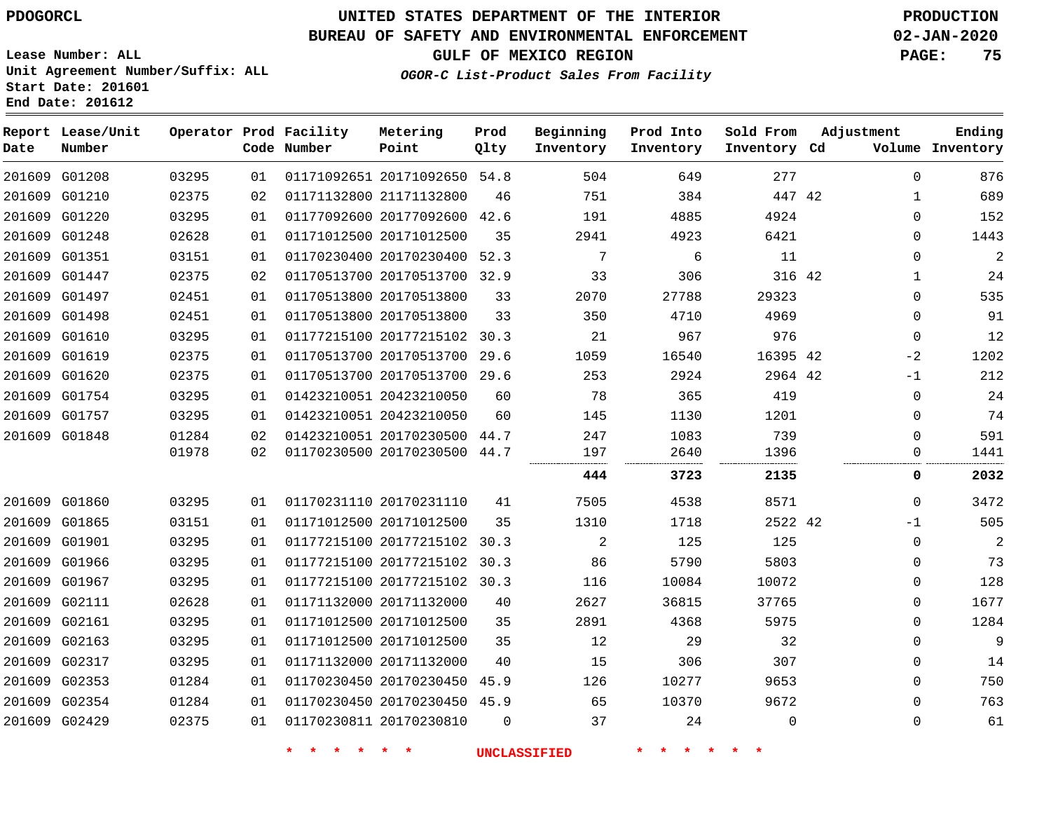# UNITED STATES DEPARTMENT OF THE INTERIOR
## BUREAU OF SAFETY AND ENVIRONMENTAL ENFORCEMENT
### GULF OF MEXICO REGION
*OGOR-C List-Product Sales From Facility*

PDOGORCL

PRODUCTION
02-JAN-2020

Lease Number: ALL
Unit Agreement Number/Suffix: ALL
Start Date: 201601
End Date: 201612

| Report Date | Lease/Unit Number | Operator | Prod Code | Facility Number | Metering Point | Prod Qlty | Beginning Inventory | Prod Into Inventory | Sold From Inventory | Adjustment Cd | Volume | Ending Inventory |
|---|---|---|---|---|---|---|---|---|---|---|---|---|
| 201609 | G01208 | 03295 | 01 | 01171092651 | 20171092650 | 54.8 | 504 | 649 | 277 | | 0 | 876 |
| 201609 | G01210 | 02375 | 02 | 01171132800 | 21171132800 | 46 | 751 | 384 | 447 | 42 | 1 | 689 |
| 201609 | G01220 | 03295 | 01 | 01177092600 | 20177092600 | 42.6 | 191 | 4885 | 4924 | | 0 | 152 |
| 201609 | G01248 | 02628 | 01 | 01171012500 | 20171012500 | 35 | 2941 | 4923 | 6421 | | 0 | 1443 |
| 201609 | G01351 | 03151 | 01 | 01170230400 | 20170230400 | 52.3 | 7 | 6 | 11 | | 0 | 2 |
| 201609 | G01447 | 02375 | 02 | 01170513700 | 20170513700 | 32.9 | 33 | 306 | 316 | 42 | 1 | 24 |
| 201609 | G01497 | 02451 | 01 | 01170513800 | 20170513800 | 33 | 2070 | 27788 | 29323 | | 0 | 535 |
| 201609 | G01498 | 02451 | 01 | 01170513800 | 20170513800 | 33 | 350 | 4710 | 4969 | | 0 | 91 |
| 201609 | G01610 | 03295 | 01 | 01177215100 | 20177215102 | 30.3 | 21 | 967 | 976 | | 0 | 12 |
| 201609 | G01619 | 02375 | 01 | 01170513700 | 20170513700 | 29.6 | 1059 | 16540 | 16395 | 42 | -2 | 1202 |
| 201609 | G01620 | 02375 | 01 | 01170513700 | 20170513700 | 29.6 | 253 | 2924 | 2964 | 42 | -1 | 212 |
| 201609 | G01754 | 03295 | 01 | 01423210051 | 20423210050 | 60 | 78 | 365 | 419 | | 0 | 24 |
| 201609 | G01757 | 03295 | 01 | 01423210051 | 20423210050 | 60 | 145 | 1130 | 1201 | | 0 | 74 |
| 201609 | G01848 | 01284 | 02 | 01423210051 | 20170230500 | 44.7 | 247 | 1083 | 739 | | 0 | 591 |
| | | 01978 | 02 | 01170230500 | 20170230500 | 44.7 | 197 | 2640 | 1396 | | 0 | 1441 |
| | | | | | | | **444** | **3723** | **2135** | | **0** | **2032** |
| 201609 | G01860 | 03295 | 01 | 01170231110 | 20170231110 | 41 | 7505 | 4538 | 8571 | | 0 | 3472 |
| 201609 | G01865 | 03151 | 01 | 01171012500 | 20171012500 | 35 | 1310 | 1718 | 2522 | 42 | -1 | 505 |
| 201609 | G01901 | 03295 | 01 | 01177215100 | 20177215102 | 30.3 | 2 | 125 | 125 | | 0 | 2 |
| 201609 | G01966 | 03295 | 01 | 01177215100 | 20177215102 | 30.3 | 86 | 5790 | 5803 | | 0 | 73 |
| 201609 | G01967 | 03295 | 01 | 01177215100 | 20177215102 | 30.3 | 116 | 10084 | 10072 | | 0 | 128 |
| 201609 | G02111 | 02628 | 01 | 01171132000 | 20171132000 | 40 | 2627 | 36815 | 37765 | | 0 | 1677 |
| 201609 | G02161 | 03295 | 01 | 01171012500 | 20171012500 | 35 | 2891 | 4368 | 5975 | | 0 | 1284 |
| 201609 | G02163 | 03295 | 01 | 01171012500 | 20171012500 | 35 | 12 | 29 | 32 | | 0 | 9 |
| 201609 | G02317 | 03295 | 01 | 01171132000 | 20171132000 | 40 | 15 | 306 | 307 | | 0 | 14 |
| 201609 | G02353 | 01284 | 01 | 01170230450 | 20170230450 | 45.9 | 126 | 10277 | 9653 | | 0 | 750 |
| 201609 | G02354 | 01284 | 01 | 01170230450 | 20170230450 | 45.9 | 65 | 10370 | 9672 | | 0 | 763 |
| 201609 | G02429 | 02375 | 01 | 01170230811 | 20170230810 | 0 | 37 | 24 | 0 | | 0 | 61 |

\* \* \* \* \* \* UNCLASSIFIED \* \* \* \* \* \*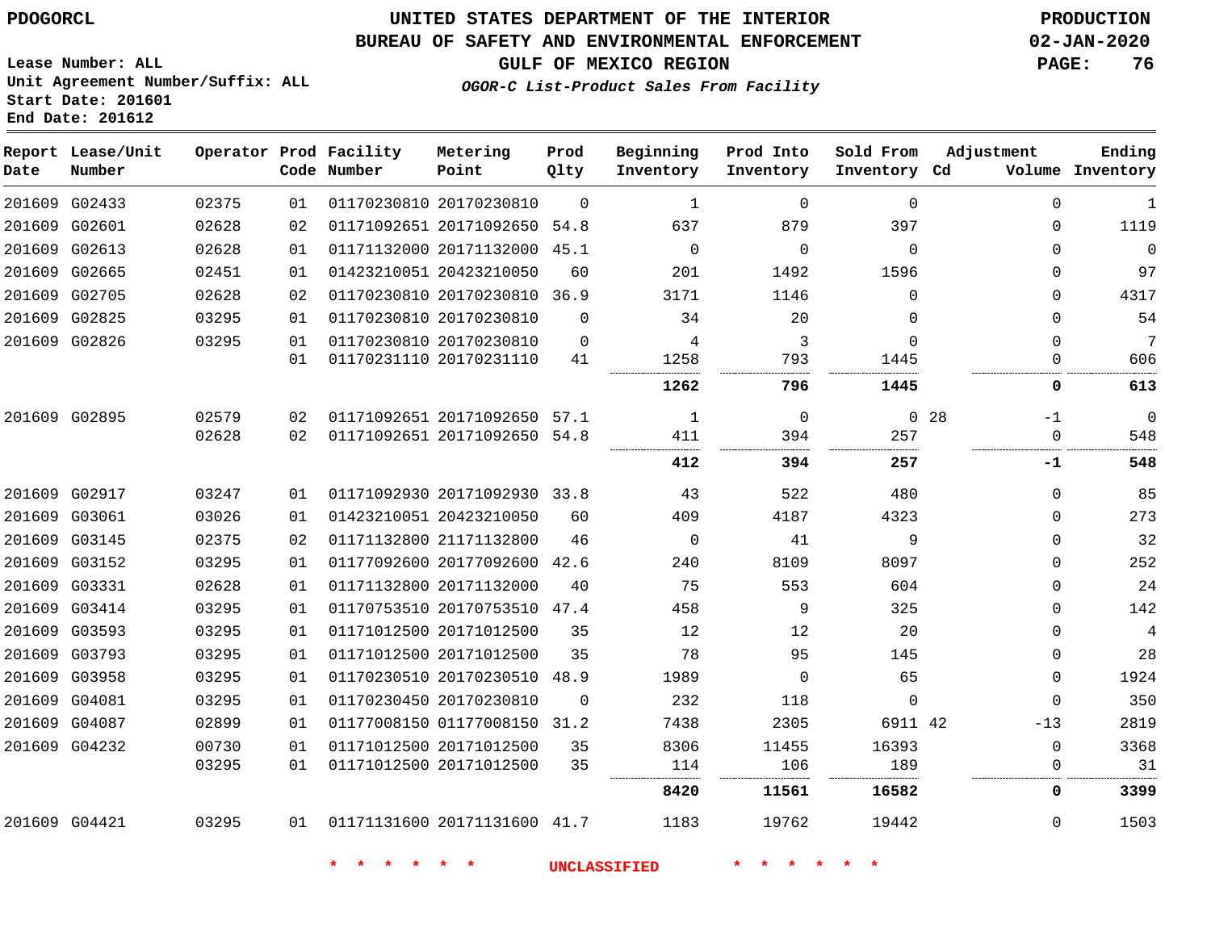PDOGORCL

# UNITED STATES DEPARTMENT OF THE INTERIOR
## BUREAU OF SAFETY AND ENVIRONMENTAL ENFORCEMENT
### GULF OF MEXICO REGION

PRODUCTION
02-JAN-2020

Lease Number: ALL
Unit Agreement Number/Suffix: ALL
Start Date: 201601
End Date: 201612

*OGOR-C List-Product Sales From Facility*

| Report Date | Lease/Unit Number | Operator | Prod Code | Facility Number | Metering Point | Prod Qlty | Beginning Inventory | Prod Into Inventory | Sold From Inventory | Adjustment Cd | Adjustment Volume | Ending Inventory |
|---|---|---|---|---|---|---|---|---|---|---|---|---|
| 201609 | G02433 | 02375 | 01 | 01170230810 | 20170230810 | 0 | 1 | 0 | 0 | | 0 | 1 |
| 201609 | G02601 | 02628 | 02 | 01171092651 | 20171092650 | 54.8 | 637 | 879 | 397 | | 0 | 1119 |
| 201609 | G02613 | 02628 | 01 | 01171132000 | 20171132000 | 45.1 | 0 | 0 | 0 | | 0 | 0 |
| 201609 | G02665 | 02451 | 01 | 01423210051 | 20423210050 | 60 | 201 | 1492 | 1596 | | 0 | 97 |
| 201609 | G02705 | 02628 | 02 | 01170230810 | 20170230810 | 36.9 | 3171 | 1146 | 0 | | 0 | 4317 |
| 201609 | G02825 | 03295 | 01 | 01170230810 | 20170230810 | 0 | 34 | 20 | 0 | | 0 | 54 |
| 201609 | G02826 | 03295 | 01 | 01170230810 | 20170230810 | 0 | 4 | 3 | 0 | | 0 | 7 |
| | | | 01 | 01170231110 | 20170231110 | 41 | 1258 | 793 | 1445 | | 0 | 606 |
| | | | | | | | **1262** | **796** | **1445** | | **0** | **613** |
| 201609 | G02895 | 02579 | 02 | 01171092651 | 20171092650 | 57.1 | 1 | 0 | 0 | 28 | -1 | 0 |
| | | 02628 | 02 | 01171092651 | 20171092650 | 54.8 | 411 | 394 | 257 | | 0 | 548 |
| | | | | | | | **412** | **394** | **257** | | **-1** | **548** |
| 201609 | G02917 | 03247 | 01 | 01171092930 | 20171092930 | 33.8 | 43 | 522 | 480 | | 0 | 85 |
| 201609 | G03061 | 03026 | 01 | 01423210051 | 20423210050 | 60 | 409 | 4187 | 4323 | | 0 | 273 |
| 201609 | G03145 | 02375 | 02 | 01171132800 | 21171132800 | 46 | 0 | 41 | 9 | | 0 | 32 |
| 201609 | G03152 | 03295 | 01 | 01177092600 | 20177092600 | 42.6 | 240 | 8109 | 8097 | | 0 | 252 |
| 201609 | G03331 | 02628 | 01 | 01171132800 | 20171132000 | 40 | 75 | 553 | 604 | | 0 | 24 |
| 201609 | G03414 | 03295 | 01 | 01170753510 | 20170753510 | 47.4 | 458 | 9 | 325 | | 0 | 142 |
| 201609 | G03593 | 03295 | 01 | 01171012500 | 20171012500 | 35 | 12 | 12 | 20 | | 0 | 4 |
| 201609 | G03793 | 03295 | 01 | 01171012500 | 20171012500 | 35 | 78 | 95 | 145 | | 0 | 28 |
| 201609 | G03958 | 03295 | 01 | 01170230510 | 20170230510 | 48.9 | 1989 | 0 | 65 | | 0 | 1924 |
| 201609 | G04081 | 03295 | 01 | 01170230450 | 20170230810 | 0 | 232 | 118 | 0 | | 0 | 350 |
| 201609 | G04087 | 02899 | 01 | 01177008150 | 01177008150 | 31.2 | 7438 | 2305 | 6911 | 42 | -13 | 2819 |
| 201609 | G04232 | 00730 | 01 | 01171012500 | 20171012500 | 35 | 8306 | 11455 | 16393 | | 0 | 3368 |
| | | 03295 | 01 | 01171012500 | 20171012500 | 35 | 114 | 106 | 189 | | 0 | 31 |
| | | | | | | | **8420** | **11561** | **16582** | | **0** | **3399** |
| 201609 | G04421 | 03295 | 01 | 01171131600 | 20171131600 | 41.7 | 1183 | 19762 | 19442 | | 0 | 1503 |

\* \* \* \* \* \* UNCLASSIFIED \* \* \* \* \* \*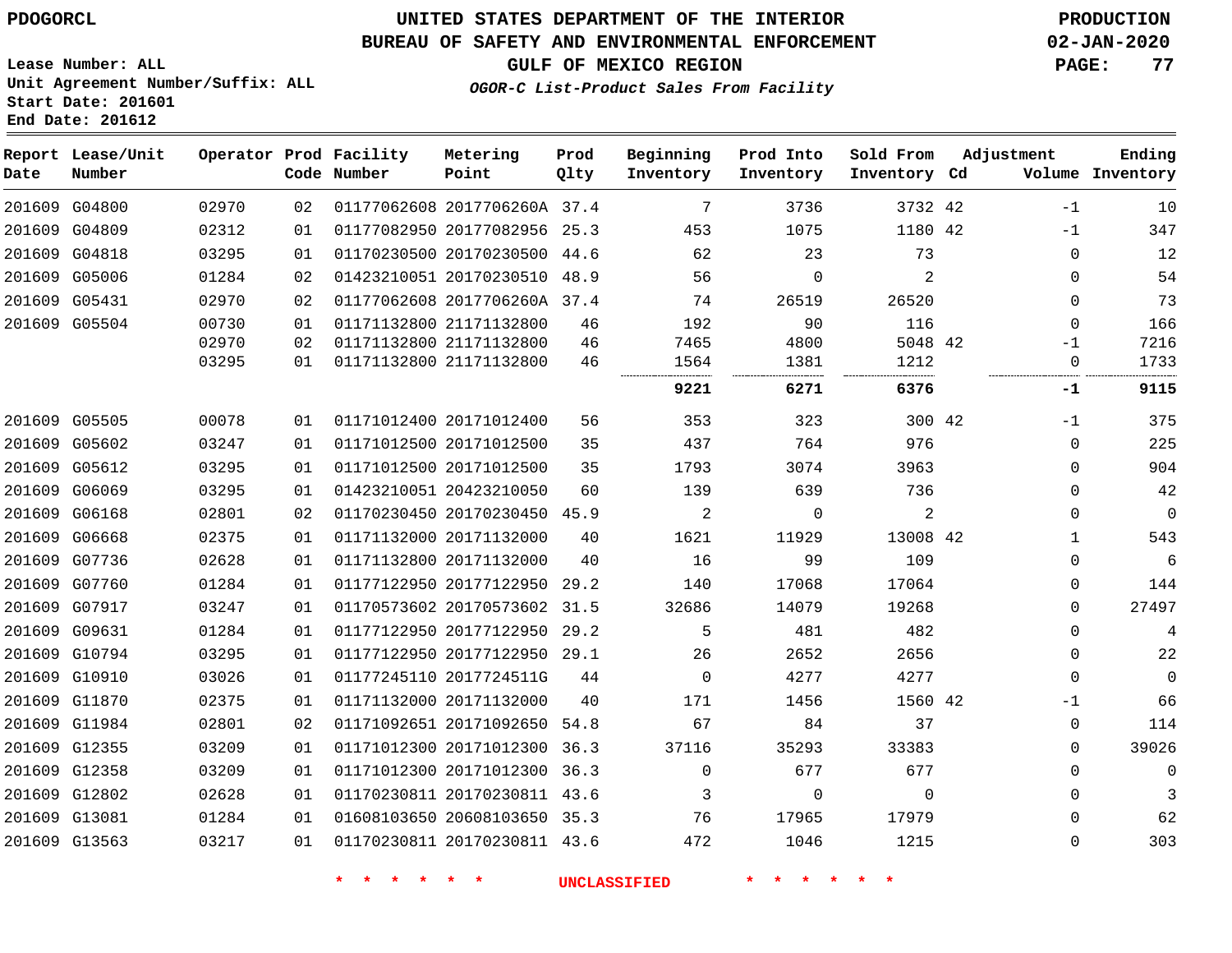PDOGORCL

# UNITED STATES DEPARTMENT OF THE INTERIOR
## BUREAU OF SAFETY AND ENVIRONMENTAL ENFORCEMENT
### GULF OF MEXICO REGION
*OGOR-C List-Product Sales From Facility*

PRODUCTION
02-JAN-2020

Lease Number: ALL
Unit Agreement Number/Suffix: ALL
Start Date: 201601
End Date: 201612

| Report Date | Lease/Unit Number | Operator | Prod Code | Facility Number | Metering Point | Prod Qlty | Beginning Inventory | Prod Into Inventory | Sold From Inventory | Adjustment Cd | Volume | Ending Inventory |
|---|---|---|---|---|---|---|---|---|---|---|---|---|
| 201609 | G04800 | 02970 | 02 | 01177062608 | 2017706260A | 37.4 | 7 | 3736 | 3732 | 42 | -1 | 10 |
| 201609 | G04809 | 02312 | 01 | 01177082950 | 20177082956 | 25.3 | 453 | 1075 | 1180 | 42 | -1 | 347 |
| 201609 | G04818 | 03295 | 01 | 01170230500 | 20170230500 | 44.6 | 62 | 23 | 73 | | 0 | 12 |
| 201609 | G05006 | 01284 | 02 | 01423210051 | 20170230510 | 48.9 | 56 | 0 | 2 | | 0 | 54 |
| 201609 | G05431 | 02970 | 02 | 01177062608 | 2017706260A | 37.4 | 74 | 26519 | 26520 | | 0 | 73 |
| 201609 | G05504 | 00730 | 01 | 01171132800 | 21171132800 | 46 | 192 | 90 | 116 | | 0 | 166 |
| | | 02970 | 02 | 01171132800 | 21171132800 | 46 | 7465 | 4800 | 5048 | 42 | -1 | 7216 |
| | | 03295 | 01 | 01171132800 | 21171132800 | 46 | 1564 | 1381 | 1212 | | 0 | 1733 |
| | | | | | | | **9221** | **6271** | **6376** | | **-1** | **9115** |
| 201609 | G05505 | 00078 | 01 | 01171012400 | 20171012400 | 56 | 353 | 323 | 300 | 42 | -1 | 375 |
| 201609 | G05602 | 03247 | 01 | 01171012500 | 20171012500 | 35 | 437 | 764 | 976 | | 0 | 225 |
| 201609 | G05612 | 03295 | 01 | 01171012500 | 20171012500 | 35 | 1793 | 3074 | 3963 | | 0 | 904 |
| 201609 | G06069 | 03295 | 01 | 01423210051 | 20423210050 | 60 | 139 | 639 | 736 | | 0 | 42 |
| 201609 | G06168 | 02801 | 02 | 01170230450 | 20170230450 | 45.9 | 2 | 0 | 2 | | 0 | 0 |
| 201609 | G06668 | 02375 | 01 | 01171132000 | 20171132000 | 40 | 1621 | 11929 | 13008 | 42 | 1 | 543 |
| 201609 | G07736 | 02628 | 01 | 01171132800 | 20171132000 | 40 | 16 | 99 | 109 | | 0 | 6 |
| 201609 | G07760 | 01284 | 01 | 01177122950 | 20177122950 | 29.2 | 140 | 17068 | 17064 | | 0 | 144 |
| 201609 | G07917 | 03247 | 01 | 01170573602 | 20170573602 | 31.5 | 32686 | 14079 | 19268 | | 0 | 27497 |
| 201609 | G09631 | 01284 | 01 | 01177122950 | 20177122950 | 29.2 | 5 | 481 | 482 | | 0 | 4 |
| 201609 | G10794 | 03295 | 01 | 01177122950 | 20177122950 | 29.1 | 26 | 2652 | 2656 | | 0 | 22 |
| 201609 | G10910 | 03026 | 01 | 01177245110 | 2017724511G | 44 | 0 | 4277 | 4277 | | 0 | 0 |
| 201609 | G11870 | 02375 | 01 | 01171132000 | 20171132000 | 40 | 171 | 1456 | 1560 | 42 | -1 | 66 |
| 201609 | G11984 | 02801 | 02 | 01171092651 | 20171092650 | 54.8 | 67 | 84 | 37 | | 0 | 114 |
| 201609 | G12355 | 03209 | 01 | 01171012300 | 20171012300 | 36.3 | 37116 | 35293 | 33383 | | 0 | 39026 |
| 201609 | G12358 | 03209 | 01 | 01171012300 | 20171012300 | 36.3 | 0 | 677 | 677 | | 0 | 0 |
| 201609 | G12802 | 02628 | 01 | 01170230811 | 20170230811 | 43.6 | 3 | 0 | 0 | | 0 | 3 |
| 201609 | G13081 | 01284 | 01 | 01608103650 | 20608103650 | 35.3 | 76 | 17965 | 17979 | | 0 | 62 |
| 201609 | G13563 | 03217 | 01 | 01170230811 | 20170230811 | 43.6 | 472 | 1046 | 1215 | | 0 | 303 |

* * * * * * UNCLASSIFIED * * * * * *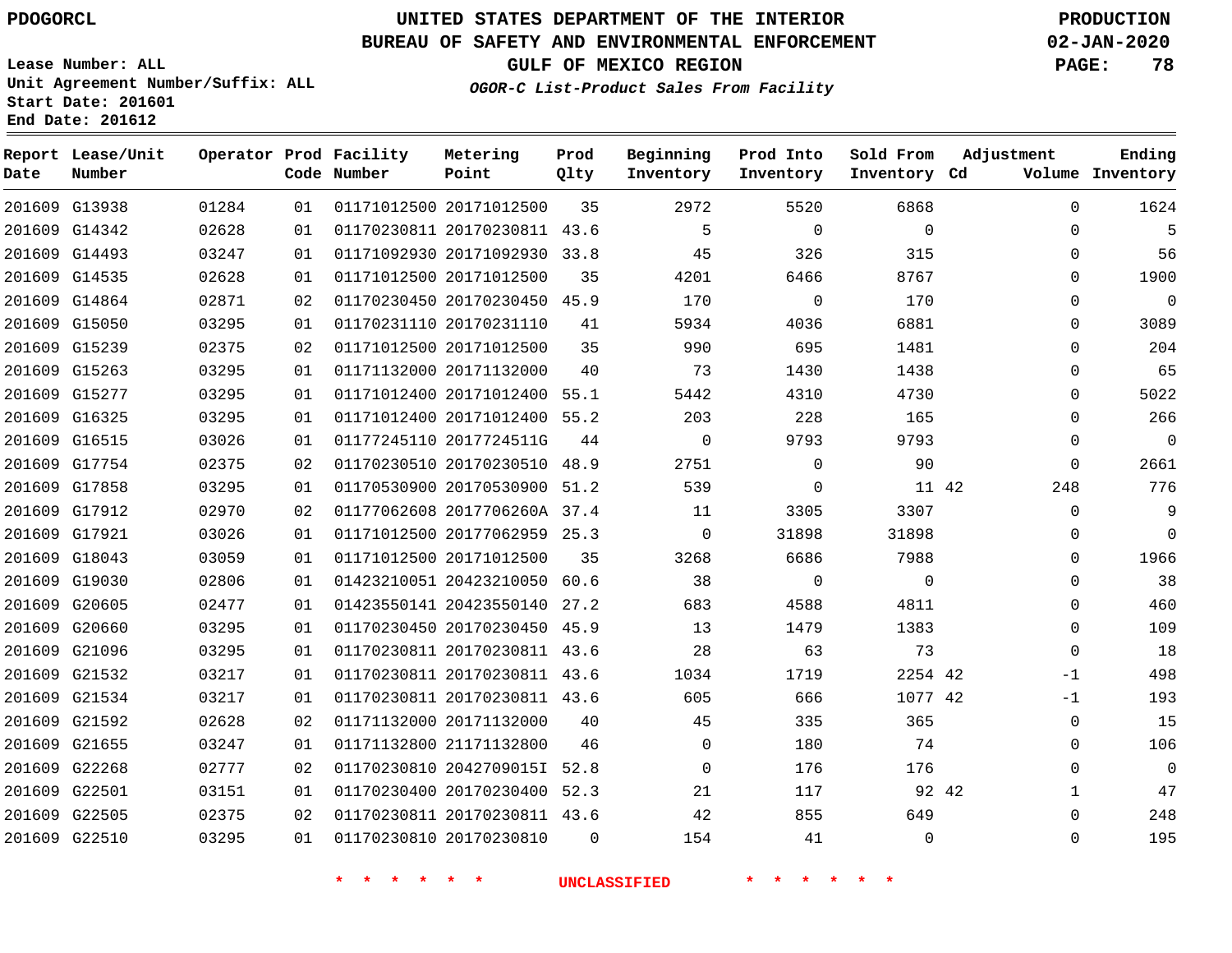PDOGORCL

# UNITED STATES DEPARTMENT OF THE INTERIOR
## BUREAU OF SAFETY AND ENVIRONMENTAL ENFORCEMENT
### GULF OF MEXICO REGION
*OGOR-C List-Product Sales From Facility*

PRODUCTION
02-JAN-2020

Lease Number: ALL
Unit Agreement Number/Suffix: ALL
Start Date: 201601
End Date: 201612

| Report Date | Lease/Unit Number | Operator | Prod Code | Facility Number | Metering Point | Prod Qlty | Beginning Inventory | Prod Into Inventory | Sold From Inventory | Adjustment Cd | Adjustment Volume | Ending Inventory |
|---|---|---|---|---|---|---|---|---|---|---|---|---|
| 201609 | G13938 | 01284 | 01 | 01171012500 | 20171012500 | 35 | 2972 | 5520 | 6868 | | 0 | 1624 |
| 201609 | G14342 | 02628 | 01 | 01170230811 | 20170230811 | 43.6 | 5 | 0 | 0 | | 0 | 5 |
| 201609 | G14493 | 03247 | 01 | 01171092930 | 20171092930 | 33.8 | 45 | 326 | 315 | | 0 | 56 |
| 201609 | G14535 | 02628 | 01 | 01171012500 | 20171012500 | 35 | 4201 | 6466 | 8767 | | 0 | 1900 |
| 201609 | G14864 | 02871 | 02 | 01170230450 | 20170230450 | 45.9 | 170 | 0 | 170 | | 0 | 0 |
| 201609 | G15050 | 03295 | 01 | 01170231110 | 20170231110 | 41 | 5934 | 4036 | 6881 | | 0 | 3089 |
| 201609 | G15239 | 02375 | 02 | 01171012500 | 20171012500 | 35 | 990 | 695 | 1481 | | 0 | 204 |
| 201609 | G15263 | 03295 | 01 | 01171132000 | 20171132000 | 40 | 73 | 1430 | 1438 | | 0 | 65 |
| 201609 | G15277 | 03295 | 01 | 01171012400 | 20171012400 | 55.1 | 5442 | 4310 | 4730 | | 0 | 5022 |
| 201609 | G16325 | 03295 | 01 | 01171012400 | 20171012400 | 55.2 | 203 | 228 | 165 | | 0 | 266 |
| 201609 | G16515 | 03026 | 01 | 01177245110 | 2017724511G | 44 | 0 | 9793 | 9793 | | 0 | 0 |
| 201609 | G17754 | 02375 | 02 | 01170230510 | 20170230510 | 48.9 | 2751 | 0 | 90 | | 0 | 2661 |
| 201609 | G17858 | 03295 | 01 | 01170530900 | 20170530900 | 51.2 | 539 | 0 | 11 | 42 | 248 | 776 |
| 201609 | G17912 | 02970 | 02 | 01177062608 | 2017706260A | 37.4 | 11 | 3305 | 3307 | | 0 | 9 |
| 201609 | G17921 | 03026 | 01 | 01171012500 | 20177062959 | 25.3 | 0 | 31898 | 31898 | | 0 | 0 |
| 201609 | G18043 | 03059 | 01 | 01171012500 | 20171012500 | 35 | 3268 | 6686 | 7988 | | 0 | 1966 |
| 201609 | G19030 | 02806 | 01 | 01423210051 | 20423210050 | 60.6 | 38 | 0 | 0 | | 0 | 38 |
| 201609 | G20605 | 02477 | 01 | 01423550141 | 20423550140 | 27.2 | 683 | 4588 | 4811 | | 0 | 460 |
| 201609 | G20660 | 03295 | 01 | 01170230450 | 20170230450 | 45.9 | 13 | 1479 | 1383 | | 0 | 109 |
| 201609 | G21096 | 03295 | 01 | 01170230811 | 20170230811 | 43.6 | 28 | 63 | 73 | | 0 | 18 |
| 201609 | G21532 | 03217 | 01 | 01170230811 | 20170230811 | 43.6 | 1034 | 1719 | 2254 | 42 | -1 | 498 |
| 201609 | G21534 | 03217 | 01 | 01170230811 | 20170230811 | 43.6 | 605 | 666 | 1077 | 42 | -1 | 193 |
| 201609 | G21592 | 02628 | 02 | 01171132000 | 20171132000 | 40 | 45 | 335 | 365 | | 0 | 15 |
| 201609 | G21655 | 03247 | 01 | 01171132800 | 21171132800 | 46 | 0 | 180 | 74 | | 0 | 106 |
| 201609 | G22268 | 02777 | 02 | 01170230810 | 2042709015I | 52.8 | 0 | 176 | 176 | | 0 | 0 |
| 201609 | G22501 | 03151 | 01 | 01170230400 | 20170230400 | 52.3 | 21 | 117 | 92 | 42 | 1 | 47 |
| 201609 | G22505 | 02375 | 02 | 01170230811 | 20170230811 | 43.6 | 42 | 855 | 649 | | 0 | 248 |
| 201609 | G22510 | 03295 | 01 | 01170230810 | 20170230810 | 0 | 154 | 41 | 0 | | 0 | 195 |

\* \* \* \* \* \* UNCLASSIFIED \* \* \* \* \* \*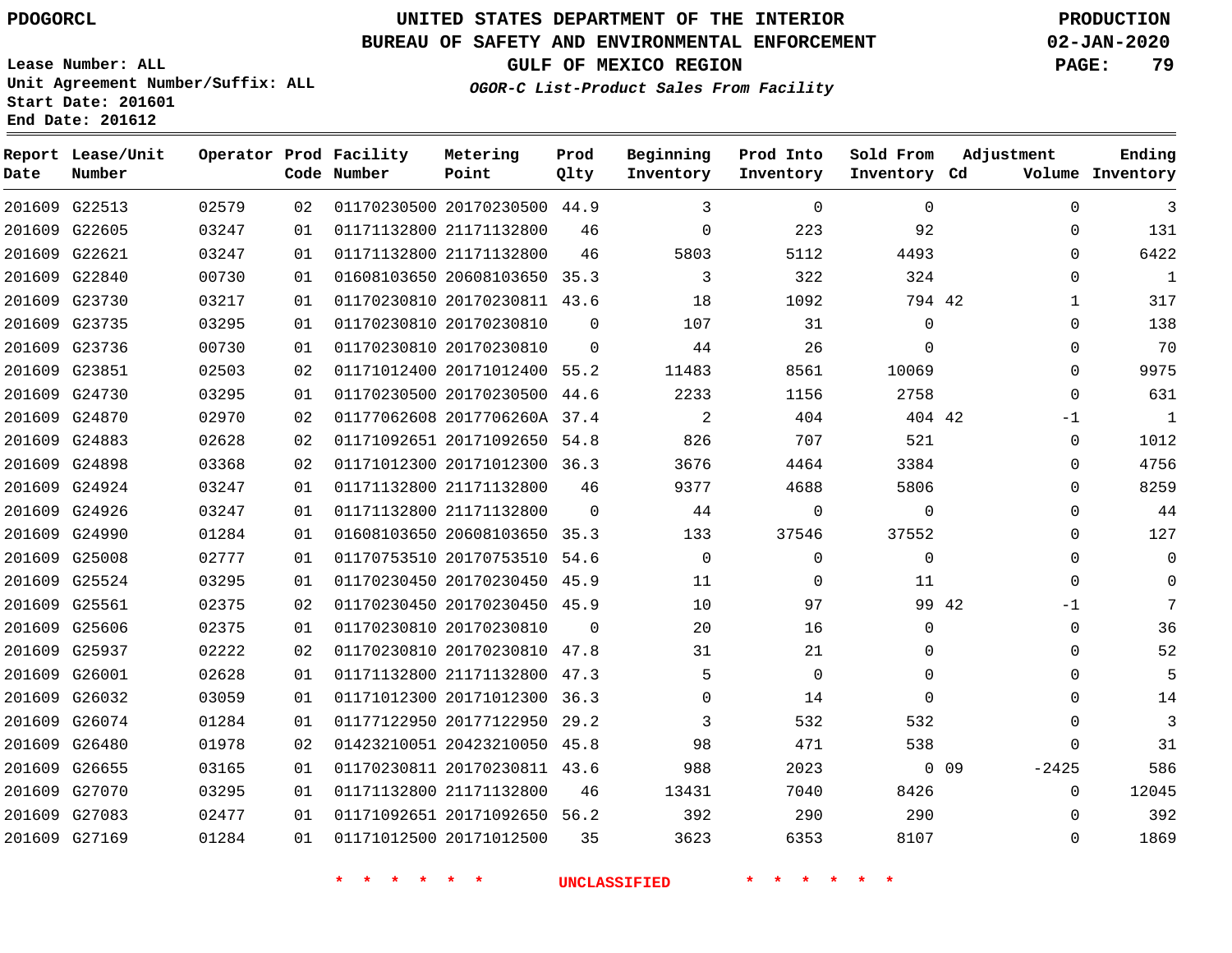PDOGORCL

# UNITED STATES DEPARTMENT OF THE INTERIOR
## BUREAU OF SAFETY AND ENVIRONMENTAL ENFORCEMENT
### GULF OF MEXICO REGION
*OGOR-C List-Product Sales From Facility*

PRODUCTION
02-JAN-2020

Lease Number: ALL
Unit Agreement Number/Suffix: ALL
Start Date: 201601
End Date: 201612

| Report Date | Lease/Unit Number | Operator | Prod Code | Facility Number | Metering Point | Prod Qlty | Beginning Inventory | Prod Into Inventory | Sold From Inventory | Adjustment Cd | Adjustment Volume | Ending Inventory |
|---|---|---|---|---|---|---|---|---|---|---|---|---|
| 201609 | G22513 | 02579 | 02 | 01170230500 | 20170230500 | 44.9 | 3 | 0 | 0 | | 0 | 3 |
| 201609 | G22605 | 03247 | 01 | 01171132800 | 21171132800 | 46 | 0 | 223 | 92 | | 0 | 131 |
| 201609 | G22621 | 03247 | 01 | 01171132800 | 21171132800 | 46 | 5803 | 5112 | 4493 | | 0 | 6422 |
| 201609 | G22840 | 00730 | 01 | 01608103650 | 20608103650 | 35.3 | 3 | 322 | 324 | | 0 | 1 |
| 201609 | G23730 | 03217 | 01 | 01170230810 | 20170230811 | 43.6 | 18 | 1092 | 794 | 42 | 1 | 317 |
| 201609 | G23735 | 03295 | 01 | 01170230810 | 20170230810 | 0 | 107 | 31 | 0 | | 0 | 138 |
| 201609 | G23736 | 00730 | 01 | 01170230810 | 20170230810 | 0 | 44 | 26 | 0 | | 0 | 70 |
| 201609 | G23851 | 02503 | 02 | 01171012400 | 20171012400 | 55.2 | 11483 | 8561 | 10069 | | 0 | 9975 |
| 201609 | G24730 | 03295 | 01 | 01170230500 | 20170230500 | 44.6 | 2233 | 1156 | 2758 | | 0 | 631 |
| 201609 | G24870 | 02970 | 02 | 01177062608 | 2017706260A | 37.4 | 2 | 404 | 404 | 42 | -1 | 1 |
| 201609 | G24883 | 02628 | 02 | 01171092651 | 20171092650 | 54.8 | 826 | 707 | 521 | | 0 | 1012 |
| 201609 | G24898 | 03368 | 02 | 01171012300 | 20171012300 | 36.3 | 3676 | 4464 | 3384 | | 0 | 4756 |
| 201609 | G24924 | 03247 | 01 | 01171132800 | 21171132800 | 46 | 9377 | 4688 | 5806 | | 0 | 8259 |
| 201609 | G24926 | 03247 | 01 | 01171132800 | 21171132800 | 0 | 44 | 0 | 0 | | 0 | 44 |
| 201609 | G24990 | 01284 | 01 | 01608103650 | 20608103650 | 35.3 | 133 | 37546 | 37552 | | 0 | 127 |
| 201609 | G25008 | 02777 | 01 | 01170753510 | 20170753510 | 54.6 | 0 | 0 | 0 | | 0 | 0 |
| 201609 | G25524 | 03295 | 01 | 01170230450 | 20170230450 | 45.9 | 11 | 0 | 11 | | 0 | 0 |
| 201609 | G25561 | 02375 | 02 | 01170230450 | 20170230450 | 45.9 | 10 | 97 | 99 | 42 | -1 | 7 |
| 201609 | G25606 | 02375 | 01 | 01170230810 | 20170230810 | 0 | 20 | 16 | 0 | | 0 | 36 |
| 201609 | G25937 | 02222 | 02 | 01170230810 | 20170230810 | 47.8 | 31 | 21 | 0 | | 0 | 52 |
| 201609 | G26001 | 02628 | 01 | 01171132800 | 21171132800 | 47.3 | 5 | 0 | 0 | | 0 | 5 |
| 201609 | G26032 | 03059 | 01 | 01171012300 | 20171012300 | 36.3 | 0 | 14 | 0 | | 0 | 14 |
| 201609 | G26074 | 01284 | 01 | 01177122950 | 20177122950 | 29.2 | 3 | 532 | 532 | | 0 | 3 |
| 201609 | G26480 | 01978 | 02 | 01423210051 | 20423210050 | 45.8 | 98 | 471 | 538 | | 0 | 31 |
| 201609 | G26655 | 03165 | 01 | 01170230811 | 20170230811 | 43.6 | 988 | 2023 | 0 | 09 | -2425 | 586 |
| 201609 | G27070 | 03295 | 01 | 01171132800 | 21171132800 | 46 | 13431 | 7040 | 8426 | | 0 | 12045 |
| 201609 | G27083 | 02477 | 01 | 01171092651 | 20171092650 | 56.2 | 392 | 290 | 290 | | 0 | 392 |
| 201609 | G27169 | 01284 | 01 | 01171012500 | 20171012500 | 35 | 3623 | 6353 | 8107 | | 0 | 1869 |

* * * * * * UNCLASSIFIED * * * * * *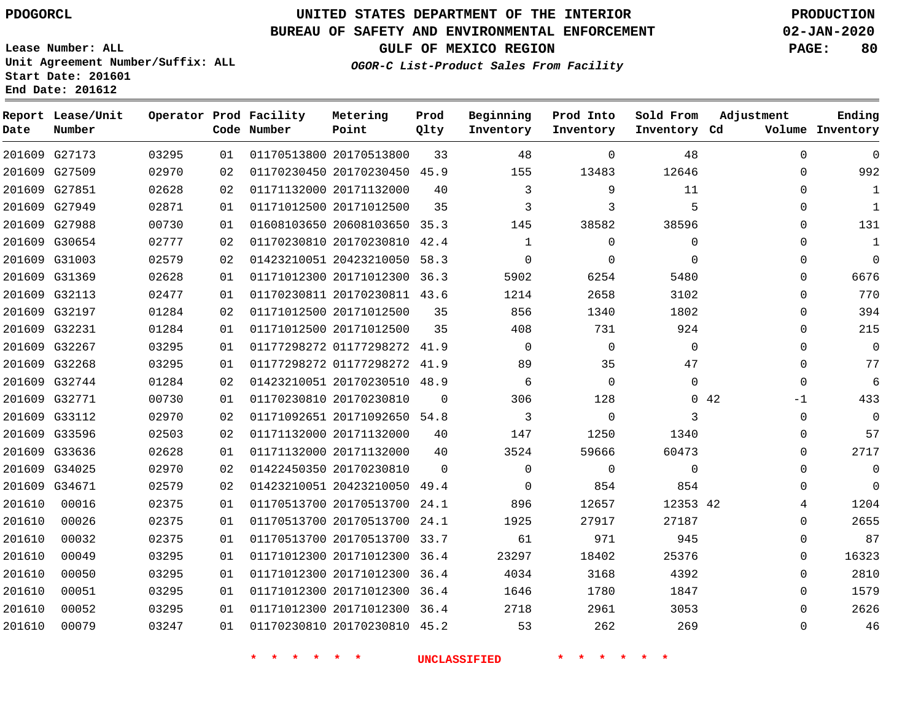PDOGORCL

Lease Number: ALL
Unit Agreement Number/Suffix: ALL
Start Date: 201601
End Date: 201612

# UNITED STATES DEPARTMENT OF THE INTERIOR
## BUREAU OF SAFETY AND ENVIRONMENTAL ENFORCEMENT
### GULF OF MEXICO REGION
*OGOR-C List-Product Sales From Facility*

PRODUCTION
02-JAN-2020

| Report Date | Lease/Unit Number | Operator | Prod Code | Facility Number | Metering Point | Prod Qlty | Beginning Inventory | Prod Into Inventory | Sold From Inventory | Adjustment Cd | Adjustment Volume | Ending Inventory |
|---|---|---|---|---|---|---|---|---|---|---|---|---|
| 201609 | G27173 | 03295 | 01 | 01170513800 | 20170513800 | 33 | 48 | 0 | 48 | | 0 | 0 |
| 201609 | G27509 | 02970 | 02 | 01170230450 | 20170230450 | 45.9 | 155 | 13483 | 12646 | | 0 | 992 |
| 201609 | G27851 | 02628 | 02 | 01171132000 | 20171132000 | 40 | 3 | 9 | 11 | | 0 | 1 |
| 201609 | G27949 | 02871 | 01 | 01171012500 | 20171012500 | 35 | 3 | 3 | 5 | | 0 | 1 |
| 201609 | G27988 | 00730 | 01 | 01608103650 | 20608103650 | 35.3 | 145 | 38582 | 38596 | | 0 | 131 |
| 201609 | G30654 | 02777 | 02 | 01170230810 | 20170230810 | 42.4 | 1 | 0 | 0 | | 0 | 1 |
| 201609 | G31003 | 02579 | 02 | 01423210051 | 20423210050 | 58.3 | 0 | 0 | 0 | | 0 | 0 |
| 201609 | G31369 | 02628 | 01 | 01171012300 | 20171012300 | 36.3 | 5902 | 6254 | 5480 | | 0 | 6676 |
| 201609 | G32113 | 02477 | 01 | 01170230811 | 20170230811 | 43.6 | 1214 | 2658 | 3102 | | 0 | 770 |
| 201609 | G32197 | 01284 | 02 | 01171012500 | 20171012500 | 35 | 856 | 1340 | 1802 | | 0 | 394 |
| 201609 | G32231 | 01284 | 01 | 01171012500 | 20171012500 | 35 | 408 | 731 | 924 | | 0 | 215 |
| 201609 | G32267 | 03295 | 01 | 01177298272 | 01177298272 | 41.9 | 0 | 0 | 0 | | 0 | 0 |
| 201609 | G32268 | 03295 | 01 | 01177298272 | 01177298272 | 41.9 | 89 | 35 | 47 | | 0 | 77 |
| 201609 | G32744 | 01284 | 02 | 01423210051 | 20170230510 | 48.9 | 6 | 0 | 0 | | 0 | 6 |
| 201609 | G32771 | 00730 | 01 | 01170230810 | 20170230810 | 0 | 306 | 128 | 0 | 42 | -1 | 433 |
| 201609 | G33112 | 02970 | 02 | 01171092651 | 20171092650 | 54.8 | 3 | 0 | 3 | | 0 | 0 |
| 201609 | G33596 | 02503 | 02 | 01171132000 | 20171132000 | 40 | 147 | 1250 | 1340 | | 0 | 57 |
| 201609 | G33636 | 02628 | 01 | 01171132000 | 20171132000 | 40 | 3524 | 59666 | 60473 | | 0 | 2717 |
| 201609 | G34025 | 02970 | 02 | 01422450350 | 20170230810 | 0 | 0 | 0 | 0 | | 0 | 0 |
| 201609 | G34671 | 02579 | 02 | 01423210051 | 20423210050 | 49.4 | 0 | 854 | 854 | | 0 | 0 |
| 201610 | 00016 | 02375 | 01 | 01170513700 | 20170513700 | 24.1 | 896 | 12657 | 12353 | 42 | 4 | 1204 |
| 201610 | 00026 | 02375 | 01 | 01170513700 | 20170513700 | 24.1 | 1925 | 27917 | 27187 | | 0 | 2655 |
| 201610 | 00032 | 02375 | 01 | 01170513700 | 20170513700 | 33.7 | 61 | 971 | 945 | | 0 | 87 |
| 201610 | 00049 | 03295 | 01 | 01171012300 | 20171012300 | 36.4 | 23297 | 18402 | 25376 | | 0 | 16323 |
| 201610 | 00050 | 03295 | 01 | 01171012300 | 20171012300 | 36.4 | 4034 | 3168 | 4392 | | 0 | 2810 |
| 201610 | 00051 | 03295 | 01 | 01171012300 | 20171012300 | 36.4 | 1646 | 1780 | 1847 | | 0 | 1579 |
| 201610 | 00052 | 03295 | 01 | 01171012300 | 20171012300 | 36.4 | 2718 | 2961 | 3053 | | 0 | 2626 |
| 201610 | 00079 | 03247 | 01 | 01170230810 | 20170230810 | 45.2 | 53 | 262 | 269 | | 0 | 46 |

\* \* \* \* \* \* UNCLASSIFIED \* \* \* \* \* \*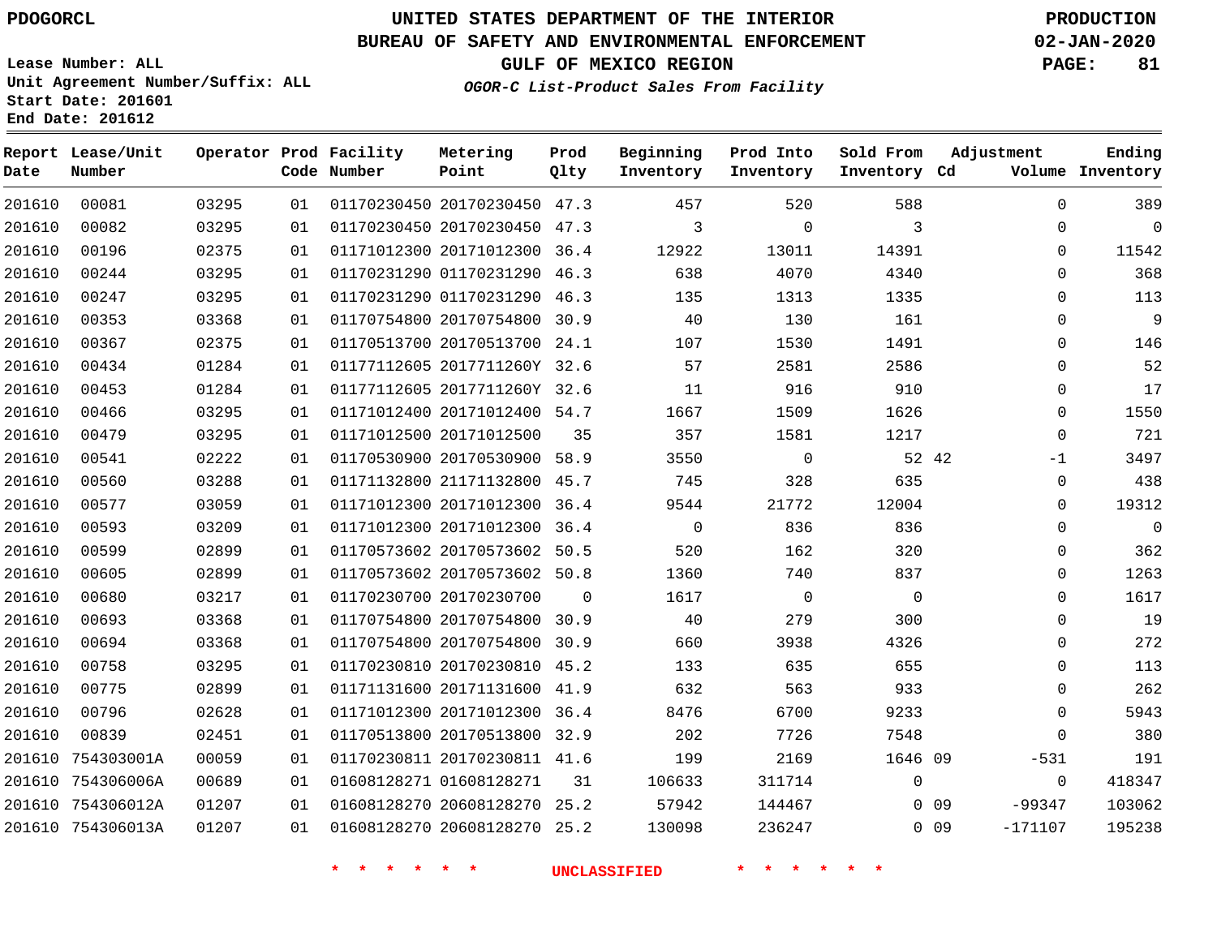PDOGORCL

**UNITED STATES DEPARTMENT OF THE INTERIOR**
**BUREAU OF SAFETY AND ENVIRONMENTAL ENFORCEMENT**
**GULF OF MEXICO REGION**
*OGOR-C List-Product Sales From Facility*

PRODUCTION
02-JAN-2020

Lease Number: ALL
Unit Agreement Number/Suffix: ALL
Start Date: 201601
End Date: 201612

| Report Date | Lease/Unit Number | Operator | Prod Code | Facility Number | Metering Point | Prod Qlty | Beginning Inventory | Prod Into Inventory | Sold From Inventory | Adjustment Cd | Adjustment Volume | Ending Inventory |
|---|---|---|---|---|---|---|---|---|---|---|---|---|
| 201610 | 00081 | 03295 | 01 | 01170230450 | 20170230450 | 47.3 | 457 | 520 | 588 | | 0 | 389 |
| 201610 | 00082 | 03295 | 01 | 01170230450 | 20170230450 | 47.3 | 3 | 0 | 3 | | 0 | 0 |
| 201610 | 00196 | 02375 | 01 | 01171012300 | 20171012300 | 36.4 | 12922 | 13011 | 14391 | | 0 | 11542 |
| 201610 | 00244 | 03295 | 01 | 01170231290 | 01170231290 | 46.3 | 638 | 4070 | 4340 | | 0 | 368 |
| 201610 | 00247 | 03295 | 01 | 01170231290 | 01170231290 | 46.3 | 135 | 1313 | 1335 | | 0 | 113 |
| 201610 | 00353 | 03368 | 01 | 01170754800 | 20170754800 | 30.9 | 40 | 130 | 161 | | 0 | 9 |
| 201610 | 00367 | 02375 | 01 | 01170513700 | 20170513700 | 24.1 | 107 | 1530 | 1491 | | 0 | 146 |
| 201610 | 00434 | 01284 | 01 | 01177112605 | 2017711260Y | 32.6 | 57 | 2581 | 2586 | | 0 | 52 |
| 201610 | 00453 | 01284 | 01 | 01177112605 | 2017711260Y | 32.6 | 11 | 916 | 910 | | 0 | 17 |
| 201610 | 00466 | 03295 | 01 | 01171012400 | 20171012400 | 54.7 | 1667 | 1509 | 1626 | | 0 | 1550 |
| 201610 | 00479 | 03295 | 01 | 01171012500 | 20171012500 | 35 | 357 | 1581 | 1217 | | 0 | 721 |
| 201610 | 00541 | 02222 | 01 | 01170530900 | 20170530900 | 58.9 | 3550 | 0 | 52 | 42 | -1 | 3497 |
| 201610 | 00560 | 03288 | 01 | 01171132800 | 21171132800 | 45.7 | 745 | 328 | 635 | | 0 | 438 |
| 201610 | 00577 | 03059 | 01 | 01171012300 | 20171012300 | 36.4 | 9544 | 21772 | 12004 | | 0 | 19312 |
| 201610 | 00593 | 03209 | 01 | 01171012300 | 20171012300 | 36.4 | 0 | 836 | 836 | | 0 | 0 |
| 201610 | 00599 | 02899 | 01 | 01170573602 | 20170573602 | 50.5 | 520 | 162 | 320 | | 0 | 362 |
| 201610 | 00605 | 02899 | 01 | 01170573602 | 20170573602 | 50.8 | 1360 | 740 | 837 | | 0 | 1263 |
| 201610 | 00680 | 03217 | 01 | 01170230700 | 20170230700 | 0 | 1617 | 0 | 0 | | 0 | 1617 |
| 201610 | 00693 | 03368 | 01 | 01170754800 | 20170754800 | 30.9 | 40 | 279 | 300 | | 0 | 19 |
| 201610 | 00694 | 03368 | 01 | 01170754800 | 20170754800 | 30.9 | 660 | 3938 | 4326 | | 0 | 272 |
| 201610 | 00758 | 03295 | 01 | 01170230810 | 20170230810 | 45.2 | 133 | 635 | 655 | | 0 | 113 |
| 201610 | 00775 | 02899 | 01 | 01171131600 | 20171131600 | 41.9 | 632 | 563 | 933 | | 0 | 262 |
| 201610 | 00796 | 02628 | 01 | 01171012300 | 20171012300 | 36.4 | 8476 | 6700 | 9233 | | 0 | 5943 |
| 201610 | 00839 | 02451 | 01 | 01170513800 | 20170513800 | 32.9 | 202 | 7726 | 7548 | | 0 | 380 |
| 201610 | 754303001A | 00059 | 01 | 01170230811 | 20170230811 | 41.6 | 199 | 2169 | 1646 | 09 | -531 | 191 |
| 201610 | 754306006A | 00689 | 01 | 01608128271 | 01608128271 | 31 | 106633 | 311714 | 0 | | 0 | 418347 |
| 201610 | 754306012A | 01207 | 01 | 01608128270 | 20608128270 | 25.2 | 57942 | 144467 | 0 | 09 | -99347 | 103062 |
| 201610 | 754306013A | 01207 | 01 | 01608128270 | 20608128270 | 25.2 | 130098 | 236247 | 0 | 09 | -171107 | 195238 |

* * * * * * UNCLASSIFIED * * * * * *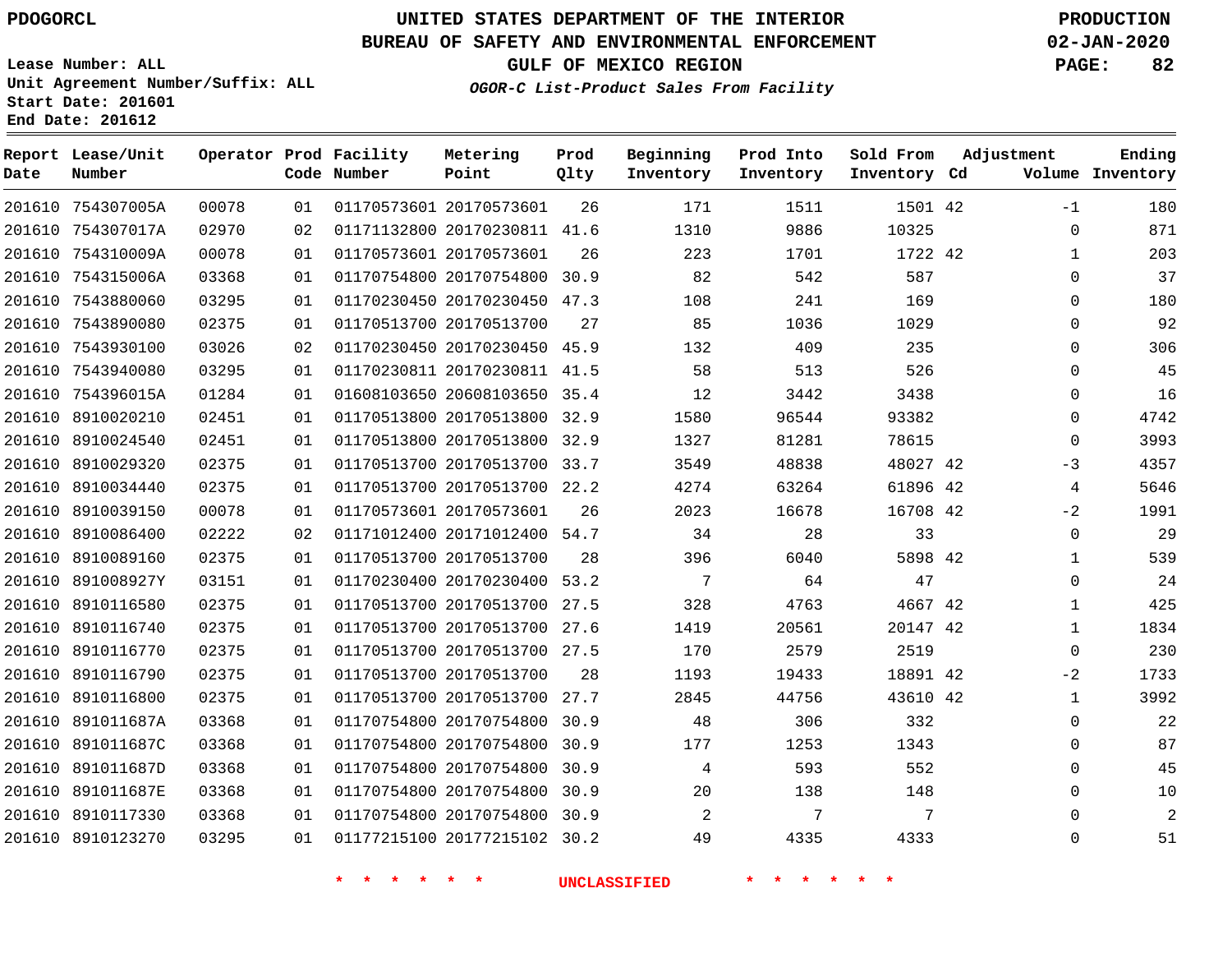PDOGORCL

# UNITED STATES DEPARTMENT OF THE INTERIOR
## BUREAU OF SAFETY AND ENVIRONMENTAL ENFORCEMENT
### GULF OF MEXICO REGION
*OGOR-C List-Product Sales From Facility*

PRODUCTION
02-JAN-2020

Lease Number: ALL
Unit Agreement Number/Suffix: ALL
Start Date: 201601
End Date: 201612

| Report Date | Lease/Unit Number | Operator | Prod Code | Facility Number | Metering Point | Prod Qlty | Beginning Inventory | Prod Into Inventory | Sold From Inventory | Adjustment Cd | Volume | Ending Inventory |
|---|---|---|---|---|---|---|---|---|---|---|---|---|
| 201610 | 754307005A | 00078 | 01 | 01170573601 | 20170573601 | 26 | 171 | 1511 | 1501 | 42 | -1 | 180 |
| 201610 | 754307017A | 02970 | 02 | 01171132800 | 20170230811 | 41.6 | 1310 | 9886 | 10325 | | 0 | 871 |
| 201610 | 754310009A | 00078 | 01 | 01170573601 | 20170573601 | 26 | 223 | 1701 | 1722 | 42 | 1 | 203 |
| 201610 | 754315006A | 03368 | 01 | 01170754800 | 20170754800 | 30.9 | 82 | 542 | 587 | | 0 | 37 |
| 201610 | 7543880060 | 03295 | 01 | 01170230450 | 20170230450 | 47.3 | 108 | 241 | 169 | | 0 | 180 |
| 201610 | 7543890080 | 02375 | 01 | 01170513700 | 20170513700 | 27 | 85 | 1036 | 1029 | | 0 | 92 |
| 201610 | 7543930100 | 03026 | 02 | 01170230450 | 20170230450 | 45.9 | 132 | 409 | 235 | | 0 | 306 |
| 201610 | 7543940080 | 03295 | 01 | 01170230811 | 20170230811 | 41.5 | 58 | 513 | 526 | | 0 | 45 |
| 201610 | 754396015A | 01284 | 01 | 01608103650 | 20608103650 | 35.4 | 12 | 3442 | 3438 | | 0 | 16 |
| 201610 | 8910020210 | 02451 | 01 | 01170513800 | 20170513800 | 32.9 | 1580 | 96544 | 93382 | | 0 | 4742 |
| 201610 | 8910024540 | 02451 | 01 | 01170513800 | 20170513800 | 32.9 | 1327 | 81281 | 78615 | | 0 | 3993 |
| 201610 | 8910029320 | 02375 | 01 | 01170513700 | 20170513700 | 33.7 | 3549 | 48838 | 48027 | 42 | -3 | 4357 |
| 201610 | 8910034440 | 02375 | 01 | 01170513700 | 20170513700 | 22.2 | 4274 | 63264 | 61896 | 42 | 4 | 5646 |
| 201610 | 8910039150 | 00078 | 01 | 01170573601 | 20170573601 | 26 | 2023 | 16678 | 16708 | 42 | -2 | 1991 |
| 201610 | 8910086400 | 02222 | 02 | 01171012400 | 20171012400 | 54.7 | 34 | 28 | 33 | | 0 | 29 |
| 201610 | 8910089160 | 02375 | 01 | 01170513700 | 20170513700 | 28 | 396 | 6040 | 5898 | 42 | 1 | 539 |
| 201610 | 891008927Y | 03151 | 01 | 01170230400 | 20170230400 | 53.2 | 7 | 64 | 47 | | 0 | 24 |
| 201610 | 8910116580 | 02375 | 01 | 01170513700 | 20170513700 | 27.5 | 328 | 4763 | 4667 | 42 | 1 | 425 |
| 201610 | 8910116740 | 02375 | 01 | 01170513700 | 20170513700 | 27.6 | 1419 | 20561 | 20147 | 42 | 1 | 1834 |
| 201610 | 8910116770 | 02375 | 01 | 01170513700 | 20170513700 | 27.5 | 170 | 2579 | 2519 | | 0 | 230 |
| 201610 | 8910116790 | 02375 | 01 | 01170513700 | 20170513700 | 28 | 1193 | 19433 | 18891 | 42 | -2 | 1733 |
| 201610 | 8910116800 | 02375 | 01 | 01170513700 | 20170513700 | 27.7 | 2845 | 44756 | 43610 | 42 | 1 | 3992 |
| 201610 | 891011687A | 03368 | 01 | 01170754800 | 20170754800 | 30.9 | 48 | 306 | 332 | | 0 | 22 |
| 201610 | 891011687C | 03368 | 01 | 01170754800 | 20170754800 | 30.9 | 177 | 1253 | 1343 | | 0 | 87 |
| 201610 | 891011687D | 03368 | 01 | 01170754800 | 20170754800 | 30.9 | 4 | 593 | 552 | | 0 | 45 |
| 201610 | 891011687E | 03368 | 01 | 01170754800 | 20170754800 | 30.9 | 20 | 138 | 148 | | 0 | 10 |
| 201610 | 8910117330 | 03368 | 01 | 01170754800 | 20170754800 | 30.9 | 2 | 7 | 7 | | 0 | 2 |
| 201610 | 8910123270 | 03295 | 01 | 01177215100 | 20177215102 | 30.2 | 49 | 4335 | 4333 | | 0 | 51 |

\* \* \* \* \* \* UNCLASSIFIED \* \* \* \* \* \*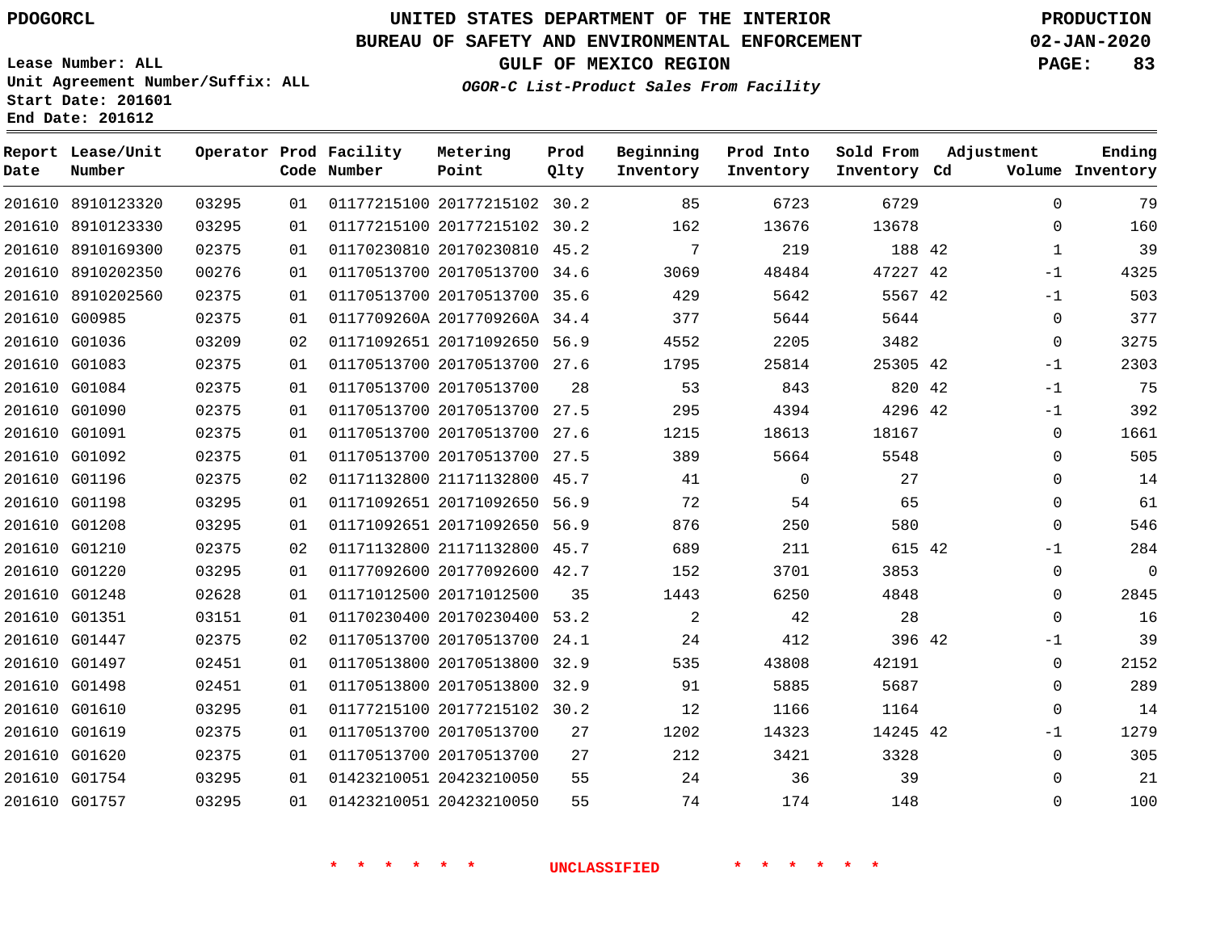PDOGORCL

# UNITED STATES DEPARTMENT OF THE INTERIOR
## BUREAU OF SAFETY AND ENVIRONMENTAL ENFORCEMENT
### GULF OF MEXICO REGION
*OGOR-C List-Product Sales From Facility*

PRODUCTION
02-JAN-2020

Lease Number: ALL
Unit Agreement Number/Suffix: ALL
Start Date: 201601
End Date: 201612

| Report Date | Lease/Unit Number | Operator | Prod Code | Facility Number | Metering Point | Prod Qlty | Beginning Inventory | Prod Into Inventory | Sold From Inventory | Adjustment Cd | Volume | Ending Inventory |
|---|---|---|---|---|---|---|---|---|---|---|---|---|
| 201610 | 8910123320 | 03295 | 01 | 01177215100 | 20177215102 | 30.2 | 85 | 6723 | 6729 | | 0 | 79 |
| 201610 | 8910123330 | 03295 | 01 | 01177215100 | 20177215102 | 30.2 | 162 | 13676 | 13678 | | 0 | 160 |
| 201610 | 8910169300 | 02375 | 01 | 01170230810 | 20170230810 | 45.2 | 7 | 219 | 188 | 42 | 1 | 39 |
| 201610 | 8910202350 | 00276 | 01 | 01170513700 | 20170513700 | 34.6 | 3069 | 48484 | 47227 | 42 | -1 | 4325 |
| 201610 | 8910202560 | 02375 | 01 | 01170513700 | 20170513700 | 35.6 | 429 | 5642 | 5567 | 42 | -1 | 503 |
| 201610 | G00985 | 02375 | 01 | 0117709260A | 2017709260A | 34.4 | 377 | 5644 | 5644 | | 0 | 377 |
| 201610 | G01036 | 03209 | 02 | 01171092651 | 20171092650 | 56.9 | 4552 | 2205 | 3482 | | 0 | 3275 |
| 201610 | G01083 | 02375 | 01 | 01170513700 | 20170513700 | 27.6 | 1795 | 25814 | 25305 | 42 | -1 | 2303 |
| 201610 | G01084 | 02375 | 01 | 01170513700 | 20170513700 | 28 | 53 | 843 | 820 | 42 | -1 | 75 |
| 201610 | G01090 | 02375 | 01 | 01170513700 | 20170513700 | 27.5 | 295 | 4394 | 4296 | 42 | -1 | 392 |
| 201610 | G01091 | 02375 | 01 | 01170513700 | 20170513700 | 27.6 | 1215 | 18613 | 18167 | | 0 | 1661 |
| 201610 | G01092 | 02375 | 01 | 01170513700 | 20170513700 | 27.5 | 389 | 5664 | 5548 | | 0 | 505 |
| 201610 | G01196 | 02375 | 02 | 01171132800 | 21171132800 | 45.7 | 41 | 0 | 27 | | 0 | 14 |
| 201610 | G01198 | 03295 | 01 | 01171092651 | 20171092650 | 56.9 | 72 | 54 | 65 | | 0 | 61 |
| 201610 | G01208 | 03295 | 01 | 01171092651 | 20171092650 | 56.9 | 876 | 250 | 580 | | 0 | 546 |
| 201610 | G01210 | 02375 | 02 | 01171132800 | 21171132800 | 45.7 | 689 | 211 | 615 | 42 | -1 | 284 |
| 201610 | G01220 | 03295 | 01 | 01177092600 | 20177092600 | 42.7 | 152 | 3701 | 3853 | | 0 | 0 |
| 201610 | G01248 | 02628 | 01 | 01171012500 | 20171012500 | 35 | 1443 | 6250 | 4848 | | 0 | 2845 |
| 201610 | G01351 | 03151 | 01 | 01170230400 | 20170230400 | 53.2 | 2 | 42 | 28 | | 0 | 16 |
| 201610 | G01447 | 02375 | 02 | 01170513700 | 20170513700 | 24.1 | 24 | 412 | 396 | 42 | -1 | 39 |
| 201610 | G01497 | 02451 | 01 | 01170513800 | 20170513800 | 32.9 | 535 | 43808 | 42191 | | 0 | 2152 |
| 201610 | G01498 | 02451 | 01 | 01170513800 | 20170513800 | 32.9 | 91 | 5885 | 5687 | | 0 | 289 |
| 201610 | G01610 | 03295 | 01 | 01177215100 | 20177215102 | 30.2 | 12 | 1166 | 1164 | | 0 | 14 |
| 201610 | G01619 | 02375 | 01 | 01170513700 | 20170513700 | 27 | 1202 | 14323 | 14245 | 42 | -1 | 1279 |
| 201610 | G01620 | 02375 | 01 | 01170513700 | 20170513700 | 27 | 212 | 3421 | 3328 | | 0 | 305 |
| 201610 | G01754 | 03295 | 01 | 01423210051 | 20423210050 | 55 | 24 | 36 | 39 | | 0 | 21 |
| 201610 | G01757 | 03295 | 01 | 01423210051 | 20423210050 | 55 | 74 | 174 | 148 | | 0 | 100 |

\* \* \* \* \* \* UNCLASSIFIED \* \* \* \* \* \*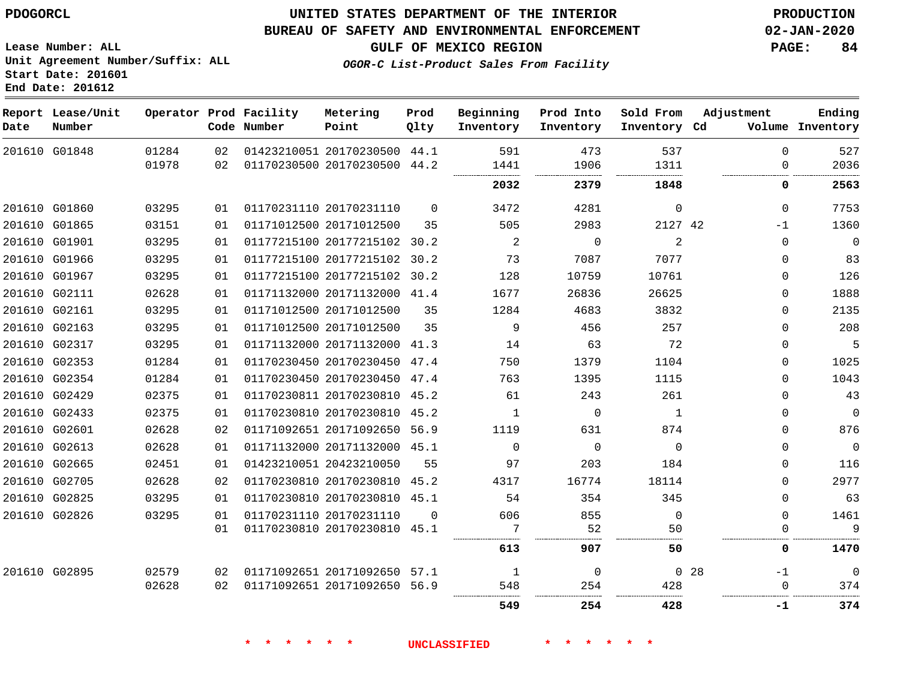PDOGORCL

# UNITED STATES DEPARTMENT OF THE INTERIOR
## BUREAU OF SAFETY AND ENVIRONMENTAL ENFORCEMENT
### GULF OF MEXICO REGION
*OGOR-C List-Product Sales From Facility*

PRODUCTION
02-JAN-2020

Lease Number: ALL
Unit Agreement Number/Suffix: ALL
Start Date: 201601
End Date: 201612

| Report Date | Lease/Unit Number | Operator | Prod Code | Facility Number | Metering Point | Prod Qlty | Beginning Inventory | Prod Into Inventory | Sold From Inventory | Adjustment Cd | Volume | Ending Inventory |
|---|---|---|---|---|---|---|---|---|---|---|---|---|
| 201610 | G01848 | 01284 | 02 | 01423210051 | 20170230500 | 44.1 | 591 | 473 | 537 | | 0 | 527 |
| | | 01978 | 02 | 01170230500 | 20170230500 | 44.2 | 1441 | 1906 | 1311 | | 0 | 2036 |
| | | | | | | | **2032** | **2379** | **1848** | | **0** | **2563** |
| 201610 | G01860 | 03295 | 01 | 01170231110 | 20170231110 | 0 | 3472 | 4281 | 0 | | 0 | 7753 |
| 201610 | G01865 | 03151 | 01 | 01171012500 | 20171012500 | 35 | 505 | 2983 | 2127 | 42 | -1 | 1360 |
| 201610 | G01901 | 03295 | 01 | 01177215100 | 20177215102 | 30.2 | 2 | 0 | 2 | | 0 | 0 |
| 201610 | G01966 | 03295 | 01 | 01177215100 | 20177215102 | 30.2 | 73 | 7087 | 7077 | | 0 | 83 |
| 201610 | G01967 | 03295 | 01 | 01177215100 | 20177215102 | 30.2 | 128 | 10759 | 10761 | | 0 | 126 |
| 201610 | G02111 | 02628 | 01 | 01171132000 | 20171132000 | 41.4 | 1677 | 26836 | 26625 | | 0 | 1888 |
| 201610 | G02161 | 03295 | 01 | 01171012500 | 20171012500 | 35 | 1284 | 4683 | 3832 | | 0 | 2135 |
| 201610 | G02163 | 03295 | 01 | 01171012500 | 20171012500 | 35 | 9 | 456 | 257 | | 0 | 208 |
| 201610 | G02317 | 03295 | 01 | 01171132000 | 20171132000 | 41.3 | 14 | 63 | 72 | | 0 | 5 |
| 201610 | G02353 | 01284 | 01 | 01170230450 | 20170230450 | 47.4 | 750 | 1379 | 1104 | | 0 | 1025 |
| 201610 | G02354 | 01284 | 01 | 01170230450 | 20170230450 | 47.4 | 763 | 1395 | 1115 | | 0 | 1043 |
| 201610 | G02429 | 02375 | 01 | 01170230811 | 20170230810 | 45.2 | 61 | 243 | 261 | | 0 | 43 |
| 201610 | G02433 | 02375 | 01 | 01170230810 | 20170230810 | 45.2 | 1 | 0 | 1 | | 0 | 0 |
| 201610 | G02601 | 02628 | 02 | 01171092651 | 20171092650 | 56.9 | 1119 | 631 | 874 | | 0 | 876 |
| 201610 | G02613 | 02628 | 01 | 01171132000 | 20171132000 | 45.1 | 0 | 0 | 0 | | 0 | 0 |
| 201610 | G02665 | 02451 | 01 | 01423210051 | 20423210050 | 55 | 97 | 203 | 184 | | 0 | 116 |
| 201610 | G02705 | 02628 | 02 | 01170230810 | 20170230810 | 45.2 | 4317 | 16774 | 18114 | | 0 | 2977 |
| 201610 | G02825 | 03295 | 01 | 01170230810 | 20170230810 | 45.1 | 54 | 354 | 345 | | 0 | 63 |
| 201610 | G02826 | 03295 | 01 | 01170231110 | 20170231110 | 0 | 606 | 855 | 0 | | 0 | 1461 |
| | | | 01 | 01170230810 | 20170230810 | 45.1 | 7 | 52 | 50 | | 0 | 9 |
| | | | | | | | **613** | **907** | **50** | | **0** | **1470** |
| 201610 | G02895 | 02579 | 02 | 01171092651 | 20171092650 | 57.1 | 1 | 0 | 0 | 28 | -1 | 0 |
| | | 02628 | 02 | 01171092651 | 20171092650 | 56.9 | 548 | 254 | 428 | | 0 | 374 |
| | | | | | | | **549** | **254** | **428** | | **-1** | **374** |

\* \* \* \* \* \* UNCLASSIFIED \* \* \* \* \* \*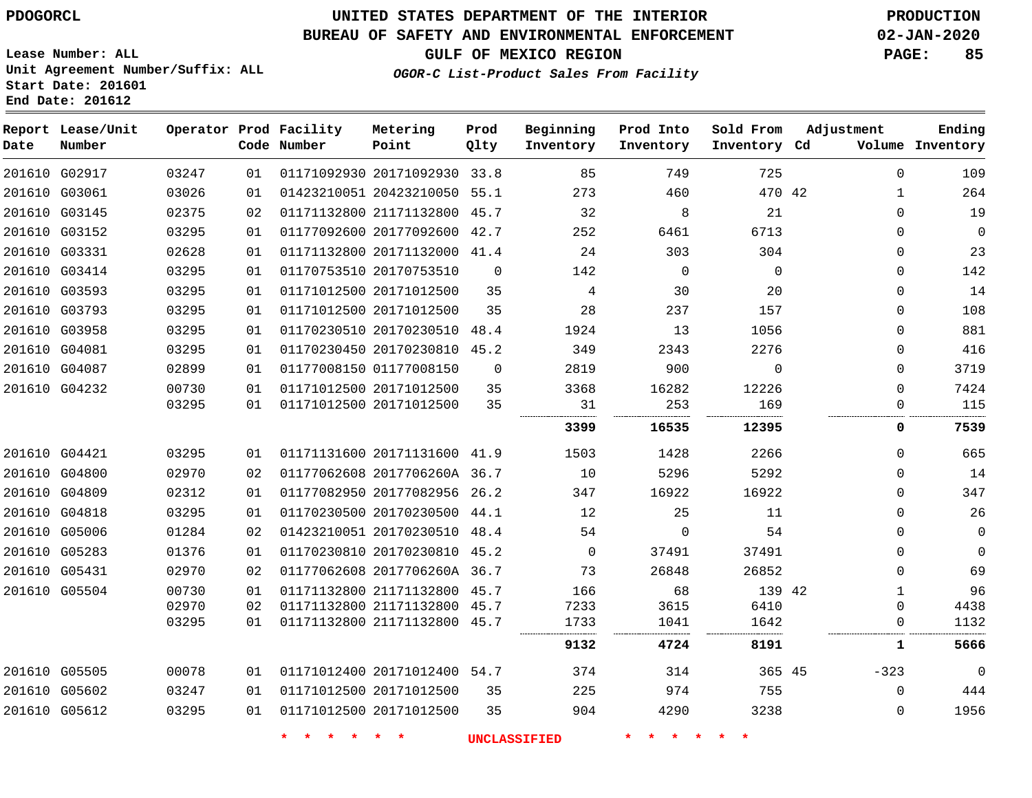PDOGORCL

# UNITED STATES DEPARTMENT OF THE INTERIOR
## BUREAU OF SAFETY AND ENVIRONMENTAL ENFORCEMENT
### GULF OF MEXICO REGION
*OGOR-C List-Product Sales From Facility*

PRODUCTION
02-JAN-2020

Lease Number: ALL
Unit Agreement Number/Suffix: ALL
Start Date: 201601
End Date: 201612

| Report Date | Lease/Unit Number | Operator | Prod Code | Facility Number | Metering Point | Prod Qlty | Beginning Inventory | Prod Into Inventory | Sold From Inventory | Adjustment Cd | Adjustment Volume | Ending Inventory |
|---|---|---|---|---|---|---|---|---|---|---|---|---|
| 201610 | G02917 | 03247 | 01 | 01171092930 | 20171092930 | 33.8 | 85 | 749 | 725 | | 0 | 109 |
| 201610 | G03061 | 03026 | 01 | 01423210051 | 20423210050 | 55.1 | 273 | 460 | 470 | 42 | 1 | 264 |
| 201610 | G03145 | 02375 | 02 | 01171132800 | 21171132800 | 45.7 | 32 | 8 | 21 | | 0 | 19 |
| 201610 | G03152 | 03295 | 01 | 01177092600 | 20177092600 | 42.7 | 252 | 6461 | 6713 | | 0 | 0 |
| 201610 | G03331 | 02628 | 01 | 01171132800 | 20171132000 | 41.4 | 24 | 303 | 304 | | 0 | 23 |
| 201610 | G03414 | 03295 | 01 | 01170753510 | 20170753510 | 0 | 142 | 0 | 0 | | 0 | 142 |
| 201610 | G03593 | 03295 | 01 | 01171012500 | 20171012500 | 35 | 4 | 30 | 20 | | 0 | 14 |
| 201610 | G03793 | 03295 | 01 | 01171012500 | 20171012500 | 35 | 28 | 237 | 157 | | 0 | 108 |
| 201610 | G03958 | 03295 | 01 | 01170230510 | 20170230510 | 48.4 | 1924 | 13 | 1056 | | 0 | 881 |
| 201610 | G04081 | 03295 | 01 | 01170230450 | 20170230810 | 45.2 | 349 | 2343 | 2276 | | 0 | 416 |
| 201610 | G04087 | 02899 | 01 | 01177008150 | 01177008150 | 0 | 2819 | 900 | 0 | | 0 | 3719 |
| 201610 | G04232 | 00730 | 01 | 01171012500 | 20171012500 | 35 | 3368 | 16282 | 12226 | | 0 | 7424 |
| | | 03295 | 01 | 01171012500 | 20171012500 | 35 | 31 | 253 | 169 | | 0 | 115 |
| | | | | | | | **3399** | **16535** | **12395** | | **0** | **7539** |
| 201610 | G04421 | 03295 | 01 | 01171131600 | 20171131600 | 41.9 | 1503 | 1428 | 2266 | | 0 | 665 |
| 201610 | G04800 | 02970 | 02 | 01177062608 | 2017706260A | 36.7 | 10 | 5296 | 5292 | | 0 | 14 |
| 201610 | G04809 | 02312 | 01 | 01177082950 | 20177082956 | 26.2 | 347 | 16922 | 16922 | | 0 | 347 |
| 201610 | G04818 | 03295 | 01 | 01170230500 | 20170230500 | 44.1 | 12 | 25 | 11 | | 0 | 26 |
| 201610 | G05006 | 01284 | 02 | 01423210051 | 20170230510 | 48.4 | 54 | 0 | 54 | | 0 | 0 |
| 201610 | G05283 | 01376 | 01 | 01170230810 | 20170230810 | 45.2 | 0 | 37491 | 37491 | | 0 | 0 |
| 201610 | G05431 | 02970 | 02 | 01177062608 | 2017706260A | 36.7 | 73 | 26848 | 26852 | | 0 | 69 |
| 201610 | G05504 | 00730 | 01 | 01171132800 | 21171132800 | 45.7 | 166 | 68 | 139 | 42 | 1 | 96 |
| | | 02970 | 02 | 01171132800 | 21171132800 | 45.7 | 7233 | 3615 | 6410 | | 0 | 4438 |
| | | 03295 | 01 | 01171132800 | 21171132800 | 45.7 | 1733 | 1041 | 1642 | | 0 | 1132 |
| | | | | | | | **9132** | **4724** | **8191** | | **1** | **5666** |
| 201610 | G05505 | 00078 | 01 | 01171012400 | 20171012400 | 54.7 | 374 | 314 | 365 | 45 | -323 | 0 |
| 201610 | G05602 | 03247 | 01 | 01171012500 | 20171012500 | 35 | 225 | 974 | 755 | | 0 | 444 |
| 201610 | G05612 | 03295 | 01 | 01171012500 | 20171012500 | 35 | 904 | 4290 | 3238 | | 0 | 1956 |

\* \* \* \* \* \* UNCLASSIFIED \* \* \* \* \* \*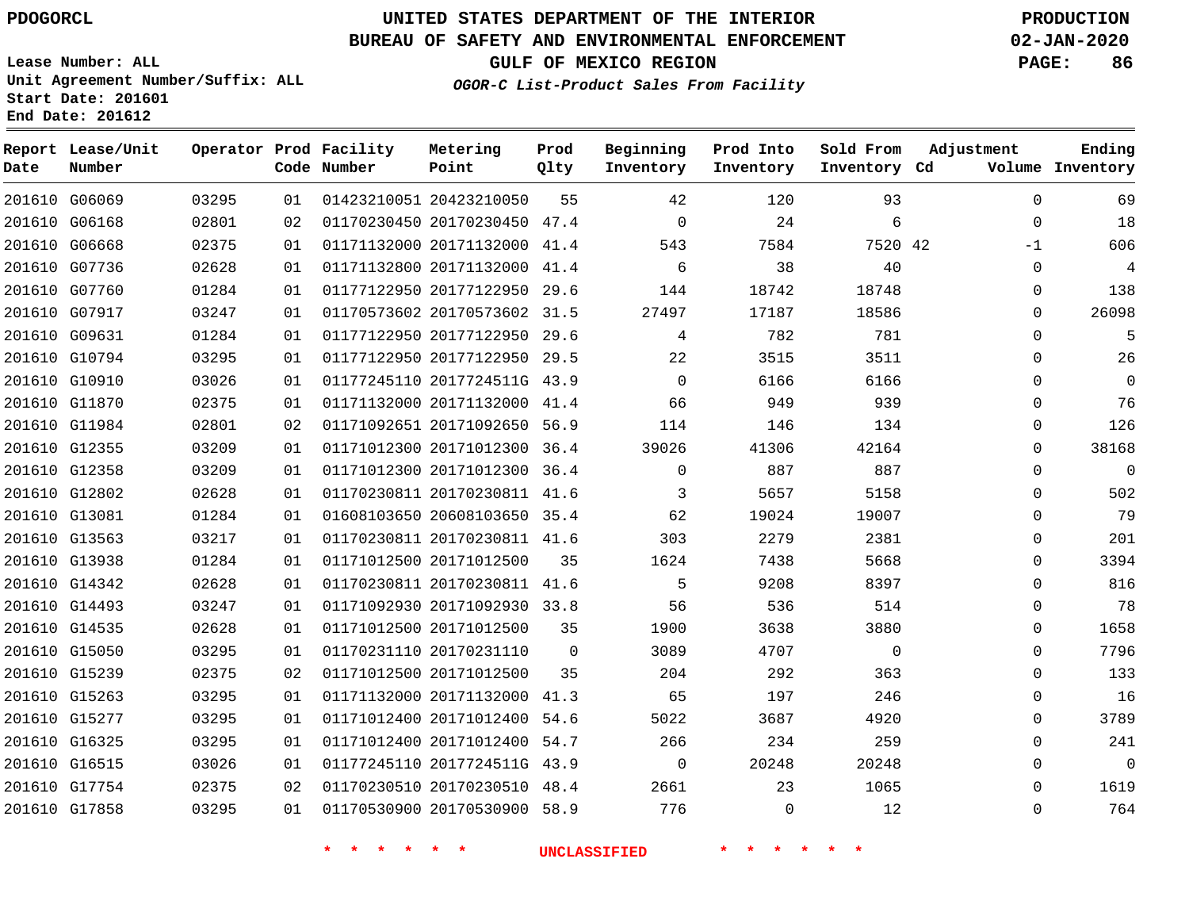PDOGORCL

# UNITED STATES DEPARTMENT OF THE INTERIOR
## BUREAU OF SAFETY AND ENVIRONMENTAL ENFORCEMENT
### GULF OF MEXICO REGION
*OGOR-C List-Product Sales From Facility*

PRODUCTION
02-JAN-2020

Lease Number: ALL
Unit Agreement Number/Suffix: ALL
Start Date: 201601
End Date: 201612

| Report Date | Lease/Unit Number | Operator | Prod Code | Facility Number | Metering Point | Prod Qlty | Beginning Inventory | Prod Into Inventory | Sold From Inventory | Adjustment Cd | Adjustment Volume | Ending Inventory |
|---|---|---|---|---|---|---|---|---|---|---|---|---|
| 201610 | G06069 | 03295 | 01 | 01423210051 | 20423210050 | 55 | 42 | 120 | 93 | | 0 | 69 |
| 201610 | G06168 | 02801 | 02 | 01170230450 | 20170230450 | 47.4 | 0 | 24 | 6 | | 0 | 18 |
| 201610 | G06668 | 02375 | 01 | 01171132000 | 20171132000 | 41.4 | 543 | 7584 | 7520 | 42 | -1 | 606 |
| 201610 | G07736 | 02628 | 01 | 01171132800 | 20171132000 | 41.4 | 6 | 38 | 40 | | 0 | 4 |
| 201610 | G07760 | 01284 | 01 | 01177122950 | 20177122950 | 29.6 | 144 | 18742 | 18748 | | 0 | 138 |
| 201610 | G07917 | 03247 | 01 | 01170573602 | 20170573602 | 31.5 | 27497 | 17187 | 18586 | | 0 | 26098 |
| 201610 | G09631 | 01284 | 01 | 01177122950 | 20177122950 | 29.6 | 4 | 782 | 781 | | 0 | 5 |
| 201610 | G10794 | 03295 | 01 | 01177122950 | 20177122950 | 29.5 | 22 | 3515 | 3511 | | 0 | 26 |
| 201610 | G10910 | 03026 | 01 | 01177245110 | 2017724511G | 43.9 | 0 | 6166 | 6166 | | 0 | 0 |
| 201610 | G11870 | 02375 | 01 | 01171132000 | 20171132000 | 41.4 | 66 | 949 | 939 | | 0 | 76 |
| 201610 | G11984 | 02801 | 02 | 01171092651 | 20171092650 | 56.9 | 114 | 146 | 134 | | 0 | 126 |
| 201610 | G12355 | 03209 | 01 | 01171012300 | 20171012300 | 36.4 | 39026 | 41306 | 42164 | | 0 | 38168 |
| 201610 | G12358 | 03209 | 01 | 01171012300 | 20171012300 | 36.4 | 0 | 887 | 887 | | 0 | 0 |
| 201610 | G12802 | 02628 | 01 | 01170230811 | 20170230811 | 41.6 | 3 | 5657 | 5158 | | 0 | 502 |
| 201610 | G13081 | 01284 | 01 | 01608103650 | 20608103650 | 35.4 | 62 | 19024 | 19007 | | 0 | 79 |
| 201610 | G13563 | 03217 | 01 | 01170230811 | 20170230811 | 41.6 | 303 | 2279 | 2381 | | 0 | 201 |
| 201610 | G13938 | 01284 | 01 | 01171012500 | 20171012500 | 35 | 1624 | 7438 | 5668 | | 0 | 3394 |
| 201610 | G14342 | 02628 | 01 | 01170230811 | 20170230811 | 41.6 | 5 | 9208 | 8397 | | 0 | 816 |
| 201610 | G14493 | 03247 | 01 | 01171092930 | 20171092930 | 33.8 | 56 | 536 | 514 | | 0 | 78 |
| 201610 | G14535 | 02628 | 01 | 01171012500 | 20171012500 | 35 | 1900 | 3638 | 3880 | | 0 | 1658 |
| 201610 | G15050 | 03295 | 01 | 01170231110 | 20170231110 | 0 | 3089 | 4707 | 0 | | 0 | 7796 |
| 201610 | G15239 | 02375 | 02 | 01171012500 | 20171012500 | 35 | 204 | 292 | 363 | | 0 | 133 |
| 201610 | G15263 | 03295 | 01 | 01171132000 | 20171132000 | 41.3 | 65 | 197 | 246 | | 0 | 16 |
| 201610 | G15277 | 03295 | 01 | 01171012400 | 20171012400 | 54.6 | 5022 | 3687 | 4920 | | 0 | 3789 |
| 201610 | G16325 | 03295 | 01 | 01171012400 | 20171012400 | 54.7 | 266 | 234 | 259 | | 0 | 241 |
| 201610 | G16515 | 03026 | 01 | 01177245110 | 2017724511G | 43.9 | 0 | 20248 | 20248 | | 0 | 0 |
| 201610 | G17754 | 02375 | 02 | 01170230510 | 20170230510 | 48.4 | 2661 | 23 | 1065 | | 0 | 1619 |
| 201610 | G17858 | 03295 | 01 | 01170530900 | 20170530900 | 58.9 | 776 | 0 | 12 | | 0 | 764 |

\* \* \* \* \* \* UNCLASSIFIED \* \* \* \* \* \*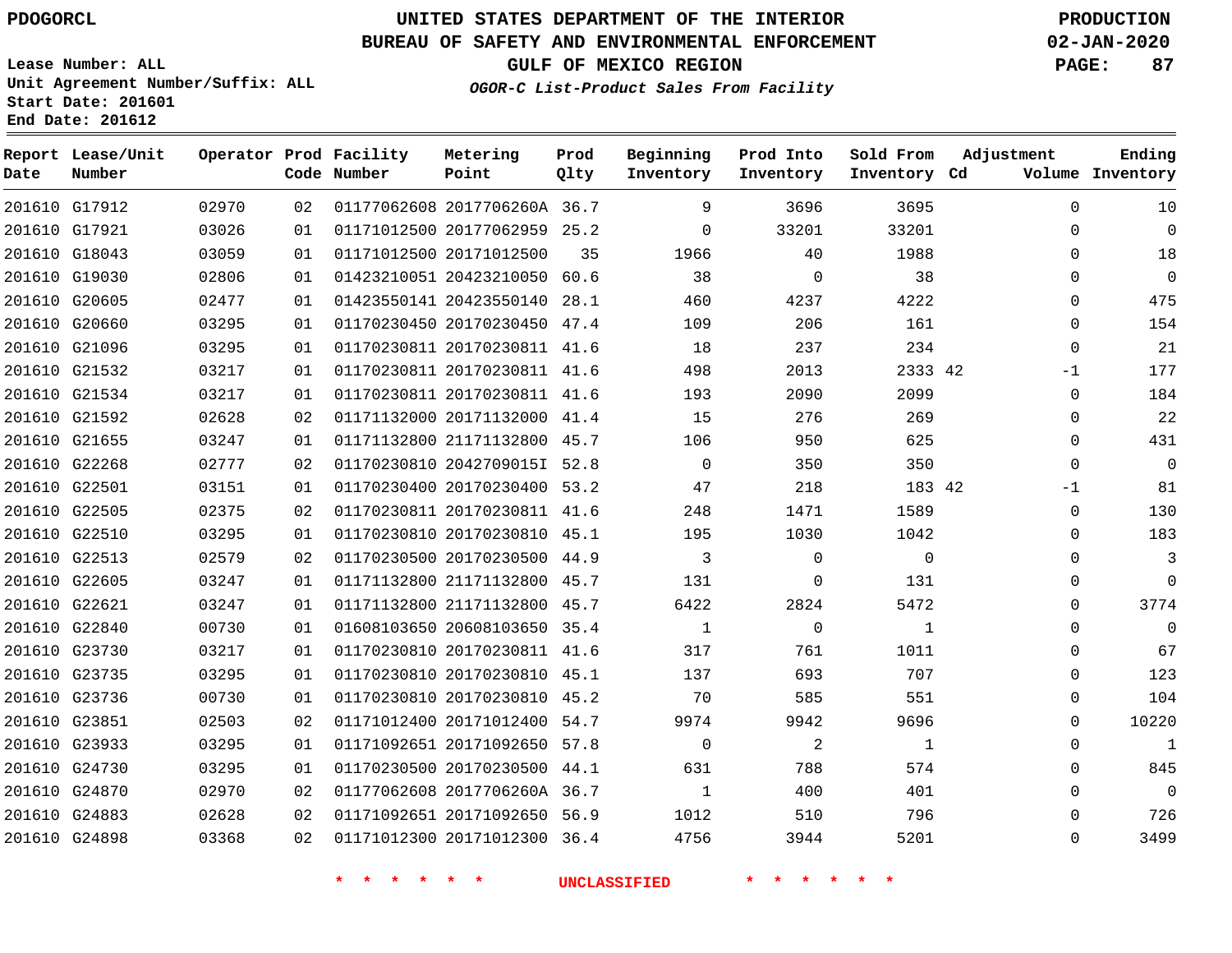PDOGORCL

# UNITED STATES DEPARTMENT OF THE INTERIOR
## BUREAU OF SAFETY AND ENVIRONMENTAL ENFORCEMENT
### GULF OF MEXICO REGION
*OGOR-C List-Product Sales From Facility*

PRODUCTION
02-JAN-2020

Lease Number: ALL
Unit Agreement Number/Suffix: ALL
Start Date: 201601
End Date: 201612

| Report Date | Lease/Unit Number | Operator | Prod Code | Facility Number | Metering Point | Prod Qlty | Beginning Inventory | Prod Into Inventory | Sold From Inventory | Adjustment Cd | Adjustment Volume | Ending Inventory |
|---|---|---|---|---|---|---|---|---|---|---|---|---|
| 201610 | G17912 | 02970 | 02 | 01177062608 | 2017706260A | 36.7 | 9 | 3696 | 3695 | | 0 | 10 |
| 201610 | G17921 | 03026 | 01 | 01171012500 | 20177062959 | 25.2 | 0 | 33201 | 33201 | | 0 | 0 |
| 201610 | G18043 | 03059 | 01 | 01171012500 | 20171012500 | 35 | 1966 | 40 | 1988 | | 0 | 18 |
| 201610 | G19030 | 02806 | 01 | 01423210051 | 20423210050 | 60.6 | 38 | 0 | 38 | | 0 | 0 |
| 201610 | G20605 | 02477 | 01 | 01423550141 | 20423550140 | 28.1 | 460 | 4237 | 4222 | | 0 | 475 |
| 201610 | G20660 | 03295 | 01 | 01170230450 | 20170230450 | 47.4 | 109 | 206 | 161 | | 0 | 154 |
| 201610 | G21096 | 03295 | 01 | 01170230811 | 20170230811 | 41.6 | 18 | 237 | 234 | | 0 | 21 |
| 201610 | G21532 | 03217 | 01 | 01170230811 | 20170230811 | 41.6 | 498 | 2013 | 2333 | 42 | -1 | 177 |
| 201610 | G21534 | 03217 | 01 | 01170230811 | 20170230811 | 41.6 | 193 | 2090 | 2099 | | 0 | 184 |
| 201610 | G21592 | 02628 | 02 | 01171132000 | 20171132000 | 41.4 | 15 | 276 | 269 | | 0 | 22 |
| 201610 | G21655 | 03247 | 01 | 01171132800 | 21171132800 | 45.7 | 106 | 950 | 625 | | 0 | 431 |
| 201610 | G22268 | 02777 | 02 | 01170230810 | 2042709015I | 52.8 | 0 | 350 | 350 | | 0 | 0 |
| 201610 | G22501 | 03151 | 01 | 01170230400 | 20170230400 | 53.2 | 47 | 218 | 183 | 42 | -1 | 81 |
| 201610 | G22505 | 02375 | 02 | 01170230811 | 20170230811 | 41.6 | 248 | 1471 | 1589 | | 0 | 130 |
| 201610 | G22510 | 03295 | 01 | 01170230810 | 20170230810 | 45.1 | 195 | 1030 | 1042 | | 0 | 183 |
| 201610 | G22513 | 02579 | 02 | 01170230500 | 20170230500 | 44.9 | 3 | 0 | 0 | | 0 | 3 |
| 201610 | G22605 | 03247 | 01 | 01171132800 | 21171132800 | 45.7 | 131 | 0 | 131 | | 0 | 0 |
| 201610 | G22621 | 03247 | 01 | 01171132800 | 21171132800 | 45.7 | 6422 | 2824 | 5472 | | 0 | 3774 |
| 201610 | G22840 | 00730 | 01 | 01608103650 | 20608103650 | 35.4 | 1 | 0 | 1 | | 0 | 0 |
| 201610 | G23730 | 03217 | 01 | 01170230810 | 20170230811 | 41.6 | 317 | 761 | 1011 | | 0 | 67 |
| 201610 | G23735 | 03295 | 01 | 01170230810 | 20170230810 | 45.1 | 137 | 693 | 707 | | 0 | 123 |
| 201610 | G23736 | 00730 | 01 | 01170230810 | 20170230810 | 45.2 | 70 | 585 | 551 | | 0 | 104 |
| 201610 | G23851 | 02503 | 02 | 01171012400 | 20171012400 | 54.7 | 9974 | 9942 | 9696 | | 0 | 10220 |
| 201610 | G23933 | 03295 | 01 | 01171092651 | 20171092650 | 57.8 | 0 | 2 | 1 | | 0 | 1 |
| 201610 | G24730 | 03295 | 01 | 01170230500 | 20170230500 | 44.1 | 631 | 788 | 574 | | 0 | 845 |
| 201610 | G24870 | 02970 | 02 | 01177062608 | 2017706260A | 36.7 | 1 | 400 | 401 | | 0 | 0 |
| 201610 | G24883 | 02628 | 02 | 01171092651 | 20171092650 | 56.9 | 1012 | 510 | 796 | | 0 | 726 |
| 201610 | G24898 | 03368 | 02 | 01171012300 | 20171012300 | 36.4 | 4756 | 3944 | 5201 | | 0 | 3499 |

\* \* \* \* \* \* UNCLASSIFIED \* \* \* \* \* \*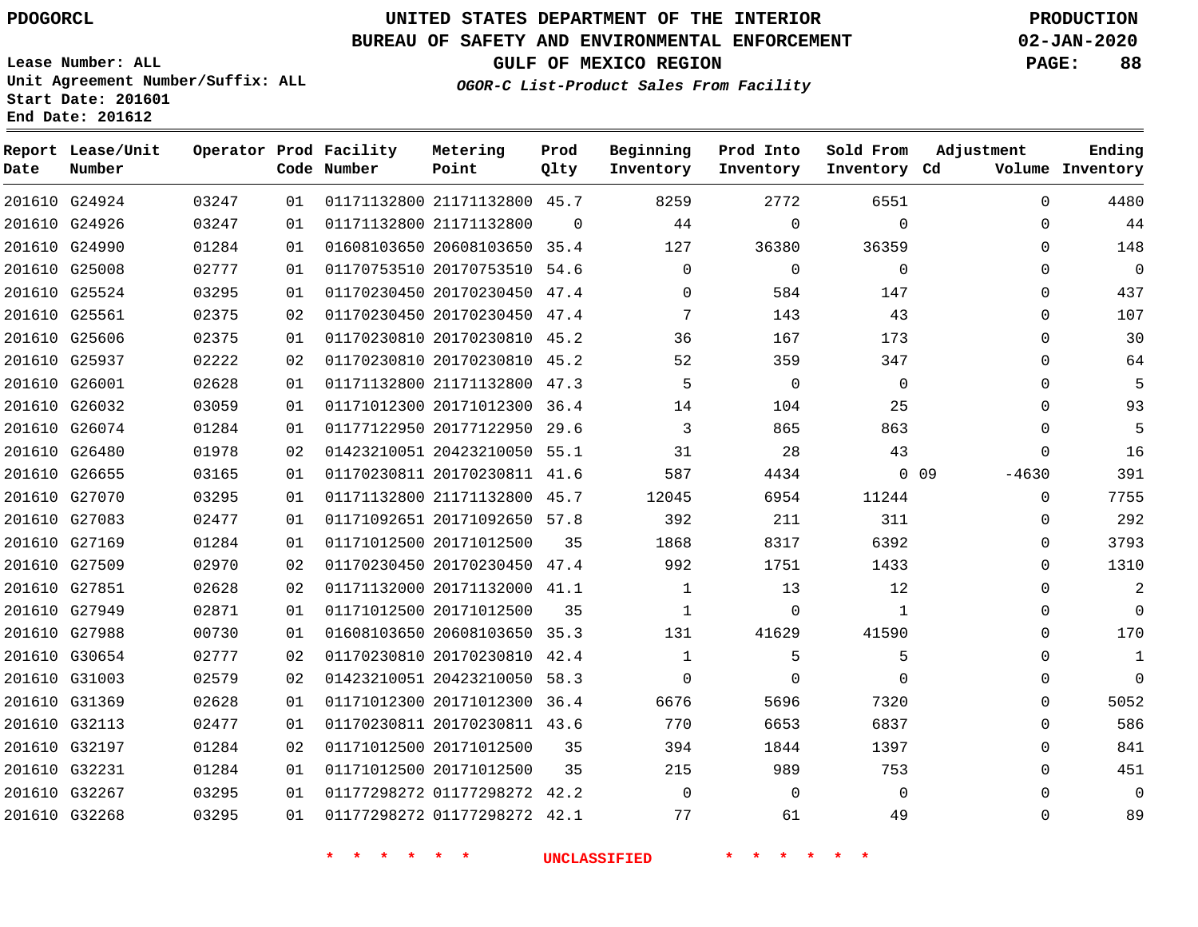PDOGORCL

Lease Number: ALL
Unit Agreement Number/Suffix: ALL
Start Date: 201601
End Date: 201612

# UNITED STATES DEPARTMENT OF THE INTERIOR
## BUREAU OF SAFETY AND ENVIRONMENTAL ENFORCEMENT
### GULF OF MEXICO REGION
*OGOR-C List-Product Sales From Facility*

PRODUCTION
02-JAN-2020

| Report Date | Lease/Unit Number | Operator | Prod Code | Facility Number | Metering Point | Prod Qlty | Beginning Inventory | Prod Into Inventory | Sold From Inventory | Adjustment Cd | Adjustment Volume | Ending Inventory |
|---|---|---|---|---|---|---|---|---|---|---|---|---|
| 201610 | G24924 | 03247 | 01 | 01171132800 | 21171132800 | 45.7 | 8259 | 2772 | 6551 | | 0 | 4480 |
| 201610 | G24926 | 03247 | 01 | 01171132800 | 21171132800 | 0 | 44 | 0 | 0 | | 0 | 44 |
| 201610 | G24990 | 01284 | 01 | 01608103650 | 20608103650 | 35.4 | 127 | 36380 | 36359 | | 0 | 148 |
| 201610 | G25008 | 02777 | 01 | 01170753510 | 20170753510 | 54.6 | 0 | 0 | 0 | | 0 | 0 |
| 201610 | G25524 | 03295 | 01 | 01170230450 | 20170230450 | 47.4 | 0 | 584 | 147 | | 0 | 437 |
| 201610 | G25561 | 02375 | 02 | 01170230450 | 20170230450 | 47.4 | 7 | 143 | 43 | | 0 | 107 |
| 201610 | G25606 | 02375 | 01 | 01170230810 | 20170230810 | 45.2 | 36 | 167 | 173 | | 0 | 30 |
| 201610 | G25937 | 02222 | 02 | 01170230810 | 20170230810 | 45.2 | 52 | 359 | 347 | | 0 | 64 |
| 201610 | G26001 | 02628 | 01 | 01171132800 | 21171132800 | 47.3 | 5 | 0 | 0 | | 0 | 5 |
| 201610 | G26032 | 03059 | 01 | 01171012300 | 20171012300 | 36.4 | 14 | 104 | 25 | | 0 | 93 |
| 201610 | G26074 | 01284 | 01 | 01177122950 | 20177122950 | 29.6 | 3 | 865 | 863 | | 0 | 5 |
| 201610 | G26480 | 01978 | 02 | 01423210051 | 20423210050 | 55.1 | 31 | 28 | 43 | | 0 | 16 |
| 201610 | G26655 | 03165 | 01 | 01170230811 | 20170230811 | 41.6 | 587 | 4434 | 0 | 09 | -4630 | 391 |
| 201610 | G27070 | 03295 | 01 | 01171132800 | 21171132800 | 45.7 | 12045 | 6954 | 11244 | | 0 | 7755 |
| 201610 | G27083 | 02477 | 01 | 01171092651 | 20171092650 | 57.8 | 392 | 211 | 311 | | 0 | 292 |
| 201610 | G27169 | 01284 | 01 | 01171012500 | 20171012500 | 35 | 1868 | 8317 | 6392 | | 0 | 3793 |
| 201610 | G27509 | 02970 | 02 | 01170230450 | 20170230450 | 47.4 | 992 | 1751 | 1433 | | 0 | 1310 |
| 201610 | G27851 | 02628 | 02 | 01171132000 | 20171132000 | 41.1 | 1 | 13 | 12 | | 0 | 2 |
| 201610 | G27949 | 02871 | 01 | 01171012500 | 20171012500 | 35 | 1 | 0 | 1 | | 0 | 0 |
| 201610 | G27988 | 00730 | 01 | 01608103650 | 20608103650 | 35.3 | 131 | 41629 | 41590 | | 0 | 170 |
| 201610 | G30654 | 02777 | 02 | 01170230810 | 20170230810 | 42.4 | 1 | 5 | 5 | | 0 | 1 |
| 201610 | G31003 | 02579 | 02 | 01423210051 | 20423210050 | 58.3 | 0 | 0 | 0 | | 0 | 0 |
| 201610 | G31369 | 02628 | 01 | 01171012300 | 20171012300 | 36.4 | 6676 | 5696 | 7320 | | 0 | 5052 |
| 201610 | G32113 | 02477 | 01 | 01170230811 | 20170230811 | 43.6 | 770 | 6653 | 6837 | | 0 | 586 |
| 201610 | G32197 | 01284 | 02 | 01171012500 | 20171012500 | 35 | 394 | 1844 | 1397 | | 0 | 841 |
| 201610 | G32231 | 01284 | 01 | 01171012500 | 20171012500 | 35 | 215 | 989 | 753 | | 0 | 451 |
| 201610 | G32267 | 03295 | 01 | 01177298272 | 01177298272 | 42.2 | 0 | 0 | 0 | | 0 | 0 |
| 201610 | G32268 | 03295 | 01 | 01177298272 | 01177298272 | 42.1 | 77 | 61 | 49 | | 0 | 89 |

* * * * * * UNCLASSIFIED * * * * * *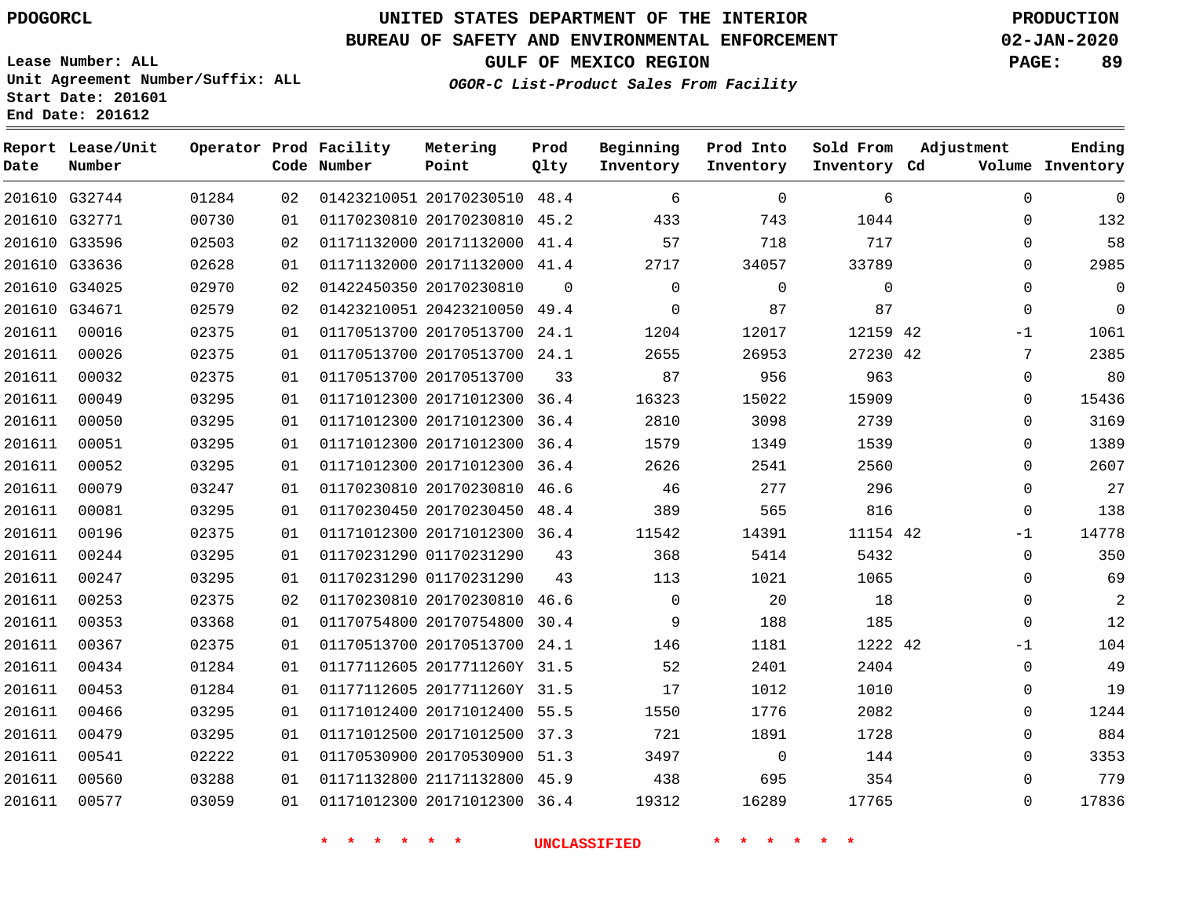PDOGORCL

# UNITED STATES DEPARTMENT OF THE INTERIOR
## BUREAU OF SAFETY AND ENVIRONMENTAL ENFORCEMENT
### GULF OF MEXICO REGION
*OGOR-C List-Product Sales From Facility*

PRODUCTION
02-JAN-2020

Lease Number: ALL
Unit Agreement Number/Suffix: ALL
Start Date: 201601
End Date: 201612

| Report Date | Lease/Unit Number | Operator | Prod Code | Facility Number | Metering Point | Prod Qlty | Beginning Inventory | Prod Into Inventory | Sold From Inventory | Adjustment Cd | Adjustment Volume | Ending Inventory |
|---|---|---|---|---|---|---|---|---|---|---|---|---|
| 201610 | G32744 | 01284 | 02 | 01423210051 | 20170230510 | 48.4 | 6 | 0 | 6 | | 0 | 0 |
| 201610 | G32771 | 00730 | 01 | 01170230810 | 20170230810 | 45.2 | 433 | 743 | 1044 | | 0 | 132 |
| 201610 | G33596 | 02503 | 02 | 01171132000 | 20171132000 | 41.4 | 57 | 718 | 717 | | 0 | 58 |
| 201610 | G33636 | 02628 | 01 | 01171132000 | 20171132000 | 41.4 | 2717 | 34057 | 33789 | | 0 | 2985 |
| 201610 | G34025 | 02970 | 02 | 01422450350 | 20170230810 | 0 | 0 | 0 | 0 | | 0 | 0 |
| 201610 | G34671 | 02579 | 02 | 01423210051 | 20423210050 | 49.4 | 0 | 87 | 87 | | 0 | 0 |
| 201611 | 00016 | 02375 | 01 | 01170513700 | 20170513700 | 24.1 | 1204 | 12017 | 12159 | 42 | -1 | 1061 |
| 201611 | 00026 | 02375 | 01 | 01170513700 | 20170513700 | 24.1 | 2655 | 26953 | 27230 | 42 | 7 | 2385 |
| 201611 | 00032 | 02375 | 01 | 01170513700 | 20170513700 | 33 | 87 | 956 | 963 | | 0 | 80 |
| 201611 | 00049 | 03295 | 01 | 01171012300 | 20171012300 | 36.4 | 16323 | 15022 | 15909 | | 0 | 15436 |
| 201611 | 00050 | 03295 | 01 | 01171012300 | 20171012300 | 36.4 | 2810 | 3098 | 2739 | | 0 | 3169 |
| 201611 | 00051 | 03295 | 01 | 01171012300 | 20171012300 | 36.4 | 1579 | 1349 | 1539 | | 0 | 1389 |
| 201611 | 00052 | 03295 | 01 | 01171012300 | 20171012300 | 36.4 | 2626 | 2541 | 2560 | | 0 | 2607 |
| 201611 | 00079 | 03247 | 01 | 01170230810 | 20170230810 | 46.6 | 46 | 277 | 296 | | 0 | 27 |
| 201611 | 00081 | 03295 | 01 | 01170230450 | 20170230450 | 48.4 | 389 | 565 | 816 | | 0 | 138 |
| 201611 | 00196 | 02375 | 01 | 01171012300 | 20171012300 | 36.4 | 11542 | 14391 | 11154 | 42 | -1 | 14778 |
| 201611 | 00244 | 03295 | 01 | 01170231290 | 01170231290 | 43 | 368 | 5414 | 5432 | | 0 | 350 |
| 201611 | 00247 | 03295 | 01 | 01170231290 | 01170231290 | 43 | 113 | 1021 | 1065 | | 0 | 69 |
| 201611 | 00253 | 02375 | 02 | 01170230810 | 20170230810 | 46.6 | 0 | 20 | 18 | | 0 | 2 |
| 201611 | 00353 | 03368 | 01 | 01170754800 | 20170754800 | 30.4 | 9 | 188 | 185 | | 0 | 12 |
| 201611 | 00367 | 02375 | 01 | 01170513700 | 20170513700 | 24.1 | 146 | 1181 | 1222 | 42 | -1 | 104 |
| 201611 | 00434 | 01284 | 01 | 01177112605 | 2017711260Y | 31.5 | 52 | 2401 | 2404 | | 0 | 49 |
| 201611 | 00453 | 01284 | 01 | 01177112605 | 2017711260Y | 31.5 | 17 | 1012 | 1010 | | 0 | 19 |
| 201611 | 00466 | 03295 | 01 | 01171012400 | 20171012400 | 55.5 | 1550 | 1776 | 2082 | | 0 | 1244 |
| 201611 | 00479 | 03295 | 01 | 01171012500 | 20171012500 | 37.3 | 721 | 1891 | 1728 | | 0 | 884 |
| 201611 | 00541 | 02222 | 01 | 01170530900 | 20170530900 | 51.3 | 3497 | 0 | 144 | | 0 | 3353 |
| 201611 | 00560 | 03288 | 01 | 01171132800 | 21171132800 | 45.9 | 438 | 695 | 354 | | 0 | 779 |
| 201611 | 00577 | 03059 | 01 | 01171012300 | 20171012300 | 36.4 | 19312 | 16289 | 17765 | | 0 | 17836 |

* * * * * * UNCLASSIFIED * * * * * *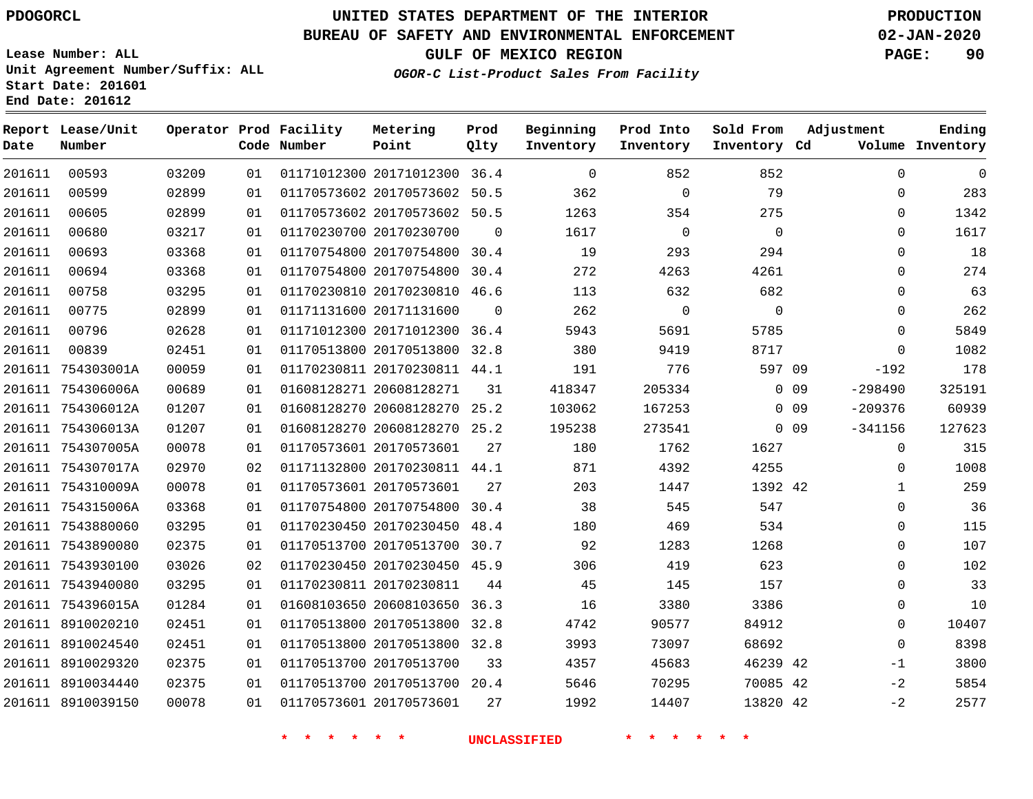PDOGORCL

# UNITED STATES DEPARTMENT OF THE INTERIOR
## BUREAU OF SAFETY AND ENVIRONMENTAL ENFORCEMENT
### GULF OF MEXICO REGION
*OGOR-C List-Product Sales From Facility*

PRODUCTION
02-JAN-2020

Lease Number: ALL
Unit Agreement Number/Suffix: ALL
Start Date: 201601
End Date: 201612

| Report Date | Lease/Unit Number | Operator | Prod Code | Facility Number | Metering Point | Prod Qlty | Beginning Inventory | Prod Into Inventory | Sold From Inventory | Adjustment Cd | Adjustment Volume | Ending Inventory |
|---|---|---|---|---|---|---|---|---|---|---|---|---|
| 201611 | 00593 | 03209 | 01 | 01171012300 | 20171012300 | 36.4 | 0 | 852 | 852 | | 0 | 0 |
| 201611 | 00599 | 02899 | 01 | 01170573602 | 20170573602 | 50.5 | 362 | 0 | 79 | | 0 | 283 |
| 201611 | 00605 | 02899 | 01 | 01170573602 | 20170573602 | 50.5 | 1263 | 354 | 275 | | 0 | 1342 |
| 201611 | 00680 | 03217 | 01 | 01170230700 | 20170230700 | 0 | 1617 | 0 | 0 | | 0 | 1617 |
| 201611 | 00693 | 03368 | 01 | 01170754800 | 20170754800 | 30.4 | 19 | 293 | 294 | | 0 | 18 |
| 201611 | 00694 | 03368 | 01 | 01170754800 | 20170754800 | 30.4 | 272 | 4263 | 4261 | | 0 | 274 |
| 201611 | 00758 | 03295 | 01 | 01170230810 | 20170230810 | 46.6 | 113 | 632 | 682 | | 0 | 63 |
| 201611 | 00775 | 02899 | 01 | 01171131600 | 20171131600 | 0 | 262 | 0 | 0 | | 0 | 262 |
| 201611 | 00796 | 02628 | 01 | 01171012300 | 20171012300 | 36.4 | 5943 | 5691 | 5785 | | 0 | 5849 |
| 201611 | 00839 | 02451 | 01 | 01170513800 | 20170513800 | 32.8 | 380 | 9419 | 8717 | | 0 | 1082 |
| 201611 | 754303001A | 00059 | 01 | 01170230811 | 20170230811 | 44.1 | 191 | 776 | 597 | 09 | -192 | 178 |
| 201611 | 754306006A | 00689 | 01 | 01608128271 | 20608128271 | 31 | 418347 | 205334 | 0 | 09 | -298490 | 325191 |
| 201611 | 754306012A | 01207 | 01 | 01608128270 | 20608128270 | 25.2 | 103062 | 167253 | 0 | 09 | -209376 | 60939 |
| 201611 | 754306013A | 01207 | 01 | 01608128270 | 20608128270 | 25.2 | 195238 | 273541 | 0 | 09 | -341156 | 127623 |
| 201611 | 754307005A | 00078 | 01 | 01170573601 | 20170573601 | 27 | 180 | 1762 | 1627 | | 0 | 315 |
| 201611 | 754307017A | 02970 | 02 | 01171132800 | 20170230811 | 44.1 | 871 | 4392 | 4255 | | 0 | 1008 |
| 201611 | 754310009A | 00078 | 01 | 01170573601 | 20170573601 | 27 | 203 | 1447 | 1392 | 42 | 1 | 259 |
| 201611 | 754315006A | 03368 | 01 | 01170754800 | 20170754800 | 30.4 | 38 | 545 | 547 | | 0 | 36 |
| 201611 | 7543880060 | 03295 | 01 | 01170230450 | 20170230450 | 48.4 | 180 | 469 | 534 | | 0 | 115 |
| 201611 | 7543890080 | 02375 | 01 | 01170513700 | 20170513700 | 30.7 | 92 | 1283 | 1268 | | 0 | 107 |
| 201611 | 7543930100 | 03026 | 02 | 01170230450 | 20170230450 | 45.9 | 306 | 419 | 623 | | 0 | 102 |
| 201611 | 7543940080 | 03295 | 01 | 01170230811 | 20170230811 | 44 | 45 | 145 | 157 | | 0 | 33 |
| 201611 | 754396015A | 01284 | 01 | 01608103650 | 20608103650 | 36.3 | 16 | 3380 | 3386 | | 0 | 10 |
| 201611 | 8910020210 | 02451 | 01 | 01170513800 | 20170513800 | 32.8 | 4742 | 90577 | 84912 | | 0 | 10407 |
| 201611 | 8910024540 | 02451 | 01 | 01170513800 | 20170513800 | 32.8 | 3993 | 73097 | 68692 | | 0 | 8398 |
| 201611 | 8910029320 | 02375 | 01 | 01170513700 | 20170513700 | 33 | 4357 | 45683 | 46239 | 42 | -1 | 3800 |
| 201611 | 8910034440 | 02375 | 01 | 01170513700 | 20170513700 | 20.4 | 5646 | 70295 | 70085 | 42 | -2 | 5854 |
| 201611 | 8910039150 | 00078 | 01 | 01170573601 | 20170573601 | 27 | 1992 | 14407 | 13820 | 42 | -2 | 2577 |

\* \* \* \* \* \* UNCLASSIFIED \* \* \* \* \* \*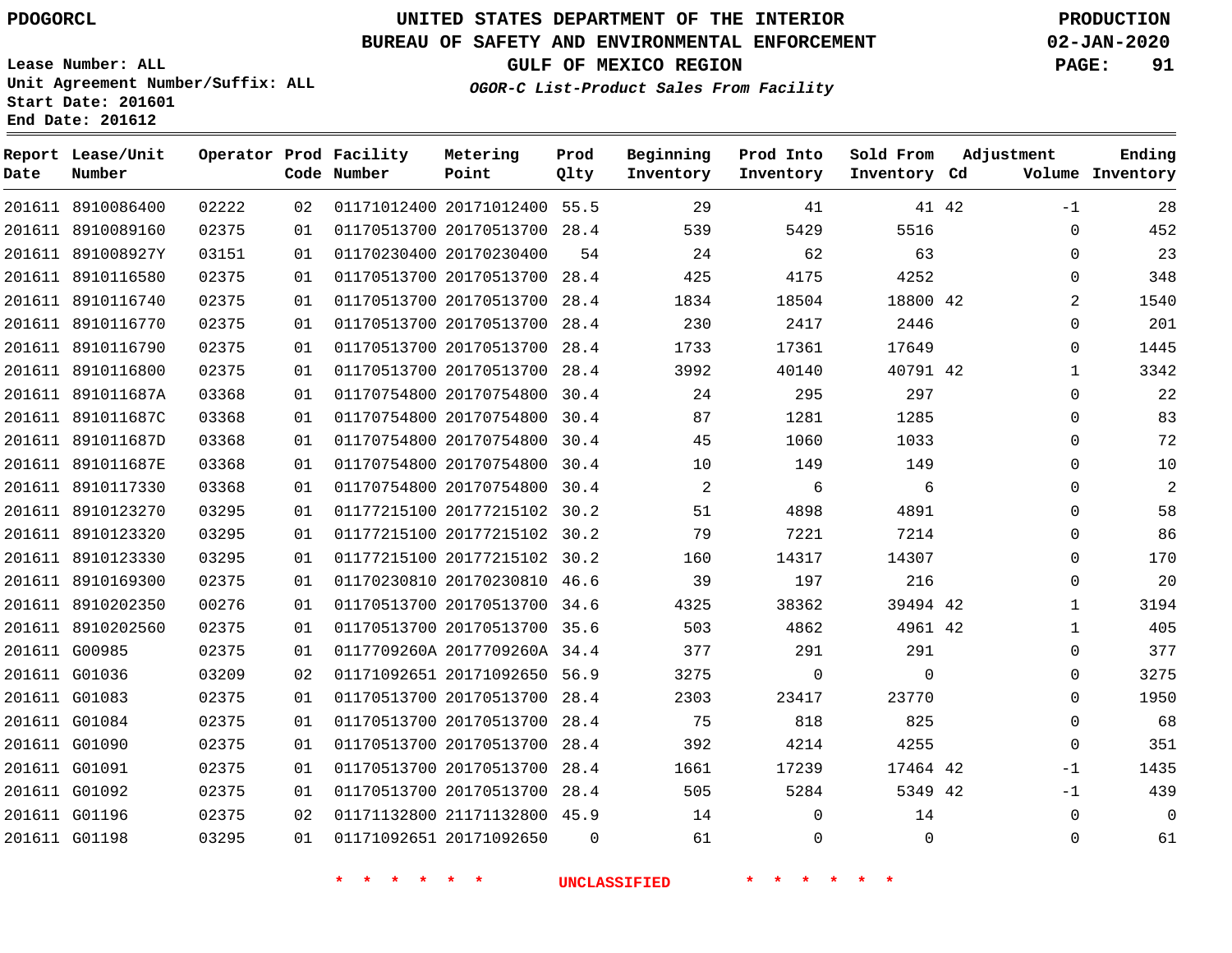PDOGORCL

# UNITED STATES DEPARTMENT OF THE INTERIOR
## BUREAU OF SAFETY AND ENVIRONMENTAL ENFORCEMENT
### GULF OF MEXICO REGION
*OGOR-C List-Product Sales From Facility*

PRODUCTION
02-JAN-2020

Lease Number: ALL
Unit Agreement Number/Suffix: ALL
Start Date: 201601
End Date: 201612

| Report Date | Lease/Unit Number | Operator | Prod Code | Facility Number | Metering Point | Prod Qlty | Beginning Inventory | Prod Into Inventory | Sold From Inventory | Adjustment Cd | Adjustment Volume | Ending Inventory |
|---|---|---|---|---|---|---|---|---|---|---|---|---|
| 201611 | 8910086400 | 02222 | 02 | 01171012400 | 20171012400 | 55.5 | 29 | 41 | 41 | 42 | -1 | 28 |
| 201611 | 8910089160 | 02375 | 01 | 01170513700 | 20170513700 | 28.4 | 539 | 5429 | 5516 | | 0 | 452 |
| 201611 | 891008927Y | 03151 | 01 | 01170230400 | 20170230400 | 54 | 24 | 62 | 63 | | 0 | 23 |
| 201611 | 8910116580 | 02375 | 01 | 01170513700 | 20170513700 | 28.4 | 425 | 4175 | 4252 | | 0 | 348 |
| 201611 | 8910116740 | 02375 | 01 | 01170513700 | 20170513700 | 28.4 | 1834 | 18504 | 18800 | 42 | 2 | 1540 |
| 201611 | 8910116770 | 02375 | 01 | 01170513700 | 20170513700 | 28.4 | 230 | 2417 | 2446 | | 0 | 201 |
| 201611 | 8910116790 | 02375 | 01 | 01170513700 | 20170513700 | 28.4 | 1733 | 17361 | 17649 | | 0 | 1445 |
| 201611 | 8910116800 | 02375 | 01 | 01170513700 | 20170513700 | 28.4 | 3992 | 40140 | 40791 | 42 | 1 | 3342 |
| 201611 | 891011687A | 03368 | 01 | 01170754800 | 20170754800 | 30.4 | 24 | 295 | 297 | | 0 | 22 |
| 201611 | 891011687C | 03368 | 01 | 01170754800 | 20170754800 | 30.4 | 87 | 1281 | 1285 | | 0 | 83 |
| 201611 | 891011687D | 03368 | 01 | 01170754800 | 20170754800 | 30.4 | 45 | 1060 | 1033 | | 0 | 72 |
| 201611 | 891011687E | 03368 | 01 | 01170754800 | 20170754800 | 30.4 | 10 | 149 | 149 | | 0 | 10 |
| 201611 | 8910117330 | 03368 | 01 | 01170754800 | 20170754800 | 30.4 | 2 | 6 | 6 | | 0 | 2 |
| 201611 | 8910123270 | 03295 | 01 | 01177215100 | 20177215102 | 30.2 | 51 | 4898 | 4891 | | 0 | 58 |
| 201611 | 8910123320 | 03295 | 01 | 01177215100 | 20177215102 | 30.2 | 79 | 7221 | 7214 | | 0 | 86 |
| 201611 | 8910123330 | 03295 | 01 | 01177215100 | 20177215102 | 30.2 | 160 | 14317 | 14307 | | 0 | 170 |
| 201611 | 8910169300 | 02375 | 01 | 01170230810 | 20170230810 | 46.6 | 39 | 197 | 216 | | 0 | 20 |
| 201611 | 8910202350 | 00276 | 01 | 01170513700 | 20170513700 | 34.6 | 4325 | 38362 | 39494 | 42 | 1 | 3194 |
| 201611 | 8910202560 | 02375 | 01 | 01170513700 | 20170513700 | 35.6 | 503 | 4862 | 4961 | 42 | 1 | 405 |
| 201611 | G00985 | 02375 | 01 | 0117709260A | 2017709260A | 34.4 | 377 | 291 | 291 | | 0 | 377 |
| 201611 | G01036 | 03209 | 02 | 01171092651 | 20171092650 | 56.9 | 3275 | 0 | 0 | | 0 | 3275 |
| 201611 | G01083 | 02375 | 01 | 01170513700 | 20170513700 | 28.4 | 2303 | 23417 | 23770 | | 0 | 1950 |
| 201611 | G01084 | 02375 | 01 | 01170513700 | 20170513700 | 28.4 | 75 | 818 | 825 | | 0 | 68 |
| 201611 | G01090 | 02375 | 01 | 01170513700 | 20170513700 | 28.4 | 392 | 4214 | 4255 | | 0 | 351 |
| 201611 | G01091 | 02375 | 01 | 01170513700 | 20170513700 | 28.4 | 1661 | 17239 | 17464 | 42 | -1 | 1435 |
| 201611 | G01092 | 02375 | 01 | 01170513700 | 20170513700 | 28.4 | 505 | 5284 | 5349 | 42 | -1 | 439 |
| 201611 | G01196 | 02375 | 02 | 01171132800 | 21171132800 | 45.9 | 14 | 0 | 14 | | 0 | 0 |
| 201611 | G01198 | 03295 | 01 | 01171092651 | 20171092650 | 0 | 61 | 0 | 0 | | 0 | 61 |

\* \* \* \* \* \* UNCLASSIFIED \* \* \* \* \* \*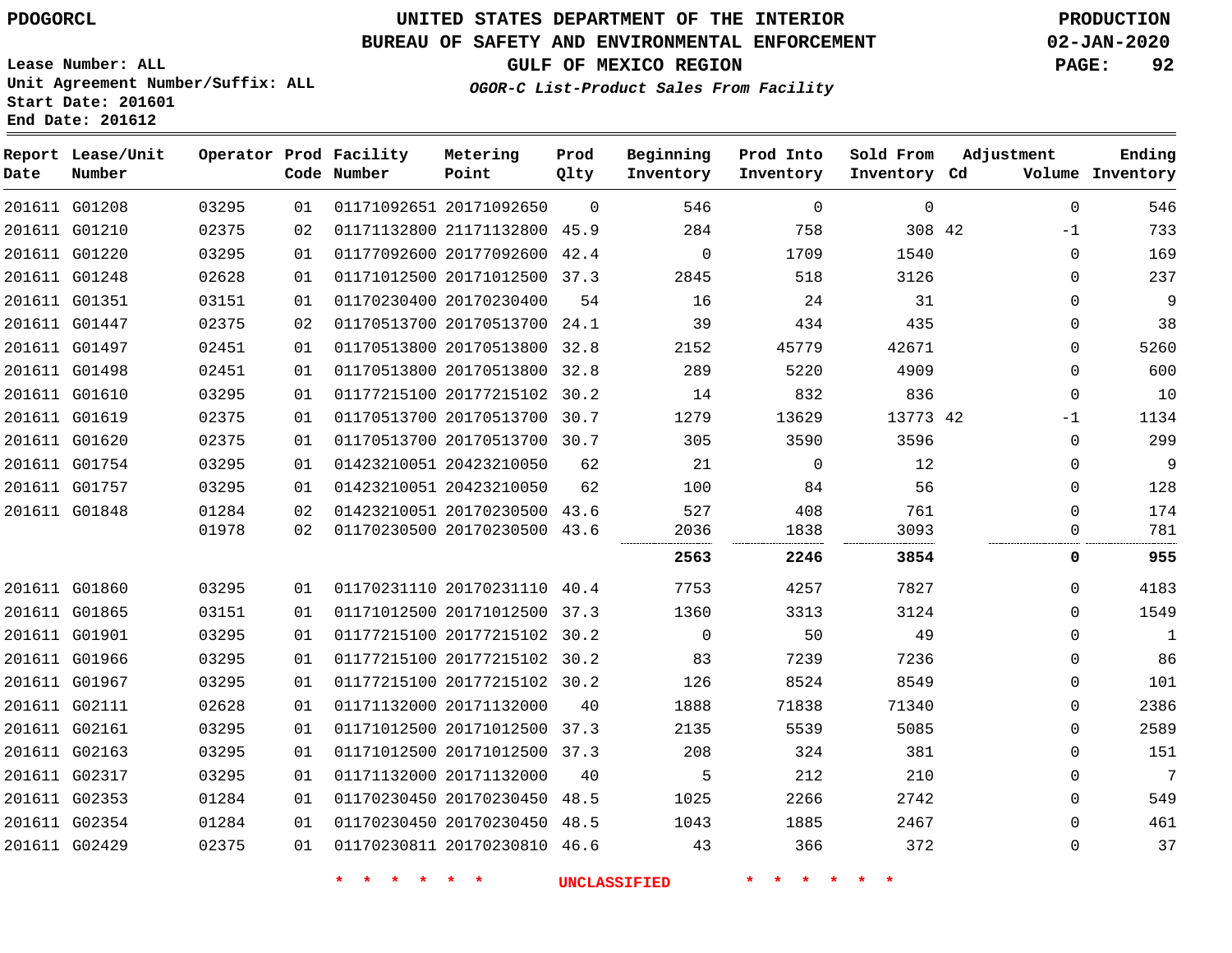# UNITED STATES DEPARTMENT OF THE INTERIOR
## BUREAU OF SAFETY AND ENVIRONMENTAL ENFORCEMENT
### GULF OF MEXICO REGION
*OGOR-C List-Product Sales From Facility*

PDOGORCL

PRODUCTION
02-JAN-2020

Lease Number: ALL
Unit Agreement Number/Suffix: ALL
Start Date: 201601
End Date: 201612

| Report Date | Lease/Unit Number | Operator | Prod Code | Facility Number | Metering Point | Prod Qlty | Beginning Inventory | Prod Into Inventory | Sold From Inventory | Adjustment Cd | Adjustment Volume | Ending Inventory |
|---|---|---|---|---|---|---|---|---|---|---|---|---|
| 201611 | G01208 | 03295 | 01 | 01171092651 | 20171092650 | 0 | 546 | 0 | 0 | | 0 | 546 |
| 201611 | G01210 | 02375 | 02 | 01171132800 | 21171132800 | 45.9 | 284 | 758 | 308 | 42 | -1 | 733 |
| 201611 | G01220 | 03295 | 01 | 01177092600 | 20177092600 | 42.4 | 0 | 1709 | 1540 | | 0 | 169 |
| 201611 | G01248 | 02628 | 01 | 01171012500 | 20171012500 | 37.3 | 2845 | 518 | 3126 | | 0 | 237 |
| 201611 | G01351 | 03151 | 01 | 01170230400 | 20170230400 | 54 | 16 | 24 | 31 | | 0 | 9 |
| 201611 | G01447 | 02375 | 02 | 01170513700 | 20170513700 | 24.1 | 39 | 434 | 435 | | 0 | 38 |
| 201611 | G01497 | 02451 | 01 | 01170513800 | 20170513800 | 32.8 | 2152 | 45779 | 42671 | | 0 | 5260 |
| 201611 | G01498 | 02451 | 01 | 01170513800 | 20170513800 | 32.8 | 289 | 5220 | 4909 | | 0 | 600 |
| 201611 | G01610 | 03295 | 01 | 01177215100 | 20177215102 | 30.2 | 14 | 832 | 836 | | 0 | 10 |
| 201611 | G01619 | 02375 | 01 | 01170513700 | 20170513700 | 30.7 | 1279 | 13629 | 13773 | 42 | -1 | 1134 |
| 201611 | G01620 | 02375 | 01 | 01170513700 | 20170513700 | 30.7 | 305 | 3590 | 3596 | | 0 | 299 |
| 201611 | G01754 | 03295 | 01 | 01423210051 | 20423210050 | 62 | 21 | 0 | 12 | | 0 | 9 |
| 201611 | G01757 | 03295 | 01 | 01423210051 | 20423210050 | 62 | 100 | 84 | 56 | | 0 | 128 |
| 201611 | G01848 | 01284 | 02 | 01423210051 | 20170230500 | 43.6 | 527 | 408 | 761 | | 0 | 174 |
| | | 01978 | 02 | 01170230500 | 20170230500 | 43.6 | 2036 | 1838 | 3093 | | 0 | 781 |
| | | | | | | | **2563** | **2246** | **3854** | | **0** | **955** |
| 201611 | G01860 | 03295 | 01 | 01170231110 | 20170231110 | 40.4 | 7753 | 4257 | 7827 | | 0 | 4183 |
| 201611 | G01865 | 03151 | 01 | 01171012500 | 20171012500 | 37.3 | 1360 | 3313 | 3124 | | 0 | 1549 |
| 201611 | G01901 | 03295 | 01 | 01177215100 | 20177215102 | 30.2 | 0 | 50 | 49 | | 0 | 1 |
| 201611 | G01966 | 03295 | 01 | 01177215100 | 20177215102 | 30.2 | 83 | 7239 | 7236 | | 0 | 86 |
| 201611 | G01967 | 03295 | 01 | 01177215100 | 20177215102 | 30.2 | 126 | 8524 | 8549 | | 0 | 101 |
| 201611 | G02111 | 02628 | 01 | 01171132000 | 20171132000 | 40 | 1888 | 71838 | 71340 | | 0 | 2386 |
| 201611 | G02161 | 03295 | 01 | 01171012500 | 20171012500 | 37.3 | 2135 | 5539 | 5085 | | 0 | 2589 |
| 201611 | G02163 | 03295 | 01 | 01171012500 | 20171012500 | 37.3 | 208 | 324 | 381 | | 0 | 151 |
| 201611 | G02317 | 03295 | 01 | 01171132000 | 20171132000 | 40 | 5 | 212 | 210 | | 0 | 7 |
| 201611 | G02353 | 01284 | 01 | 01170230450 | 20170230450 | 48.5 | 1025 | 2266 | 2742 | | 0 | 549 |
| 201611 | G02354 | 01284 | 01 | 01170230450 | 20170230450 | 48.5 | 1043 | 1885 | 2467 | | 0 | 461 |
| 201611 | G02429 | 02375 | 01 | 01170230811 | 20170230810 | 46.6 | 43 | 366 | 372 | | 0 | 37 |

* * * * * * UNCLASSIFIED * * * * * *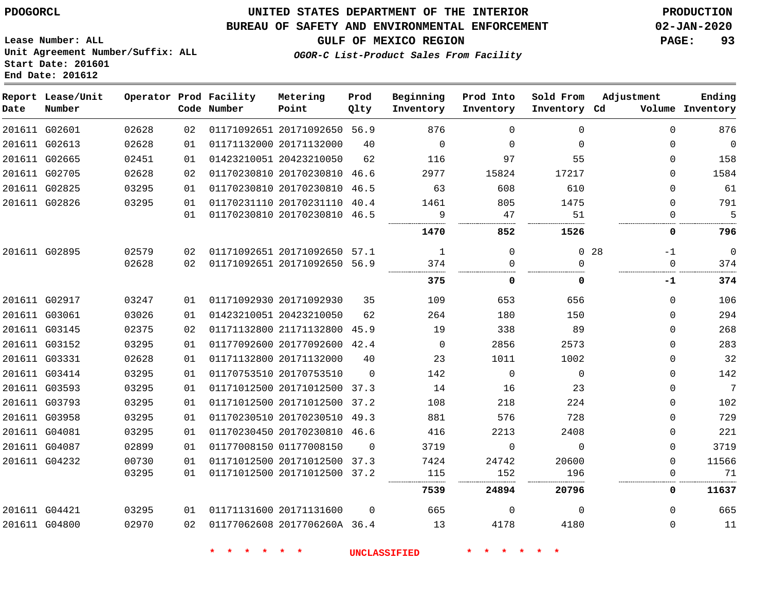PDOGORCL

Lease Number: ALL
Unit Agreement Number/Suffix: ALL
Start Date: 201601
End Date: 201612

# UNITED STATES DEPARTMENT OF THE INTERIOR
## BUREAU OF SAFETY AND ENVIRONMENTAL ENFORCEMENT
### GULF OF MEXICO REGION

*OGOR-C List-Product Sales From Facility*

PRODUCTION
02-JAN-2020

| Report Date | Lease/Unit Number | Operator | Prod Code | Facility Number | Metering Point | Prod Qlty | Beginning Inventory | Prod Into Inventory | Sold From Inventory | Adjustment Cd | Adjustment Volume | Ending Inventory |
|---|---|---|---|---|---|---|---|---|---|---|---|---|
| 201611 | G02601 | 02628 | 02 | 01171092651 | 20171092650 | 56.9 | 876 | 0 | 0 | | 0 | 876 |
| 201611 | G02613 | 02628 | 01 | 01171132000 | 20171132000 | 40 | 0 | 0 | 0 | | 0 | 0 |
| 201611 | G02665 | 02451 | 01 | 01423210051 | 20423210050 | 62 | 116 | 97 | 55 | | 0 | 158 |
| 201611 | G02705 | 02628 | 02 | 01170230810 | 20170230810 | 46.6 | 2977 | 15824 | 17217 | | 0 | 1584 |
| 201611 | G02825 | 03295 | 01 | 01170230810 | 20170230810 | 46.5 | 63 | 608 | 610 | | 0 | 61 |
| 201611 | G02826 | 03295 | 01 | 01170231110 | 20170231110 | 40.4 | 1461 | 805 | 1475 | | 0 | 791 |
| | | | 01 | 01170230810 | 20170230810 | 46.5 | 9 | 47 | 51 | | 0 | 5 |
| | | | | | | | **1470** | **852** | **1526** | | **0** | **796** |
| 201611 | G02895 | 02579 | 02 | 01171092651 | 20171092650 | 57.1 | 1 | 0 | 0 | 28 | -1 | 0 |
| | | 02628 | 02 | 01171092651 | 20171092650 | 56.9 | 374 | 0 | 0 | | 0 | 374 |
| | | | | | | | **375** | **0** | **0** | | **-1** | **374** |
| 201611 | G02917 | 03247 | 01 | 01171092930 | 20171092930 | 35 | 109 | 653 | 656 | | 0 | 106 |
| 201611 | G03061 | 03026 | 01 | 01423210051 | 20423210050 | 62 | 264 | 180 | 150 | | 0 | 294 |
| 201611 | G03145 | 02375 | 02 | 01171132800 | 21171132800 | 45.9 | 19 | 338 | 89 | | 0 | 268 |
| 201611 | G03152 | 03295 | 01 | 01177092600 | 20177092600 | 42.4 | 0 | 2856 | 2573 | | 0 | 283 |
| 201611 | G03331 | 02628 | 01 | 01171132800 | 20171132000 | 40 | 23 | 1011 | 1002 | | 0 | 32 |
| 201611 | G03414 | 03295 | 01 | 01170753510 | 20170753510 | 0 | 142 | 0 | 0 | | 0 | 142 |
| 201611 | G03593 | 03295 | 01 | 01171012500 | 20171012500 | 37.3 | 14 | 16 | 23 | | 0 | 7 |
| 201611 | G03793 | 03295 | 01 | 01171012500 | 20171012500 | 37.2 | 108 | 218 | 224 | | 0 | 102 |
| 201611 | G03958 | 03295 | 01 | 01170230510 | 20170230510 | 49.3 | 881 | 576 | 728 | | 0 | 729 |
| 201611 | G04081 | 03295 | 01 | 01170230450 | 20170230810 | 46.6 | 416 | 2213 | 2408 | | 0 | 221 |
| 201611 | G04087 | 02899 | 01 | 01177008150 | 01177008150 | 0 | 3719 | 0 | 0 | | 0 | 3719 |
| 201611 | G04232 | 00730 | 01 | 01171012500 | 20171012500 | 37.3 | 7424 | 24742 | 20600 | | 0 | 11566 |
| | | 03295 | 01 | 01171012500 | 20171012500 | 37.2 | 115 | 152 | 196 | | 0 | 71 |
| | | | | | | | **7539** | **24894** | **20796** | | **0** | **11637** |
| 201611 | G04421 | 03295 | 01 | 01171131600 | 20171131600 | 0 | 665 | 0 | 0 | | 0 | 665 |
| 201611 | G04800 | 02970 | 02 | 01177062608 | 2017706260A | 36.4 | 13 | 4178 | 4180 | | 0 | 11 |

* * * * * * UNCLASSIFIED * * * * * *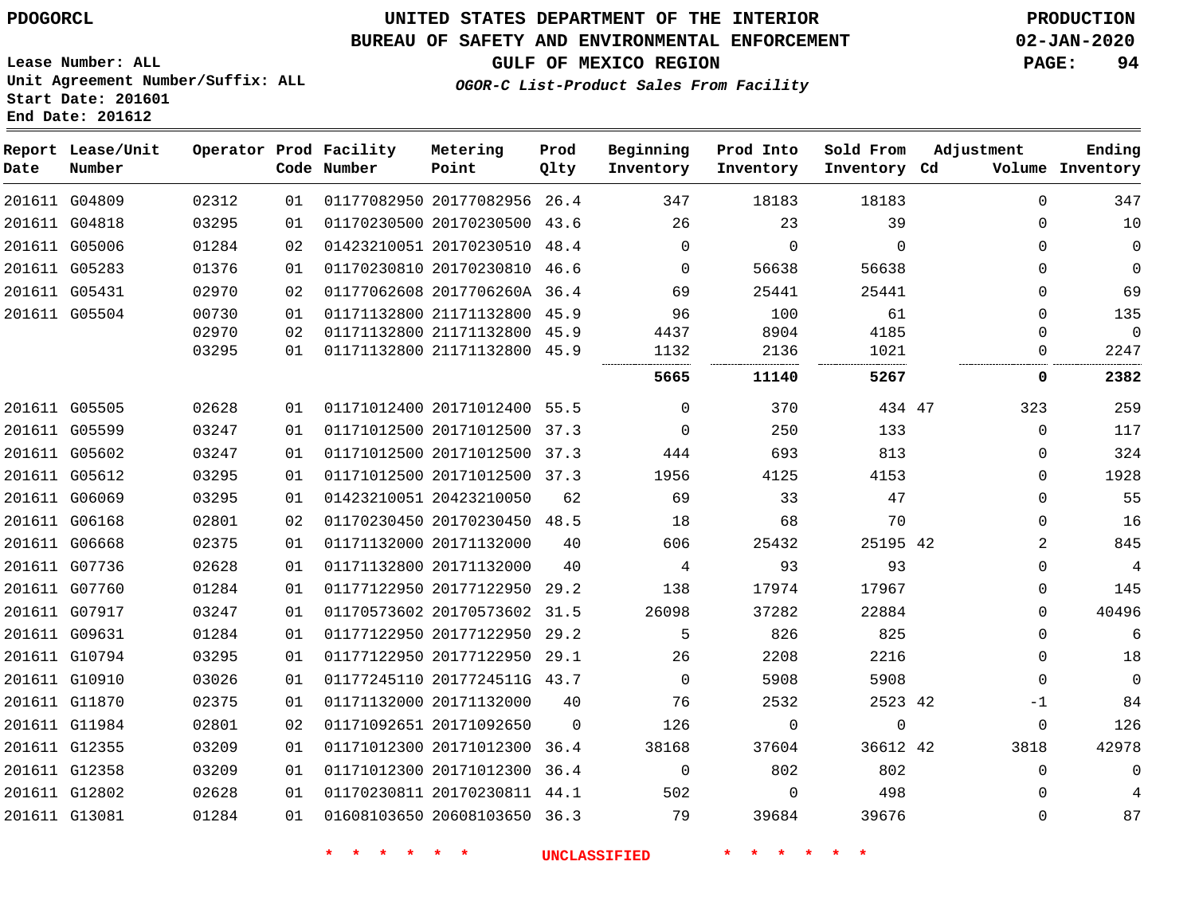PDOGORCL

# UNITED STATES DEPARTMENT OF THE INTERIOR
## BUREAU OF SAFETY AND ENVIRONMENTAL ENFORCEMENT
### GULF OF MEXICO REGION
*OGOR-C List-Product Sales From Facility*

PRODUCTION
02-JAN-2020

Lease Number: ALL
Unit Agreement Number/Suffix: ALL
Start Date: 201601
End Date: 201612

| Report Date | Lease/Unit Number | Operator | Prod Code | Facility Number | Metering Point | Prod Qlty | Beginning Inventory | Prod Into Inventory | Sold From Inventory | Adjustment Cd | Volume | Ending Inventory |
|---|---|---|---|---|---|---|---|---|---|---|---|---|
| 201611 | G04809 | 02312 | 01 | 01177082950 | 20177082956 | 26.4 | 347 | 18183 | 18183 | | 0 | 347 |
| 201611 | G04818 | 03295 | 01 | 01170230500 | 20170230500 | 43.6 | 26 | 23 | 39 | | 0 | 10 |
| 201611 | G05006 | 01284 | 02 | 01423210051 | 20170230510 | 48.4 | 0 | 0 | 0 | | 0 | 0 |
| 201611 | G05283 | 01376 | 01 | 01170230810 | 20170230810 | 46.6 | 0 | 56638 | 56638 | | 0 | 0 |
| 201611 | G05431 | 02970 | 02 | 01177062608 | 2017706260A | 36.4 | 69 | 25441 | 25441 | | 0 | 69 |
| 201611 | G05504 | 00730 | 01 | 01171132800 | 21171132800 | 45.9 | 96 | 100 | 61 | | 0 | 135 |
| | | 02970 | 02 | 01171132800 | 21171132800 | 45.9 | 4437 | 8904 | 4185 | | 0 | 0 |
| | | 03295 | 01 | 01171132800 | 21171132800 | 45.9 | 1132 | 2136 | 1021 | | 0 | 2247 |
| | | | | | | | **5665** | **11140** | **5267** | | **0** | **2382** |
| 201611 | G05505 | 02628 | 01 | 01171012400 | 20171012400 | 55.5 | 0 | 370 | 434 | 47 | 323 | 259 |
| 201611 | G05599 | 03247 | 01 | 01171012500 | 20171012500 | 37.3 | 0 | 250 | 133 | | 0 | 117 |
| 201611 | G05602 | 03247 | 01 | 01171012500 | 20171012500 | 37.3 | 444 | 693 | 813 | | 0 | 324 |
| 201611 | G05612 | 03295 | 01 | 01171012500 | 20171012500 | 37.3 | 1956 | 4125 | 4153 | | 0 | 1928 |
| 201611 | G06069 | 03295 | 01 | 01423210051 | 20423210050 | 62 | 69 | 33 | 47 | | 0 | 55 |
| 201611 | G06168 | 02801 | 02 | 01170230450 | 20170230450 | 48.5 | 18 | 68 | 70 | | 0 | 16 |
| 201611 | G06668 | 02375 | 01 | 01171132000 | 20171132000 | 40 | 606 | 25432 | 25195 | 42 | 2 | 845 |
| 201611 | G07736 | 02628 | 01 | 01171132800 | 20171132000 | 40 | 4 | 93 | 93 | | 0 | 4 |
| 201611 | G07760 | 01284 | 01 | 01177122950 | 20177122950 | 29.2 | 138 | 17974 | 17967 | | 0 | 145 |
| 201611 | G07917 | 03247 | 01 | 01170573602 | 20170573602 | 31.5 | 26098 | 37282 | 22884 | | 0 | 40496 |
| 201611 | G09631 | 01284 | 01 | 01177122950 | 20177122950 | 29.2 | 5 | 826 | 825 | | 0 | 6 |
| 201611 | G10794 | 03295 | 01 | 01177122950 | 20177122950 | 29.1 | 26 | 2208 | 2216 | | 0 | 18 |
| 201611 | G10910 | 03026 | 01 | 01177245110 | 2017724511G | 43.7 | 0 | 5908 | 5908 | | 0 | 0 |
| 201611 | G11870 | 02375 | 01 | 01171132000 | 20171132000 | 40 | 76 | 2532 | 2523 | 42 | -1 | 84 |
| 201611 | G11984 | 02801 | 02 | 01171092651 | 20171092650 | 0 | 126 | 0 | 0 | | 0 | 126 |
| 201611 | G12355 | 03209 | 01 | 01171012300 | 20171012300 | 36.4 | 38168 | 37604 | 36612 | 42 | 3818 | 42978 |
| 201611 | G12358 | 03209 | 01 | 01171012300 | 20171012300 | 36.4 | 0 | 802 | 802 | | 0 | 0 |
| 201611 | G12802 | 02628 | 01 | 01170230811 | 20170230811 | 44.1 | 502 | 0 | 498 | | 0 | 4 |
| 201611 | G13081 | 01284 | 01 | 01608103650 | 20608103650 | 36.3 | 79 | 39684 | 39676 | | 0 | 87 |

* * * * * * UNCLASSIFIED * * * * * *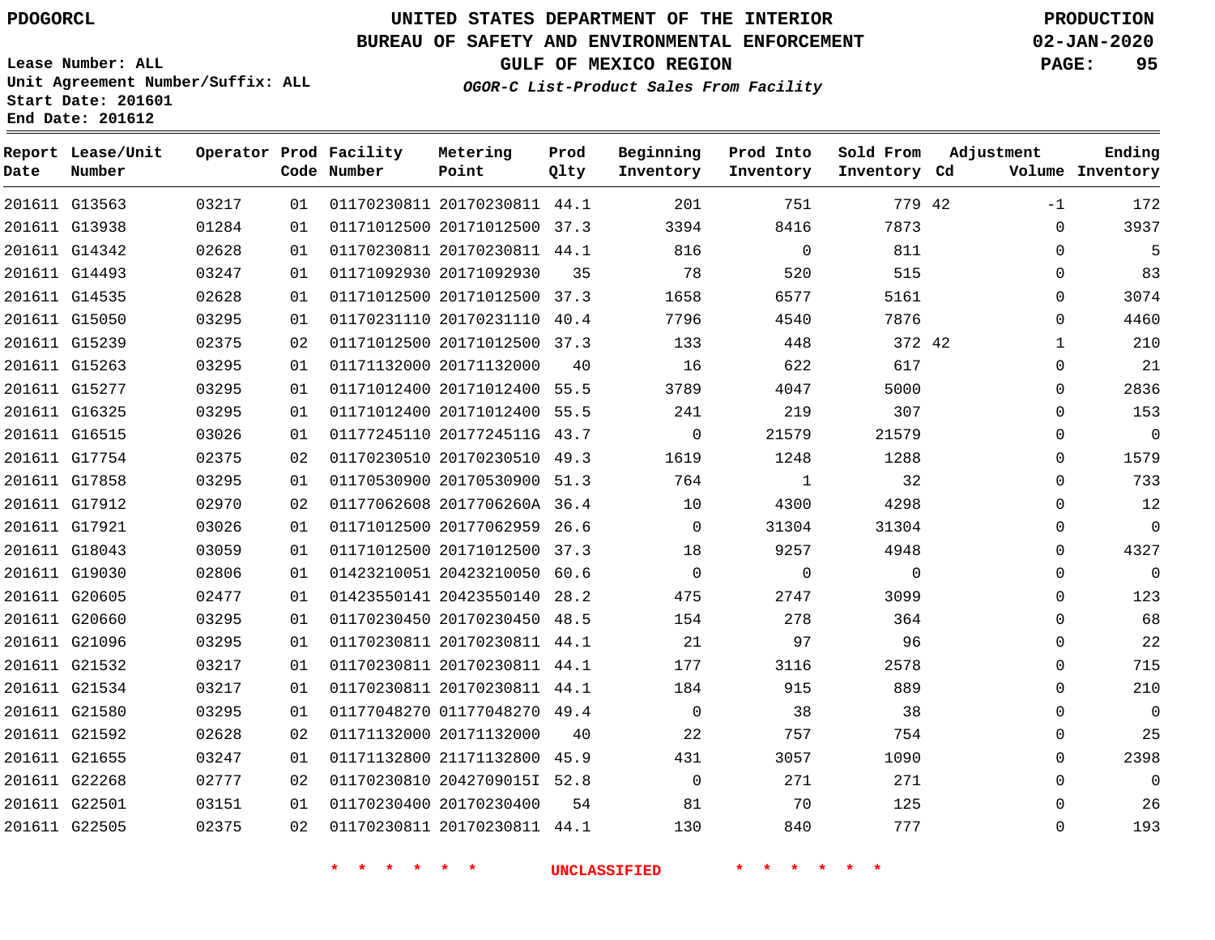PDOGORCL

# UNITED STATES DEPARTMENT OF THE INTERIOR
## BUREAU OF SAFETY AND ENVIRONMENTAL ENFORCEMENT
## GULF OF MEXICO REGION
### *OGOR-C List-Product Sales From Facility*

PRODUCTION
02-JAN-2020

Lease Number: ALL
Unit Agreement Number/Suffix: ALL
Start Date: 201601
End Date: 201612

| Report Date | Lease/Unit Number | Operator | Prod Code | Facility Number | Metering Point | Prod Qlty | Beginning Inventory | Prod Into Inventory | Sold From Inventory | Adjustment Cd | Adjustment Volume | Ending Inventory |
|---|---|---|---|---|---|---|---|---|---|---|---|---|
| 201611 | G13563 | 03217 | 01 | 01170230811 | 20170230811 | 44.1 | 201 | 751 | 779 | 42 | -1 | 172 |
| 201611 | G13938 | 01284 | 01 | 01171012500 | 20171012500 | 37.3 | 3394 | 8416 | 7873 | | 0 | 3937 |
| 201611 | G14342 | 02628 | 01 | 01170230811 | 20170230811 | 44.1 | 816 | 0 | 811 | | 0 | 5 |
| 201611 | G14493 | 03247 | 01 | 01171092930 | 20171092930 | 35 | 78 | 520 | 515 | | 0 | 83 |
| 201611 | G14535 | 02628 | 01 | 01171012500 | 20171012500 | 37.3 | 1658 | 6577 | 5161 | | 0 | 3074 |
| 201611 | G15050 | 03295 | 01 | 01170231110 | 20170231110 | 40.4 | 7796 | 4540 | 7876 | | 0 | 4460 |
| 201611 | G15239 | 02375 | 02 | 01171012500 | 20171012500 | 37.3 | 133 | 448 | 372 | 42 | 1 | 210 |
| 201611 | G15263 | 03295 | 01 | 01171132000 | 20171132000 | 40 | 16 | 622 | 617 | | 0 | 21 |
| 201611 | G15277 | 03295 | 01 | 01171012400 | 20171012400 | 55.5 | 3789 | 4047 | 5000 | | 0 | 2836 |
| 201611 | G16325 | 03295 | 01 | 01171012400 | 20171012400 | 55.5 | 241 | 219 | 307 | | 0 | 153 |
| 201611 | G16515 | 03026 | 01 | 01177245110 | 2017724511G | 43.7 | 0 | 21579 | 21579 | | 0 | 0 |
| 201611 | G17754 | 02375 | 02 | 01170230510 | 20170230510 | 49.3 | 1619 | 1248 | 1288 | | 0 | 1579 |
| 201611 | G17858 | 03295 | 01 | 01170530900 | 20170530900 | 51.3 | 764 | 1 | 32 | | 0 | 733 |
| 201611 | G17912 | 02970 | 02 | 01177062608 | 2017706260A | 36.4 | 10 | 4300 | 4298 | | 0 | 12 |
| 201611 | G17921 | 03026 | 01 | 01171012500 | 20177062959 | 26.6 | 0 | 31304 | 31304 | | 0 | 0 |
| 201611 | G18043 | 03059 | 01 | 01171012500 | 20171012500 | 37.3 | 18 | 9257 | 4948 | | 0 | 4327 |
| 201611 | G19030 | 02806 | 01 | 01423210051 | 20423210050 | 60.6 | 0 | 0 | 0 | | 0 | 0 |
| 201611 | G20605 | 02477 | 01 | 01423550141 | 20423550140 | 28.2 | 475 | 2747 | 3099 | | 0 | 123 |
| 201611 | G20660 | 03295 | 01 | 01170230450 | 20170230450 | 48.5 | 154 | 278 | 364 | | 0 | 68 |
| 201611 | G21096 | 03295 | 01 | 01170230811 | 20170230811 | 44.1 | 21 | 97 | 96 | | 0 | 22 |
| 201611 | G21532 | 03217 | 01 | 01170230811 | 20170230811 | 44.1 | 177 | 3116 | 2578 | | 0 | 715 |
| 201611 | G21534 | 03217 | 01 | 01170230811 | 20170230811 | 44.1 | 184 | 915 | 889 | | 0 | 210 |
| 201611 | G21580 | 03295 | 01 | 01177048270 | 01177048270 | 49.4 | 0 | 38 | 38 | | 0 | 0 |
| 201611 | G21592 | 02628 | 02 | 01171132000 | 20171132000 | 40 | 22 | 757 | 754 | | 0 | 25 |
| 201611 | G21655 | 03247 | 01 | 01171132800 | 21171132800 | 45.9 | 431 | 3057 | 1090 | | 0 | 2398 |
| 201611 | G22268 | 02777 | 02 | 01170230810 | 2042709015I | 52.8 | 0 | 271 | 271 | | 0 | 0 |
| 201611 | G22501 | 03151 | 01 | 01170230400 | 20170230400 | 54 | 81 | 70 | 125 | | 0 | 26 |
| 201611 | G22505 | 02375 | 02 | 01170230811 | 20170230811 | 44.1 | 130 | 840 | 777 | | 0 | 193 |

\* \* \* \* \* \* UNCLASSIFIED \* \* \* \* \* \*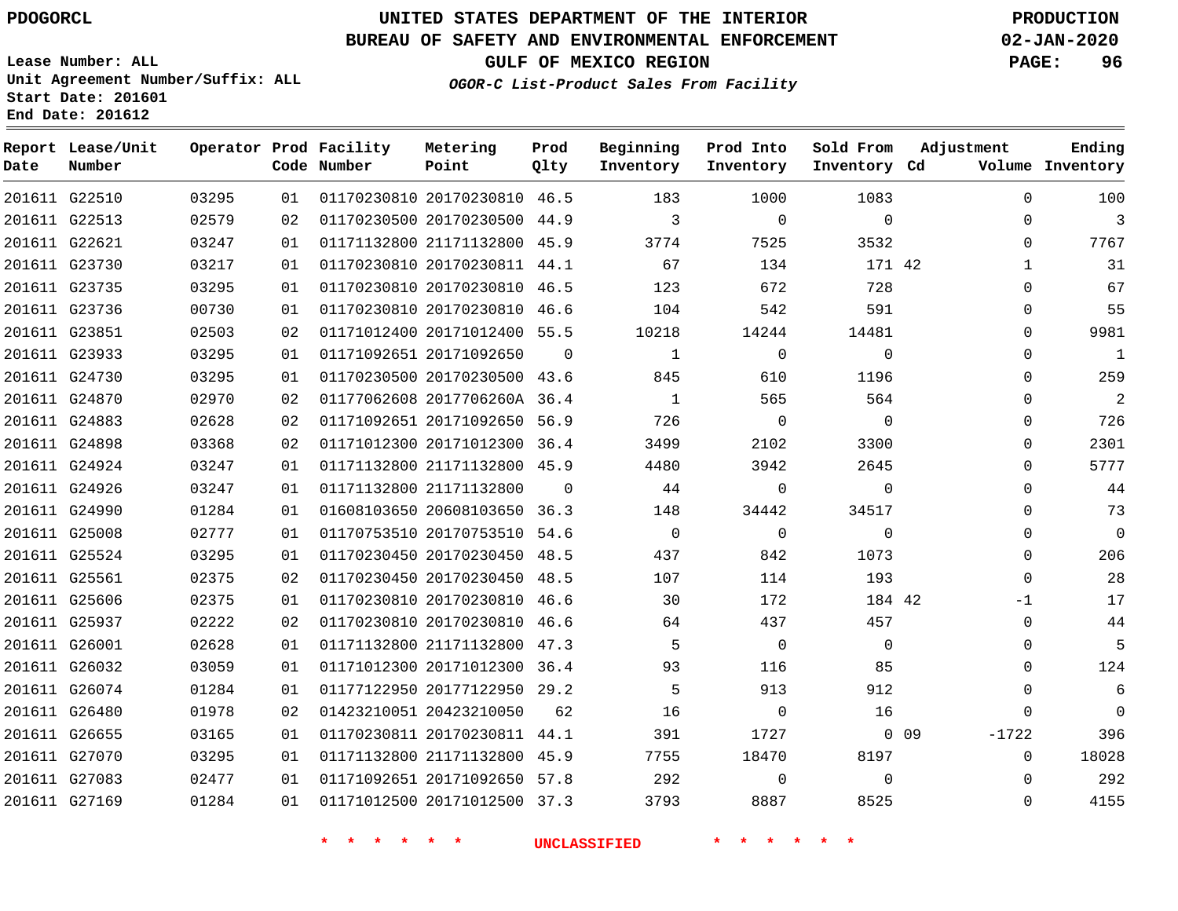PDOGORCL

# UNITED STATES DEPARTMENT OF THE INTERIOR
## BUREAU OF SAFETY AND ENVIRONMENTAL ENFORCEMENT
### GULF OF MEXICO REGION
*OGOR-C List-Product Sales From Facility*

PRODUCTION
02-JAN-2020

Lease Number: ALL
Unit Agreement Number/Suffix: ALL
Start Date: 201601
End Date: 201612

| Report Date | Lease/Unit Number | Operator | Prod Code | Facility Number | Metering Point | Prod Qlty | Beginning Inventory | Prod Into Inventory | Sold From Inventory | Adjustment Cd | Adjustment Volume | Ending Inventory |
|---|---|---|---|---|---|---|---|---|---|---|---|---|
| 201611 | G22510 | 03295 | 01 | 01170230810 | 20170230810 | 46.5 | 183 | 1000 | 1083 | | 0 | 100 |
| 201611 | G22513 | 02579 | 02 | 01170230500 | 20170230500 | 44.9 | 3 | 0 | 0 | | 0 | 3 |
| 201611 | G22621 | 03247 | 01 | 01171132800 | 21171132800 | 45.9 | 3774 | 7525 | 3532 | | 0 | 7767 |
| 201611 | G23730 | 03217 | 01 | 01170230810 | 20170230811 | 44.1 | 67 | 134 | 171 | 42 | 1 | 31 |
| 201611 | G23735 | 03295 | 01 | 01170230810 | 20170230810 | 46.5 | 123 | 672 | 728 | | 0 | 67 |
| 201611 | G23736 | 00730 | 01 | 01170230810 | 20170230810 | 46.6 | 104 | 542 | 591 | | 0 | 55 |
| 201611 | G23851 | 02503 | 02 | 01171012400 | 20171012400 | 55.5 | 10218 | 14244 | 14481 | | 0 | 9981 |
| 201611 | G23933 | 03295 | 01 | 01171092651 | 20171092650 | 0 | 1 | 0 | 0 | | 0 | 1 |
| 201611 | G24730 | 03295 | 01 | 01170230500 | 20170230500 | 43.6 | 845 | 610 | 1196 | | 0 | 259 |
| 201611 | G24870 | 02970 | 02 | 01177062608 | 2017706260A | 36.4 | 1 | 565 | 564 | | 0 | 2 |
| 201611 | G24883 | 02628 | 02 | 01171092651 | 20171092650 | 56.9 | 726 | 0 | 0 | | 0 | 726 |
| 201611 | G24898 | 03368 | 02 | 01171012300 | 20171012300 | 36.4 | 3499 | 2102 | 3300 | | 0 | 2301 |
| 201611 | G24924 | 03247 | 01 | 01171132800 | 21171132800 | 45.9 | 4480 | 3942 | 2645 | | 0 | 5777 |
| 201611 | G24926 | 03247 | 01 | 01171132800 | 21171132800 | 0 | 44 | 0 | 0 | | 0 | 44 |
| 201611 | G24990 | 01284 | 01 | 01608103650 | 20608103650 | 36.3 | 148 | 34442 | 34517 | | 0 | 73 |
| 201611 | G25008 | 02777 | 01 | 01170753510 | 20170753510 | 54.6 | 0 | 0 | 0 | | 0 | 0 |
| 201611 | G25524 | 03295 | 01 | 01170230450 | 20170230450 | 48.5 | 437 | 842 | 1073 | | 0 | 206 |
| 201611 | G25561 | 02375 | 02 | 01170230450 | 20170230450 | 48.5 | 107 | 114 | 193 | | 0 | 28 |
| 201611 | G25606 | 02375 | 01 | 01170230810 | 20170230810 | 46.6 | 30 | 172 | 184 | 42 | -1 | 17 |
| 201611 | G25937 | 02222 | 02 | 01170230810 | 20170230810 | 46.6 | 64 | 437 | 457 | | 0 | 44 |
| 201611 | G26001 | 02628 | 01 | 01171132800 | 21171132800 | 47.3 | 5 | 0 | 0 | | 0 | 5 |
| 201611 | G26032 | 03059 | 01 | 01171012300 | 20171012300 | 36.4 | 93 | 116 | 85 | | 0 | 124 |
| 201611 | G26074 | 01284 | 01 | 01177122950 | 20177122950 | 29.2 | 5 | 913 | 912 | | 0 | 6 |
| 201611 | G26480 | 01978 | 02 | 01423210051 | 20423210050 | 62 | 16 | 0 | 16 | | 0 | 0 |
| 201611 | G26655 | 03165 | 01 | 01170230811 | 20170230811 | 44.1 | 391 | 1727 | 0 | 09 | -1722 | 396 |
| 201611 | G27070 | 03295 | 01 | 01171132800 | 21171132800 | 45.9 | 7755 | 18470 | 8197 | | 0 | 18028 |
| 201611 | G27083 | 02477 | 01 | 01171092651 | 20171092650 | 57.8 | 292 | 0 | 0 | | 0 | 292 |
| 201611 | G27169 | 01284 | 01 | 01171012500 | 20171012500 | 37.3 | 3793 | 8887 | 8525 | | 0 | 4155 |

* * * * * * UNCLASSIFIED * * * * * *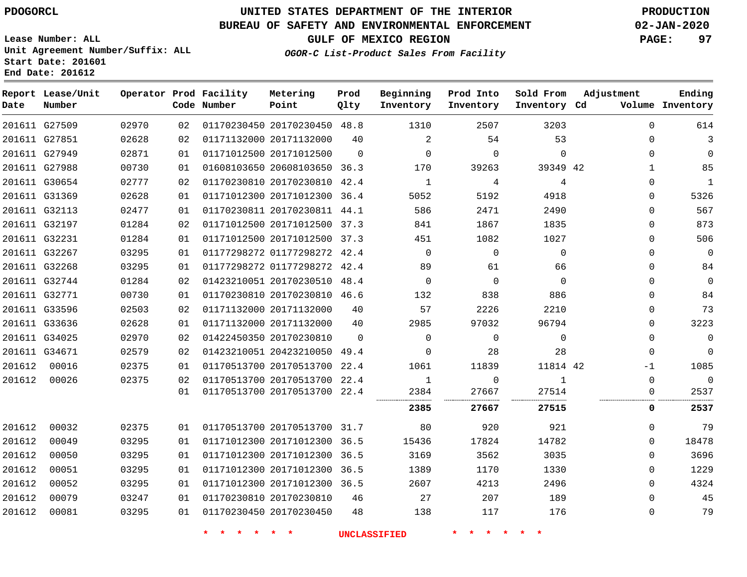# UNITED STATES DEPARTMENT OF THE INTERIOR
## BUREAU OF SAFETY AND ENVIRONMENTAL ENFORCEMENT
### GULF OF MEXICO REGION
*OGOR-C List-Product Sales From Facility*

PDOGORCL

Lease Number: ALL
Unit Agreement Number/Suffix: ALL
Start Date: 201601
End Date: 201612

PRODUCTION
02-JAN-2020

| Report Date | Lease/Unit Number | Operator | Prod Code | Facility Number | Metering Point | Prod Qlty | Beginning Inventory | Prod Into Inventory | Sold From Inventory | Adjustment Cd | Adjustment Volume | Ending Inventory |
|---|---|---|---|---|---|---|---|---|---|---|---|---|
| 201611 | G27509 | 02970 | 02 | 01170230450 | 20170230450 | 48.8 | 1310 | 2507 | 3203 | | 0 | 614 |
| 201611 | G27851 | 02628 | 02 | 01171132000 | 20171132000 | 40 | 2 | 54 | 53 | | 0 | 3 |
| 201611 | G27949 | 02871 | 01 | 01171012500 | 20171012500 | 0 | 0 | 0 | 0 | | 0 | 0 |
| 201611 | G27988 | 00730 | 01 | 01608103650 | 20608103650 | 36.3 | 170 | 39263 | 39349 | 42 | 1 | 85 |
| 201611 | G30654 | 02777 | 02 | 01170230810 | 20170230810 | 42.4 | 1 | 4 | 4 | | 0 | 1 |
| 201611 | G31369 | 02628 | 01 | 01171012300 | 20171012300 | 36.4 | 5052 | 5192 | 4918 | | 0 | 5326 |
| 201611 | G32113 | 02477 | 01 | 01170230811 | 20170230811 | 44.1 | 586 | 2471 | 2490 | | 0 | 567 |
| 201611 | G32197 | 01284 | 02 | 01171012500 | 20171012500 | 37.3 | 841 | 1867 | 1835 | | 0 | 873 |
| 201611 | G32231 | 01284 | 01 | 01171012500 | 20171012500 | 37.3 | 451 | 1082 | 1027 | | 0 | 506 |
| 201611 | G32267 | 03295 | 01 | 01177298272 | 01177298272 | 42.4 | 0 | 0 | 0 | | 0 | 0 |
| 201611 | G32268 | 03295 | 01 | 01177298272 | 01177298272 | 42.4 | 89 | 61 | 66 | | 0 | 84 |
| 201611 | G32744 | 01284 | 02 | 01423210051 | 20170230510 | 48.4 | 0 | 0 | 0 | | 0 | 0 |
| 201611 | G32771 | 00730 | 01 | 01170230810 | 20170230810 | 46.6 | 132 | 838 | 886 | | 0 | 84 |
| 201611 | G33596 | 02503 | 02 | 01171132000 | 20171132000 | 40 | 57 | 2226 | 2210 | | 0 | 73 |
| 201611 | G33636 | 02628 | 01 | 01171132000 | 20171132000 | 40 | 2985 | 97032 | 96794 | | 0 | 3223 |
| 201611 | G34025 | 02970 | 02 | 01422450350 | 20170230810 | 0 | 0 | 0 | 0 | | 0 | 0 |
| 201611 | G34671 | 02579 | 02 | 01423210051 | 20423210050 | 49.4 | 0 | 28 | 28 | | 0 | 0 |
| 201612 | 00016 | 02375 | 01 | 01170513700 | 20170513700 | 22.4 | 1061 | 11839 | 11814 | 42 | -1 | 1085 |
| 201612 | 00026 | 02375 | 02 | 01170513700 | 20170513700 | 22.4 | 1 | 0 | 1 | | 0 | 0 |
| | | | 01 | 01170513700 | 20170513700 | 22.4 | 2384 | 27667 | 27514 | | 0 | 2537 |
| | | | | | | | **2385** | **27667** | **27515** | | **0** | **2537** |
| 201612 | 00032 | 02375 | 01 | 01170513700 | 20170513700 | 31.7 | 80 | 920 | 921 | | 0 | 79 |
| 201612 | 00049 | 03295 | 01 | 01171012300 | 20171012300 | 36.5 | 15436 | 17824 | 14782 | | 0 | 18478 |
| 201612 | 00050 | 03295 | 01 | 01171012300 | 20171012300 | 36.5 | 3169 | 3562 | 3035 | | 0 | 3696 |
| 201612 | 00051 | 03295 | 01 | 01171012300 | 20171012300 | 36.5 | 1389 | 1170 | 1330 | | 0 | 1229 |
| 201612 | 00052 | 03295 | 01 | 01171012300 | 20171012300 | 36.5 | 2607 | 4213 | 2496 | | 0 | 4324 |
| 201612 | 00079 | 03247 | 01 | 01170230810 | 20170230810 | 46 | 27 | 207 | 189 | | 0 | 45 |
| 201612 | 00081 | 03295 | 01 | 01170230450 | 20170230450 | 48 | 138 | 117 | 176 | | 0 | 79 |

\* \* \* \* \* \* UNCLASSIFIED \* \* \* \* \* \*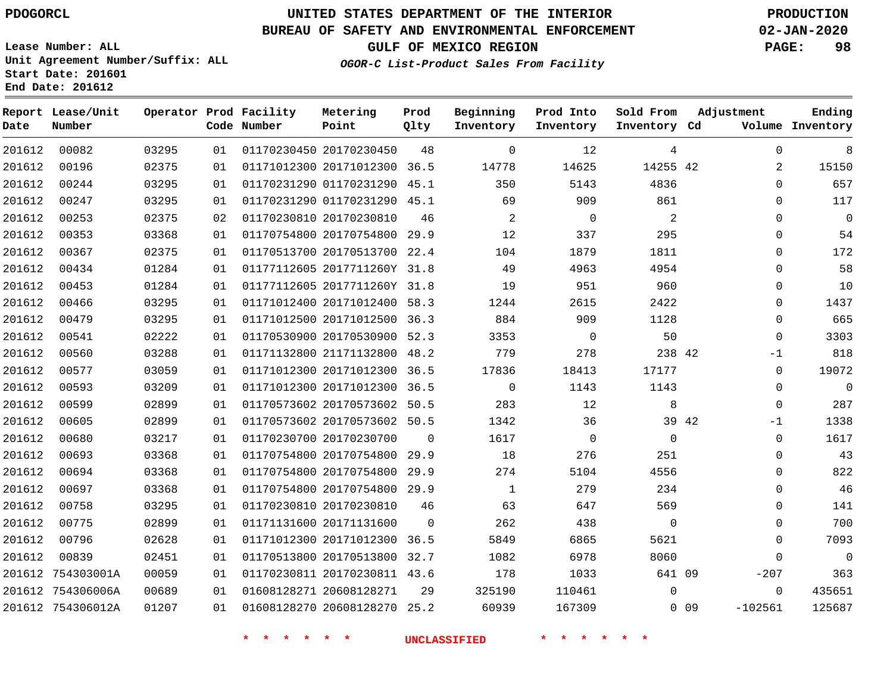PDOGORCL

# UNITED STATES DEPARTMENT OF THE INTERIOR
## BUREAU OF SAFETY AND ENVIRONMENTAL ENFORCEMENT
### GULF OF MEXICO REGION
*OGOR-C List-Product Sales From Facility*

PRODUCTION
02-JAN-2020

Lease Number: ALL
Unit Agreement Number/Suffix: ALL
Start Date: 201601
End Date: 201612

| Report Date | Lease/Unit Number | Operator | Prod Code | Facility Number | Metering Point | Prod Qlty | Beginning Inventory | Prod Into Inventory | Sold From Inventory | Adjustment Cd | Volume | Ending Inventory |
|---|---|---|---|---|---|---|---|---|---|---|---|---|
| 201612 | 00082 | 03295 | 01 | 01170230450 | 20170230450 | 48 | 0 | 12 | 4 | | 0 | 8 |
| 201612 | 00196 | 02375 | 01 | 01171012300 | 20171012300 | 36.5 | 14778 | 14625 | 14255 | 42 | 2 | 15150 |
| 201612 | 00244 | 03295 | 01 | 01170231290 | 01170231290 | 45.1 | 350 | 5143 | 4836 | | 0 | 657 |
| 201612 | 00247 | 03295 | 01 | 01170231290 | 01170231290 | 45.1 | 69 | 909 | 861 | | 0 | 117 |
| 201612 | 00253 | 02375 | 02 | 01170230810 | 20170230810 | 46 | 2 | 0 | 2 | | 0 | 0 |
| 201612 | 00353 | 03368 | 01 | 01170754800 | 20170754800 | 29.9 | 12 | 337 | 295 | | 0 | 54 |
| 201612 | 00367 | 02375 | 01 | 01170513700 | 20170513700 | 22.4 | 104 | 1879 | 1811 | | 0 | 172 |
| 201612 | 00434 | 01284 | 01 | 01177112605 | 2017711260Y | 31.8 | 49 | 4963 | 4954 | | 0 | 58 |
| 201612 | 00453 | 01284 | 01 | 01177112605 | 2017711260Y | 31.8 | 19 | 951 | 960 | | 0 | 10 |
| 201612 | 00466 | 03295 | 01 | 01171012400 | 20171012400 | 58.3 | 1244 | 2615 | 2422 | | 0 | 1437 |
| 201612 | 00479 | 03295 | 01 | 01171012500 | 20171012500 | 36.3 | 884 | 909 | 1128 | | 0 | 665 |
| 201612 | 00541 | 02222 | 01 | 01170530900 | 20170530900 | 52.3 | 3353 | 0 | 50 | | 0 | 3303 |
| 201612 | 00560 | 03288 | 01 | 01171132800 | 21171132800 | 48.2 | 779 | 278 | 238 | 42 | -1 | 818 |
| 201612 | 00577 | 03059 | 01 | 01171012300 | 20171012300 | 36.5 | 17836 | 18413 | 17177 | | 0 | 19072 |
| 201612 | 00593 | 03209 | 01 | 01171012300 | 20171012300 | 36.5 | 0 | 1143 | 1143 | | 0 | 0 |
| 201612 | 00599 | 02899 | 01 | 01170573602 | 20170573602 | 50.5 | 283 | 12 | 8 | | 0 | 287 |
| 201612 | 00605 | 02899 | 01 | 01170573602 | 20170573602 | 50.5 | 1342 | 36 | 39 | 42 | -1 | 1338 |
| 201612 | 00680 | 03217 | 01 | 01170230700 | 20170230700 | 0 | 1617 | 0 | 0 | | 0 | 1617 |
| 201612 | 00693 | 03368 | 01 | 01170754800 | 20170754800 | 29.9 | 18 | 276 | 251 | | 0 | 43 |
| 201612 | 00694 | 03368 | 01 | 01170754800 | 20170754800 | 29.9 | 274 | 5104 | 4556 | | 0 | 822 |
| 201612 | 00697 | 03368 | 01 | 01170754800 | 20170754800 | 29.9 | 1 | 279 | 234 | | 0 | 46 |
| 201612 | 00758 | 03295 | 01 | 01170230810 | 20170230810 | 46 | 63 | 647 | 569 | | 0 | 141 |
| 201612 | 00775 | 02899 | 01 | 01171131600 | 20171131600 | 0 | 262 | 438 | 0 | | 0 | 700 |
| 201612 | 00796 | 02628 | 01 | 01171012300 | 20171012300 | 36.5 | 5849 | 6865 | 5621 | | 0 | 7093 |
| 201612 | 00839 | 02451 | 01 | 01170513800 | 20170513800 | 32.7 | 1082 | 6978 | 8060 | | 0 | 0 |
| 201612 | 754303001A | 00059 | 01 | 01170230811 | 20170230811 | 43.6 | 178 | 1033 | 641 | 09 | -207 | 363 |
| 201612 | 754306006A | 00689 | 01 | 01608128271 | 20608128271 | 29 | 325190 | 110461 | 0 | | 0 | 435651 |
| 201612 | 754306012A | 01207 | 01 | 01608128270 | 20608128270 | 25.2 | 60939 | 167309 | 0 | 09 | -102561 | 125687 |

\* \* \* \* \* \* UNCLASSIFIED \* \* \* \* \* \*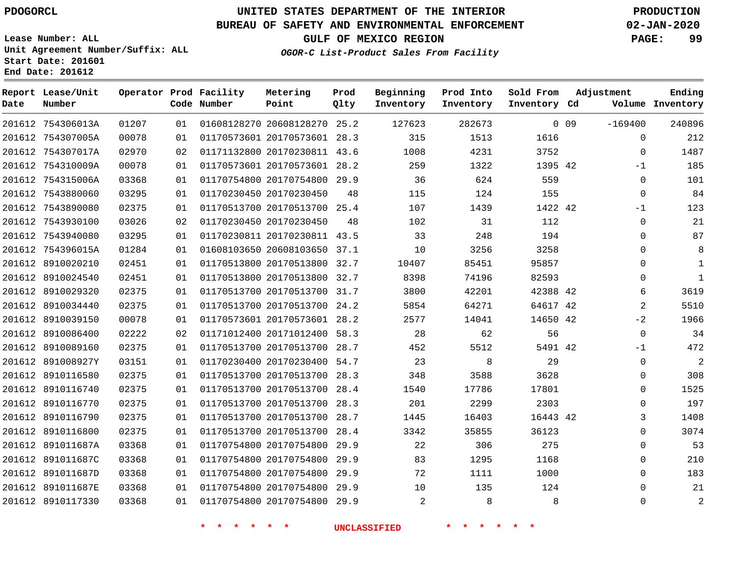PDOGORCL

# UNITED STATES DEPARTMENT OF THE INTERIOR
## BUREAU OF SAFETY AND ENVIRONMENTAL ENFORCEMENT
### GULF OF MEXICO REGION
*OGOR-C List-Product Sales From Facility*

PRODUCTION
02-JAN-2020

Lease Number: ALL
Unit Agreement Number/Suffix: ALL
Start Date: 201601
End Date: 201612

| Report Date | Lease/Unit Number | Operator | Prod Code | Facility Number | Metering Point | Prod Qlty | Beginning Inventory | Prod Into Inventory | Sold From Inventory | Adjustment Cd | Adjustment Volume | Ending Inventory |
|---|---|---|---|---|---|---|---|---|---|---|---|---|
| 201612 | 754306013A | 01207 | 01 | 01608128270 | 20608128270 | 25.2 | 127623 | 282673 | 0 | 09 | -169400 | 240896 |
| 201612 | 754307005A | 00078 | 01 | 01170573601 | 20170573601 | 28.3 | 315 | 1513 | 1616 | | 0 | 212 |
| 201612 | 754307017A | 02970 | 02 | 01171132800 | 20170230811 | 43.6 | 1008 | 4231 | 3752 | | 0 | 1487 |
| 201612 | 754310009A | 00078 | 01 | 01170573601 | 20170573601 | 28.2 | 259 | 1322 | 1395 | 42 | -1 | 185 |
| 201612 | 754315006A | 03368 | 01 | 01170754800 | 20170754800 | 29.9 | 36 | 624 | 559 | | 0 | 101 |
| 201612 | 7543880060 | 03295 | 01 | 01170230450 | 20170230450 | 48 | 115 | 124 | 155 | | 0 | 84 |
| 201612 | 7543890080 | 02375 | 01 | 01170513700 | 20170513700 | 25.4 | 107 | 1439 | 1422 | 42 | -1 | 123 |
| 201612 | 7543930100 | 03026 | 02 | 01170230450 | 20170230450 | 48 | 102 | 31 | 112 | | 0 | 21 |
| 201612 | 7543940080 | 03295 | 01 | 01170230811 | 20170230811 | 43.5 | 33 | 248 | 194 | | 0 | 87 |
| 201612 | 754396015A | 01284 | 01 | 01608103650 | 20608103650 | 37.1 | 10 | 3256 | 3258 | | 0 | 8 |
| 201612 | 8910020210 | 02451 | 01 | 01170513800 | 20170513800 | 32.7 | 10407 | 85451 | 95857 | | 0 | 1 |
| 201612 | 8910024540 | 02451 | 01 | 01170513800 | 20170513800 | 32.7 | 8398 | 74196 | 82593 | | 0 | 1 |
| 201612 | 8910029320 | 02375 | 01 | 01170513700 | 20170513700 | 31.7 | 3800 | 42201 | 42388 | 42 | 6 | 3619 |
| 201612 | 8910034440 | 02375 | 01 | 01170513700 | 20170513700 | 24.2 | 5854 | 64271 | 64617 | 42 | 2 | 5510 |
| 201612 | 8910039150 | 00078 | 01 | 01170573601 | 20170573601 | 28.2 | 2577 | 14041 | 14650 | 42 | -2 | 1966 |
| 201612 | 8910086400 | 02222 | 02 | 01171012400 | 20171012400 | 58.3 | 28 | 62 | 56 | | 0 | 34 |
| 201612 | 8910089160 | 02375 | 01 | 01170513700 | 20170513700 | 28.7 | 452 | 5512 | 5491 | 42 | -1 | 472 |
| 201612 | 891008927Y | 03151 | 01 | 01170230400 | 20170230400 | 54.7 | 23 | 8 | 29 | | 0 | 2 |
| 201612 | 8910116580 | 02375 | 01 | 01170513700 | 20170513700 | 28.3 | 348 | 3588 | 3628 | | 0 | 308 |
| 201612 | 8910116740 | 02375 | 01 | 01170513700 | 20170513700 | 28.4 | 1540 | 17786 | 17801 | | 0 | 1525 |
| 201612 | 8910116770 | 02375 | 01 | 01170513700 | 20170513700 | 28.3 | 201 | 2299 | 2303 | | 0 | 197 |
| 201612 | 8910116790 | 02375 | 01 | 01170513700 | 20170513700 | 28.7 | 1445 | 16403 | 16443 | 42 | 3 | 1408 |
| 201612 | 8910116800 | 02375 | 01 | 01170513700 | 20170513700 | 28.4 | 3342 | 35855 | 36123 | | 0 | 3074 |
| 201612 | 891011687A | 03368 | 01 | 01170754800 | 20170754800 | 29.9 | 22 | 306 | 275 | | 0 | 53 |
| 201612 | 891011687C | 03368 | 01 | 01170754800 | 20170754800 | 29.9 | 83 | 1295 | 1168 | | 0 | 210 |
| 201612 | 891011687D | 03368 | 01 | 01170754800 | 20170754800 | 29.9 | 72 | 1111 | 1000 | | 0 | 183 |
| 201612 | 891011687E | 03368 | 01 | 01170754800 | 20170754800 | 29.9 | 10 | 135 | 124 | | 0 | 21 |
| 201612 | 8910117330 | 03368 | 01 | 01170754800 | 20170754800 | 29.9 | 2 | 8 | 8 | | 0 | 2 |

* * * * * * UNCLASSIFIED * * * * * *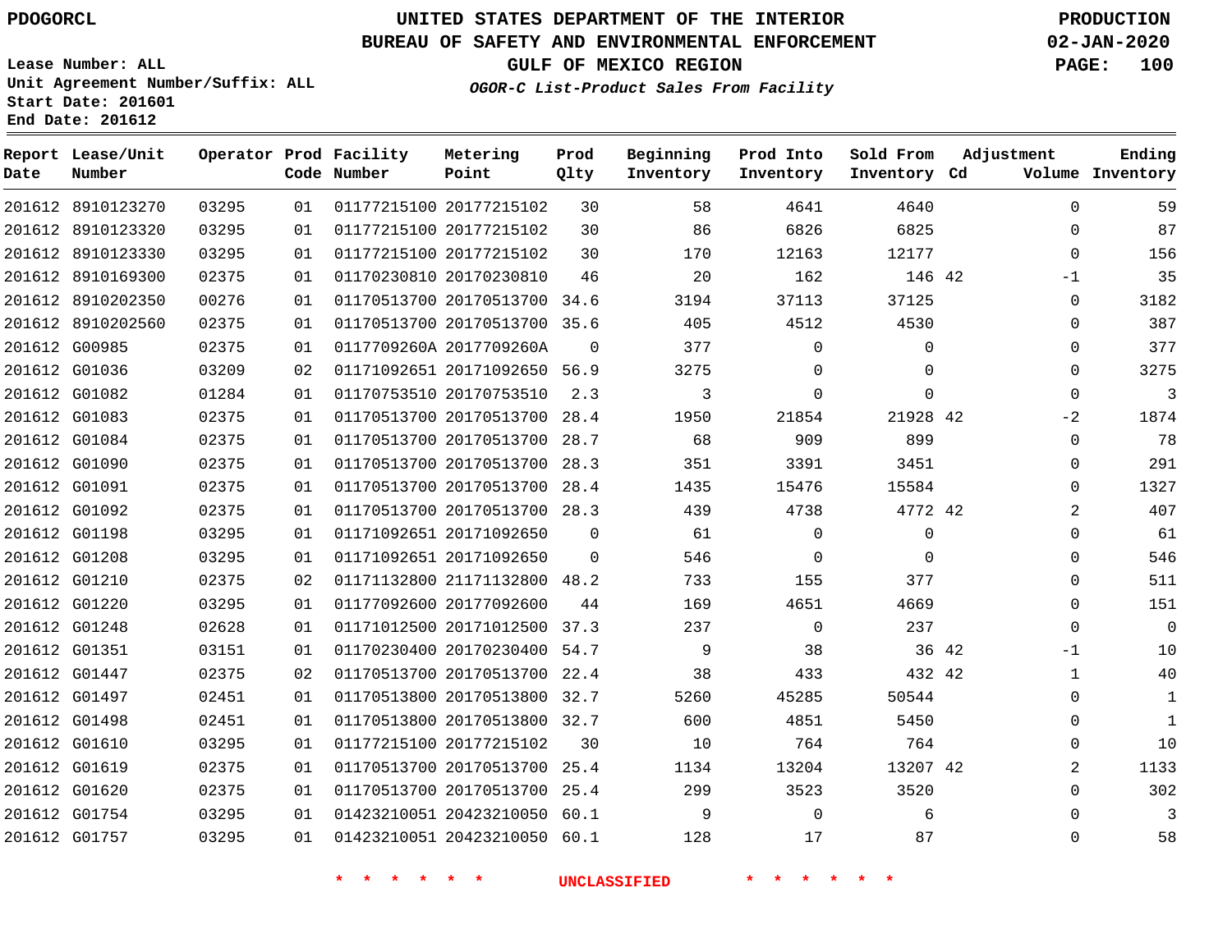PDOGORCL

# UNITED STATES DEPARTMENT OF THE INTERIOR
## BUREAU OF SAFETY AND ENVIRONMENTAL ENFORCEMENT
### GULF OF MEXICO REGION
*OGOR-C List-Product Sales From Facility*

PRODUCTION
02-JAN-2020

Lease Number: ALL
Unit Agreement Number/Suffix: ALL
Start Date: 201601
End Date: 201612

| Report Date | Lease/Unit Number | Operator | Prod Code | Facility Number | Metering Point | Prod Qlty | Beginning Inventory | Prod Into Inventory | Sold From Inventory | Adjustment Cd | Volume | Ending Inventory |
|---|---|---|---|---|---|---|---|---|---|---|---|---|
| 201612 | 8910123270 | 03295 | 01 | 01177215100 | 20177215102 | 30 | 58 | 4641 | 4640 | | 0 | 59 |
| 201612 | 8910123320 | 03295 | 01 | 01177215100 | 20177215102 | 30 | 86 | 6826 | 6825 | | 0 | 87 |
| 201612 | 8910123330 | 03295 | 01 | 01177215100 | 20177215102 | 30 | 170 | 12163 | 12177 | | 0 | 156 |
| 201612 | 8910169300 | 02375 | 01 | 01170230810 | 20170230810 | 46 | 20 | 162 | 146 | 42 | -1 | 35 |
| 201612 | 8910202350 | 00276 | 01 | 01170513700 | 20170513700 | 34.6 | 3194 | 37113 | 37125 | | 0 | 3182 |
| 201612 | 8910202560 | 02375 | 01 | 01170513700 | 20170513700 | 35.6 | 405 | 4512 | 4530 | | 0 | 387 |
| 201612 | G00985 | 02375 | 01 | 0117709260A | 2017709260A | 0 | 377 | 0 | 0 | | 0 | 377 |
| 201612 | G01036 | 03209 | 02 | 01171092651 | 20171092650 | 56.9 | 3275 | 0 | 0 | | 0 | 3275 |
| 201612 | G01082 | 01284 | 01 | 01170753510 | 20170753510 | 2.3 | 3 | 0 | 0 | | 0 | 3 |
| 201612 | G01083 | 02375 | 01 | 01170513700 | 20170513700 | 28.4 | 1950 | 21854 | 21928 | 42 | -2 | 1874 |
| 201612 | G01084 | 02375 | 01 | 01170513700 | 20170513700 | 28.7 | 68 | 909 | 899 | | 0 | 78 |
| 201612 | G01090 | 02375 | 01 | 01170513700 | 20170513700 | 28.3 | 351 | 3391 | 3451 | | 0 | 291 |
| 201612 | G01091 | 02375 | 01 | 01170513700 | 20170513700 | 28.4 | 1435 | 15476 | 15584 | | 0 | 1327 |
| 201612 | G01092 | 02375 | 01 | 01170513700 | 20170513700 | 28.3 | 439 | 4738 | 4772 | 42 | 2 | 407 |
| 201612 | G01198 | 03295 | 01 | 01171092651 | 20171092650 | 0 | 61 | 0 | 0 | | 0 | 61 |
| 201612 | G01208 | 03295 | 01 | 01171092651 | 20171092650 | 0 | 546 | 0 | 0 | | 0 | 546 |
| 201612 | G01210 | 02375 | 02 | 01171132800 | 21171132800 | 48.2 | 733 | 155 | 377 | | 0 | 511 |
| 201612 | G01220 | 03295 | 01 | 01177092600 | 20177092600 | 44 | 169 | 4651 | 4669 | | 0 | 151 |
| 201612 | G01248 | 02628 | 01 | 01171012500 | 20171012500 | 37.3 | 237 | 0 | 237 | | 0 | 0 |
| 201612 | G01351 | 03151 | 01 | 01170230400 | 20170230400 | 54.7 | 9 | 38 | 36 | 42 | -1 | 10 |
| 201612 | G01447 | 02375 | 02 | 01170513700 | 20170513700 | 22.4 | 38 | 433 | 432 | 42 | 1 | 40 |
| 201612 | G01497 | 02451 | 01 | 01170513800 | 20170513800 | 32.7 | 5260 | 45285 | 50544 | | 0 | 1 |
| 201612 | G01498 | 02451 | 01 | 01170513800 | 20170513800 | 32.7 | 600 | 4851 | 5450 | | 0 | 1 |
| 201612 | G01610 | 03295 | 01 | 01177215100 | 20177215102 | 30 | 10 | 764 | 764 | | 0 | 10 |
| 201612 | G01619 | 02375 | 01 | 01170513700 | 20170513700 | 25.4 | 1134 | 13204 | 13207 | 42 | 2 | 1133 |
| 201612 | G01620 | 02375 | 01 | 01170513700 | 20170513700 | 25.4 | 299 | 3523 | 3520 | | 0 | 302 |
| 201612 | G01754 | 03295 | 01 | 01423210051 | 20423210050 | 60.1 | 9 | 0 | 6 | | 0 | 3 |
| 201612 | G01757 | 03295 | 01 | 01423210051 | 20423210050 | 60.1 | 128 | 17 | 87 | | 0 | 58 |

* * * * * * UNCLASSIFIED * * * * * *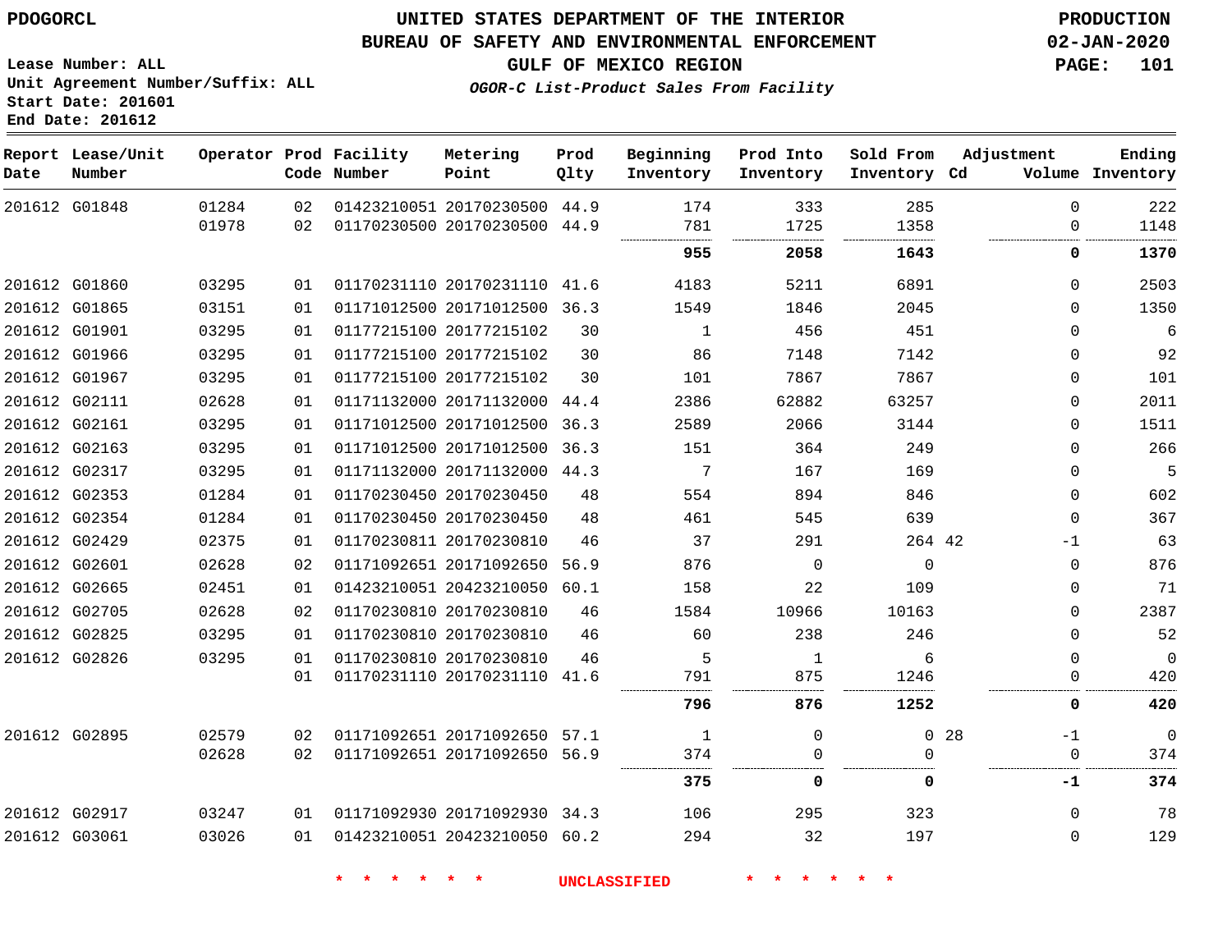PDOGORCL

# UNITED STATES DEPARTMENT OF THE INTERIOR
## BUREAU OF SAFETY AND ENVIRONMENTAL ENFORCEMENT
### GULF OF MEXICO REGION

*OGOR-C List-Product Sales From Facility*

PRODUCTION
02-JAN-2020

Lease Number: ALL
Unit Agreement Number/Suffix: ALL
Start Date: 201601
End Date: 201612

| Report Date | Lease/Unit Number | Operator | Prod Code | Facility Number | Metering Point | Prod Qlty | Beginning Inventory | Prod Into Inventory | Sold From Inventory | Adjustment Cd | Volume | Ending Inventory |
|---|---|---|---|---|---|---|---|---|---|---|---|---|
| 201612 | G01848 | 01284 | 02 | 01423210051 | 20170230500 | 44.9 | 174 | 333 | 285 | | 0 | 222 |
| | | 01978 | 02 | 01170230500 | 20170230500 | 44.9 | 781 | 1725 | 1358 | | 0 | 1148 |
| | | | | | | | **955** | **2058** | **1643** | | **0** | **1370** |
| 201612 | G01860 | 03295 | 01 | 01170231110 | 20170231110 | 41.6 | 4183 | 5211 | 6891 | | 0 | 2503 |
| 201612 | G01865 | 03151 | 01 | 01171012500 | 20171012500 | 36.3 | 1549 | 1846 | 2045 | | 0 | 1350 |
| 201612 | G01901 | 03295 | 01 | 01177215100 | 20177215102 | 30 | 1 | 456 | 451 | | 0 | 6 |
| 201612 | G01966 | 03295 | 01 | 01177215100 | 20177215102 | 30 | 86 | 7148 | 7142 | | 0 | 92 |
| 201612 | G01967 | 03295 | 01 | 01177215100 | 20177215102 | 30 | 101 | 7867 | 7867 | | 0 | 101 |
| 201612 | G02111 | 02628 | 01 | 01171132000 | 20171132000 | 44.4 | 2386 | 62882 | 63257 | | 0 | 2011 |
| 201612 | G02161 | 03295 | 01 | 01171012500 | 20171012500 | 36.3 | 2589 | 2066 | 3144 | | 0 | 1511 |
| 201612 | G02163 | 03295 | 01 | 01171012500 | 20171012500 | 36.3 | 151 | 364 | 249 | | 0 | 266 |
| 201612 | G02317 | 03295 | 01 | 01171132000 | 20171132000 | 44.3 | 7 | 167 | 169 | | 0 | 5 |
| 201612 | G02353 | 01284 | 01 | 01170230450 | 20170230450 | 48 | 554 | 894 | 846 | | 0 | 602 |
| 201612 | G02354 | 01284 | 01 | 01170230450 | 20170230450 | 48 | 461 | 545 | 639 | | 0 | 367 |
| 201612 | G02429 | 02375 | 01 | 01170230811 | 20170230810 | 46 | 37 | 291 | 264 | 42 | -1 | 63 |
| 201612 | G02601 | 02628 | 02 | 01171092651 | 20171092650 | 56.9 | 876 | 0 | 0 | | 0 | 876 |
| 201612 | G02665 | 02451 | 01 | 01423210051 | 20423210050 | 60.1 | 158 | 22 | 109 | | 0 | 71 |
| 201612 | G02705 | 02628 | 02 | 01170230810 | 20170230810 | 46 | 1584 | 10966 | 10163 | | 0 | 2387 |
| 201612 | G02825 | 03295 | 01 | 01170230810 | 20170230810 | 46 | 60 | 238 | 246 | | 0 | 52 |
| 201612 | G02826 | 03295 | 01 | 01170230810 | 20170230810 | 46 | 5 | 1 | 6 | | 0 | 0 |
| | | | 01 | 01170231110 | 20170231110 | 41.6 | 791 | 875 | 1246 | | 0 | 420 |
| | | | | | | | **796** | **876** | **1252** | | **0** | **420** |
| 201612 | G02895 | 02579 | 02 | 01171092651 | 20171092650 | 57.1 | 1 | 0 | 0 | 28 | -1 | 0 |
| | | 02628 | 02 | 01171092651 | 20171092650 | 56.9 | 374 | 0 | 0 | | 0 | 374 |
| | | | | | | | **375** | **0** | **0** | | **-1** | **374** |
| 201612 | G02917 | 03247 | 01 | 01171092930 | 20171092930 | 34.3 | 106 | 295 | 323 | | 0 | 78 |
| 201612 | G03061 | 03026 | 01 | 01423210051 | 20423210050 | 60.2 | 294 | 32 | 197 | | 0 | 129 |

* * * * * * UNCLASSIFIED * * * * * *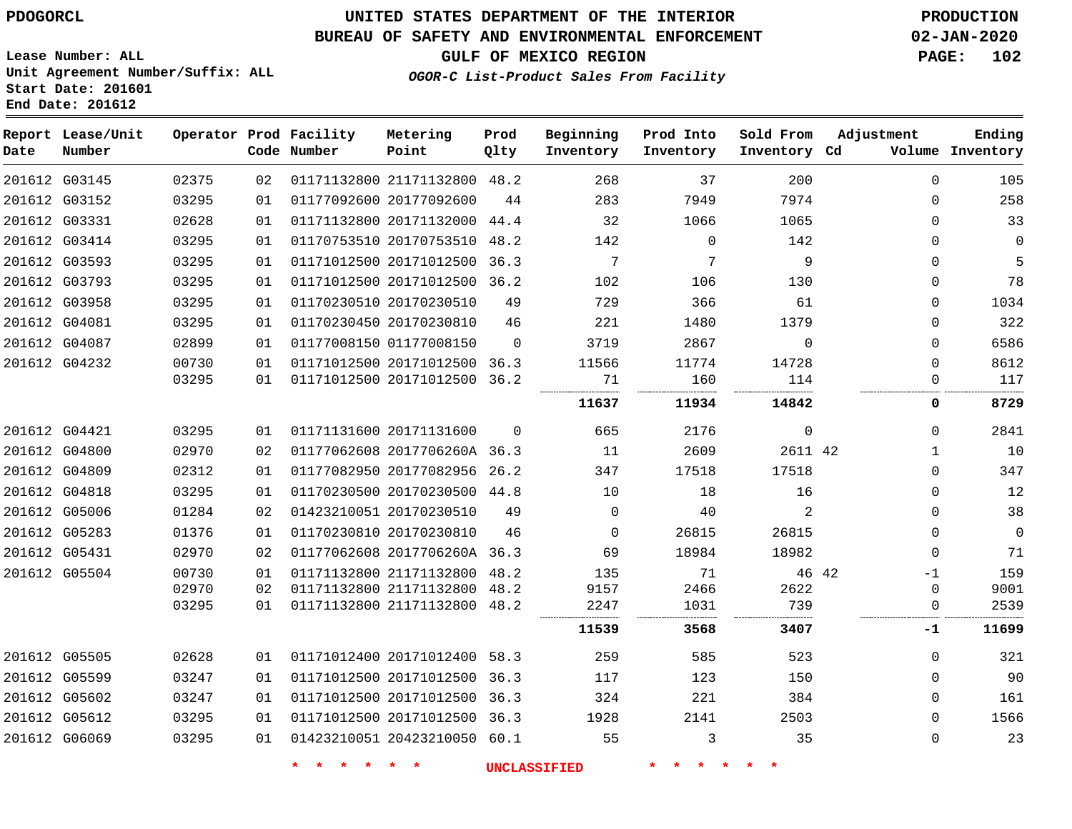PDOGORCL

# UNITED STATES DEPARTMENT OF THE INTERIOR
## BUREAU OF SAFETY AND ENVIRONMENTAL ENFORCEMENT
### GULF OF MEXICO REGION
*OGOR-C List-Product Sales From Facility*

PRODUCTION
02-JAN-2020

Lease Number: ALL
Unit Agreement Number/Suffix: ALL
Start Date: 201601
End Date: 201612

| Report Date | Lease/Unit Number | Operator | Prod Code | Facility Number | Metering Point | Prod Qlty | Beginning Inventory | Prod Into Inventory | Sold From Inventory | Adjustment Cd | Volume | Ending Inventory |
|---|---|---|---|---|---|---|---|---|---|---|---|---|
| 201612 | G03145 | 02375 | 02 | 01171132800 | 21171132800 | 48.2 | 268 | 37 | 200 | | 0 | 105 |
| 201612 | G03152 | 03295 | 01 | 01177092600 | 20177092600 | 44 | 283 | 7949 | 7974 | | 0 | 258 |
| 201612 | G03331 | 02628 | 01 | 01171132800 | 20171132000 | 44.4 | 32 | 1066 | 1065 | | 0 | 33 |
| 201612 | G03414 | 03295 | 01 | 01170753510 | 20170753510 | 48.2 | 142 | 0 | 142 | | 0 | 0 |
| 201612 | G03593 | 03295 | 01 | 01171012500 | 20171012500 | 36.3 | 7 | 7 | 9 | | 0 | 5 |
| 201612 | G03793 | 03295 | 01 | 01171012500 | 20171012500 | 36.2 | 102 | 106 | 130 | | 0 | 78 |
| 201612 | G03958 | 03295 | 01 | 01170230510 | 20170230510 | 49 | 729 | 366 | 61 | | 0 | 1034 |
| 201612 | G04081 | 03295 | 01 | 01170230450 | 20170230810 | 46 | 221 | 1480 | 1379 | | 0 | 322 |
| 201612 | G04087 | 02899 | 01 | 01177008150 | 01177008150 | 0 | 3719 | 2867 | 0 | | 0 | 6586 |
| 201612 | G04232 | 00730 | 01 | 01171012500 | 20171012500 | 36.3 | 11566 | 11774 | 14728 | | 0 | 8612 |
| | | 03295 | 01 | 01171012500 | 20171012500 | 36.2 | 71 | 160 | 114 | | 0 | 117 |
| | | | | | | | **11637** | **11934** | **14842** | | **0** | **8729** |
| 201612 | G04421 | 03295 | 01 | 01171131600 | 20171131600 | 0 | 665 | 2176 | 0 | | 0 | 2841 |
| 201612 | G04800 | 02970 | 02 | 01177062608 | 2017706260A | 36.3 | 11 | 2609 | 2611 | 42 | 1 | 10 |
| 201612 | G04809 | 02312 | 01 | 01177082950 | 20177082956 | 26.2 | 347 | 17518 | 17518 | | 0 | 347 |
| 201612 | G04818 | 03295 | 01 | 01170230500 | 20170230500 | 44.8 | 10 | 18 | 16 | | 0 | 12 |
| 201612 | G05006 | 01284 | 02 | 01423210051 | 20170230510 | 49 | 0 | 40 | 2 | | 0 | 38 |
| 201612 | G05283 | 01376 | 01 | 01170230810 | 20170230810 | 46 | 0 | 26815 | 26815 | | 0 | 0 |
| 201612 | G05431 | 02970 | 02 | 01177062608 | 2017706260A | 36.3 | 69 | 18984 | 18982 | | 0 | 71 |
| 201612 | G05504 | 00730 | 01 | 01171132800 | 21171132800 | 48.2 | 135 | 71 | 46 | 42 | -1 | 159 |
| | | 02970 | 02 | 01171132800 | 21171132800 | 48.2 | 9157 | 2466 | 2622 | | 0 | 9001 |
| | | 03295 | 01 | 01171132800 | 21171132800 | 48.2 | 2247 | 1031 | 739 | | 0 | 2539 |
| | | | | | | | **11539** | **3568** | **3407** | | **-1** | **11699** |
| 201612 | G05505 | 02628 | 01 | 01171012400 | 20171012400 | 58.3 | 259 | 585 | 523 | | 0 | 321 |
| 201612 | G05599 | 03247 | 01 | 01171012500 | 20171012500 | 36.3 | 117 | 123 | 150 | | 0 | 90 |
| 201612 | G05602 | 03247 | 01 | 01171012500 | 20171012500 | 36.3 | 324 | 221 | 384 | | 0 | 161 |
| 201612 | G05612 | 03295 | 01 | 01171012500 | 20171012500 | 36.3 | 1928 | 2141 | 2503 | | 0 | 1566 |
| 201612 | G06069 | 03295 | 01 | 01423210051 | 20423210050 | 60.1 | 55 | 3 | 35 | | 0 | 23 |

* * * * * * UNCLASSIFIED * * * * * *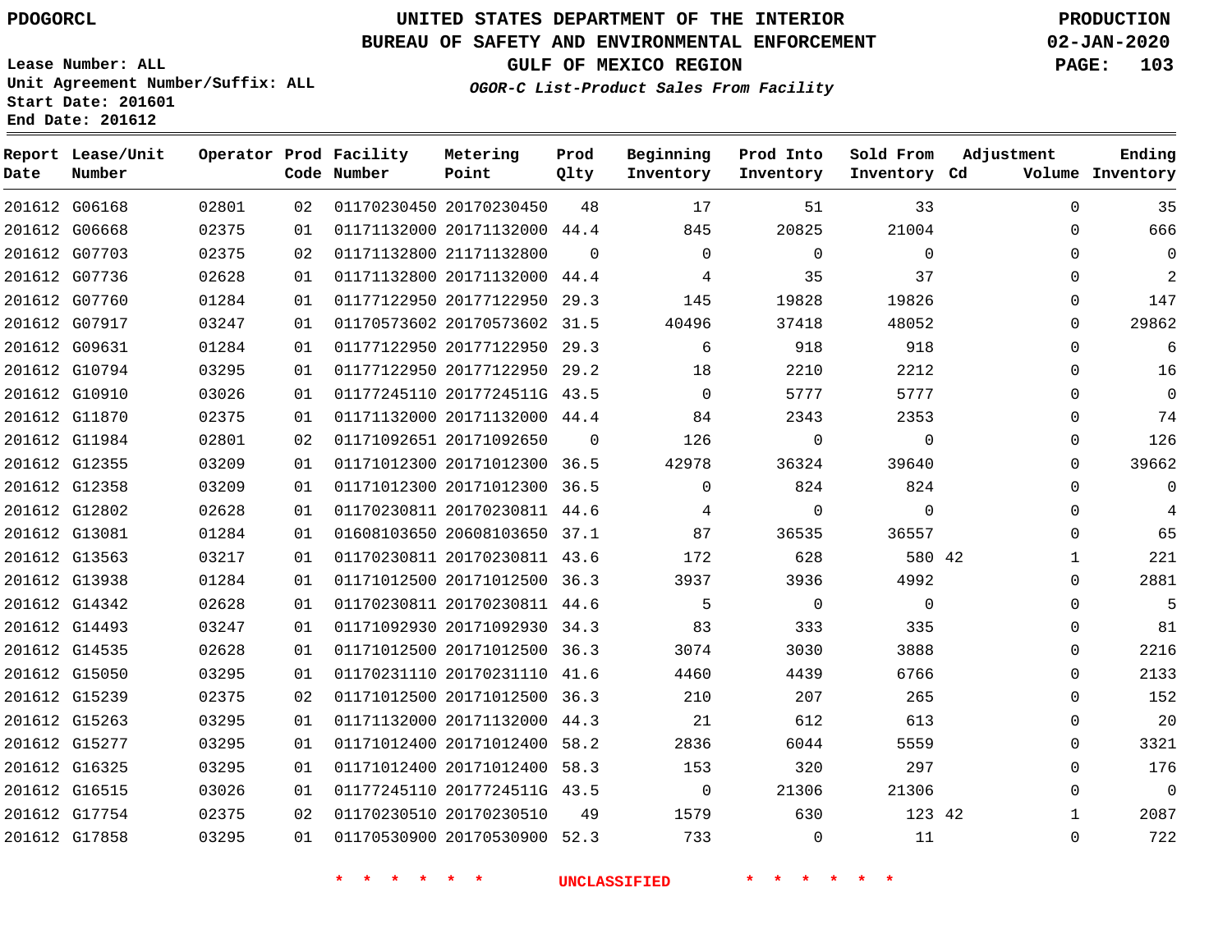PDOGORCL

# UNITED STATES DEPARTMENT OF THE INTERIOR
## BUREAU OF SAFETY AND ENVIRONMENTAL ENFORCEMENT
## GULF OF MEXICO REGION
### *OGOR-C List-Product Sales From Facility*

PRODUCTION
02-JAN-2020

Lease Number: ALL
Unit Agreement Number/Suffix: ALL
Start Date: 201601
End Date: 201612

| Report Date | Lease/Unit Number | Operator | Prod Code | Facility Number | Metering Point | Prod Qlty | Beginning Inventory | Prod Into Inventory | Sold From Inventory | Adjustment Cd | Adjustment Volume | Ending Inventory |
|---|---|---|---|---|---|---|---|---|---|---|---|---|
| 201612 | G06168 | 02801 | 02 | 01170230450 | 20170230450 | 48 | 17 | 51 | 33 | | 0 | 35 |
| 201612 | G06668 | 02375 | 01 | 01171132000 | 20171132000 | 44.4 | 845 | 20825 | 21004 | | 0 | 666 |
| 201612 | G07703 | 02375 | 02 | 01171132800 | 21171132800 | 0 | 0 | 0 | 0 | | 0 | 0 |
| 201612 | G07736 | 02628 | 01 | 01171132800 | 20171132000 | 44.4 | 4 | 35 | 37 | | 0 | 2 |
| 201612 | G07760 | 01284 | 01 | 01177122950 | 20177122950 | 29.3 | 145 | 19828 | 19826 | | 0 | 147 |
| 201612 | G07917 | 03247 | 01 | 01170573602 | 20170573602 | 31.5 | 40496 | 37418 | 48052 | | 0 | 29862 |
| 201612 | G09631 | 01284 | 01 | 01177122950 | 20177122950 | 29.3 | 6 | 918 | 918 | | 0 | 6 |
| 201612 | G10794 | 03295 | 01 | 01177122950 | 20177122950 | 29.2 | 18 | 2210 | 2212 | | 0 | 16 |
| 201612 | G10910 | 03026 | 01 | 01177245110 | 2017724511G | 43.5 | 0 | 5777 | 5777 | | 0 | 0 |
| 201612 | G11870 | 02375 | 01 | 01171132000 | 20171132000 | 44.4 | 84 | 2343 | 2353 | | 0 | 74 |
| 201612 | G11984 | 02801 | 02 | 01171092651 | 20171092650 | 0 | 126 | 0 | 0 | | 0 | 126 |
| 201612 | G12355 | 03209 | 01 | 01171012300 | 20171012300 | 36.5 | 42978 | 36324 | 39640 | | 0 | 39662 |
| 201612 | G12358 | 03209 | 01 | 01171012300 | 20171012300 | 36.5 | 0 | 824 | 824 | | 0 | 0 |
| 201612 | G12802 | 02628 | 01 | 01170230811 | 20170230811 | 44.6 | 4 | 0 | 0 | | 0 | 4 |
| 201612 | G13081 | 01284 | 01 | 01608103650 | 20608103650 | 37.1 | 87 | 36535 | 36557 | | 0 | 65 |
| 201612 | G13563 | 03217 | 01 | 01170230811 | 20170230811 | 43.6 | 172 | 628 | 580 | 42 | 1 | 221 |
| 201612 | G13938 | 01284 | 01 | 01171012500 | 20171012500 | 36.3 | 3937 | 3936 | 4992 | | 0 | 2881 |
| 201612 | G14342 | 02628 | 01 | 01170230811 | 20170230811 | 44.6 | 5 | 0 | 0 | | 0 | 5 |
| 201612 | G14493 | 03247 | 01 | 01171092930 | 20171092930 | 34.3 | 83 | 333 | 335 | | 0 | 81 |
| 201612 | G14535 | 02628 | 01 | 01171012500 | 20171012500 | 36.3 | 3074 | 3030 | 3888 | | 0 | 2216 |
| 201612 | G15050 | 03295 | 01 | 01170231110 | 20170231110 | 41.6 | 4460 | 4439 | 6766 | | 0 | 2133 |
| 201612 | G15239 | 02375 | 02 | 01171012500 | 20171012500 | 36.3 | 210 | 207 | 265 | | 0 | 152 |
| 201612 | G15263 | 03295 | 01 | 01171132000 | 20171132000 | 44.3 | 21 | 612 | 613 | | 0 | 20 |
| 201612 | G15277 | 03295 | 01 | 01171012400 | 20171012400 | 58.2 | 2836 | 6044 | 5559 | | 0 | 3321 |
| 201612 | G16325 | 03295 | 01 | 01171012400 | 20171012400 | 58.3 | 153 | 320 | 297 | | 0 | 176 |
| 201612 | G16515 | 03026 | 01 | 01177245110 | 2017724511G | 43.5 | 0 | 21306 | 21306 | | 0 | 0 |
| 201612 | G17754 | 02375 | 02 | 01170230510 | 20170230510 | 49 | 1579 | 630 | 123 | 42 | 1 | 2087 |
| 201612 | G17858 | 03295 | 01 | 01170530900 | 20170530900 | 52.3 | 733 | 0 | 11 | | 0 | 722 |

\* \* \* \* \* \* UNCLASSIFIED \* \* \* \* \* \*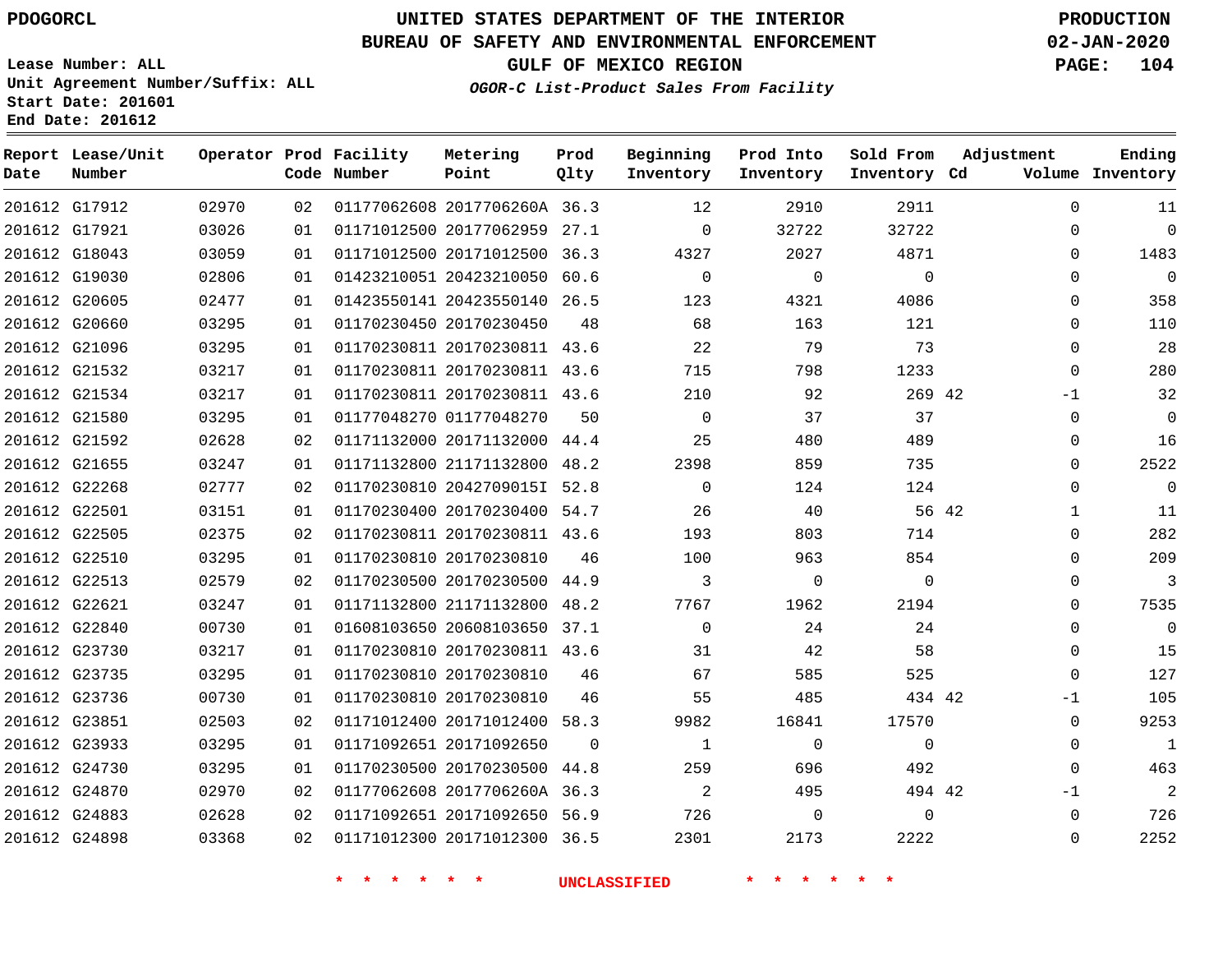PDOGORCL

# UNITED STATES DEPARTMENT OF THE INTERIOR
## BUREAU OF SAFETY AND ENVIRONMENTAL ENFORCEMENT
### GULF OF MEXICO REGION
*OGOR-C List-Product Sales From Facility*

PRODUCTION
02-JAN-2020

Lease Number: ALL
Unit Agreement Number/Suffix: ALL
Start Date: 201601
End Date: 201612

| Report Date | Lease/Unit Number | Operator | Prod Code | Facility Number | Metering Point | Prod Qlty | Beginning Inventory | Prod Into Inventory | Sold From Inventory | Adjustment Cd | Adjustment Volume | Ending Inventory |
|---|---|---|---|---|---|---|---|---|---|---|---|---|
| 201612 | G17912 | 02970 | 02 | 01177062608 | 2017706260A | 36.3 | 12 | 2910 | 2911 | | 0 | 11 |
| 201612 | G17921 | 03026 | 01 | 01171012500 | 20177062959 | 27.1 | 0 | 32722 | 32722 | | 0 | 0 |
| 201612 | G18043 | 03059 | 01 | 01171012500 | 20171012500 | 36.3 | 4327 | 2027 | 4871 | | 0 | 1483 |
| 201612 | G19030 | 02806 | 01 | 01423210051 | 20423210050 | 60.6 | 0 | 0 | 0 | | 0 | 0 |
| 201612 | G20605 | 02477 | 01 | 01423550141 | 20423550140 | 26.5 | 123 | 4321 | 4086 | | 0 | 358 |
| 201612 | G20660 | 03295 | 01 | 01170230450 | 20170230450 | 48 | 68 | 163 | 121 | | 0 | 110 |
| 201612 | G21096 | 03295 | 01 | 01170230811 | 20170230811 | 43.6 | 22 | 79 | 73 | | 0 | 28 |
| 201612 | G21532 | 03217 | 01 | 01170230811 | 20170230811 | 43.6 | 715 | 798 | 1233 | | 0 | 280 |
| 201612 | G21534 | 03217 | 01 | 01170230811 | 20170230811 | 43.6 | 210 | 92 | 269 | 42 | -1 | 32 |
| 201612 | G21580 | 03295 | 01 | 01177048270 | 01177048270 | 50 | 0 | 37 | 37 | | 0 | 0 |
| 201612 | G21592 | 02628 | 02 | 01171132000 | 20171132000 | 44.4 | 25 | 480 | 489 | | 0 | 16 |
| 201612 | G21655 | 03247 | 01 | 01171132800 | 21171132800 | 48.2 | 2398 | 859 | 735 | | 0 | 2522 |
| 201612 | G22268 | 02777 | 02 | 01170230810 | 2042709015I | 52.8 | 0 | 124 | 124 | | 0 | 0 |
| 201612 | G22501 | 03151 | 01 | 01170230400 | 20170230400 | 54.7 | 26 | 40 | 56 | 42 | 1 | 11 |
| 201612 | G22505 | 02375 | 02 | 01170230811 | 20170230811 | 43.6 | 193 | 803 | 714 | | 0 | 282 |
| 201612 | G22510 | 03295 | 01 | 01170230810 | 20170230810 | 46 | 100 | 963 | 854 | | 0 | 209 |
| 201612 | G22513 | 02579 | 02 | 01170230500 | 20170230500 | 44.9 | 3 | 0 | 0 | | 0 | 3 |
| 201612 | G22621 | 03247 | 01 | 01171132800 | 21171132800 | 48.2 | 7767 | 1962 | 2194 | | 0 | 7535 |
| 201612 | G22840 | 00730 | 01 | 01608103650 | 20608103650 | 37.1 | 0 | 24 | 24 | | 0 | 0 |
| 201612 | G23730 | 03217 | 01 | 01170230810 | 20170230811 | 43.6 | 31 | 42 | 58 | | 0 | 15 |
| 201612 | G23735 | 03295 | 01 | 01170230810 | 20170230810 | 46 | 67 | 585 | 525 | | 0 | 127 |
| 201612 | G23736 | 00730 | 01 | 01170230810 | 20170230810 | 46 | 55 | 485 | 434 | 42 | -1 | 105 |
| 201612 | G23851 | 02503 | 02 | 01171012400 | 20171012400 | 58.3 | 9982 | 16841 | 17570 | | 0 | 9253 |
| 201612 | G23933 | 03295 | 01 | 01171092651 | 20171092650 | 0 | 1 | 0 | 0 | | 0 | 1 |
| 201612 | G24730 | 03295 | 01 | 01170230500 | 20170230500 | 44.8 | 259 | 696 | 492 | | 0 | 463 |
| 201612 | G24870 | 02970 | 02 | 01177062608 | 2017706260A | 36.3 | 2 | 495 | 494 | 42 | -1 | 2 |
| 201612 | G24883 | 02628 | 02 | 01171092651 | 20171092650 | 56.9 | 726 | 0 | 0 | | 0 | 726 |
| 201612 | G24898 | 03368 | 02 | 01171012300 | 20171012300 | 36.5 | 2301 | 2173 | 2222 | | 0 | 2252 |

\* \* \* \* \* \* UNCLASSIFIED \* \* \* \* \* \*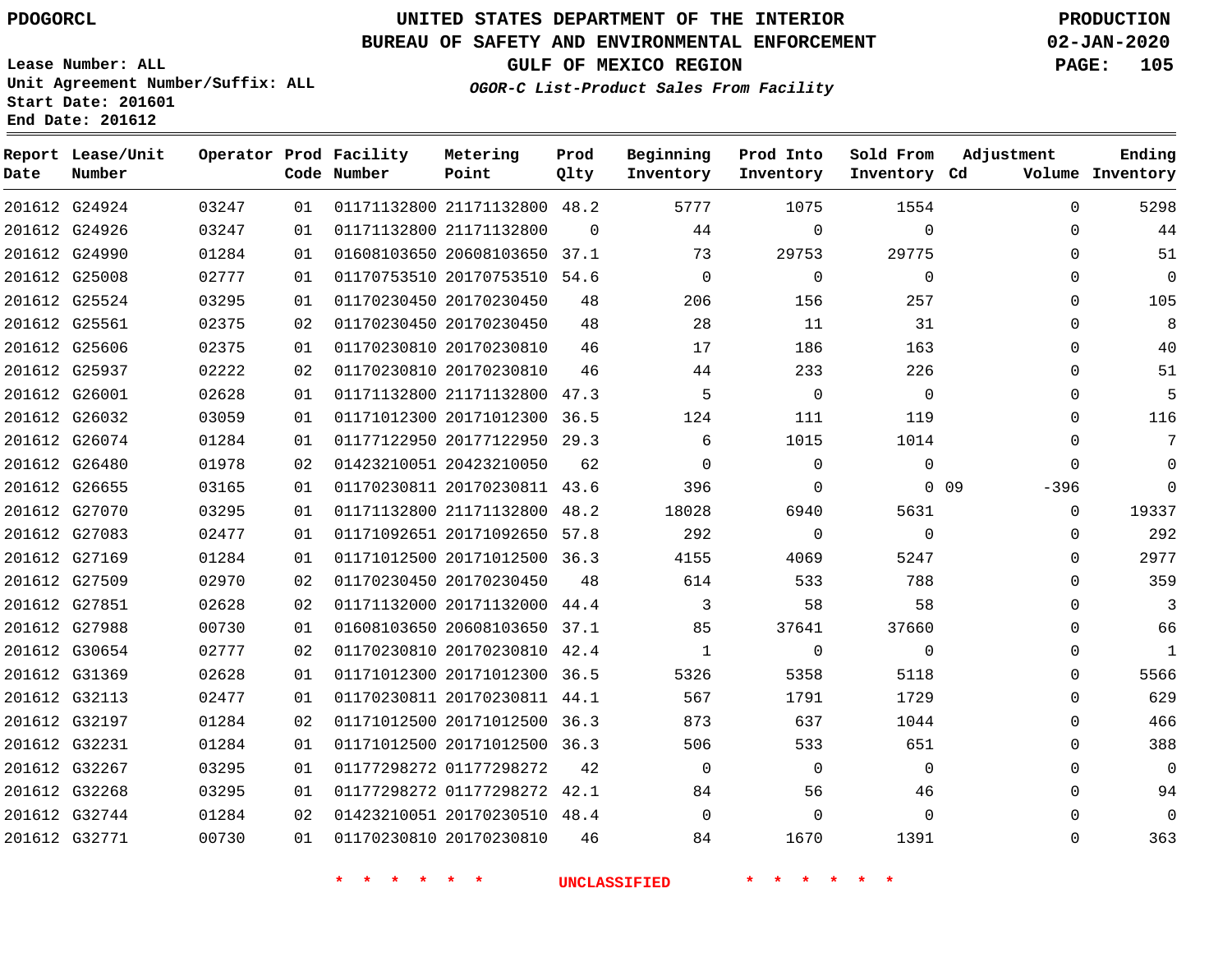PDOGORCL

**UNITED STATES DEPARTMENT OF THE INTERIOR**
**BUREAU OF SAFETY AND ENVIRONMENTAL ENFORCEMENT**
**GULF OF MEXICO REGION**
*OGOR-C List-Product Sales From Facility*

PRODUCTION
02-JAN-2020

Lease Number: ALL
Unit Agreement Number/Suffix: ALL
Start Date: 201601
End Date: 201612

| Report Date | Lease/Unit Number | Operator | Prod Code | Facility Number | Metering Point | Prod Qlty | Beginning Inventory | Prod Into Inventory | Sold From Inventory | Adjustment Cd | Adjustment Volume | Ending Inventory |
|---|---|---|---|---|---|---|---|---|---|---|---|---|
| 201612 | G24924 | 03247 | 01 | 01171132800 | 21171132800 | 48.2 | 5777 | 1075 | 1554 | | 0 | 5298 |
| 201612 | G24926 | 03247 | 01 | 01171132800 | 21171132800 | 0 | 44 | 0 | 0 | | 0 | 44 |
| 201612 | G24990 | 01284 | 01 | 01608103650 | 20608103650 | 37.1 | 73 | 29753 | 29775 | | 0 | 51 |
| 201612 | G25008 | 02777 | 01 | 01170753510 | 20170753510 | 54.6 | 0 | 0 | 0 | | 0 | 0 |
| 201612 | G25524 | 03295 | 01 | 01170230450 | 20170230450 | 48 | 206 | 156 | 257 | | 0 | 105 |
| 201612 | G25561 | 02375 | 02 | 01170230450 | 20170230450 | 48 | 28 | 11 | 31 | | 0 | 8 |
| 201612 | G25606 | 02375 | 01 | 01170230810 | 20170230810 | 46 | 17 | 186 | 163 | | 0 | 40 |
| 201612 | G25937 | 02222 | 02 | 01170230810 | 20170230810 | 46 | 44 | 233 | 226 | | 0 | 51 |
| 201612 | G26001 | 02628 | 01 | 01171132800 | 21171132800 | 47.3 | 5 | 0 | 0 | | 0 | 5 |
| 201612 | G26032 | 03059 | 01 | 01171012300 | 20171012300 | 36.5 | 124 | 111 | 119 | | 0 | 116 |
| 201612 | G26074 | 01284 | 01 | 01177122950 | 20177122950 | 29.3 | 6 | 1015 | 1014 | | 0 | 7 |
| 201612 | G26480 | 01978 | 02 | 01423210051 | 20423210050 | 62 | 0 | 0 | 0 | | 0 | 0 |
| 201612 | G26655 | 03165 | 01 | 01170230811 | 20170230811 | 43.6 | 396 | 0 | 0 | 09 | -396 | 0 |
| 201612 | G27070 | 03295 | 01 | 01171132800 | 21171132800 | 48.2 | 18028 | 6940 | 5631 | | 0 | 19337 |
| 201612 | G27083 | 02477 | 01 | 01171092651 | 20171092650 | 57.8 | 292 | 0 | 0 | | 0 | 292 |
| 201612 | G27169 | 01284 | 01 | 01171012500 | 20171012500 | 36.3 | 4155 | 4069 | 5247 | | 0 | 2977 |
| 201612 | G27509 | 02970 | 02 | 01170230450 | 20170230450 | 48 | 614 | 533 | 788 | | 0 | 359 |
| 201612 | G27851 | 02628 | 02 | 01171132000 | 20171132000 | 44.4 | 3 | 58 | 58 | | 0 | 3 |
| 201612 | G27988 | 00730 | 01 | 01608103650 | 20608103650 | 37.1 | 85 | 37641 | 37660 | | 0 | 66 |
| 201612 | G30654 | 02777 | 02 | 01170230810 | 20170230810 | 42.4 | 1 | 0 | 0 | | 0 | 1 |
| 201612 | G31369 | 02628 | 01 | 01171012300 | 20171012300 | 36.5 | 5326 | 5358 | 5118 | | 0 | 5566 |
| 201612 | G32113 | 02477 | 01 | 01170230811 | 20170230811 | 44.1 | 567 | 1791 | 1729 | | 0 | 629 |
| 201612 | G32197 | 01284 | 02 | 01171012500 | 20171012500 | 36.3 | 873 | 637 | 1044 | | 0 | 466 |
| 201612 | G32231 | 01284 | 01 | 01171012500 | 20171012500 | 36.3 | 506 | 533 | 651 | | 0 | 388 |
| 201612 | G32267 | 03295 | 01 | 01177298272 | 01177298272 | 42 | 0 | 0 | 0 | | 0 | 0 |
| 201612 | G32268 | 03295 | 01 | 01177298272 | 01177298272 | 42.1 | 84 | 56 | 46 | | 0 | 94 |
| 201612 | G32744 | 01284 | 02 | 01423210051 | 20170230510 | 48.4 | 0 | 0 | 0 | | 0 | 0 |
| 201612 | G32771 | 00730 | 01 | 01170230810 | 20170230810 | 46 | 84 | 1670 | 1391 | | 0 | 363 |

\* \* \* \* \* \* UNCLASSIFIED \* \* \* \* \* \*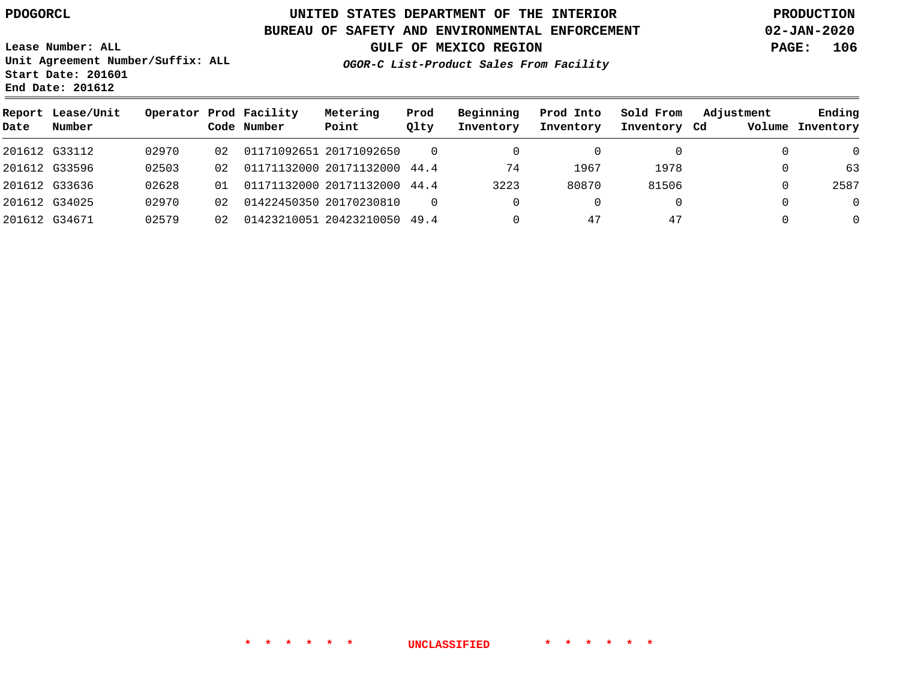PDOGORCL

# UNITED STATES DEPARTMENT OF THE INTERIOR
## BUREAU OF SAFETY AND ENVIRONMENTAL ENFORCEMENT
## GULF OF MEXICO REGION

***OGOR-C List-Product Sales From Facility***

**PRODUCTION**
**02-JAN-2020**

**Lease Number: ALL**
**Unit Agreement Number/Suffix: ALL**
**Start Date: 201601**
**End Date: 201612**

| Report Date | Lease/Unit Number | Operator | Prod Code | Facility Number | Metering Point | Prod Qlty | Beginning Inventory | Prod Into Inventory | Sold From Inventory | Adjustment Cd | Adjustment Volume | Ending Inventory |
|---|---|---|---|---|---|---|---|---|---|---|---|---|
| 201612 | G33112 | 02970 | 02 | 01171092651 | 20171092650 | 0 | 0 | 0 | 0 | | 0 | 0 |
| 201612 | G33596 | 02503 | 02 | 01171132000 | 20171132000 | 44.4 | 74 | 1967 | 1978 | | 0 | 63 |
| 201612 | G33636 | 02628 | 01 | 01171132000 | 20171132000 | 44.4 | 3223 | 80870 | 81506 | | 0 | 2587 |
| 201612 | G34025 | 02970 | 02 | 01422450350 | 20170230810 | 0 | 0 | 0 | 0 | | 0 | 0 |
| 201612 | G34671 | 02579 | 02 | 01423210051 | 20423210050 | 49.4 | 0 | 47 | 47 | | 0 | 0 |

\* \* \* \* \* \* UNCLASSIFIED \* \* \* \* \* \*